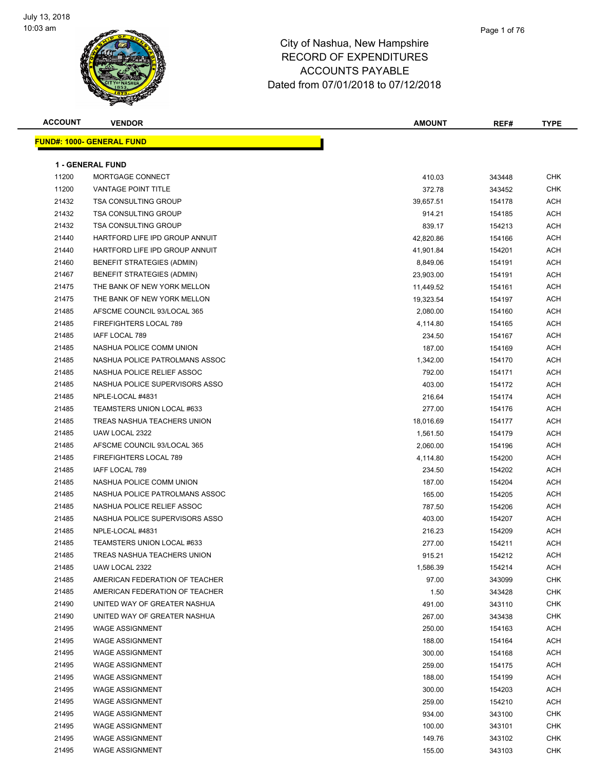July 13, 2018
10:03 am

# City of Nashua, New Hampshire
## RECORD OF EXPENDITURES
## ACCOUNTS PAYABLE
## Dated from 07/01/2018 to 07/12/2018

**FUND#: 1000- GENERAL FUND**

**1 - GENERAL FUND**

| ACCOUNT | VENDOR | AMOUNT | REF# | TYPE |
|---|---|---|---|---|
| 11200 | MORTGAGE CONNECT | 410.03 | 343448 | CHK |
| 11200 | VANTAGE POINT TITLE | 372.78 | 343452 | CHK |
| 21432 | TSA CONSULTING GROUP | 39,657.51 | 154178 | ACH |
| 21432 | TSA CONSULTING GROUP | 914.21 | 154185 | ACH |
| 21432 | TSA CONSULTING GROUP | 839.17 | 154213 | ACH |
| 21440 | HARTFORD LIFE IPD GROUP ANNUIT | 42,820.86 | 154166 | ACH |
| 21440 | HARTFORD LIFE IPD GROUP ANNUIT | 41,901.84 | 154201 | ACH |
| 21460 | BENEFIT STRATEGIES (ADMIN) | 8,849.06 | 154191 | ACH |
| 21467 | BENEFIT STRATEGIES (ADMIN) | 23,903.00 | 154191 | ACH |
| 21475 | THE BANK OF NEW YORK MELLON | 11,449.52 | 154161 | ACH |
| 21475 | THE BANK OF NEW YORK MELLON | 19,323.54 | 154197 | ACH |
| 21485 | AFSCME COUNCIL 93/LOCAL 365 | 2,080.00 | 154160 | ACH |
| 21485 | FIREFIGHTERS LOCAL 789 | 4,114.80 | 154165 | ACH |
| 21485 | IAFF LOCAL 789 | 234.50 | 154167 | ACH |
| 21485 | NASHUA POLICE COMM UNION | 187.00 | 154169 | ACH |
| 21485 | NASHUA POLICE PATROLMANS ASSOC | 1,342.00 | 154170 | ACH |
| 21485 | NASHUA POLICE RELIEF ASSOC | 792.00 | 154171 | ACH |
| 21485 | NASHUA POLICE SUPERVISORS ASSO | 403.00 | 154172 | ACH |
| 21485 | NPLE-LOCAL #4831 | 216.64 | 154174 | ACH |
| 21485 | TEAMSTERS UNION LOCAL #633 | 277.00 | 154176 | ACH |
| 21485 | TREAS NASHUA TEACHERS UNION | 18,016.69 | 154177 | ACH |
| 21485 | UAW LOCAL 2322 | 1,561.50 | 154179 | ACH |
| 21485 | AFSCME COUNCIL 93/LOCAL 365 | 2,060.00 | 154196 | ACH |
| 21485 | FIREFIGHTERS LOCAL 789 | 4,114.80 | 154200 | ACH |
| 21485 | IAFF LOCAL 789 | 234.50 | 154202 | ACH |
| 21485 | NASHUA POLICE COMM UNION | 187.00 | 154204 | ACH |
| 21485 | NASHUA POLICE PATROLMANS ASSOC | 165.00 | 154205 | ACH |
| 21485 | NASHUA POLICE RELIEF ASSOC | 787.50 | 154206 | ACH |
| 21485 | NASHUA POLICE SUPERVISORS ASSO | 403.00 | 154207 | ACH |
| 21485 | NPLE-LOCAL #4831 | 216.23 | 154209 | ACH |
| 21485 | TEAMSTERS UNION LOCAL #633 | 277.00 | 154211 | ACH |
| 21485 | TREAS NASHUA TEACHERS UNION | 915.21 | 154212 | ACH |
| 21485 | UAW LOCAL 2322 | 1,586.39 | 154214 | ACH |
| 21485 | AMERICAN FEDERATION OF TEACHER | 97.00 | 343099 | CHK |
| 21485 | AMERICAN FEDERATION OF TEACHER | 1.50 | 343428 | CHK |
| 21490 | UNITED WAY OF GREATER NASHUA | 491.00 | 343110 | CHK |
| 21490 | UNITED WAY OF GREATER NASHUA | 267.00 | 343438 | CHK |
| 21495 | WAGE ASSIGNMENT | 250.00 | 154163 | ACH |
| 21495 | WAGE ASSIGNMENT | 188.00 | 154164 | ACH |
| 21495 | WAGE ASSIGNMENT | 300.00 | 154168 | ACH |
| 21495 | WAGE ASSIGNMENT | 259.00 | 154175 | ACH |
| 21495 | WAGE ASSIGNMENT | 188.00 | 154199 | ACH |
| 21495 | WAGE ASSIGNMENT | 300.00 | 154203 | ACH |
| 21495 | WAGE ASSIGNMENT | 259.00 | 154210 | ACH |
| 21495 | WAGE ASSIGNMENT | 934.00 | 343100 | CHK |
| 21495 | WAGE ASSIGNMENT | 100.00 | 343101 | CHK |
| 21495 | WAGE ASSIGNMENT | 149.76 | 343102 | CHK |
| 21495 | WAGE ASSIGNMENT | 155.00 | 343103 | CHK |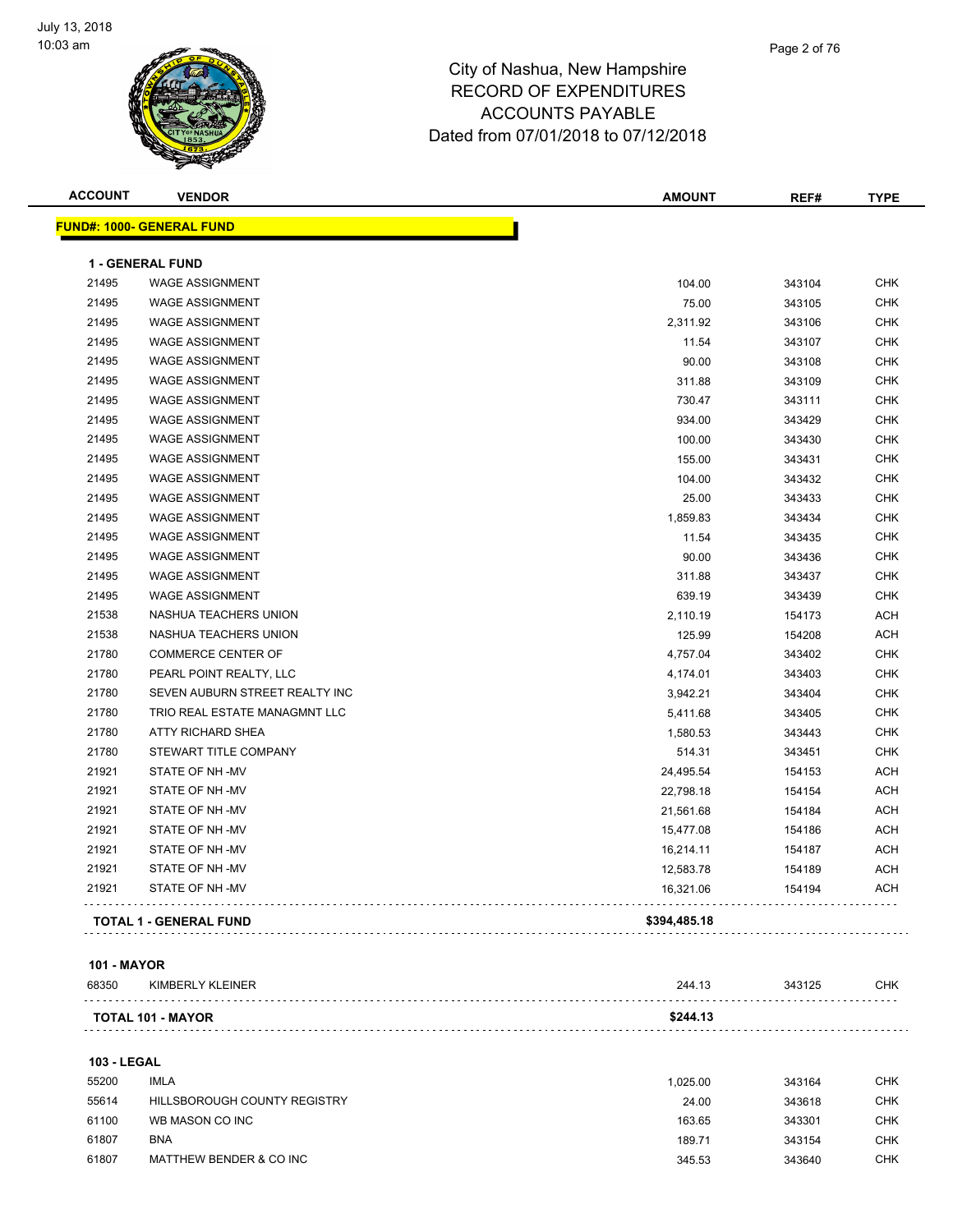July 13, 2018
10:03 am

# City of Nashua, New Hampshire
## RECORD OF EXPENDITURES
## ACCOUNTS PAYABLE
## Dated from 07/01/2018 to 07/12/2018

| ACCOUNT | VENDOR | AMOUNT | REF# | TYPE |
|---|---|---|---|---|
| **FUND#: 1000- GENERAL FUND** | | | | |
| **1 - GENERAL FUND** | | | | |
| 21495 | WAGE ASSIGNMENT | 104.00 | 343104 | CHK |
| 21495 | WAGE ASSIGNMENT | 75.00 | 343105 | CHK |
| 21495 | WAGE ASSIGNMENT | 2,311.92 | 343106 | CHK |
| 21495 | WAGE ASSIGNMENT | 11.54 | 343107 | CHK |
| 21495 | WAGE ASSIGNMENT | 90.00 | 343108 | CHK |
| 21495 | WAGE ASSIGNMENT | 311.88 | 343109 | CHK |
| 21495 | WAGE ASSIGNMENT | 730.47 | 343111 | CHK |
| 21495 | WAGE ASSIGNMENT | 934.00 | 343429 | CHK |
| 21495 | WAGE ASSIGNMENT | 100.00 | 343430 | CHK |
| 21495 | WAGE ASSIGNMENT | 155.00 | 343431 | CHK |
| 21495 | WAGE ASSIGNMENT | 104.00 | 343432 | CHK |
| 21495 | WAGE ASSIGNMENT | 25.00 | 343433 | CHK |
| 21495 | WAGE ASSIGNMENT | 1,859.83 | 343434 | CHK |
| 21495 | WAGE ASSIGNMENT | 11.54 | 343435 | CHK |
| 21495 | WAGE ASSIGNMENT | 90.00 | 343436 | CHK |
| 21495 | WAGE ASSIGNMENT | 311.88 | 343437 | CHK |
| 21495 | WAGE ASSIGNMENT | 639.19 | 343439 | CHK |
| 21538 | NASHUA TEACHERS UNION | 2,110.19 | 154173 | ACH |
| 21538 | NASHUA TEACHERS UNION | 125.99 | 154208 | ACH |
| 21780 | COMMERCE CENTER OF | 4,757.04 | 343402 | CHK |
| 21780 | PEARL POINT REALTY, LLC | 4,174.01 | 343403 | CHK |
| 21780 | SEVEN AUBURN STREET REALTY INC | 3,942.21 | 343404 | CHK |
| 21780 | TRIO REAL ESTATE MANAGMNT LLC | 5,411.68 | 343405 | CHK |
| 21780 | ATTY RICHARD SHEA | 1,580.53 | 343443 | CHK |
| 21780 | STEWART TITLE COMPANY | 514.31 | 343451 | CHK |
| 21921 | STATE OF NH -MV | 24,495.54 | 154153 | ACH |
| 21921 | STATE OF NH -MV | 22,798.18 | 154154 | ACH |
| 21921 | STATE OF NH -MV | 21,561.68 | 154184 | ACH |
| 21921 | STATE OF NH -MV | 15,477.08 | 154186 | ACH |
| 21921 | STATE OF NH -MV | 16,214.11 | 154187 | ACH |
| 21921 | STATE OF NH -MV | 12,583.78 | 154189 | ACH |
| 21921 | STATE OF NH -MV | 16,321.06 | 154194 | ACH |
| **TOTAL 1 - GENERAL FUND** | | **$394,485.18** | | |
| **101 - MAYOR** | | | | |
| 68350 | KIMBERLY KLEINER | 244.13 | 343125 | CHK |
| **TOTAL 101 - MAYOR** | | **$244.13** | | |
| **103 - LEGAL** | | | | |
| 55200 | IMLA | 1,025.00 | 343164 | CHK |
| 55614 | HILLSBOROUGH COUNTY REGISTRY | 24.00 | 343618 | CHK |
| 61100 | WB MASON CO INC | 163.65 | 343301 | CHK |
| 61807 | BNA | 189.71 | 343154 | CHK |
| 61807 | MATTHEW BENDER & CO INC | 345.53 | 343640 | CHK |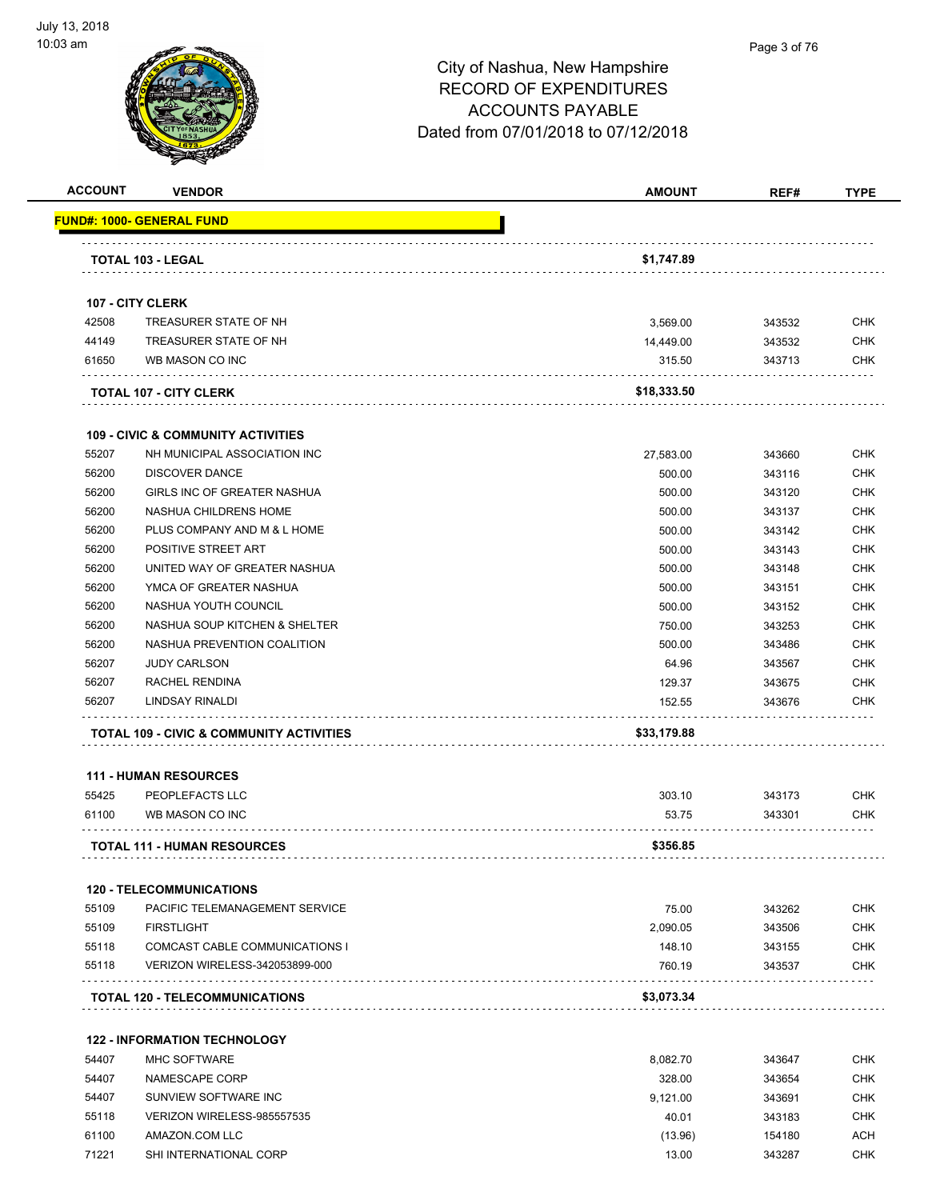# City of Nashua, New Hampshire
## RECORD OF EXPENDITURES
## ACCOUNTS PAYABLE
## Dated from 07/01/2018 to 07/12/2018

July 13, 2018
10:03 am

| ACCOUNT | VENDOR | AMOUNT | REF# | TYPE |
|---|---|---|---|---|
| **FUND#: 1000- GENERAL FUND** | | | | |
| | **TOTAL 103 - LEGAL** | **$1,747.89** | | |
| **107 - CITY CLERK** | | | | |
| 42508 | TREASURER STATE OF NH | 3,569.00 | 343532 | CHK |
| 44149 | TREASURER STATE OF NH | 14,449.00 | 343532 | CHK |
| 61650 | WB MASON CO INC | 315.50 | 343713 | CHK |
| | **TOTAL 107 - CITY CLERK** | **$18,333.50** | | |
| **109 - CIVIC & COMMUNITY ACTIVITIES** | | | | |
| 55207 | NH MUNICIPAL ASSOCIATION INC | 27,583.00 | 343660 | CHK |
| 56200 | DISCOVER DANCE | 500.00 | 343116 | CHK |
| 56200 | GIRLS INC OF GREATER NASHUA | 500.00 | 343120 | CHK |
| 56200 | NASHUA CHILDRENS HOME | 500.00 | 343137 | CHK |
| 56200 | PLUS COMPANY AND M & L HOME | 500.00 | 343142 | CHK |
| 56200 | POSITIVE STREET ART | 500.00 | 343143 | CHK |
| 56200 | UNITED WAY OF GREATER NASHUA | 500.00 | 343148 | CHK |
| 56200 | YMCA OF GREATER NASHUA | 500.00 | 343151 | CHK |
| 56200 | NASHUA YOUTH COUNCIL | 500.00 | 343152 | CHK |
| 56200 | NASHUA SOUP KITCHEN & SHELTER | 750.00 | 343253 | CHK |
| 56200 | NASHUA PREVENTION COALITION | 500.00 | 343486 | CHK |
| 56207 | JUDY CARLSON | 64.96 | 343567 | CHK |
| 56207 | RACHEL RENDINA | 129.37 | 343675 | CHK |
| 56207 | LINDSAY RINALDI | 152.55 | 343676 | CHK |
| | **TOTAL 109 - CIVIC & COMMUNITY ACTIVITIES** | **$33,179.88** | | |
| **111 - HUMAN RESOURCES** | | | | |
| 55425 | PEOPLEFACTS LLC | 303.10 | 343173 | CHK |
| 61100 | WB MASON CO INC | 53.75 | 343301 | CHK |
| | **TOTAL 111 - HUMAN RESOURCES** | **$356.85** | | |
| **120 - TELECOMMUNICATIONS** | | | | |
| 55109 | PACIFIC TELEMANAGEMENT SERVICE | 75.00 | 343262 | CHK |
| 55109 | FIRSTLIGHT | 2,090.05 | 343506 | CHK |
| 55118 | COMCAST CABLE COMMUNICATIONS I | 148.10 | 343155 | CHK |
| 55118 | VERIZON WIRELESS-342053899-000 | 760.19 | 343537 | CHK |
| | **TOTAL 120 - TELECOMMUNICATIONS** | **$3,073.34** | | |
| **122 - INFORMATION TECHNOLOGY** | | | | |
| 54407 | MHC SOFTWARE | 8,082.70 | 343647 | CHK |
| 54407 | NAMESCAPE CORP | 328.00 | 343654 | CHK |
| 54407 | SUNVIEW SOFTWARE INC | 9,121.00 | 343691 | CHK |
| 55118 | VERIZON WIRELESS-985557535 | 40.01 | 343183 | CHK |
| 61100 | AMAZON.COM LLC | (13.96) | 154180 | ACH |
| 71221 | SHI INTERNATIONAL CORP | 13.00 | 343287 | CHK |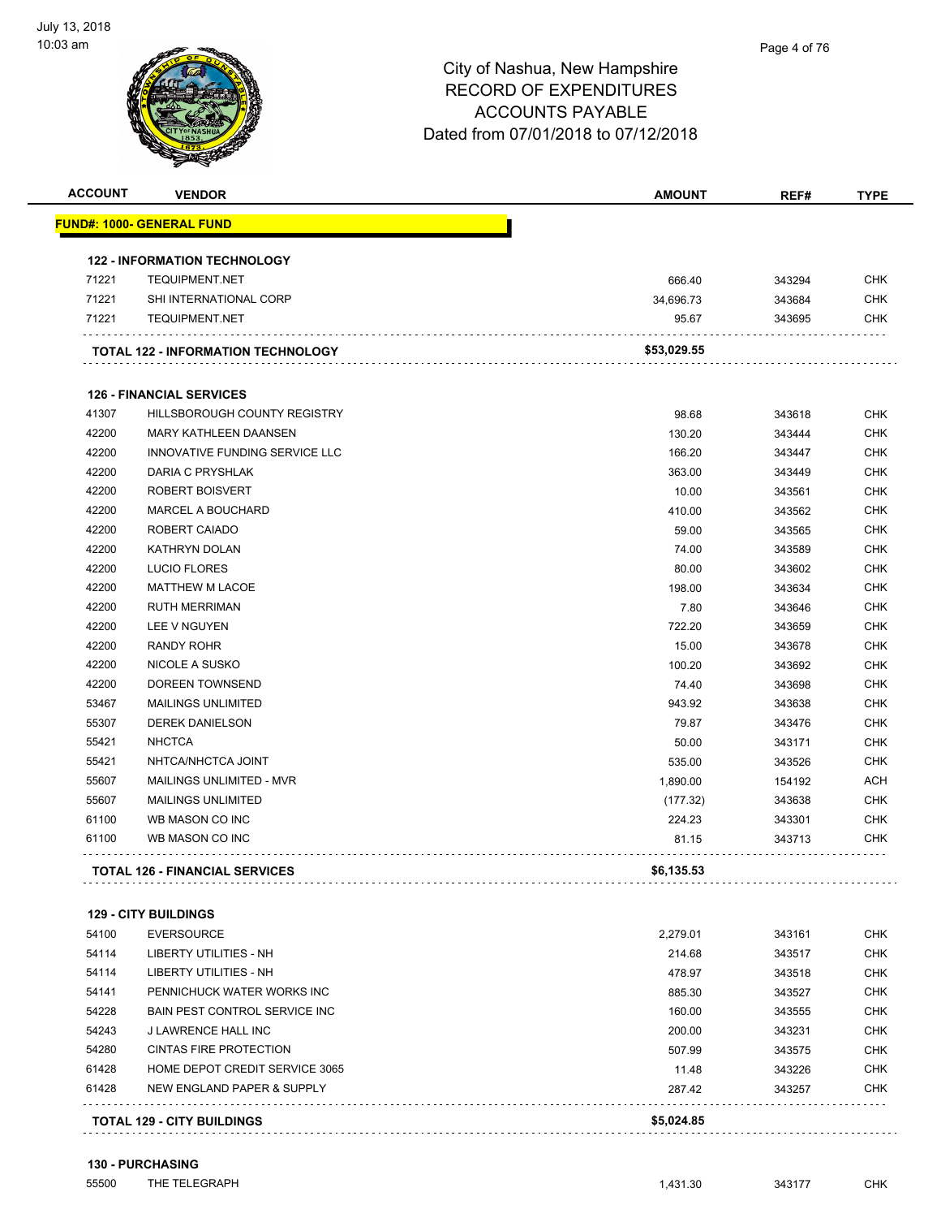City of Nashua, New Hampshire
RECORD OF EXPENDITURES
ACCOUNTS PAYABLE
Dated from 07/01/2018 to 07/12/2018

| ACCOUNT | VENDOR | AMOUNT | REF# | TYPE |
|---|---|---|---|---|
| **FUND#: 1000- GENERAL FUND** | | | | |
| **122 - INFORMATION TECHNOLOGY** | | | | |
| 71221 | TEQUIPMENT.NET | 666.40 | 343294 | CHK |
| 71221 | SHI INTERNATIONAL CORP | 34,696.73 | 343684 | CHK |
| 71221 | TEQUIPMENT.NET | 95.67 | 343695 | CHK |
| | **TOTAL 122 - INFORMATION TECHNOLOGY** | **$53,029.55** | | |
| **126 - FINANCIAL SERVICES** | | | | |
| 41307 | HILLSBOROUGH COUNTY REGISTRY | 98.68 | 343618 | CHK |
| 42200 | MARY KATHLEEN DAANSEN | 130.20 | 343444 | CHK |
| 42200 | INNOVATIVE FUNDING SERVICE LLC | 166.20 | 343447 | CHK |
| 42200 | DARIA C PRYSHLAK | 363.00 | 343449 | CHK |
| 42200 | ROBERT BOISVERT | 10.00 | 343561 | CHK |
| 42200 | MARCEL A BOUCHARD | 410.00 | 343562 | CHK |
| 42200 | ROBERT CAIADO | 59.00 | 343565 | CHK |
| 42200 | KATHRYN DOLAN | 74.00 | 343589 | CHK |
| 42200 | LUCIO FLORES | 80.00 | 343602 | CHK |
| 42200 | MATTHEW M LACOE | 198.00 | 343634 | CHK |
| 42200 | RUTH MERRIMAN | 7.80 | 343646 | CHK |
| 42200 | LEE V NGUYEN | 722.20 | 343659 | CHK |
| 42200 | RANDY ROHR | 15.00 | 343678 | CHK |
| 42200 | NICOLE A SUSKO | 100.20 | 343692 | CHK |
| 42200 | DOREEN TOWNSEND | 74.40 | 343698 | CHK |
| 53467 | MAILINGS UNLIMITED | 943.92 | 343638 | CHK |
| 55307 | DEREK DANIELSON | 79.87 | 343476 | CHK |
| 55421 | NHCTCA | 50.00 | 343171 | CHK |
| 55421 | NHTCA/NHCTCA JOINT | 535.00 | 343526 | CHK |
| 55607 | MAILINGS UNLIMITED - MVR | 1,890.00 | 154192 | ACH |
| 55607 | MAILINGS UNLIMITED | (177.32) | 343638 | CHK |
| 61100 | WB MASON CO INC | 224.23 | 343301 | CHK |
| 61100 | WB MASON CO INC | 81.15 | 343713 | CHK |
| | **TOTAL 126 - FINANCIAL SERVICES** | **$6,135.53** | | |
| **129 - CITY BUILDINGS** | | | | |
| 54100 | EVERSOURCE | 2,279.01 | 343161 | CHK |
| 54114 | LIBERTY UTILITIES - NH | 214.68 | 343517 | CHK |
| 54114 | LIBERTY UTILITIES - NH | 478.97 | 343518 | CHK |
| 54141 | PENNICHUCK WATER WORKS INC | 885.30 | 343527 | CHK |
| 54228 | BAIN PEST CONTROL SERVICE INC | 160.00 | 343555 | CHK |
| 54243 | J LAWRENCE HALL INC | 200.00 | 343231 | CHK |
| 54280 | CINTAS FIRE PROTECTION | 507.99 | 343575 | CHK |
| 61428 | HOME DEPOT CREDIT SERVICE 3065 | 11.48 | 343226 | CHK |
| 61428 | NEW ENGLAND PAPER & SUPPLY | 287.42 | 343257 | CHK |
| | **TOTAL 129 - CITY BUILDINGS** | **$5,024.85** | | |
| **130 - PURCHASING** | | | | |
| 55500 | THE TELEGRAPH | 1,431.30 | 343177 | CHK |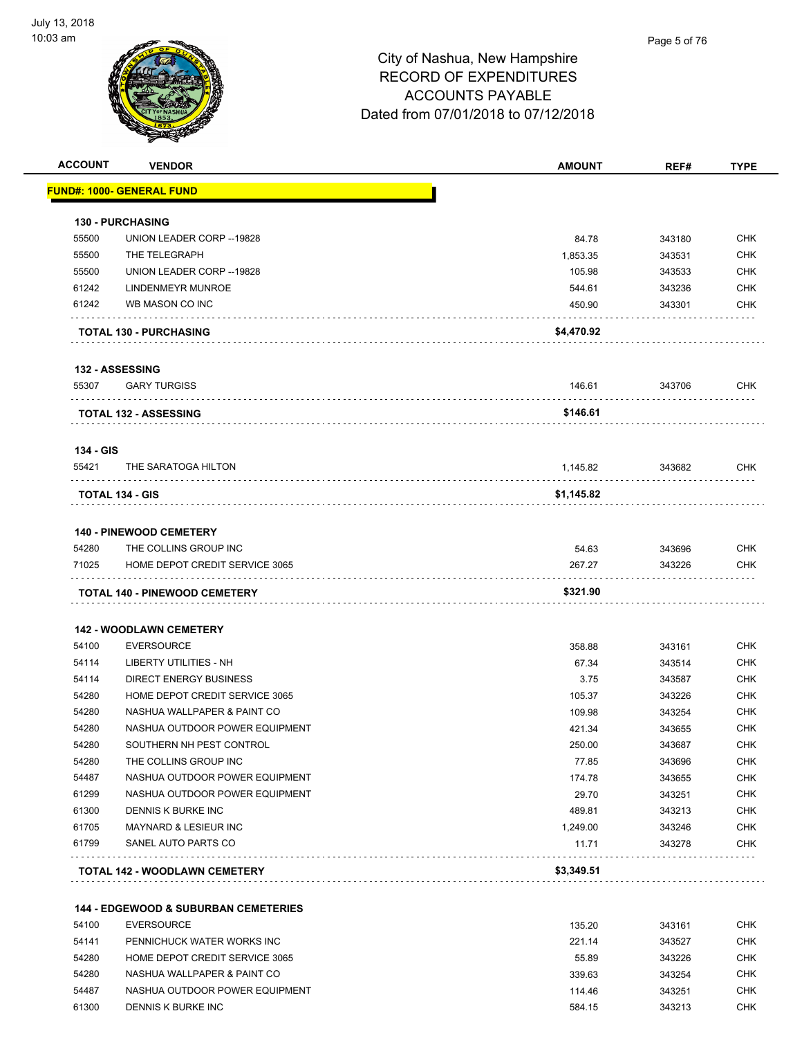# City of Nashua, New Hampshire
## RECORD OF EXPENDITURES
## ACCOUNTS PAYABLE
## Dated from 07/01/2018 to 07/12/2018

| ACCOUNT | VENDOR | AMOUNT | REF# | TYPE |
|---|---|---|---|---|
| **FUND#: 1000- GENERAL FUND** | | | | |
| **130 - PURCHASING** | | | | |
| 55500 | UNION LEADER CORP --19828 | 84.78 | 343180 | CHK |
| 55500 | THE TELEGRAPH | 1,853.35 | 343531 | CHK |
| 55500 | UNION LEADER CORP --19828 | 105.98 | 343533 | CHK |
| 61242 | LINDENMEYR MUNROE | 544.61 | 343236 | CHK |
| 61242 | WB MASON CO INC | 450.90 | 343301 | CHK |
| **TOTAL 130 - PURCHASING** | | **$4,470.92** | | |
| **132 - ASSESSING** | | | | |
| 55307 | GARY TURGISS | 146.61 | 343706 | CHK |
| **TOTAL 132 - ASSESSING** | | **$146.61** | | |
| **134 - GIS** | | | | |
| 55421 | THE SARATOGA HILTON | 1,145.82 | 343682 | CHK |
| **TOTAL 134 - GIS** | | **$1,145.82** | | |
| **140 - PINEWOOD CEMETERY** | | | | |
| 54280 | THE COLLINS GROUP INC | 54.63 | 343696 | CHK |
| 71025 | HOME DEPOT CREDIT SERVICE 3065 | 267.27 | 343226 | CHK |
| **TOTAL 140 - PINEWOOD CEMETERY** | | **$321.90** | | |
| **142 - WOODLAWN CEMETERY** | | | | |
| 54100 | EVERSOURCE | 358.88 | 343161 | CHK |
| 54114 | LIBERTY UTILITIES - NH | 67.34 | 343514 | CHK |
| 54114 | DIRECT ENERGY BUSINESS | 3.75 | 343587 | CHK |
| 54280 | HOME DEPOT CREDIT SERVICE 3065 | 105.37 | 343226 | CHK |
| 54280 | NASHUA WALLPAPER & PAINT CO | 109.98 | 343254 | CHK |
| 54280 | NASHUA OUTDOOR POWER EQUIPMENT | 421.34 | 343655 | CHK |
| 54280 | SOUTHERN NH PEST CONTROL | 250.00 | 343687 | CHK |
| 54280 | THE COLLINS GROUP INC | 77.85 | 343696 | CHK |
| 54487 | NASHUA OUTDOOR POWER EQUIPMENT | 174.78 | 343655 | CHK |
| 61299 | NASHUA OUTDOOR POWER EQUIPMENT | 29.70 | 343251 | CHK |
| 61300 | DENNIS K BURKE INC | 489.81 | 343213 | CHK |
| 61705 | MAYNARD & LESIEUR INC | 1,249.00 | 343246 | CHK |
| 61799 | SANEL AUTO PARTS CO | 11.71 | 343278 | CHK |
| **TOTAL 142 - WOODLAWN CEMETERY** | | **$3,349.51** | | |
| **144 - EDGEWOOD & SUBURBAN CEMETERIES** | | | | |
| 54100 | EVERSOURCE | 135.20 | 343161 | CHK |
| 54141 | PENNICHUCK WATER WORKS INC | 221.14 | 343527 | CHK |
| 54280 | HOME DEPOT CREDIT SERVICE 3065 | 55.89 | 343226 | CHK |
| 54280 | NASHUA WALLPAPER & PAINT CO | 339.63 | 343254 | CHK |
| 54487 | NASHUA OUTDOOR POWER EQUIPMENT | 114.46 | 343251 | CHK |
| 61300 | DENNIS K BURKE INC | 584.15 | 343213 | CHK |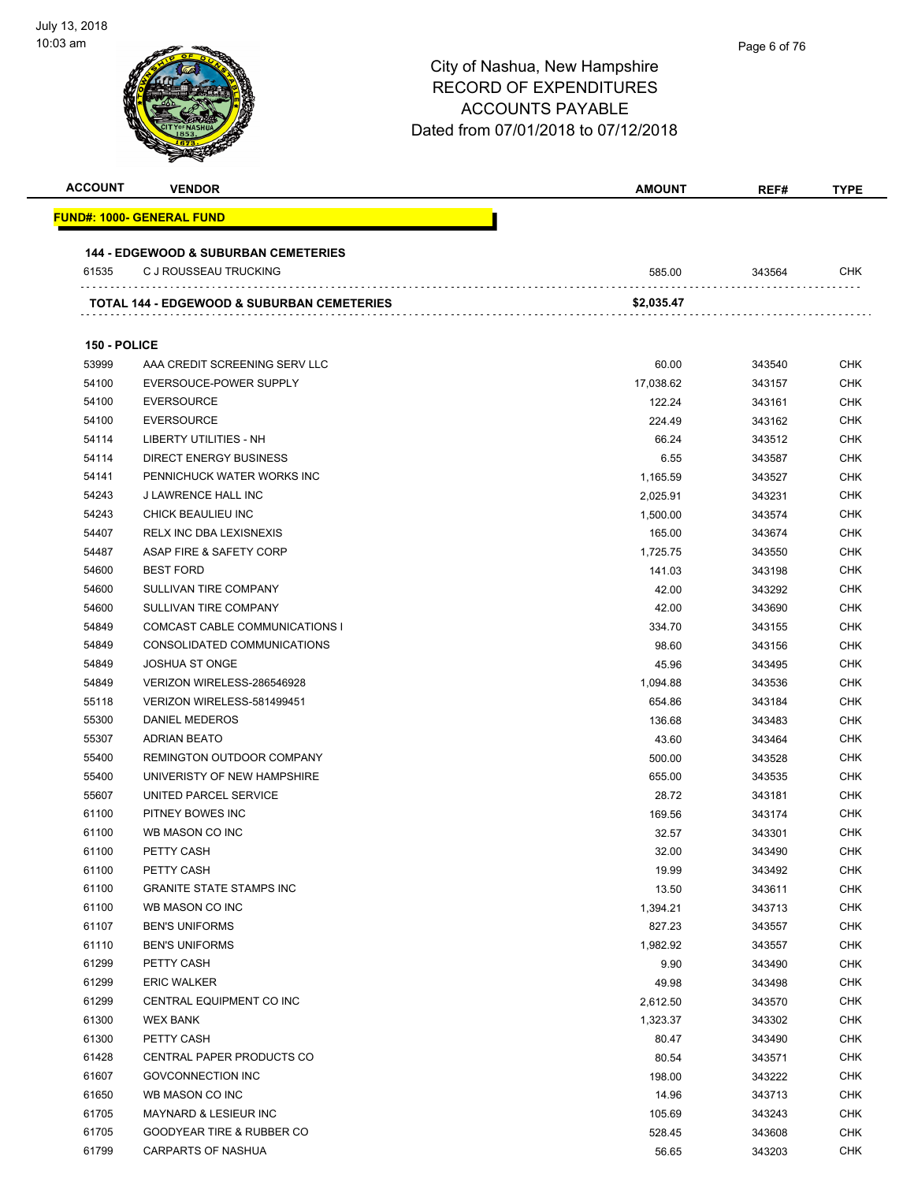City of Nashua, New Hampshire
RECORD OF EXPENDITURES
ACCOUNTS PAYABLE
Dated from 07/01/2018 to 07/12/2018

| ACCOUNT | VENDOR | AMOUNT | REF# | TYPE |
|---|---|---|---|---|
| **FUND#: 1000- GENERAL FUND** | | | | |
| **144 - EDGEWOOD & SUBURBAN CEMETERIES** | | | | |
| 61535 | C J ROUSSEAU TRUCKING | 585.00 | 343564 | CHK |
| **TOTAL 144 - EDGEWOOD & SUBURBAN CEMETERIES** | | **$2,035.47** | | |
| **150 - POLICE** | | | | |
| 53999 | AAA CREDIT SCREENING SERV LLC | 60.00 | 343540 | CHK |
| 54100 | EVERSOUCE-POWER SUPPLY | 17,038.62 | 343157 | CHK |
| 54100 | EVERSOURCE | 122.24 | 343161 | CHK |
| 54100 | EVERSOURCE | 224.49 | 343162 | CHK |
| 54114 | LIBERTY UTILITIES - NH | 66.24 | 343512 | CHK |
| 54114 | DIRECT ENERGY BUSINESS | 6.55 | 343587 | CHK |
| 54141 | PENNICHUCK WATER WORKS INC | 1,165.59 | 343527 | CHK |
| 54243 | J LAWRENCE HALL INC | 2,025.91 | 343231 | CHK |
| 54243 | CHICK BEAULIEU INC | 1,500.00 | 343574 | CHK |
| 54407 | RELX INC DBA LEXISNEXIS | 165.00 | 343674 | CHK |
| 54487 | ASAP FIRE & SAFETY CORP | 1,725.75 | 343550 | CHK |
| 54600 | BEST FORD | 141.03 | 343198 | CHK |
| 54600 | SULLIVAN TIRE COMPANY | 42.00 | 343292 | CHK |
| 54600 | SULLIVAN TIRE COMPANY | 42.00 | 343690 | CHK |
| 54849 | COMCAST CABLE COMMUNICATIONS I | 334.70 | 343155 | CHK |
| 54849 | CONSOLIDATED COMMUNICATIONS | 98.60 | 343156 | CHK |
| 54849 | JOSHUA ST ONGE | 45.96 | 343495 | CHK |
| 54849 | VERIZON WIRELESS-286546928 | 1,094.88 | 343536 | CHK |
| 55118 | VERIZON WIRELESS-581499451 | 654.86 | 343184 | CHK |
| 55300 | DANIEL MEDEROS | 136.68 | 343483 | CHK |
| 55307 | ADRIAN BEATO | 43.60 | 343464 | CHK |
| 55400 | REMINGTON OUTDOOR COMPANY | 500.00 | 343528 | CHK |
| 55400 | UNIVERISTY OF NEW HAMPSHIRE | 655.00 | 343535 | CHK |
| 55607 | UNITED PARCEL SERVICE | 28.72 | 343181 | CHK |
| 61100 | PITNEY BOWES INC | 169.56 | 343174 | CHK |
| 61100 | WB MASON CO INC | 32.57 | 343301 | CHK |
| 61100 | PETTY CASH | 32.00 | 343490 | CHK |
| 61100 | PETTY CASH | 19.99 | 343492 | CHK |
| 61100 | GRANITE STATE STAMPS INC | 13.50 | 343611 | CHK |
| 61100 | WB MASON CO INC | 1,394.21 | 343713 | CHK |
| 61107 | BEN'S UNIFORMS | 827.23 | 343557 | CHK |
| 61110 | BEN'S UNIFORMS | 1,982.92 | 343557 | CHK |
| 61299 | PETTY CASH | 9.90 | 343490 | CHK |
| 61299 | ERIC WALKER | 49.98 | 343498 | CHK |
| 61299 | CENTRAL EQUIPMENT CO INC | 2,612.50 | 343570 | CHK |
| 61300 | WEX BANK | 1,323.37 | 343302 | CHK |
| 61300 | PETTY CASH | 80.47 | 343490 | CHK |
| 61428 | CENTRAL PAPER PRODUCTS CO | 80.54 | 343571 | CHK |
| 61607 | GOVCONNECTION INC | 198.00 | 343222 | CHK |
| 61650 | WB MASON CO INC | 14.96 | 343713 | CHK |
| 61705 | MAYNARD & LESIEUR INC | 105.69 | 343243 | CHK |
| 61705 | GOODYEAR TIRE & RUBBER CO | 528.45 | 343608 | CHK |
| 61799 | CARPARTS OF NASHUA | 56.65 | 343203 | CHK |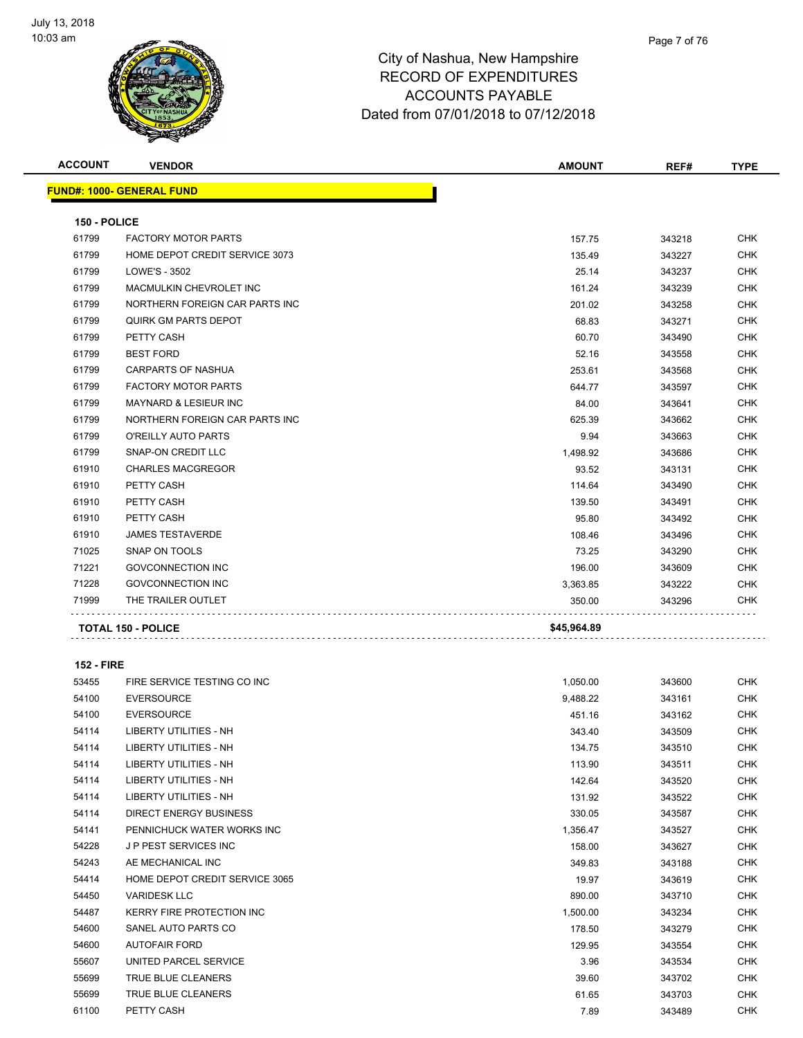City of Nashua, New Hampshire
RECORD OF EXPENDITURES
ACCOUNTS PAYABLE
Dated from 07/01/2018 to 07/12/2018

| ACCOUNT | VENDOR | AMOUNT | REF# | TYPE |
|---|---|---|---|---|
| **FUND#: 1000- GENERAL FUND** | | | | |
| **150 - POLICE** | | | | |
| 61799 | FACTORY MOTOR PARTS | 157.75 | 343218 | CHK |
| 61799 | HOME DEPOT CREDIT SERVICE 3073 | 135.49 | 343227 | CHK |
| 61799 | LOWE'S - 3502 | 25.14 | 343237 | CHK |
| 61799 | MACMULKIN CHEVROLET INC | 161.24 | 343239 | CHK |
| 61799 | NORTHERN FOREIGN CAR PARTS INC | 201.02 | 343258 | CHK |
| 61799 | QUIRK GM PARTS DEPOT | 68.83 | 343271 | CHK |
| 61799 | PETTY CASH | 60.70 | 343490 | CHK |
| 61799 | BEST FORD | 52.16 | 343558 | CHK |
| 61799 | CARPARTS OF NASHUA | 253.61 | 343568 | CHK |
| 61799 | FACTORY MOTOR PARTS | 644.77 | 343597 | CHK |
| 61799 | MAYNARD & LESIEUR INC | 84.00 | 343641 | CHK |
| 61799 | NORTHERN FOREIGN CAR PARTS INC | 625.39 | 343662 | CHK |
| 61799 | O'REILLY AUTO PARTS | 9.94 | 343663 | CHK |
| 61799 | SNAP-ON CREDIT LLC | 1,498.92 | 343686 | CHK |
| 61910 | CHARLES MACGREGOR | 93.52 | 343131 | CHK |
| 61910 | PETTY CASH | 114.64 | 343490 | CHK |
| 61910 | PETTY CASH | 139.50 | 343491 | CHK |
| 61910 | PETTY CASH | 95.80 | 343492 | CHK |
| 61910 | JAMES TESTAVERDE | 108.46 | 343496 | CHK |
| 71025 | SNAP ON TOOLS | 73.25 | 343290 | CHK |
| 71221 | GOVCONNECTION INC | 196.00 | 343609 | CHK |
| 71228 | GOVCONNECTION INC | 3,363.85 | 343222 | CHK |
| 71999 | THE TRAILER OUTLET | 350.00 | 343296 | CHK |
| **TOTAL 150 - POLICE** | | **$45,964.89** | | |
| **152 - FIRE** | | | | |
| 53455 | FIRE SERVICE TESTING CO INC | 1,050.00 | 343600 | CHK |
| 54100 | EVERSOURCE | 9,488.22 | 343161 | CHK |
| 54100 | EVERSOURCE | 451.16 | 343162 | CHK |
| 54114 | LIBERTY UTILITIES - NH | 343.40 | 343509 | CHK |
| 54114 | LIBERTY UTILITIES - NH | 134.75 | 343510 | CHK |
| 54114 | LIBERTY UTILITIES - NH | 113.90 | 343511 | CHK |
| 54114 | LIBERTY UTILITIES - NH | 142.64 | 343520 | CHK |
| 54114 | LIBERTY UTILITIES - NH | 131.92 | 343522 | CHK |
| 54114 | DIRECT ENERGY BUSINESS | 330.05 | 343587 | CHK |
| 54141 | PENNICHUCK WATER WORKS INC | 1,356.47 | 343527 | CHK |
| 54228 | J P PEST SERVICES INC | 158.00 | 343627 | CHK |
| 54243 | AE MECHANICAL INC | 349.83 | 343188 | CHK |
| 54414 | HOME DEPOT CREDIT SERVICE 3065 | 19.97 | 343619 | CHK |
| 54450 | VARIDESK LLC | 890.00 | 343710 | CHK |
| 54487 | KERRY FIRE PROTECTION INC | 1,500.00 | 343234 | CHK |
| 54600 | SANEL AUTO PARTS CO | 178.50 | 343279 | CHK |
| 54600 | AUTOFAIR FORD | 129.95 | 343554 | CHK |
| 55607 | UNITED PARCEL SERVICE | 3.96 | 343534 | CHK |
| 55699 | TRUE BLUE CLEANERS | 39.60 | 343702 | CHK |
| 55699 | TRUE BLUE CLEANERS | 61.65 | 343703 | CHK |
| 61100 | PETTY CASH | 7.89 | 343489 | CHK |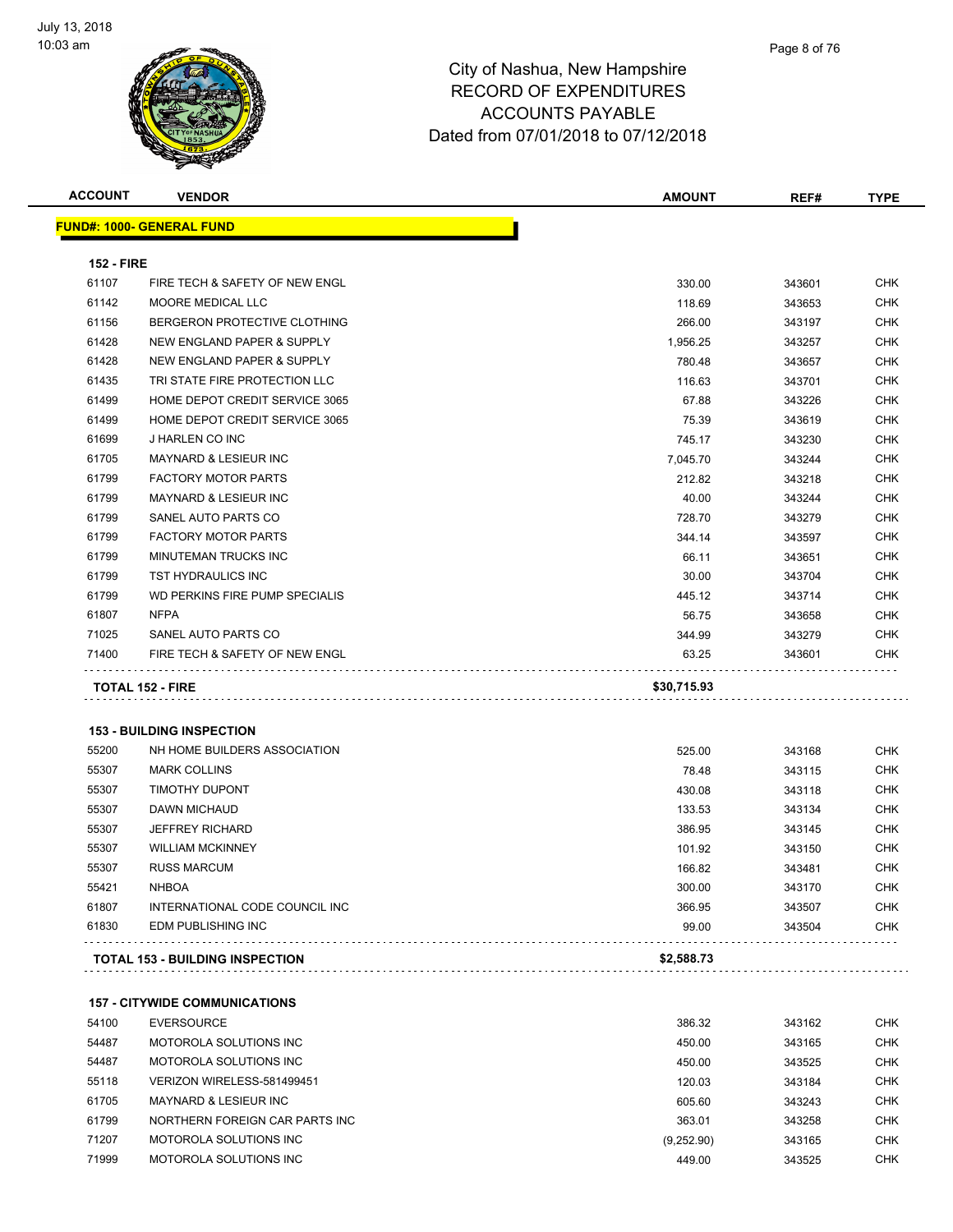# City of Nashua, New Hampshire
# RECORD OF EXPENDITURES
# ACCOUNTS PAYABLE
# Dated from 07/01/2018 to 07/12/2018

| ACCOUNT | VENDOR | AMOUNT | REF# | TYPE |
|---|---|---|---|---|
| **FUND#: 1000- GENERAL FUND** | | | | |
| **152 - FIRE** | | | | |
| 61107 | FIRE TECH & SAFETY OF NEW ENGL | 330.00 | 343601 | CHK |
| 61142 | MOORE MEDICAL LLC | 118.69 | 343653 | CHK |
| 61156 | BERGERON PROTECTIVE CLOTHING | 266.00 | 343197 | CHK |
| 61428 | NEW ENGLAND PAPER & SUPPLY | 1,956.25 | 343257 | CHK |
| 61428 | NEW ENGLAND PAPER & SUPPLY | 780.48 | 343657 | CHK |
| 61435 | TRI STATE FIRE PROTECTION LLC | 116.63 | 343701 | CHK |
| 61499 | HOME DEPOT CREDIT SERVICE 3065 | 67.88 | 343226 | CHK |
| 61499 | HOME DEPOT CREDIT SERVICE 3065 | 75.39 | 343619 | CHK |
| 61699 | J HARLEN CO INC | 745.17 | 343230 | CHK |
| 61705 | MAYNARD & LESIEUR INC | 7,045.70 | 343244 | CHK |
| 61799 | FACTORY MOTOR PARTS | 212.82 | 343218 | CHK |
| 61799 | MAYNARD & LESIEUR INC | 40.00 | 343244 | CHK |
| 61799 | SANEL AUTO PARTS CO | 728.70 | 343279 | CHK |
| 61799 | FACTORY MOTOR PARTS | 344.14 | 343597 | CHK |
| 61799 | MINUTEMAN TRUCKS INC | 66.11 | 343651 | CHK |
| 61799 | TST HYDRAULICS INC | 30.00 | 343704 | CHK |
| 61799 | WD PERKINS FIRE PUMP SPECIALIS | 445.12 | 343714 | CHK |
| 61807 | NFPA | 56.75 | 343658 | CHK |
| 71025 | SANEL AUTO PARTS CO | 344.99 | 343279 | CHK |
| 71400 | FIRE TECH & SAFETY OF NEW ENGL | 63.25 | 343601 | CHK |
| **TOTAL 152 - FIRE** | | **$30,715.93** | | |
| **153 - BUILDING INSPECTION** | | | | |
| 55200 | NH HOME BUILDERS ASSOCIATION | 525.00 | 343168 | CHK |
| 55307 | MARK COLLINS | 78.48 | 343115 | CHK |
| 55307 | TIMOTHY DUPONT | 430.08 | 343118 | CHK |
| 55307 | DAWN MICHAUD | 133.53 | 343134 | CHK |
| 55307 | JEFFREY RICHARD | 386.95 | 343145 | CHK |
| 55307 | WILLIAM MCKINNEY | 101.92 | 343150 | CHK |
| 55307 | RUSS MARCUM | 166.82 | 343481 | CHK |
| 55421 | NHBOA | 300.00 | 343170 | CHK |
| 61807 | INTERNATIONAL CODE COUNCIL INC | 366.95 | 343507 | CHK |
| 61830 | EDM PUBLISHING INC | 99.00 | 343504 | CHK |
| **TOTAL 153 - BUILDING INSPECTION** | | **$2,588.73** | | |
| **157 - CITYWIDE COMMUNICATIONS** | | | | |
| 54100 | EVERSOURCE | 386.32 | 343162 | CHK |
| 54487 | MOTOROLA SOLUTIONS INC | 450.00 | 343165 | CHK |
| 54487 | MOTOROLA SOLUTIONS INC | 450.00 | 343525 | CHK |
| 55118 | VERIZON WIRELESS-581499451 | 120.03 | 343184 | CHK |
| 61705 | MAYNARD & LESIEUR INC | 605.60 | 343243 | CHK |
| 61799 | NORTHERN FOREIGN CAR PARTS INC | 363.01 | 343258 | CHK |
| 71207 | MOTOROLA SOLUTIONS INC | (9,252.90) | 343165 | CHK |
| 71999 | MOTOROLA SOLUTIONS INC | 449.00 | 343525 | CHK |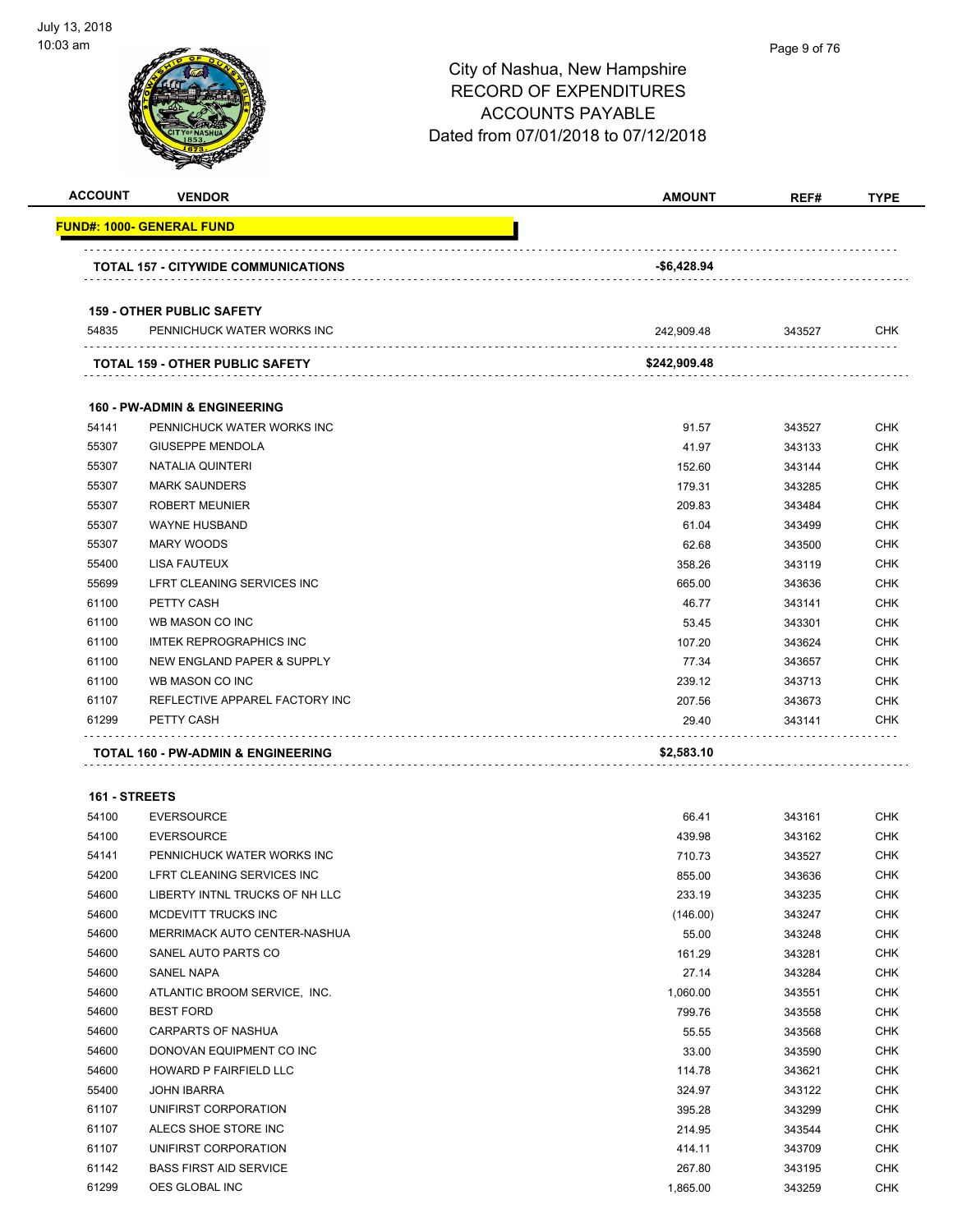City of Nashua, New Hampshire
RECORD OF EXPENDITURES
ACCOUNTS PAYABLE
Dated from 07/01/2018 to 07/12/2018

| ACCOUNT | VENDOR | AMOUNT | REF# | TYPE |
|---|---|---|---|---|
| **FUND#: 1000- GENERAL FUND** | | | | |
| | **TOTAL 157 - CITYWIDE COMMUNICATIONS** | **-$6,428.94** | | |
| **159 - OTHER PUBLIC SAFETY** | | | | |
| 54835 | PENNICHUCK WATER WORKS INC | 242,909.48 | 343527 | CHK |
| | **TOTAL 159 - OTHER PUBLIC SAFETY** | **$242,909.48** | | |
| **160 - PW-ADMIN & ENGINEERING** | | | | |
| 54141 | PENNICHUCK WATER WORKS INC | 91.57 | 343527 | CHK |
| 55307 | GIUSEPPE MENDOLA | 41.97 | 343133 | CHK |
| 55307 | NATALIA QUINTERI | 152.60 | 343144 | CHK |
| 55307 | MARK SAUNDERS | 179.31 | 343285 | CHK |
| 55307 | ROBERT MEUNIER | 209.83 | 343484 | CHK |
| 55307 | WAYNE HUSBAND | 61.04 | 343499 | CHK |
| 55307 | MARY WOODS | 62.68 | 343500 | CHK |
| 55400 | LISA FAUTEUX | 358.26 | 343119 | CHK |
| 55699 | LFRT CLEANING SERVICES INC | 665.00 | 343636 | CHK |
| 61100 | PETTY CASH | 46.77 | 343141 | CHK |
| 61100 | WB MASON CO INC | 53.45 | 343301 | CHK |
| 61100 | IMTEK REPROGRAPHICS INC | 107.20 | 343624 | CHK |
| 61100 | NEW ENGLAND PAPER & SUPPLY | 77.34 | 343657 | CHK |
| 61100 | WB MASON CO INC | 239.12 | 343713 | CHK |
| 61107 | REFLECTIVE APPAREL FACTORY INC | 207.56 | 343673 | CHK |
| 61299 | PETTY CASH | 29.40 | 343141 | CHK |
| | **TOTAL 160 - PW-ADMIN & ENGINEERING** | **$2,583.10** | | |
| **161 - STREETS** | | | | |
| 54100 | EVERSOURCE | 66.41 | 343161 | CHK |
| 54100 | EVERSOURCE | 439.98 | 343162 | CHK |
| 54141 | PENNICHUCK WATER WORKS INC | 710.73 | 343527 | CHK |
| 54200 | LFRT CLEANING SERVICES INC | 855.00 | 343636 | CHK |
| 54600 | LIBERTY INTNL TRUCKS OF NH LLC | 233.19 | 343235 | CHK |
| 54600 | MCDEVITT TRUCKS INC | (146.00) | 343247 | CHK |
| 54600 | MERRIMACK AUTO CENTER-NASHUA | 55.00 | 343248 | CHK |
| 54600 | SANEL AUTO PARTS CO | 161.29 | 343281 | CHK |
| 54600 | SANEL NAPA | 27.14 | 343284 | CHK |
| 54600 | ATLANTIC BROOM SERVICE, INC. | 1,060.00 | 343551 | CHK |
| 54600 | BEST FORD | 799.76 | 343558 | CHK |
| 54600 | CARPARTS OF NASHUA | 55.55 | 343568 | CHK |
| 54600 | DONOVAN EQUIPMENT CO INC | 33.00 | 343590 | CHK |
| 54600 | HOWARD P FAIRFIELD LLC | 114.78 | 343621 | CHK |
| 55400 | JOHN IBARRA | 324.97 | 343122 | CHK |
| 61107 | UNIFIRST CORPORATION | 395.28 | 343299 | CHK |
| 61107 | ALECS SHOE STORE INC | 214.95 | 343544 | CHK |
| 61107 | UNIFIRST CORPORATION | 414.11 | 343709 | CHK |
| 61142 | BASS FIRST AID SERVICE | 267.80 | 343195 | CHK |
| 61299 | OES GLOBAL INC | 1,865.00 | 343259 | CHK |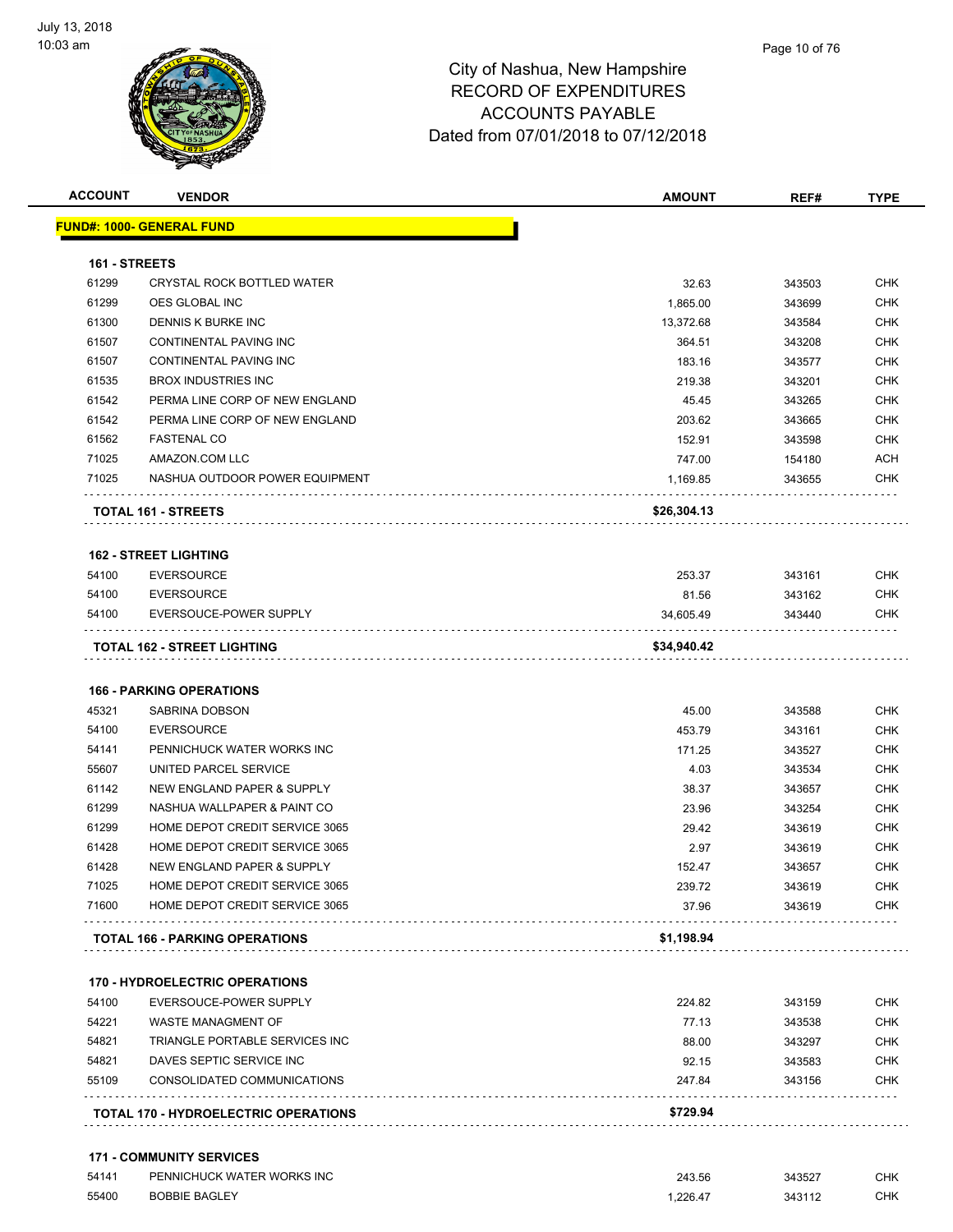City of Nashua, New Hampshire
RECORD OF EXPENDITURES
ACCOUNTS PAYABLE
Dated from 07/01/2018 to 07/12/2018

| ACCOUNT | VENDOR | AMOUNT | REF# | TYPE |
|---|---|---|---|---|
| **FUND#: 1000- GENERAL FUND** | | | | |
| **161 - STREETS** | | | | |
| 61299 | CRYSTAL ROCK BOTTLED WATER | 32.63 | 343503 | CHK |
| 61299 | OES GLOBAL INC | 1,865.00 | 343699 | CHK |
| 61300 | DENNIS K BURKE INC | 13,372.68 | 343584 | CHK |
| 61507 | CONTINENTAL PAVING INC | 364.51 | 343208 | CHK |
| 61507 | CONTINENTAL PAVING INC | 183.16 | 343577 | CHK |
| 61535 | BROX INDUSTRIES INC | 219.38 | 343201 | CHK |
| 61542 | PERMA LINE CORP OF NEW ENGLAND | 45.45 | 343265 | CHK |
| 61542 | PERMA LINE CORP OF NEW ENGLAND | 203.62 | 343665 | CHK |
| 61562 | FASTENAL CO | 152.91 | 343598 | CHK |
| 71025 | AMAZON.COM LLC | 747.00 | 154180 | ACH |
| 71025 | NASHUA OUTDOOR POWER EQUIPMENT | 1,169.85 | 343655 | CHK |
| **TOTAL 161 - STREETS** | | **$26,304.13** | | |
| **162 - STREET LIGHTING** | | | | |
| 54100 | EVERSOURCE | 253.37 | 343161 | CHK |
| 54100 | EVERSOURCE | 81.56 | 343162 | CHK |
| 54100 | EVERSOUCE-POWER SUPPLY | 34,605.49 | 343440 | CHK |
| **TOTAL 162 - STREET LIGHTING** | | **$34,940.42** | | |
| **166 - PARKING OPERATIONS** | | | | |
| 45321 | SABRINA DOBSON | 45.00 | 343588 | CHK |
| 54100 | EVERSOURCE | 453.79 | 343161 | CHK |
| 54141 | PENNICHUCK WATER WORKS INC | 171.25 | 343527 | CHK |
| 55607 | UNITED PARCEL SERVICE | 4.03 | 343534 | CHK |
| 61142 | NEW ENGLAND PAPER & SUPPLY | 38.37 | 343657 | CHK |
| 61299 | NASHUA WALLPAPER & PAINT CO | 23.96 | 343254 | CHK |
| 61299 | HOME DEPOT CREDIT SERVICE 3065 | 29.42 | 343619 | CHK |
| 61428 | HOME DEPOT CREDIT SERVICE 3065 | 2.97 | 343619 | CHK |
| 61428 | NEW ENGLAND PAPER & SUPPLY | 152.47 | 343657 | CHK |
| 71025 | HOME DEPOT CREDIT SERVICE 3065 | 239.72 | 343619 | CHK |
| 71600 | HOME DEPOT CREDIT SERVICE 3065 | 37.96 | 343619 | CHK |
| **TOTAL 166 - PARKING OPERATIONS** | | **$1,198.94** | | |
| **170 - HYDROELECTRIC OPERATIONS** | | | | |
| 54100 | EVERSOUCE-POWER SUPPLY | 224.82 | 343159 | CHK |
| 54221 | WASTE MANAGMENT OF | 77.13 | 343538 | CHK |
| 54821 | TRIANGLE PORTABLE SERVICES INC | 88.00 | 343297 | CHK |
| 54821 | DAVES SEPTIC SERVICE INC | 92.15 | 343583 | CHK |
| 55109 | CONSOLIDATED COMMUNICATIONS | 247.84 | 343156 | CHK |
| **TOTAL 170 - HYDROELECTRIC OPERATIONS** | | **$729.94** | | |
| **171 - COMMUNITY SERVICES** | | | | |
| 54141 | PENNICHUCK WATER WORKS INC | 243.56 | 343527 | CHK |
| 55400 | BOBBIE BAGLEY | 1,226.47 | 343112 | CHK |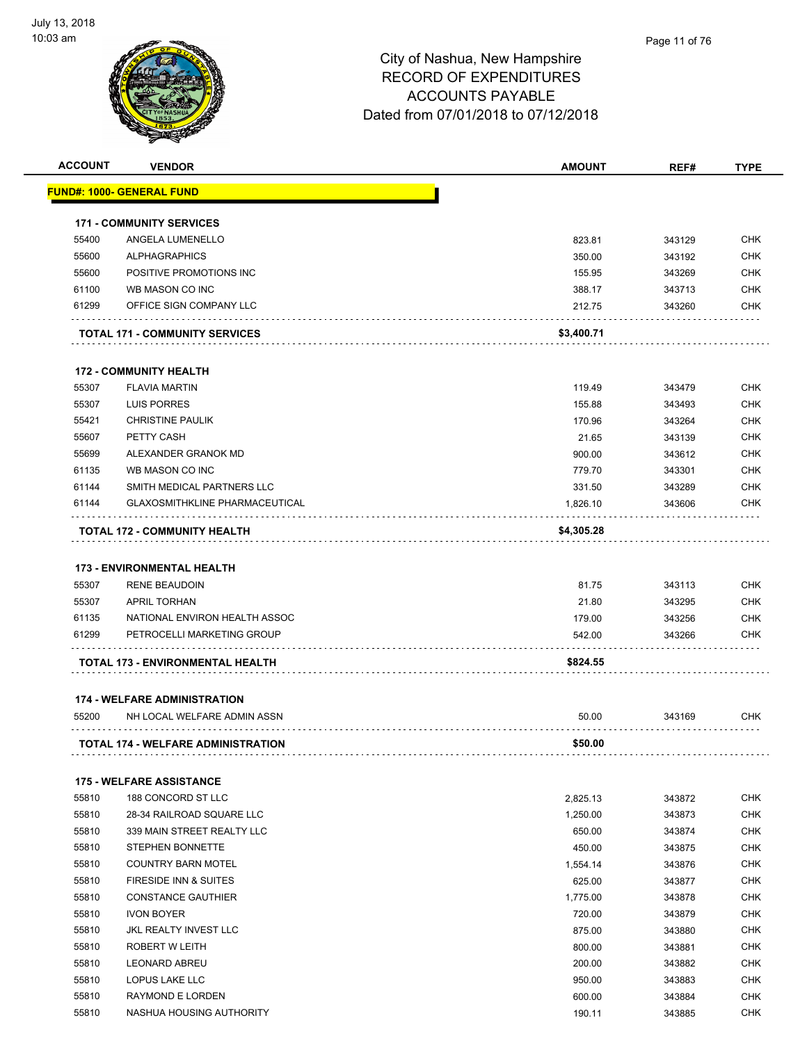# City of Nashua, New Hampshire
## RECORD OF EXPENDITURES
## ACCOUNTS PAYABLE
### Dated from 07/01/2018 to 07/12/2018

| ACCOUNT | VENDOR | AMOUNT | REF# | TYPE |
|---|---|---|---|---|
| **FUND#: 1000- GENERAL FUND** | | | | |
| **171 - COMMUNITY SERVICES** | | | | |
| 55400 | ANGELA LUMENELLO | 823.81 | 343129 | CHK |
| 55600 | ALPHAGRAPHICS | 350.00 | 343192 | CHK |
| 55600 | POSITIVE PROMOTIONS INC | 155.95 | 343269 | CHK |
| 61100 | WB MASON CO INC | 388.17 | 343713 | CHK |
| 61299 | OFFICE SIGN COMPANY LLC | 212.75 | 343260 | CHK |
| | **TOTAL 171 - COMMUNITY SERVICES** | **$3,400.71** | | |
| **172 - COMMUNITY HEALTH** | | | | |
| 55307 | FLAVIA MARTIN | 119.49 | 343479 | CHK |
| 55307 | LUIS PORRES | 155.88 | 343493 | CHK |
| 55421 | CHRISTINE PAULIK | 170.96 | 343264 | CHK |
| 55607 | PETTY CASH | 21.65 | 343139 | CHK |
| 55699 | ALEXANDER GRANOK MD | 900.00 | 343612 | CHK |
| 61135 | WB MASON CO INC | 779.70 | 343301 | CHK |
| 61144 | SMITH MEDICAL PARTNERS LLC | 331.50 | 343289 | CHK |
| 61144 | GLAXOSMITHKLINE PHARMACEUTICAL | 1,826.10 | 343606 | CHK |
| | **TOTAL 172 - COMMUNITY HEALTH** | **$4,305.28** | | |
| **173 - ENVIRONMENTAL HEALTH** | | | | |
| 55307 | RENE BEAUDOIN | 81.75 | 343113 | CHK |
| 55307 | APRIL TORHAN | 21.80 | 343295 | CHK |
| 61135 | NATIONAL ENVIRON HEALTH ASSOC | 179.00 | 343256 | CHK |
| 61299 | PETROCELLI MARKETING GROUP | 542.00 | 343266 | CHK |
| | **TOTAL 173 - ENVIRONMENTAL HEALTH** | **$824.55** | | |
| **174 - WELFARE ADMINISTRATION** | | | | |
| 55200 | NH LOCAL WELFARE ADMIN ASSN | 50.00 | 343169 | CHK |
| | **TOTAL 174 - WELFARE ADMINISTRATION** | **$50.00** | | |
| **175 - WELFARE ASSISTANCE** | | | | |
| 55810 | 188 CONCORD ST LLC | 2,825.13 | 343872 | CHK |
| 55810 | 28-34 RAILROAD SQUARE LLC | 1,250.00 | 343873 | CHK |
| 55810 | 339 MAIN STREET REALTY LLC | 650.00 | 343874 | CHK |
| 55810 | STEPHEN BONNETTE | 450.00 | 343875 | CHK |
| 55810 | COUNTRY BARN MOTEL | 1,554.14 | 343876 | CHK |
| 55810 | FIRESIDE INN & SUITES | 625.00 | 343877 | CHK |
| 55810 | CONSTANCE GAUTHIER | 1,775.00 | 343878 | CHK |
| 55810 | IVON BOYER | 720.00 | 343879 | CHK |
| 55810 | JKL REALTY INVEST LLC | 875.00 | 343880 | CHK |
| 55810 | ROBERT W LEITH | 800.00 | 343881 | CHK |
| 55810 | LEONARD ABREU | 200.00 | 343882 | CHK |
| 55810 | LOPUS LAKE LLC | 950.00 | 343883 | CHK |
| 55810 | RAYMOND E LORDEN | 600.00 | 343884 | CHK |
| 55810 | NASHUA HOUSING AUTHORITY | 190.11 | 343885 | CHK |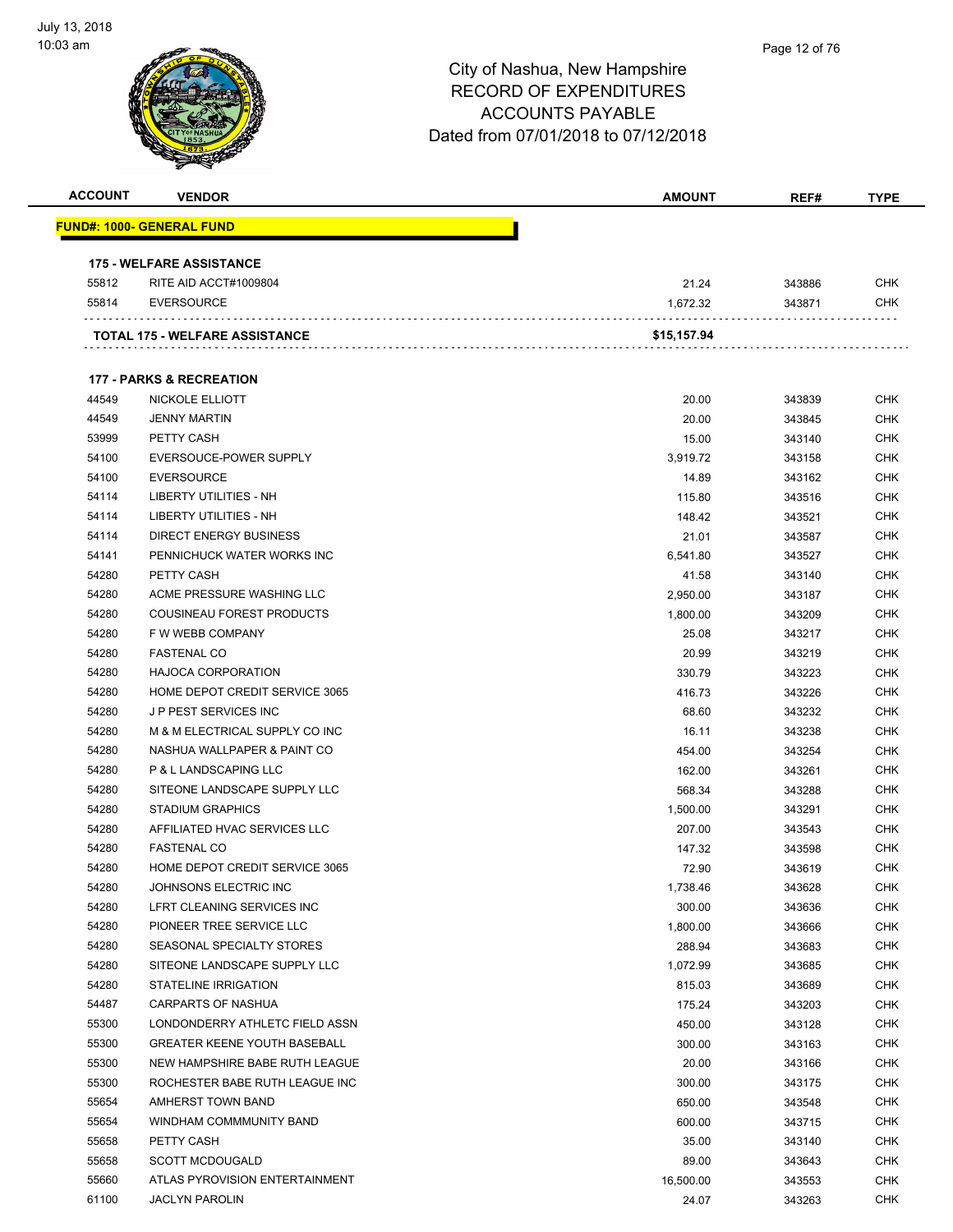July 13, 2018
10:03 am

City of Nashua, New Hampshire
RECORD OF EXPENDITURES
ACCOUNTS PAYABLE
Dated from 07/01/2018 to 07/12/2018

| ACCOUNT | VENDOR | AMOUNT | REF# | TYPE |
|---|---|---|---|---|
| **FUND#: 1000- GENERAL FUND** | | | | |
| **175 - WELFARE ASSISTANCE** | | | | |
| 55812 | RITE AID ACCT#1009804 | 21.24 | 343886 | CHK |
| 55814 | EVERSOURCE | 1,672.32 | 343871 | CHK |
| | **TOTAL 175 - WELFARE ASSISTANCE** | **$15,157.94** | | |
| **177 - PARKS & RECREATION** | | | | |
| 44549 | NICKOLE ELLIOTT | 20.00 | 343839 | CHK |
| 44549 | JENNY MARTIN | 20.00 | 343845 | CHK |
| 53999 | PETTY CASH | 15.00 | 343140 | CHK |
| 54100 | EVERSOUCE-POWER SUPPLY | 3,919.72 | 343158 | CHK |
| 54100 | EVERSOURCE | 14.89 | 343162 | CHK |
| 54114 | LIBERTY UTILITIES - NH | 115.80 | 343516 | CHK |
| 54114 | LIBERTY UTILITIES - NH | 148.42 | 343521 | CHK |
| 54114 | DIRECT ENERGY BUSINESS | 21.01 | 343587 | CHK |
| 54141 | PENNICHUCK WATER WORKS INC | 6,541.80 | 343527 | CHK |
| 54280 | PETTY CASH | 41.58 | 343140 | CHK |
| 54280 | ACME PRESSURE WASHING LLC | 2,950.00 | 343187 | CHK |
| 54280 | COUSINEAU FOREST PRODUCTS | 1,800.00 | 343209 | CHK |
| 54280 | F W WEBB COMPANY | 25.08 | 343217 | CHK |
| 54280 | FASTENAL CO | 20.99 | 343219 | CHK |
| 54280 | HAJOCA CORPORATION | 330.79 | 343223 | CHK |
| 54280 | HOME DEPOT CREDIT SERVICE 3065 | 416.73 | 343226 | CHK |
| 54280 | J P PEST SERVICES INC | 68.60 | 343232 | CHK |
| 54280 | M & M ELECTRICAL SUPPLY CO INC | 16.11 | 343238 | CHK |
| 54280 | NASHUA WALLPAPER & PAINT CO | 454.00 | 343254 | CHK |
| 54280 | P & L LANDSCAPING LLC | 162.00 | 343261 | CHK |
| 54280 | SITEONE LANDSCAPE SUPPLY LLC | 568.34 | 343288 | CHK |
| 54280 | STADIUM GRAPHICS | 1,500.00 | 343291 | CHK |
| 54280 | AFFILIATED HVAC SERVICES LLC | 207.00 | 343543 | CHK |
| 54280 | FASTENAL CO | 147.32 | 343598 | CHK |
| 54280 | HOME DEPOT CREDIT SERVICE 3065 | 72.90 | 343619 | CHK |
| 54280 | JOHNSONS ELECTRIC INC | 1,738.46 | 343628 | CHK |
| 54280 | LFRT CLEANING SERVICES INC | 300.00 | 343636 | CHK |
| 54280 | PIONEER TREE SERVICE LLC | 1,800.00 | 343666 | CHK |
| 54280 | SEASONAL SPECIALTY STORES | 288.94 | 343683 | CHK |
| 54280 | SITEONE LANDSCAPE SUPPLY LLC | 1,072.99 | 343685 | CHK |
| 54280 | STATELINE IRRIGATION | 815.03 | 343689 | CHK |
| 54487 | CARPARTS OF NASHUA | 175.24 | 343203 | CHK |
| 55300 | LONDONDERRY ATHLETC FIELD ASSN | 450.00 | 343128 | CHK |
| 55300 | GREATER KEENE YOUTH BASEBALL | 300.00 | 343163 | CHK |
| 55300 | NEW HAMPSHIRE BABE RUTH LEAGUE | 20.00 | 343166 | CHK |
| 55300 | ROCHESTER BABE RUTH LEAGUE INC | 300.00 | 343175 | CHK |
| 55654 | AMHERST TOWN BAND | 650.00 | 343548 | CHK |
| 55654 | WINDHAM COMMMUNITY BAND | 600.00 | 343715 | CHK |
| 55658 | PETTY CASH | 35.00 | 343140 | CHK |
| 55658 | SCOTT MCDOUGALD | 89.00 | 343643 | CHK |
| 55660 | ATLAS PYROVISION ENTERTAINMENT | 16,500.00 | 343553 | CHK |
| 61100 | JACLYN PAROLIN | 24.07 | 343263 | CHK |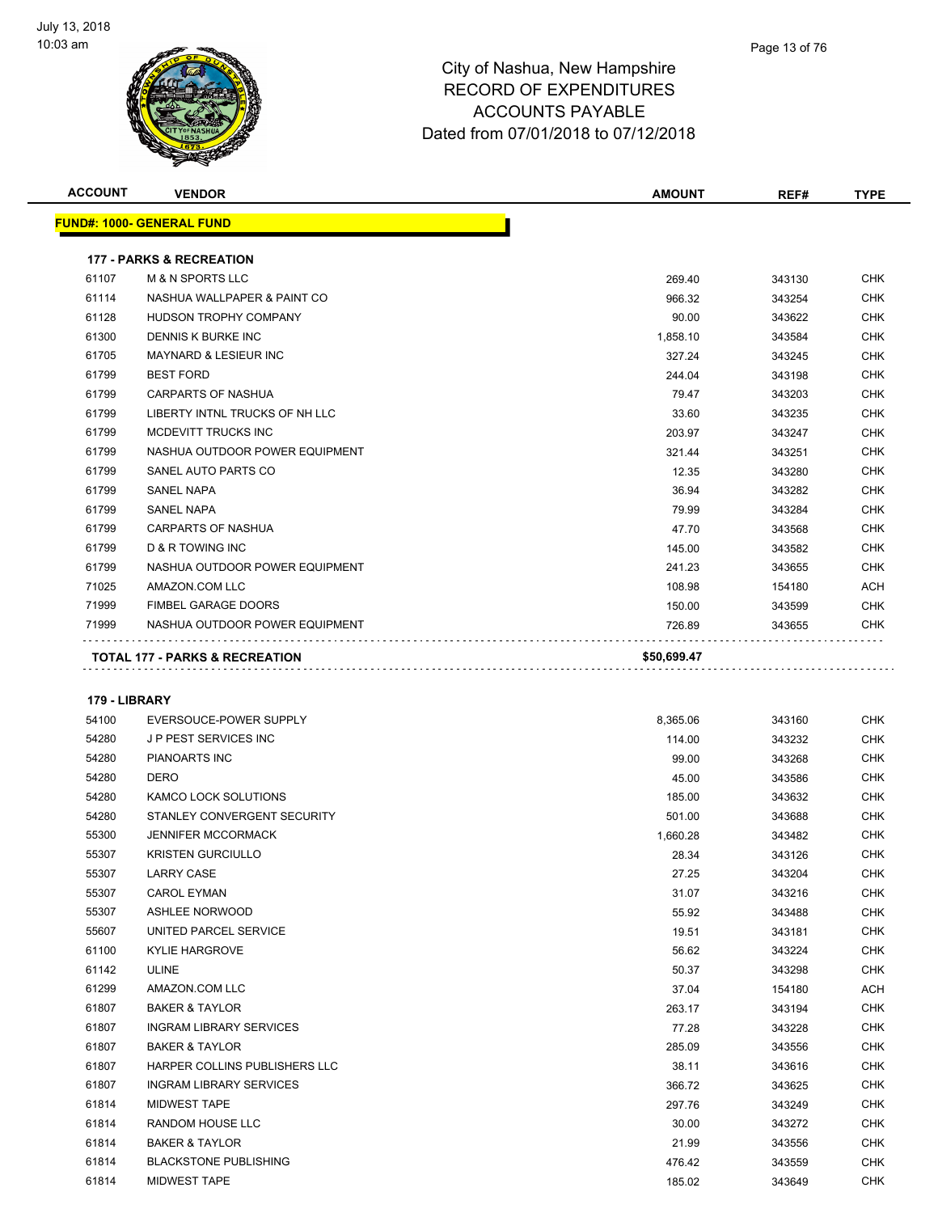# City of Nashua, New Hampshire
## RECORD OF EXPENDITURES
## ACCOUNTS PAYABLE
## Dated from 07/01/2018 to 07/12/2018

| ACCOUNT | VENDOR | AMOUNT | REF# | TYPE |
|---|---|---|---|---|
| **FUND#: 1000- GENERAL FUND** | | | | |
| **177 - PARKS & RECREATION** | | | | |
| 61107 | M & N SPORTS LLC | 269.40 | 343130 | CHK |
| 61114 | NASHUA WALLPAPER & PAINT CO | 966.32 | 343254 | CHK |
| 61128 | HUDSON TROPHY COMPANY | 90.00 | 343622 | CHK |
| 61300 | DENNIS K BURKE INC | 1,858.10 | 343584 | CHK |
| 61705 | MAYNARD & LESIEUR INC | 327.24 | 343245 | CHK |
| 61799 | BEST FORD | 244.04 | 343198 | CHK |
| 61799 | CARPARTS OF NASHUA | 79.47 | 343203 | CHK |
| 61799 | LIBERTY INTNL TRUCKS OF NH LLC | 33.60 | 343235 | CHK |
| 61799 | MCDEVITT TRUCKS INC | 203.97 | 343247 | CHK |
| 61799 | NASHUA OUTDOOR POWER EQUIPMENT | 321.44 | 343251 | CHK |
| 61799 | SANEL AUTO PARTS CO | 12.35 | 343280 | CHK |
| 61799 | SANEL NAPA | 36.94 | 343282 | CHK |
| 61799 | SANEL NAPA | 79.99 | 343284 | CHK |
| 61799 | CARPARTS OF NASHUA | 47.70 | 343568 | CHK |
| 61799 | D & R TOWING INC | 145.00 | 343582 | CHK |
| 61799 | NASHUA OUTDOOR POWER EQUIPMENT | 241.23 | 343655 | CHK |
| 71025 | AMAZON.COM LLC | 108.98 | 154180 | ACH |
| 71999 | FIMBEL GARAGE DOORS | 150.00 | 343599 | CHK |
| 71999 | NASHUA OUTDOOR POWER EQUIPMENT | 726.89 | 343655 | CHK |
| **TOTAL 177 - PARKS & RECREATION** | | **$50,699.47** | | |
| **179 - LIBRARY** | | | | |
| 54100 | EVERSOUCE-POWER SUPPLY | 8,365.06 | 343160 | CHK |
| 54280 | J P PEST SERVICES INC | 114.00 | 343232 | CHK |
| 54280 | PIANOARTS INC | 99.00 | 343268 | CHK |
| 54280 | DERO | 45.00 | 343586 | CHK |
| 54280 | KAMCO LOCK SOLUTIONS | 185.00 | 343632 | CHK |
| 54280 | STANLEY CONVERGENT SECURITY | 501.00 | 343688 | CHK |
| 55300 | JENNIFER MCCORMACK | 1,660.28 | 343482 | CHK |
| 55307 | KRISTEN GURCIULLO | 28.34 | 343126 | CHK |
| 55307 | LARRY CASE | 27.25 | 343204 | CHK |
| 55307 | CAROL EYMAN | 31.07 | 343216 | CHK |
| 55307 | ASHLEE NORWOOD | 55.92 | 343488 | CHK |
| 55607 | UNITED PARCEL SERVICE | 19.51 | 343181 | CHK |
| 61100 | KYLIE HARGROVE | 56.62 | 343224 | CHK |
| 61142 | ULINE | 50.37 | 343298 | CHK |
| 61299 | AMAZON.COM LLC | 37.04 | 154180 | ACH |
| 61807 | BAKER & TAYLOR | 263.17 | 343194 | CHK |
| 61807 | INGRAM LIBRARY SERVICES | 77.28 | 343228 | CHK |
| 61807 | BAKER & TAYLOR | 285.09 | 343556 | CHK |
| 61807 | HARPER COLLINS PUBLISHERS LLC | 38.11 | 343616 | CHK |
| 61807 | INGRAM LIBRARY SERVICES | 366.72 | 343625 | CHK |
| 61814 | MIDWEST TAPE | 297.76 | 343249 | CHK |
| 61814 | RANDOM HOUSE LLC | 30.00 | 343272 | CHK |
| 61814 | BAKER & TAYLOR | 21.99 | 343556 | CHK |
| 61814 | BLACKSTONE PUBLISHING | 476.42 | 343559 | CHK |
| 61814 | MIDWEST TAPE | 185.02 | 343649 | CHK |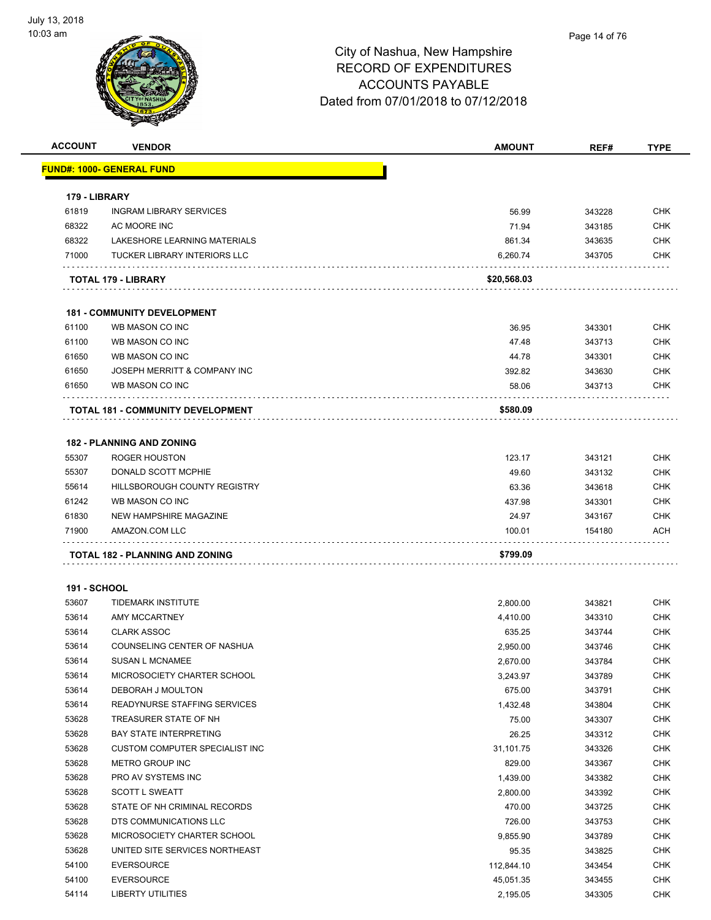City of Nashua, New Hampshire
RECORD OF EXPENDITURES
ACCOUNTS PAYABLE
Dated from 07/01/2018 to 07/12/2018

| ACCOUNT | VENDOR | AMOUNT | REF# | TYPE |
|---|---|---|---|---|
| **FUND#: 1000- GENERAL FUND** | | | | |
| **179 - LIBRARY** | | | | |
| 61819 | INGRAM LIBRARY SERVICES | 56.99 | 343228 | CHK |
| 68322 | AC MOORE INC | 71.94 | 343185 | CHK |
| 68322 | LAKESHORE LEARNING MATERIALS | 861.34 | 343635 | CHK |
| 71000 | TUCKER LIBRARY INTERIORS LLC | 6,260.74 | 343705 | CHK |
| **TOTAL 179 - LIBRARY** | | **$20,568.03** | | |
| **181 - COMMUNITY DEVELOPMENT** | | | | |
| 61100 | WB MASON CO INC | 36.95 | 343301 | CHK |
| 61100 | WB MASON CO INC | 47.48 | 343713 | CHK |
| 61650 | WB MASON CO INC | 44.78 | 343301 | CHK |
| 61650 | JOSEPH MERRITT & COMPANY INC | 392.82 | 343630 | CHK |
| 61650 | WB MASON CO INC | 58.06 | 343713 | CHK |
| **TOTAL 181 - COMMUNITY DEVELOPMENT** | | **$580.09** | | |
| **182 - PLANNING AND ZONING** | | | | |
| 55307 | ROGER HOUSTON | 123.17 | 343121 | CHK |
| 55307 | DONALD SCOTT MCPHIE | 49.60 | 343132 | CHK |
| 55614 | HILLSBOROUGH COUNTY REGISTRY | 63.36 | 343618 | CHK |
| 61242 | WB MASON CO INC | 437.98 | 343301 | CHK |
| 61830 | NEW HAMPSHIRE MAGAZINE | 24.97 | 343167 | CHK |
| 71900 | AMAZON.COM LLC | 100.01 | 154180 | ACH |
| **TOTAL 182 - PLANNING AND ZONING** | | **$799.09** | | |
| **191 - SCHOOL** | | | | |
| 53607 | TIDEMARK INSTITUTE | 2,800.00 | 343821 | CHK |
| 53614 | AMY MCCARTNEY | 4,410.00 | 343310 | CHK |
| 53614 | CLARK ASSOC | 635.25 | 343744 | CHK |
| 53614 | COUNSELING CENTER OF NASHUA | 2,950.00 | 343746 | CHK |
| 53614 | SUSAN L MCNAMEE | 2,670.00 | 343784 | CHK |
| 53614 | MICROSOCIETY CHARTER SCHOOL | 3,243.97 | 343789 | CHK |
| 53614 | DEBORAH J MOULTON | 675.00 | 343791 | CHK |
| 53614 | READYNURSE STAFFING SERVICES | 1,432.48 | 343804 | CHK |
| 53628 | TREASURER STATE OF NH | 75.00 | 343307 | CHK |
| 53628 | BAY STATE INTERPRETING | 26.25 | 343312 | CHK |
| 53628 | CUSTOM COMPUTER SPECIALIST INC | 31,101.75 | 343326 | CHK |
| 53628 | METRO GROUP INC | 829.00 | 343367 | CHK |
| 53628 | PRO AV SYSTEMS INC | 1,439.00 | 343382 | CHK |
| 53628 | SCOTT L SWEATT | 2,800.00 | 343392 | CHK |
| 53628 | STATE OF NH CRIMINAL RECORDS | 470.00 | 343725 | CHK |
| 53628 | DTS COMMUNICATIONS LLC | 726.00 | 343753 | CHK |
| 53628 | MICROSOCIETY CHARTER SCHOOL | 9,855.90 | 343789 | CHK |
| 53628 | UNITED SITE SERVICES NORTHEAST | 95.35 | 343825 | CHK |
| 54100 | EVERSOURCE | 112,844.10 | 343454 | CHK |
| 54100 | EVERSOURCE | 45,051.35 | 343455 | CHK |
| 54114 | LIBERTY UTILITIES | 2,195.05 | 343305 | CHK |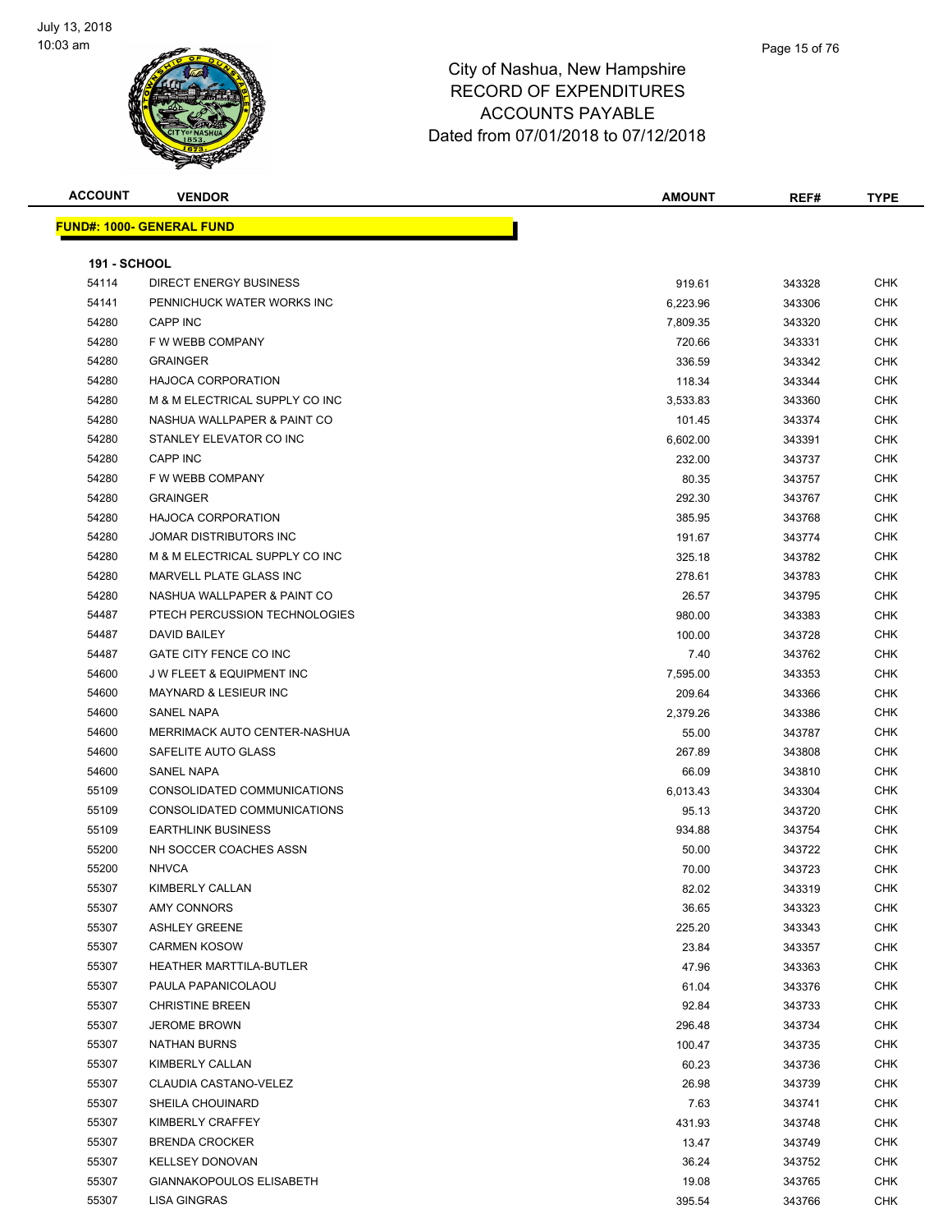City of Nashua, New Hampshire
RECORD OF EXPENDITURES
ACCOUNTS PAYABLE
Dated from 07/01/2018 to 07/12/2018

| ACCOUNT | VENDOR | AMOUNT | REF# | TYPE |
|---|---|---|---|---|
| **FUND#: 1000- GENERAL FUND** | | | | |
| **191 - SCHOOL** | | | | |
| 54114 | DIRECT ENERGY BUSINESS | 919.61 | 343328 | CHK |
| 54141 | PENNICHUCK WATER WORKS INC | 6,223.96 | 343306 | CHK |
| 54280 | CAPP INC | 7,809.35 | 343320 | CHK |
| 54280 | F W WEBB COMPANY | 720.66 | 343331 | CHK |
| 54280 | GRAINGER | 336.59 | 343342 | CHK |
| 54280 | HAJOCA CORPORATION | 118.34 | 343344 | CHK |
| 54280 | M & M ELECTRICAL SUPPLY CO INC | 3,533.83 | 343360 | CHK |
| 54280 | NASHUA WALLPAPER & PAINT CO | 101.45 | 343374 | CHK |
| 54280 | STANLEY ELEVATOR CO INC | 6,602.00 | 343391 | CHK |
| 54280 | CAPP INC | 232.00 | 343737 | CHK |
| 54280 | F W WEBB COMPANY | 80.35 | 343757 | CHK |
| 54280 | GRAINGER | 292.30 | 343767 | CHK |
| 54280 | HAJOCA CORPORATION | 385.95 | 343768 | CHK |
| 54280 | JOMAR DISTRIBUTORS INC | 191.67 | 343774 | CHK |
| 54280 | M & M ELECTRICAL SUPPLY CO INC | 325.18 | 343782 | CHK |
| 54280 | MARVELL PLATE GLASS INC | 278.61 | 343783 | CHK |
| 54280 | NASHUA WALLPAPER & PAINT CO | 26.57 | 343795 | CHK |
| 54487 | PTECH PERCUSSION TECHNOLOGIES | 980.00 | 343383 | CHK |
| 54487 | DAVID BAILEY | 100.00 | 343728 | CHK |
| 54487 | GATE CITY FENCE CO INC | 7.40 | 343762 | CHK |
| 54600 | J W FLEET & EQUIPMENT INC | 7,595.00 | 343353 | CHK |
| 54600 | MAYNARD & LESIEUR INC | 209.64 | 343366 | CHK |
| 54600 | SANEL NAPA | 2,379.26 | 343386 | CHK |
| 54600 | MERRIMACK AUTO CENTER-NASHUA | 55.00 | 343787 | CHK |
| 54600 | SAFELITE AUTO GLASS | 267.89 | 343808 | CHK |
| 54600 | SANEL NAPA | 66.09 | 343810 | CHK |
| 55109 | CONSOLIDATED COMMUNICATIONS | 6,013.43 | 343304 | CHK |
| 55109 | CONSOLIDATED COMMUNICATIONS | 95.13 | 343720 | CHK |
| 55109 | EARTHLINK BUSINESS | 934.88 | 343754 | CHK |
| 55200 | NH SOCCER COACHES ASSN | 50.00 | 343722 | CHK |
| 55200 | NHVCA | 70.00 | 343723 | CHK |
| 55307 | KIMBERLY CALLAN | 82.02 | 343319 | CHK |
| 55307 | AMY CONNORS | 36.65 | 343323 | CHK |
| 55307 | ASHLEY GREENE | 225.20 | 343343 | CHK |
| 55307 | CARMEN KOSOW | 23.84 | 343357 | CHK |
| 55307 | HEATHER MARTTILA-BUTLER | 47.96 | 343363 | CHK |
| 55307 | PAULA PAPANICOLAOU | 61.04 | 343376 | CHK |
| 55307 | CHRISTINE BREEN | 92.84 | 343733 | CHK |
| 55307 | JEROME BROWN | 296.48 | 343734 | CHK |
| 55307 | NATHAN BURNS | 100.47 | 343735 | CHK |
| 55307 | KIMBERLY CALLAN | 60.23 | 343736 | CHK |
| 55307 | CLAUDIA CASTANO-VELEZ | 26.98 | 343739 | CHK |
| 55307 | SHEILA CHOUINARD | 7.63 | 343741 | CHK |
| 55307 | KIMBERLY CRAFFEY | 431.93 | 343748 | CHK |
| 55307 | BRENDA CROCKER | 13.47 | 343749 | CHK |
| 55307 | KELLSEY DONOVAN | 36.24 | 343752 | CHK |
| 55307 | GIANNAKOPOULOS ELISABETH | 19.08 | 343765 | CHK |
| 55307 | LISA GINGRAS | 395.54 | 343766 | CHK |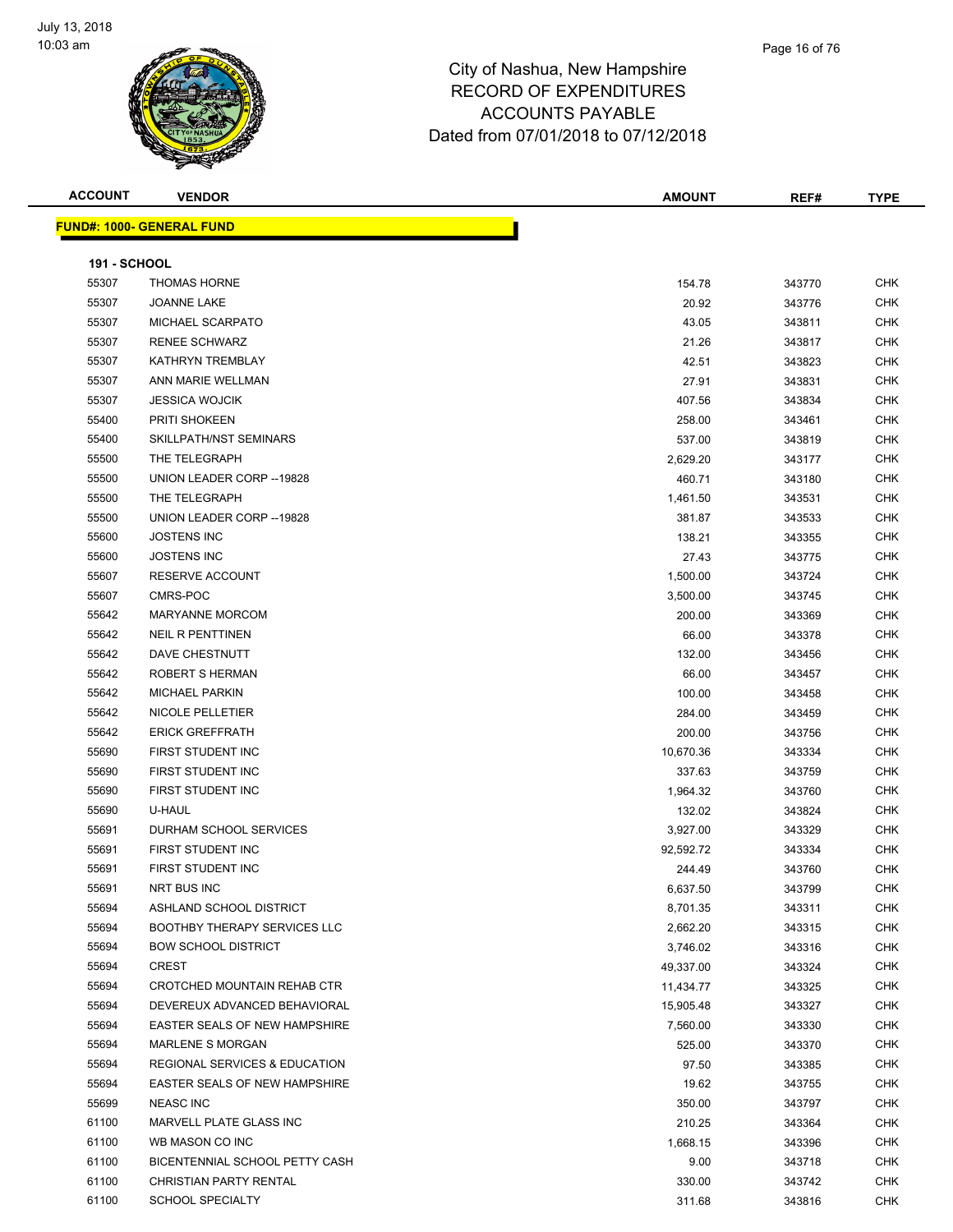# City of Nashua, New Hampshire
# RECORD OF EXPENDITURES
# ACCOUNTS PAYABLE
# Dated from 07/01/2018 to 07/12/2018

| ACCOUNT | VENDOR | AMOUNT | REF# | TYPE |
|---|---|---|---|---|
| **FUND#: 1000- GENERAL FUND** | | | | |
| **191 - SCHOOL** | | | | |
| 55307 | THOMAS HORNE | 154.78 | 343770 | CHK |
| 55307 | JOANNE LAKE | 20.92 | 343776 | CHK |
| 55307 | MICHAEL SCARPATO | 43.05 | 343811 | CHK |
| 55307 | RENEE SCHWARZ | 21.26 | 343817 | CHK |
| 55307 | KATHRYN TREMBLAY | 42.51 | 343823 | CHK |
| 55307 | ANN MARIE WELLMAN | 27.91 | 343831 | CHK |
| 55307 | JESSICA WOJCIK | 407.56 | 343834 | CHK |
| 55400 | PRITI SHOKEEN | 258.00 | 343461 | CHK |
| 55400 | SKILLPATH/NST SEMINARS | 537.00 | 343819 | CHK |
| 55500 | THE TELEGRAPH | 2,629.20 | 343177 | CHK |
| 55500 | UNION LEADER CORP --19828 | 460.71 | 343180 | CHK |
| 55500 | THE TELEGRAPH | 1,461.50 | 343531 | CHK |
| 55500 | UNION LEADER CORP --19828 | 381.87 | 343533 | CHK |
| 55600 | JOSTENS INC | 138.21 | 343355 | CHK |
| 55600 | JOSTENS INC | 27.43 | 343775 | CHK |
| 55607 | RESERVE ACCOUNT | 1,500.00 | 343724 | CHK |
| 55607 | CMRS-POC | 3,500.00 | 343745 | CHK |
| 55642 | MARYANNE MORCOM | 200.00 | 343369 | CHK |
| 55642 | NEIL R PENTTINEN | 66.00 | 343378 | CHK |
| 55642 | DAVE CHESTNUTT | 132.00 | 343456 | CHK |
| 55642 | ROBERT S HERMAN | 66.00 | 343457 | CHK |
| 55642 | MICHAEL PARKIN | 100.00 | 343458 | CHK |
| 55642 | NICOLE PELLETIER | 284.00 | 343459 | CHK |
| 55642 | ERICK GREFFRATH | 200.00 | 343756 | CHK |
| 55690 | FIRST STUDENT INC | 10,670.36 | 343334 | CHK |
| 55690 | FIRST STUDENT INC | 337.63 | 343759 | CHK |
| 55690 | FIRST STUDENT INC | 1,964.32 | 343760 | CHK |
| 55690 | U-HAUL | 132.02 | 343824 | CHK |
| 55691 | DURHAM SCHOOL SERVICES | 3,927.00 | 343329 | CHK |
| 55691 | FIRST STUDENT INC | 92,592.72 | 343334 | CHK |
| 55691 | FIRST STUDENT INC | 244.49 | 343760 | CHK |
| 55691 | NRT BUS INC | 6,637.50 | 343799 | CHK |
| 55694 | ASHLAND SCHOOL DISTRICT | 8,701.35 | 343311 | CHK |
| 55694 | BOOTHBY THERAPY SERVICES LLC | 2,662.20 | 343315 | CHK |
| 55694 | BOW SCHOOL DISTRICT | 3,746.02 | 343316 | CHK |
| 55694 | CREST | 49,337.00 | 343324 | CHK |
| 55694 | CROTCHED MOUNTAIN REHAB CTR | 11,434.77 | 343325 | CHK |
| 55694 | DEVEREUX ADVANCED BEHAVIORAL | 15,905.48 | 343327 | CHK |
| 55694 | EASTER SEALS OF NEW HAMPSHIRE | 7,560.00 | 343330 | CHK |
| 55694 | MARLENE S MORGAN | 525.00 | 343370 | CHK |
| 55694 | REGIONAL SERVICES & EDUCATION | 97.50 | 343385 | CHK |
| 55694 | EASTER SEALS OF NEW HAMPSHIRE | 19.62 | 343755 | CHK |
| 55699 | NEASC INC | 350.00 | 343797 | CHK |
| 61100 | MARVELL PLATE GLASS INC | 210.25 | 343364 | CHK |
| 61100 | WB MASON CO INC | 1,668.15 | 343396 | CHK |
| 61100 | BICENTENNIAL SCHOOL PETTY CASH | 9.00 | 343718 | CHK |
| 61100 | CHRISTIAN PARTY RENTAL | 330.00 | 343742 | CHK |
| 61100 | SCHOOL SPECIALTY | 311.68 | 343816 | CHK |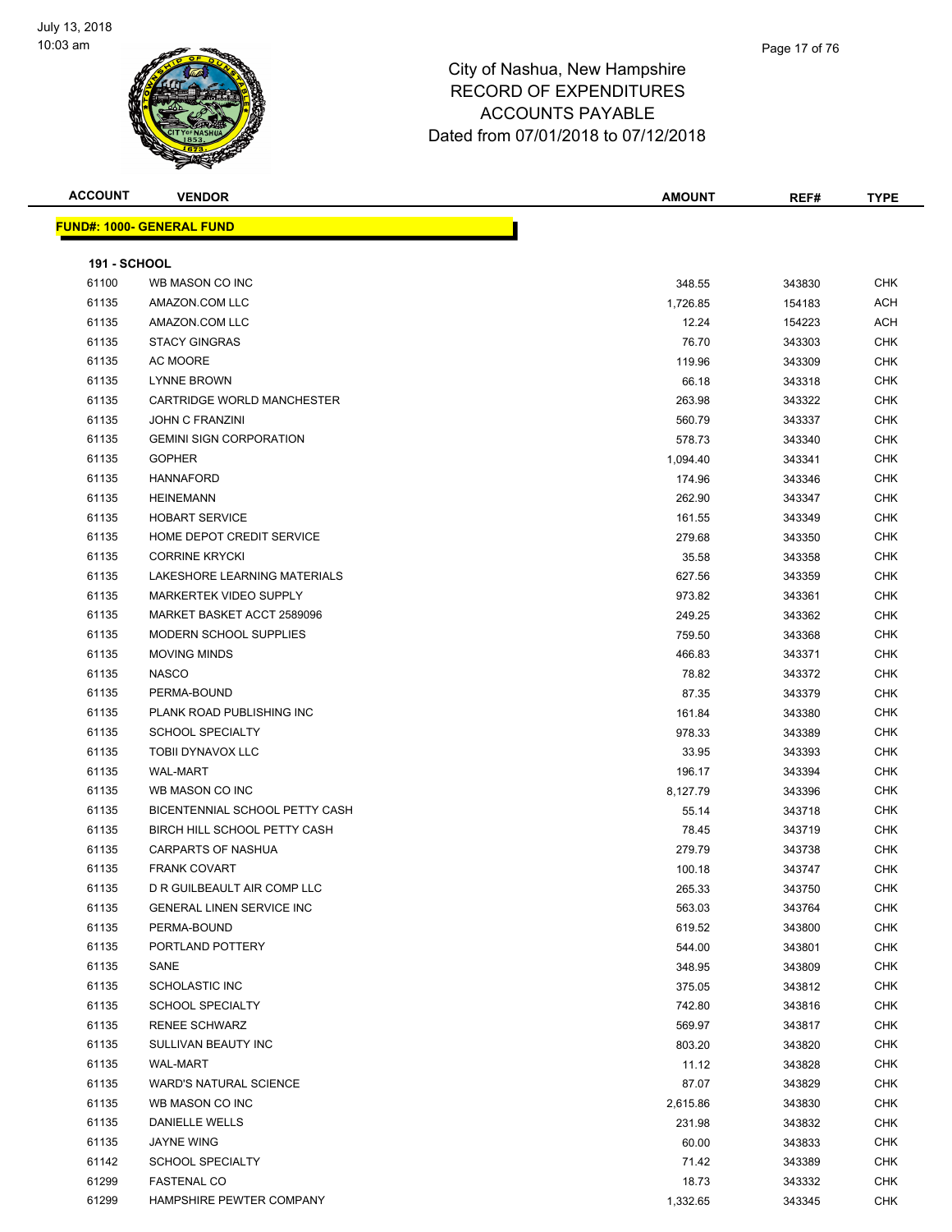July 13, 2018
10:03 am

# City of Nashua, New Hampshire
# RECORD OF EXPENDITURES
# ACCOUNTS PAYABLE
# Dated from 07/01/2018 to 07/12/2018

| ACCOUNT | VENDOR | AMOUNT | REF# | TYPE |
|---|---|---|---|---|
| **FUND#: 1000- GENERAL FUND** | | | | |
| **191 - SCHOOL** | | | | |
| 61100 | WB MASON CO INC | 348.55 | 343830 | CHK |
| 61135 | AMAZON.COM LLC | 1,726.85 | 154183 | ACH |
| 61135 | AMAZON.COM LLC | 12.24 | 154223 | ACH |
| 61135 | STACY GINGRAS | 76.70 | 343303 | CHK |
| 61135 | AC MOORE | 119.96 | 343309 | CHK |
| 61135 | LYNNE BROWN | 66.18 | 343318 | CHK |
| 61135 | CARTRIDGE WORLD MANCHESTER | 263.98 | 343322 | CHK |
| 61135 | JOHN C FRANZINI | 560.79 | 343337 | CHK |
| 61135 | GEMINI SIGN CORPORATION | 578.73 | 343340 | CHK |
| 61135 | GOPHER | 1,094.40 | 343341 | CHK |
| 61135 | HANNAFORD | 174.96 | 343346 | CHK |
| 61135 | HEINEMANN | 262.90 | 343347 | CHK |
| 61135 | HOBART SERVICE | 161.55 | 343349 | CHK |
| 61135 | HOME DEPOT CREDIT SERVICE | 279.68 | 343350 | CHK |
| 61135 | CORRINE KRYCKI | 35.58 | 343358 | CHK |
| 61135 | LAKESHORE LEARNING MATERIALS | 627.56 | 343359 | CHK |
| 61135 | MARKERTEK VIDEO SUPPLY | 973.82 | 343361 | CHK |
| 61135 | MARKET BASKET ACCT 2589096 | 249.25 | 343362 | CHK |
| 61135 | MODERN SCHOOL SUPPLIES | 759.50 | 343368 | CHK |
| 61135 | MOVING MINDS | 466.83 | 343371 | CHK |
| 61135 | NASCO | 78.82 | 343372 | CHK |
| 61135 | PERMA-BOUND | 87.35 | 343379 | CHK |
| 61135 | PLANK ROAD PUBLISHING INC | 161.84 | 343380 | CHK |
| 61135 | SCHOOL SPECIALTY | 978.33 | 343389 | CHK |
| 61135 | TOBII DYNAVOX LLC | 33.95 | 343393 | CHK |
| 61135 | WAL-MART | 196.17 | 343394 | CHK |
| 61135 | WB MASON CO INC | 8,127.79 | 343396 | CHK |
| 61135 | BICENTENNIAL SCHOOL PETTY CASH | 55.14 | 343718 | CHK |
| 61135 | BIRCH HILL SCHOOL PETTY CASH | 78.45 | 343719 | CHK |
| 61135 | CARPARTS OF NASHUA | 279.79 | 343738 | CHK |
| 61135 | FRANK COVART | 100.18 | 343747 | CHK |
| 61135 | D R GUILBEAULT AIR COMP LLC | 265.33 | 343750 | CHK |
| 61135 | GENERAL LINEN SERVICE INC | 563.03 | 343764 | CHK |
| 61135 | PERMA-BOUND | 619.52 | 343800 | CHK |
| 61135 | PORTLAND POTTERY | 544.00 | 343801 | CHK |
| 61135 | SANE | 348.95 | 343809 | CHK |
| 61135 | SCHOLASTIC INC | 375.05 | 343812 | CHK |
| 61135 | SCHOOL SPECIALTY | 742.80 | 343816 | CHK |
| 61135 | RENEE SCHWARZ | 569.97 | 343817 | CHK |
| 61135 | SULLIVAN BEAUTY INC | 803.20 | 343820 | CHK |
| 61135 | WAL-MART | 11.12 | 343828 | CHK |
| 61135 | WARD'S NATURAL SCIENCE | 87.07 | 343829 | CHK |
| 61135 | WB MASON CO INC | 2,615.86 | 343830 | CHK |
| 61135 | DANIELLE WELLS | 231.98 | 343832 | CHK |
| 61135 | JAYNE WING | 60.00 | 343833 | CHK |
| 61142 | SCHOOL SPECIALTY | 71.42 | 343389 | CHK |
| 61299 | FASTENAL CO | 18.73 | 343332 | CHK |
| 61299 | HAMPSHIRE PEWTER COMPANY | 1,332.65 | 343345 | CHK |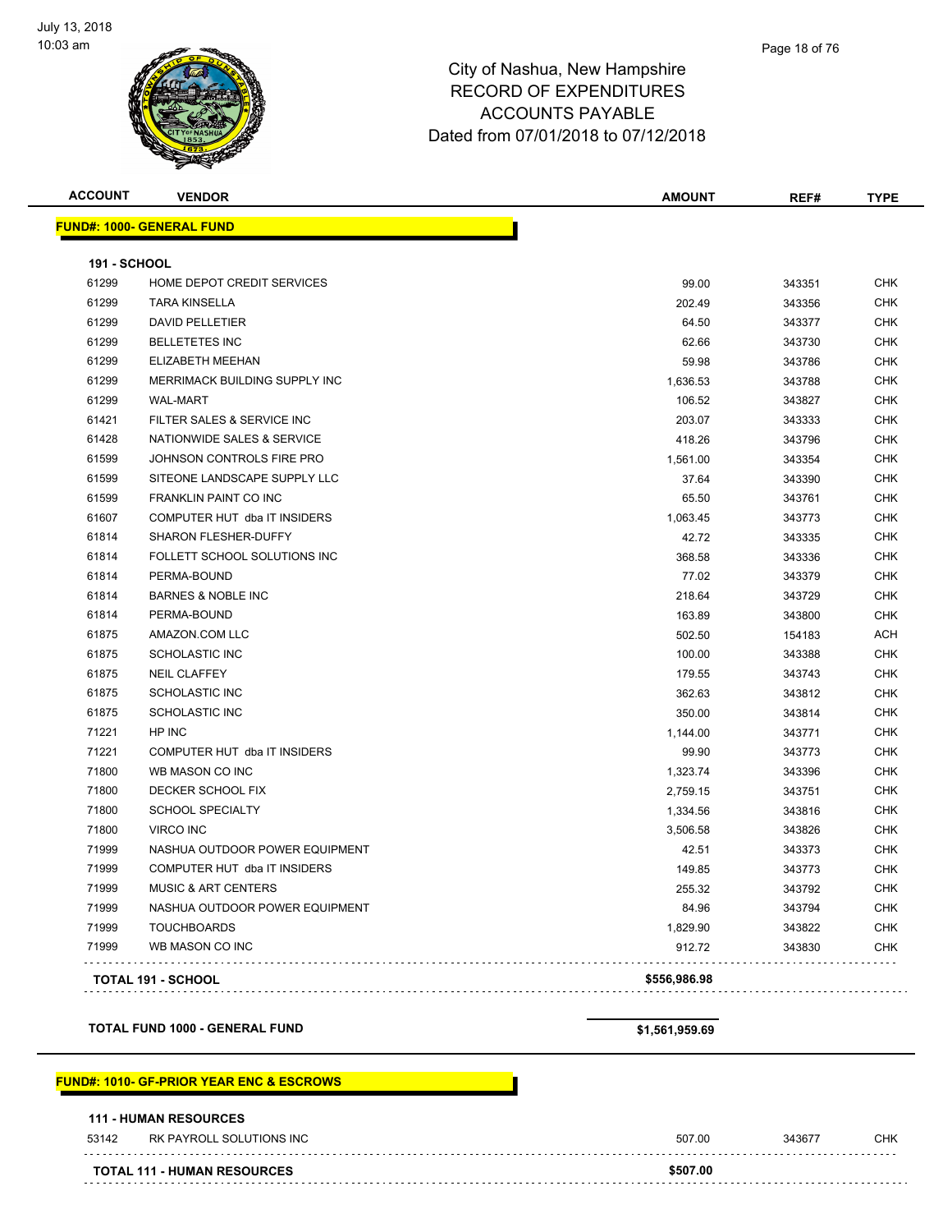City of Nashua, New Hampshire
RECORD OF EXPENDITURES
ACCOUNTS PAYABLE
Dated from 07/01/2018 to 07/12/2018

| ACCOUNT | VENDOR | AMOUNT | REF# | TYPE |
|---|---|---|---|---|

**FUND#: 1000- GENERAL FUND**

**191 - SCHOOL**

| ACCOUNT | VENDOR | AMOUNT | REF# | TYPE |
|---|---|---|---|---|
| 61299 | HOME DEPOT CREDIT SERVICES | 99.00 | 343351 | CHK |
| 61299 | TARA KINSELLA | 202.49 | 343356 | CHK |
| 61299 | DAVID PELLETIER | 64.50 | 343377 | CHK |
| 61299 | BELLETETES INC | 62.66 | 343730 | CHK |
| 61299 | ELIZABETH MEEHAN | 59.98 | 343786 | CHK |
| 61299 | MERRIMACK BUILDING SUPPLY INC | 1,636.53 | 343788 | CHK |
| 61299 | WAL-MART | 106.52 | 343827 | CHK |
| 61421 | FILTER SALES & SERVICE INC | 203.07 | 343333 | CHK |
| 61428 | NATIONWIDE SALES & SERVICE | 418.26 | 343796 | CHK |
| 61599 | JOHNSON CONTROLS FIRE PRO | 1,561.00 | 343354 | CHK |
| 61599 | SITEONE LANDSCAPE SUPPLY LLC | 37.64 | 343390 | CHK |
| 61599 | FRANKLIN PAINT CO INC | 65.50 | 343761 | CHK |
| 61607 | COMPUTER HUT dba IT INSIDERS | 1,063.45 | 343773 | CHK |
| 61814 | SHARON FLESHER-DUFFY | 42.72 | 343335 | CHK |
| 61814 | FOLLETT SCHOOL SOLUTIONS INC | 368.58 | 343336 | CHK |
| 61814 | PERMA-BOUND | 77.02 | 343379 | CHK |
| 61814 | BARNES & NOBLE INC | 218.64 | 343729 | CHK |
| 61814 | PERMA-BOUND | 163.89 | 343800 | CHK |
| 61875 | AMAZON.COM LLC | 502.50 | 154183 | ACH |
| 61875 | SCHOLASTIC INC | 100.00 | 343388 | CHK |
| 61875 | NEIL CLAFFEY | 179.55 | 343743 | CHK |
| 61875 | SCHOLASTIC INC | 362.63 | 343812 | CHK |
| 61875 | SCHOLASTIC INC | 350.00 | 343814 | CHK |
| 71221 | HP INC | 1,144.00 | 343771 | CHK |
| 71221 | COMPUTER HUT dba IT INSIDERS | 99.90 | 343773 | CHK |
| 71800 | WB MASON CO INC | 1,323.74 | 343396 | CHK |
| 71800 | DECKER SCHOOL FIX | 2,759.15 | 343751 | CHK |
| 71800 | SCHOOL SPECIALTY | 1,334.56 | 343816 | CHK |
| 71800 | VIRCO INC | 3,506.58 | 343826 | CHK |
| 71999 | NASHUA OUTDOOR POWER EQUIPMENT | 42.51 | 343373 | CHK |
| 71999 | COMPUTER HUT dba IT INSIDERS | 149.85 | 343773 | CHK |
| 71999 | MUSIC & ART CENTERS | 255.32 | 343792 | CHK |
| 71999 | NASHUA OUTDOOR POWER EQUIPMENT | 84.96 | 343794 | CHK |
| 71999 | TOUCHBOARDS | 1,829.90 | 343822 | CHK |
| 71999 | WB MASON CO INC | 912.72 | 343830 | CHK |
| | **TOTAL 191 - SCHOOL** | **$556,986.98** | | |

| | | | | |
|---|---|---|---|---|
| | **TOTAL FUND 1000 - GENERAL FUND** | **$1,561,959.69** | | |

**FUND#: 1010- GF-PRIOR YEAR ENC & ESCROWS**

**111 - HUMAN RESOURCES**

| ACCOUNT | VENDOR | AMOUNT | REF# | TYPE |
|---|---|---|---|---|
| 53142 | RK PAYROLL SOLUTIONS INC | 507.00 | 343677 | CHK |
| | **TOTAL 111 - HUMAN RESOURCES** | **$507.00** | | |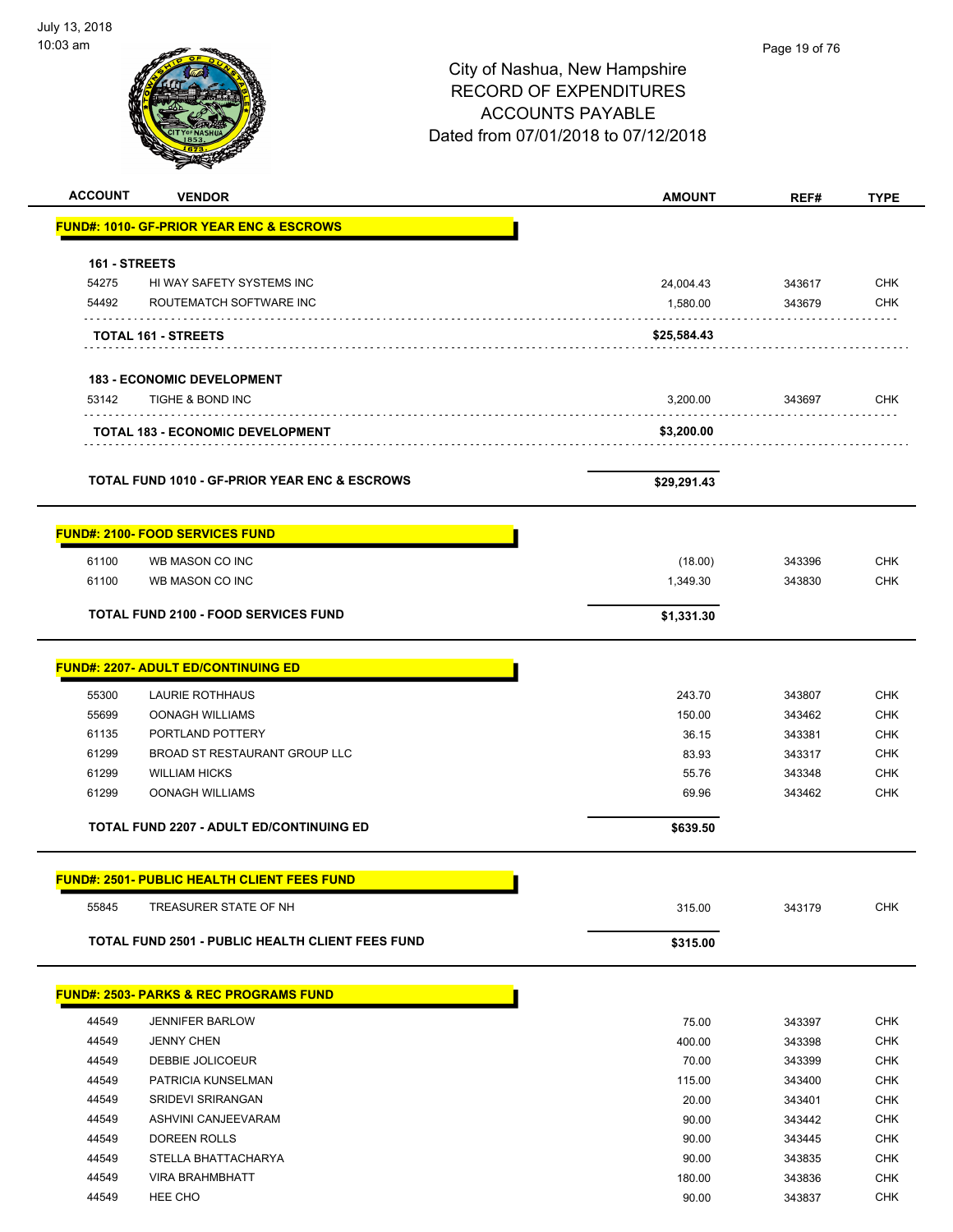City of Nashua, New Hampshire
RECORD OF EXPENDITURES
ACCOUNTS PAYABLE
Dated from 07/01/2018 to 07/12/2018

| ACCOUNT | VENDOR | AMOUNT | REF# | TYPE |
|---|---|---|---|---|
| **FUND#: 1010- GF-PRIOR YEAR ENC & ESCROWS** | | | | |
| **161 - STREETS** | | | | |
| 54275 | HI WAY SAFETY SYSTEMS INC | 24,004.43 | 343617 | CHK |
| 54492 | ROUTEMATCH SOFTWARE INC | 1,580.00 | 343679 | CHK |
| | **TOTAL 161 - STREETS** | **$25,584.43** | | |
| **183 - ECONOMIC DEVELOPMENT** | | | | |
| 53142 | TIGHE & BOND INC | 3,200.00 | 343697 | CHK |
| | **TOTAL 183 - ECONOMIC DEVELOPMENT** | **$3,200.00** | | |
| | **TOTAL FUND 1010 - GF-PRIOR YEAR ENC & ESCROWS** | **$29,291.43** | | |
| **FUND#: 2100- FOOD SERVICES FUND** | | | | |
| 61100 | WB MASON CO INC | (18.00) | 343396 | CHK |
| 61100 | WB MASON CO INC | 1,349.30 | 343830 | CHK |
| | **TOTAL FUND 2100 - FOOD SERVICES FUND** | **$1,331.30** | | |
| **FUND#: 2207- ADULT ED/CONTINUING ED** | | | | |
| 55300 | LAURIE ROTHHAUS | 243.70 | 343807 | CHK |
| 55699 | OONAGH WILLIAMS | 150.00 | 343462 | CHK |
| 61135 | PORTLAND POTTERY | 36.15 | 343381 | CHK |
| 61299 | BROAD ST RESTAURANT GROUP LLC | 83.93 | 343317 | CHK |
| 61299 | WILLIAM HICKS | 55.76 | 343348 | CHK |
| 61299 | OONAGH WILLIAMS | 69.96 | 343462 | CHK |
| | **TOTAL FUND 2207 - ADULT ED/CONTINUING ED** | **$639.50** | | |
| **FUND#: 2501- PUBLIC HEALTH CLIENT FEES FUND** | | | | |
| 55845 | TREASURER STATE OF NH | 315.00 | 343179 | CHK |
| | **TOTAL FUND 2501 - PUBLIC HEALTH CLIENT FEES FUND** | **$315.00** | | |
| **FUND#: 2503- PARKS & REC PROGRAMS FUND** | | | | |
| 44549 | JENNIFER BARLOW | 75.00 | 343397 | CHK |
| 44549 | JENNY CHEN | 400.00 | 343398 | CHK |
| 44549 | DEBBIE JOLICOEUR | 70.00 | 343399 | CHK |
| 44549 | PATRICIA KUNSELMAN | 115.00 | 343400 | CHK |
| 44549 | SRIDEVI SRIRANGAN | 20.00 | 343401 | CHK |
| 44549 | ASHVINI CANJEEVARAM | 90.00 | 343442 | CHK |
| 44549 | DOREEN ROLLS | 90.00 | 343445 | CHK |
| 44549 | STELLA BHATTACHARYA | 90.00 | 343835 | CHK |
| 44549 | VIRA BRAHMBHATT | 180.00 | 343836 | CHK |
| 44549 | HEE CHO | 90.00 | 343837 | CHK |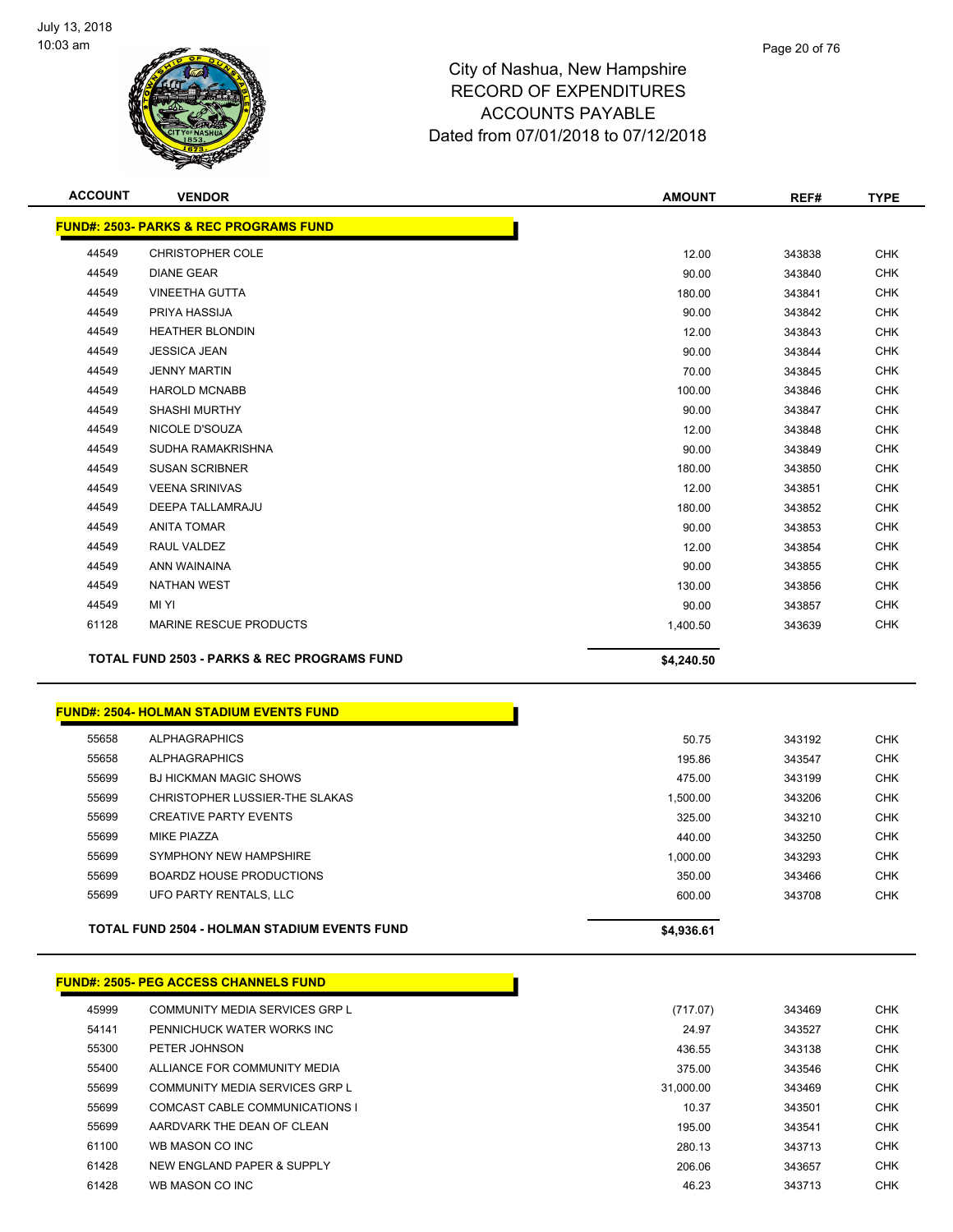# City of Nashua, New Hampshire
# RECORD OF EXPENDITURES
# ACCOUNTS PAYABLE
# Dated from 07/01/2018 to 07/12/2018

| ACCOUNT | VENDOR | AMOUNT | REF# | TYPE |
|---|---|---|---|---|
| **FUND#: 2503- PARKS & REC PROGRAMS FUND** | | | | |
| 44549 | CHRISTOPHER COLE | 12.00 | 343838 | CHK |
| 44549 | DIANE GEAR | 90.00 | 343840 | CHK |
| 44549 | VINEETHA GUTTA | 180.00 | 343841 | CHK |
| 44549 | PRIYA HASSIJA | 90.00 | 343842 | CHK |
| 44549 | HEATHER BLONDIN | 12.00 | 343843 | CHK |
| 44549 | JESSICA JEAN | 90.00 | 343844 | CHK |
| 44549 | JENNY MARTIN | 70.00 | 343845 | CHK |
| 44549 | HAROLD MCNABB | 100.00 | 343846 | CHK |
| 44549 | SHASHI MURTHY | 90.00 | 343847 | CHK |
| 44549 | NICOLE D'SOUZA | 12.00 | 343848 | CHK |
| 44549 | SUDHA RAMAKRISHNA | 90.00 | 343849 | CHK |
| 44549 | SUSAN SCRIBNER | 180.00 | 343850 | CHK |
| 44549 | VEENA SRINIVAS | 12.00 | 343851 | CHK |
| 44549 | DEEPA TALLAMRAJU | 180.00 | 343852 | CHK |
| 44549 | ANITA TOMAR | 90.00 | 343853 | CHK |
| 44549 | RAUL VALDEZ | 12.00 | 343854 | CHK |
| 44549 | ANN WAINAINA | 90.00 | 343855 | CHK |
| 44549 | NATHAN WEST | 130.00 | 343856 | CHK |
| 44549 | MI YI | 90.00 | 343857 | CHK |
| 61128 | MARINE RESCUE PRODUCTS | 1,400.50 | 343639 | CHK |
| | **TOTAL FUND 2503 - PARKS & REC PROGRAMS FUND** | **$4,240.50** | | |
| **FUND#: 2504- HOLMAN STADIUM EVENTS FUND** | | | | |
| 55658 | ALPHAGRAPHICS | 50.75 | 343192 | CHK |
| 55658 | ALPHAGRAPHICS | 195.86 | 343547 | CHK |
| 55699 | BJ HICKMAN MAGIC SHOWS | 475.00 | 343199 | CHK |
| 55699 | CHRISTOPHER LUSSIER-THE SLAKAS | 1,500.00 | 343206 | CHK |
| 55699 | CREATIVE PARTY EVENTS | 325.00 | 343210 | CHK |
| 55699 | MIKE PIAZZA | 440.00 | 343250 | CHK |
| 55699 | SYMPHONY NEW HAMPSHIRE | 1,000.00 | 343293 | CHK |
| 55699 | BOARDZ HOUSE PRODUCTIONS | 350.00 | 343466 | CHK |
| 55699 | UFO PARTY RENTALS, LLC | 600.00 | 343708 | CHK |
| | **TOTAL FUND 2504 - HOLMAN STADIUM EVENTS FUND** | **$4,936.61** | | |
| **FUND#: 2505- PEG ACCESS CHANNELS FUND** | | | | |
| 45999 | COMMUNITY MEDIA SERVICES GRP L | (717.07) | 343469 | CHK |
| 54141 | PENNICHUCK WATER WORKS INC | 24.97 | 343527 | CHK |
| 55300 | PETER JOHNSON | 436.55 | 343138 | CHK |
| 55400 | ALLIANCE FOR COMMUNITY MEDIA | 375.00 | 343546 | CHK |
| 55699 | COMMUNITY MEDIA SERVICES GRP L | 31,000.00 | 343469 | CHK |
| 55699 | COMCAST CABLE COMMUNICATIONS I | 10.37 | 343501 | CHK |
| 55699 | AARDVARK THE DEAN OF CLEAN | 195.00 | 343541 | CHK |
| 61100 | WB MASON CO INC | 280.13 | 343713 | CHK |
| 61428 | NEW ENGLAND PAPER & SUPPLY | 206.06 | 343657 | CHK |
| 61428 | WB MASON CO INC | 46.23 | 343713 | CHK |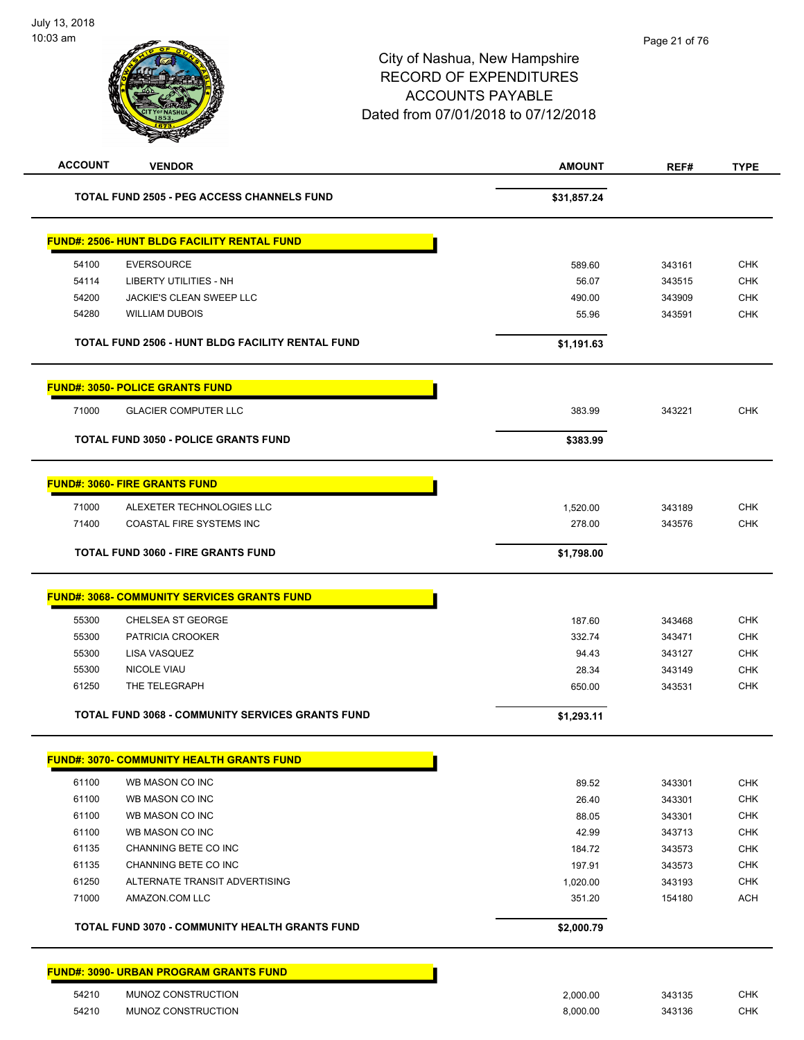City of Nashua, New Hampshire
RECORD OF EXPENDITURES
ACCOUNTS PAYABLE
Dated from 07/01/2018 to 07/12/2018

| ACCOUNT | VENDOR | AMOUNT | REF# | TYPE |
|---|---|---|---|---|
| | **TOTAL FUND 2505 - PEG ACCESS CHANNELS FUND** | **$31,857.24** | | |
| **FUND#: 2506- HUNT BLDG FACILITY RENTAL FUND** | | | | |
| 54100 | EVERSOURCE | 589.60 | 343161 | CHK |
| 54114 | LIBERTY UTILITIES - NH | 56.07 | 343515 | CHK |
| 54200 | JACKIE'S CLEAN SWEEP LLC | 490.00 | 343909 | CHK |
| 54280 | WILLIAM DUBOIS | 55.96 | 343591 | CHK |
| | **TOTAL FUND 2506 - HUNT BLDG FACILITY RENTAL FUND** | **$1,191.63** | | |
| **FUND#: 3050- POLICE GRANTS FUND** | | | | |
| 71000 | GLACIER COMPUTER LLC | 383.99 | 343221 | CHK |
| | **TOTAL FUND 3050 - POLICE GRANTS FUND** | **$383.99** | | |
| **FUND#: 3060- FIRE GRANTS FUND** | | | | |
| 71000 | ALEXETER TECHNOLOGIES LLC | 1,520.00 | 343189 | CHK |
| 71400 | COASTAL FIRE SYSTEMS INC | 278.00 | 343576 | CHK |
| | **TOTAL FUND 3060 - FIRE GRANTS FUND** | **$1,798.00** | | |
| **FUND#: 3068- COMMUNITY SERVICES GRANTS FUND** | | | | |
| 55300 | CHELSEA ST GEORGE | 187.60 | 343468 | CHK |
| 55300 | PATRICIA CROOKER | 332.74 | 343471 | CHK |
| 55300 | LISA VASQUEZ | 94.43 | 343127 | CHK |
| 55300 | NICOLE VIAU | 28.34 | 343149 | CHK |
| 61250 | THE TELEGRAPH | 650.00 | 343531 | CHK |
| | **TOTAL FUND 3068 - COMMUNITY SERVICES GRANTS FUND** | **$1,293.11** | | |
| **FUND#: 3070- COMMUNITY HEALTH GRANTS FUND** | | | | |
| 61100 | WB MASON CO INC | 89.52 | 343301 | CHK |
| 61100 | WB MASON CO INC | 26.40 | 343301 | CHK |
| 61100 | WB MASON CO INC | 88.05 | 343301 | CHK |
| 61100 | WB MASON CO INC | 42.99 | 343713 | CHK |
| 61135 | CHANNING BETE CO INC | 184.72 | 343573 | CHK |
| 61135 | CHANNING BETE CO INC | 197.91 | 343573 | CHK |
| 61250 | ALTERNATE TRANSIT ADVERTISING | 1,020.00 | 343193 | CHK |
| 71000 | AMAZON.COM LLC | 351.20 | 154180 | ACH |
| | **TOTAL FUND 3070 - COMMUNITY HEALTH GRANTS FUND** | **$2,000.79** | | |
| **FUND#: 3090- URBAN PROGRAM GRANTS FUND** | | | | |
| 54210 | MUNOZ CONSTRUCTION | 2,000.00 | 343135 | CHK |
| 54210 | MUNOZ CONSTRUCTION | 8,000.00 | 343136 | CHK |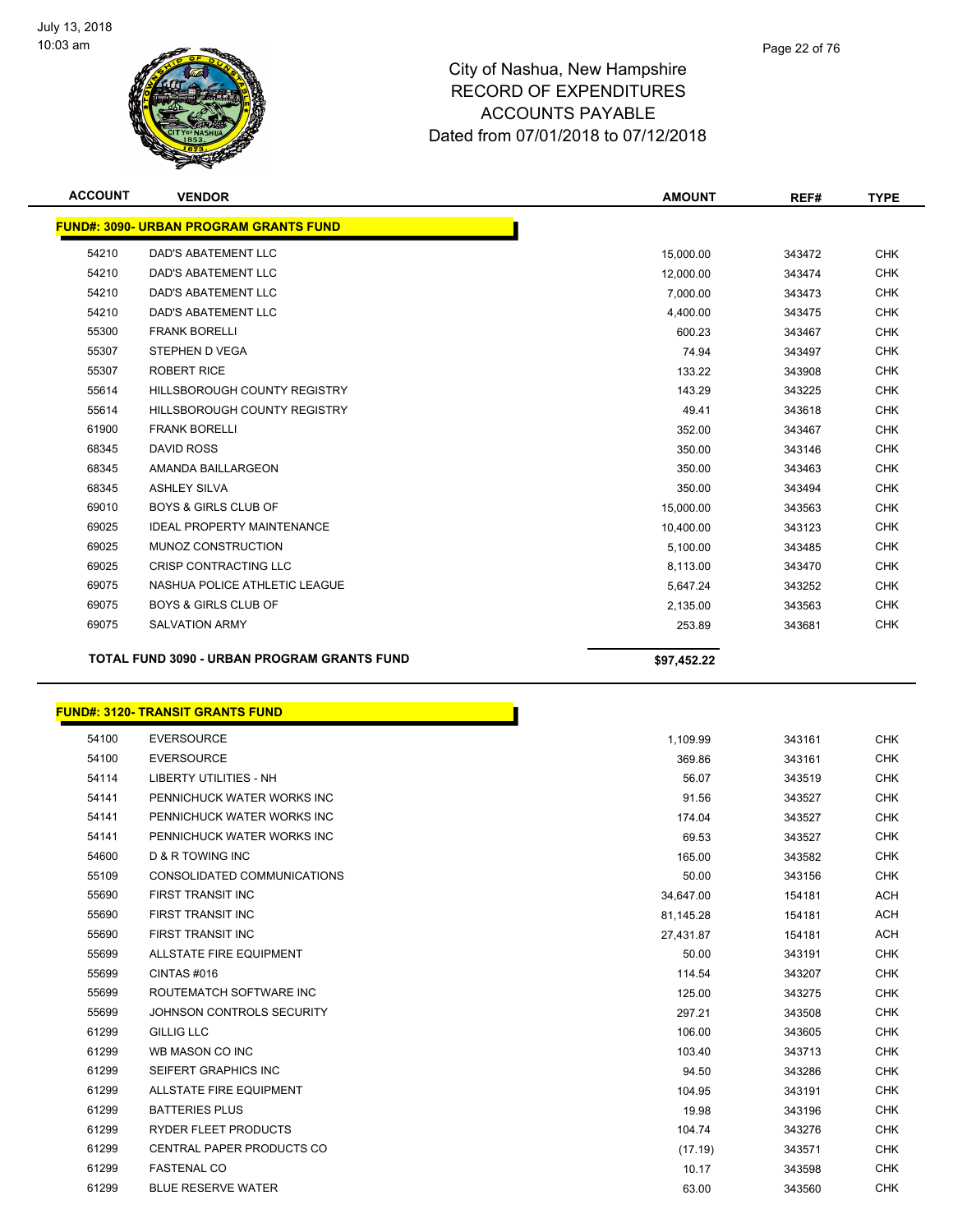City of Nashua, New Hampshire
RECORD OF EXPENDITURES
ACCOUNTS PAYABLE
Dated from 07/01/2018 to 07/12/2018

| ACCOUNT | VENDOR | AMOUNT | REF# | TYPE |
|---|---|---|---|---|
| **FUND#: 3090- URBAN PROGRAM GRANTS FUND** | | | | |
| 54210 | DAD'S ABATEMENT LLC | 15,000.00 | 343472 | CHK |
| 54210 | DAD'S ABATEMENT LLC | 12,000.00 | 343474 | CHK |
| 54210 | DAD'S ABATEMENT LLC | 7,000.00 | 343473 | CHK |
| 54210 | DAD'S ABATEMENT LLC | 4,400.00 | 343475 | CHK |
| 55300 | FRANK BORELLI | 600.23 | 343467 | CHK |
| 55307 | STEPHEN D VEGA | 74.94 | 343497 | CHK |
| 55307 | ROBERT RICE | 133.22 | 343908 | CHK |
| 55614 | HILLSBOROUGH COUNTY REGISTRY | 143.29 | 343225 | CHK |
| 55614 | HILLSBOROUGH COUNTY REGISTRY | 49.41 | 343618 | CHK |
| 61900 | FRANK BORELLI | 352.00 | 343467 | CHK |
| 68345 | DAVID ROSS | 350.00 | 343146 | CHK |
| 68345 | AMANDA BAILLARGEON | 350.00 | 343463 | CHK |
| 68345 | ASHLEY SILVA | 350.00 | 343494 | CHK |
| 69010 | BOYS & GIRLS CLUB OF | 15,000.00 | 343563 | CHK |
| 69025 | IDEAL PROPERTY MAINTENANCE | 10,400.00 | 343123 | CHK |
| 69025 | MUNOZ CONSTRUCTION | 5,100.00 | 343485 | CHK |
| 69025 | CRISP CONTRACTING LLC | 8,113.00 | 343470 | CHK |
| 69075 | NASHUA POLICE ATHLETIC LEAGUE | 5,647.24 | 343252 | CHK |
| 69075 | BOYS & GIRLS CLUB OF | 2,135.00 | 343563 | CHK |
| 69075 | SALVATION ARMY | 253.89 | 343681 | CHK |
| **TOTAL FUND 3090 - URBAN PROGRAM GRANTS FUND** | | **$97,452.22** | | |

| ACCOUNT | VENDOR | AMOUNT | REF# | TYPE |
|---|---|---|---|---|
| **FUND#: 3120- TRANSIT GRANTS FUND** | | | | |
| 54100 | EVERSOURCE | 1,109.99 | 343161 | CHK |
| 54100 | EVERSOURCE | 369.86 | 343161 | CHK |
| 54114 | LIBERTY UTILITIES - NH | 56.07 | 343519 | CHK |
| 54141 | PENNICHUCK WATER WORKS INC | 91.56 | 343527 | CHK |
| 54141 | PENNICHUCK WATER WORKS INC | 174.04 | 343527 | CHK |
| 54141 | PENNICHUCK WATER WORKS INC | 69.53 | 343527 | CHK |
| 54600 | D & R TOWING INC | 165.00 | 343582 | CHK |
| 55109 | CONSOLIDATED COMMUNICATIONS | 50.00 | 343156 | CHK |
| 55690 | FIRST TRANSIT INC | 34,647.00 | 154181 | ACH |
| 55690 | FIRST TRANSIT INC | 81,145.28 | 154181 | ACH |
| 55690 | FIRST TRANSIT INC | 27,431.87 | 154181 | ACH |
| 55699 | ALLSTATE FIRE EQUIPMENT | 50.00 | 343191 | CHK |
| 55699 | CINTAS #016 | 114.54 | 343207 | CHK |
| 55699 | ROUTEMATCH SOFTWARE INC | 125.00 | 343275 | CHK |
| 55699 | JOHNSON CONTROLS SECURITY | 297.21 | 343508 | CHK |
| 61299 | GILLIG LLC | 106.00 | 343605 | CHK |
| 61299 | WB MASON CO INC | 103.40 | 343713 | CHK |
| 61299 | SEIFERT GRAPHICS INC | 94.50 | 343286 | CHK |
| 61299 | ALLSTATE FIRE EQUIPMENT | 104.95 | 343191 | CHK |
| 61299 | BATTERIES PLUS | 19.98 | 343196 | CHK |
| 61299 | RYDER FLEET PRODUCTS | 104.74 | 343276 | CHK |
| 61299 | CENTRAL PAPER PRODUCTS CO | (17.19) | 343571 | CHK |
| 61299 | FASTENAL CO | 10.17 | 343598 | CHK |
| 61299 | BLUE RESERVE WATER | 63.00 | 343560 | CHK |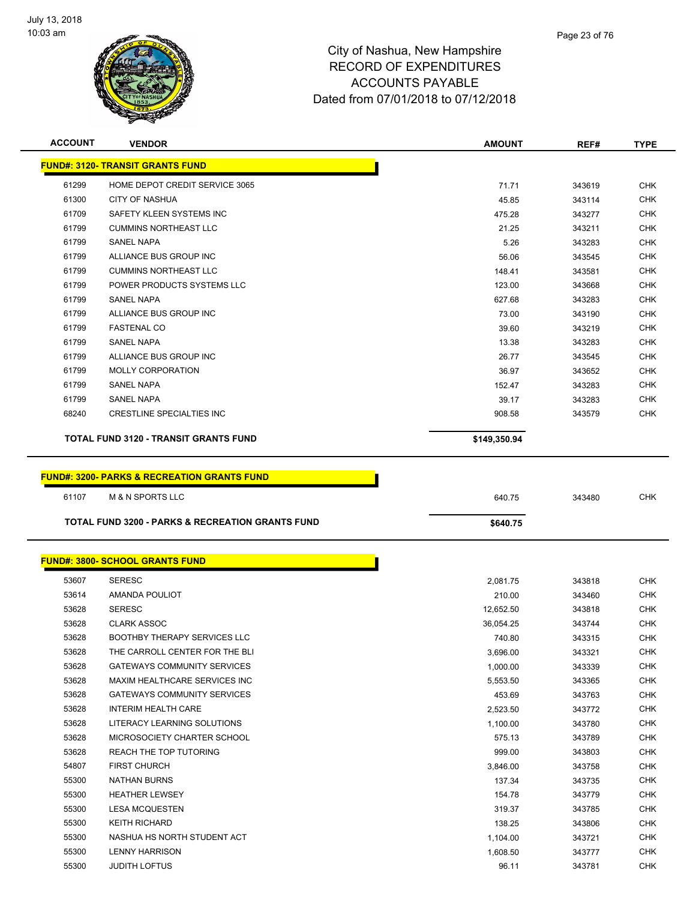# City of Nashua, New Hampshire
## RECORD OF EXPENDITURES
## ACCOUNTS PAYABLE
## Dated from 07/01/2018 to 07/12/2018

July 13, 2018
10:03 am

| ACCOUNT | VENDOR | AMOUNT | REF# | TYPE |
|---|---|---|---|---|
| **FUND#: 3120- TRANSIT GRANTS FUND** | | | | |
| 61299 | HOME DEPOT CREDIT SERVICE 3065 | 71.71 | 343619 | CHK |
| 61300 | CITY OF NASHUA | 45.85 | 343114 | CHK |
| 61709 | SAFETY KLEEN SYSTEMS INC | 475.28 | 343277 | CHK |
| 61799 | CUMMINS NORTHEAST LLC | 21.25 | 343211 | CHK |
| 61799 | SANEL NAPA | 5.26 | 343283 | CHK |
| 61799 | ALLIANCE BUS GROUP INC | 56.06 | 343545 | CHK |
| 61799 | CUMMINS NORTHEAST LLC | 148.41 | 343581 | CHK |
| 61799 | POWER PRODUCTS SYSTEMS LLC | 123.00 | 343668 | CHK |
| 61799 | SANEL NAPA | 627.68 | 343283 | CHK |
| 61799 | ALLIANCE BUS GROUP INC | 73.00 | 343190 | CHK |
| 61799 | FASTENAL CO | 39.60 | 343219 | CHK |
| 61799 | SANEL NAPA | 13.38 | 343283 | CHK |
| 61799 | ALLIANCE BUS GROUP INC | 26.77 | 343545 | CHK |
| 61799 | MOLLY CORPORATION | 36.97 | 343652 | CHK |
| 61799 | SANEL NAPA | 152.47 | 343283 | CHK |
| 61799 | SANEL NAPA | 39.17 | 343283 | CHK |
| 68240 | CRESTLINE SPECIALTIES INC | 908.58 | 343579 | CHK |
| | **TOTAL FUND 3120 - TRANSIT GRANTS FUND** | **$149,350.94** | | |
| **FUND#: 3200- PARKS & RECREATION GRANTS FUND** | | | | |
| 61107 | M & N SPORTS LLC | 640.75 | 343480 | CHK |
| | **TOTAL FUND 3200 - PARKS & RECREATION GRANTS FUND** | **$640.75** | | |
| **FUND#: 3800- SCHOOL GRANTS FUND** | | | | |
| 53607 | SERESC | 2,081.75 | 343818 | CHK |
| 53614 | AMANDA POULIOT | 210.00 | 343460 | CHK |
| 53628 | SERESC | 12,652.50 | 343818 | CHK |
| 53628 | CLARK ASSOC | 36,054.25 | 343744 | CHK |
| 53628 | BOOTHBY THERAPY SERVICES LLC | 740.80 | 343315 | CHK |
| 53628 | THE CARROLL CENTER FOR THE BLI | 3,696.00 | 343321 | CHK |
| 53628 | GATEWAYS COMMUNITY SERVICES | 1,000.00 | 343339 | CHK |
| 53628 | MAXIM HEALTHCARE SERVICES INC | 5,553.50 | 343365 | CHK |
| 53628 | GATEWAYS COMMUNITY SERVICES | 453.69 | 343763 | CHK |
| 53628 | INTERIM HEALTH CARE | 2,523.50 | 343772 | CHK |
| 53628 | LITERACY LEARNING SOLUTIONS | 1,100.00 | 343780 | CHK |
| 53628 | MICROSOCIETY CHARTER SCHOOL | 575.13 | 343789 | CHK |
| 53628 | REACH THE TOP TUTORING | 999.00 | 343803 | CHK |
| 54807 | FIRST CHURCH | 3,846.00 | 343758 | CHK |
| 55300 | NATHAN BURNS | 137.34 | 343735 | CHK |
| 55300 | HEATHER LEWSEY | 154.78 | 343779 | CHK |
| 55300 | LESA MCQUESTEN | 319.37 | 343785 | CHK |
| 55300 | KEITH RICHARD | 138.25 | 343806 | CHK |
| 55300 | NASHUA HS NORTH STUDENT ACT | 1,104.00 | 343721 | CHK |
| 55300 | LENNY HARRISON | 1,608.50 | 343777 | CHK |
| 55300 | JUDITH LOFTUS | 96.11 | 343781 | CHK |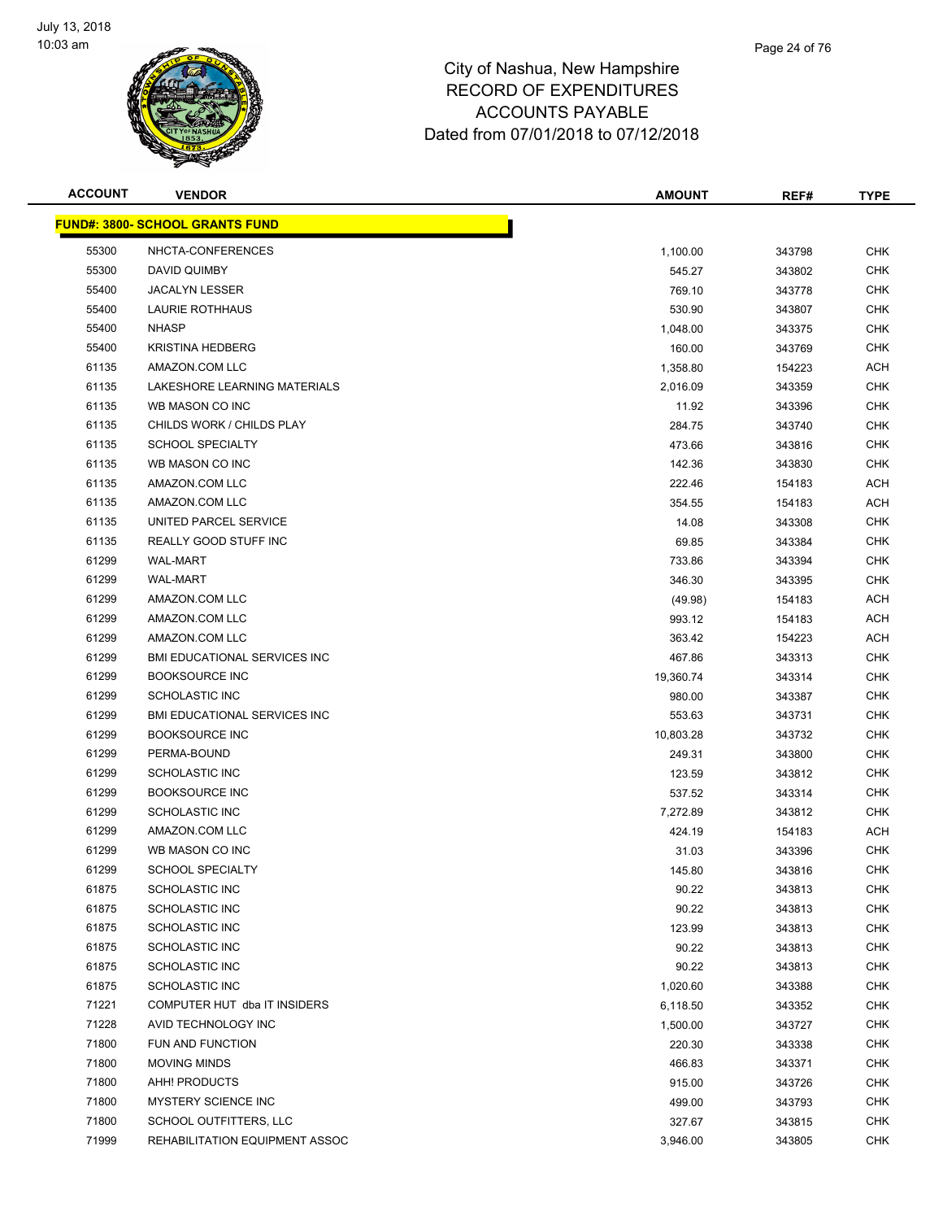# City of Nashua, New Hampshire
# RECORD OF EXPENDITURES
# ACCOUNTS PAYABLE
# Dated from 07/01/2018 to 07/12/2018

| ACCOUNT | VENDOR | AMOUNT | REF# | TYPE |
|---|---|---|---|---|
| **FUND#: 3800- SCHOOL GRANTS FUND** | | | | |
| 55300 | NHCTA-CONFERENCES | 1,100.00 | 343798 | CHK |
| 55300 | DAVID QUIMBY | 545.27 | 343802 | CHK |
| 55400 | JACALYN LESSER | 769.10 | 343778 | CHK |
| 55400 | LAURIE ROTHHAUS | 530.90 | 343807 | CHK |
| 55400 | NHASP | 1,048.00 | 343375 | CHK |
| 55400 | KRISTINA HEDBERG | 160.00 | 343769 | CHK |
| 61135 | AMAZON.COM LLC | 1,358.80 | 154223 | ACH |
| 61135 | LAKESHORE LEARNING MATERIALS | 2,016.09 | 343359 | CHK |
| 61135 | WB MASON CO INC | 11.92 | 343396 | CHK |
| 61135 | CHILDS WORK / CHILDS PLAY | 284.75 | 343740 | CHK |
| 61135 | SCHOOL SPECIALTY | 473.66 | 343816 | CHK |
| 61135 | WB MASON CO INC | 142.36 | 343830 | CHK |
| 61135 | AMAZON.COM LLC | 222.46 | 154183 | ACH |
| 61135 | AMAZON.COM LLC | 354.55 | 154183 | ACH |
| 61135 | UNITED PARCEL SERVICE | 14.08 | 343308 | CHK |
| 61135 | REALLY GOOD STUFF INC | 69.85 | 343384 | CHK |
| 61299 | WAL-MART | 733.86 | 343394 | CHK |
| 61299 | WAL-MART | 346.30 | 343395 | CHK |
| 61299 | AMAZON.COM LLC | (49.98) | 154183 | ACH |
| 61299 | AMAZON.COM LLC | 993.12 | 154183 | ACH |
| 61299 | AMAZON.COM LLC | 363.42 | 154223 | ACH |
| 61299 | BMI EDUCATIONAL SERVICES INC | 467.86 | 343313 | CHK |
| 61299 | BOOKSOURCE INC | 19,360.74 | 343314 | CHK |
| 61299 | SCHOLASTIC INC | 980.00 | 343387 | CHK |
| 61299 | BMI EDUCATIONAL SERVICES INC | 553.63 | 343731 | CHK |
| 61299 | BOOKSOURCE INC | 10,803.28 | 343732 | CHK |
| 61299 | PERMA-BOUND | 249.31 | 343800 | CHK |
| 61299 | SCHOLASTIC INC | 123.59 | 343812 | CHK |
| 61299 | BOOKSOURCE INC | 537.52 | 343314 | CHK |
| 61299 | SCHOLASTIC INC | 7,272.89 | 343812 | CHK |
| 61299 | AMAZON.COM LLC | 424.19 | 154183 | ACH |
| 61299 | WB MASON CO INC | 31.03 | 343396 | CHK |
| 61299 | SCHOOL SPECIALTY | 145.80 | 343816 | CHK |
| 61875 | SCHOLASTIC INC | 90.22 | 343813 | CHK |
| 61875 | SCHOLASTIC INC | 90.22 | 343813 | CHK |
| 61875 | SCHOLASTIC INC | 123.99 | 343813 | CHK |
| 61875 | SCHOLASTIC INC | 90.22 | 343813 | CHK |
| 61875 | SCHOLASTIC INC | 90.22 | 343813 | CHK |
| 61875 | SCHOLASTIC INC | 1,020.60 | 343388 | CHK |
| 71221 | COMPUTER HUT dba IT INSIDERS | 6,118.50 | 343352 | CHK |
| 71228 | AVID TECHNOLOGY INC | 1,500.00 | 343727 | CHK |
| 71800 | FUN AND FUNCTION | 220.30 | 343338 | CHK |
| 71800 | MOVING MINDS | 466.83 | 343371 | CHK |
| 71800 | AHH! PRODUCTS | 915.00 | 343726 | CHK |
| 71800 | MYSTERY SCIENCE INC | 499.00 | 343793 | CHK |
| 71800 | SCHOOL OUTFITTERS, LLC | 327.67 | 343815 | CHK |
| 71999 | REHABILITATION EQUIPMENT ASSOC | 3,946.00 | 343805 | CHK |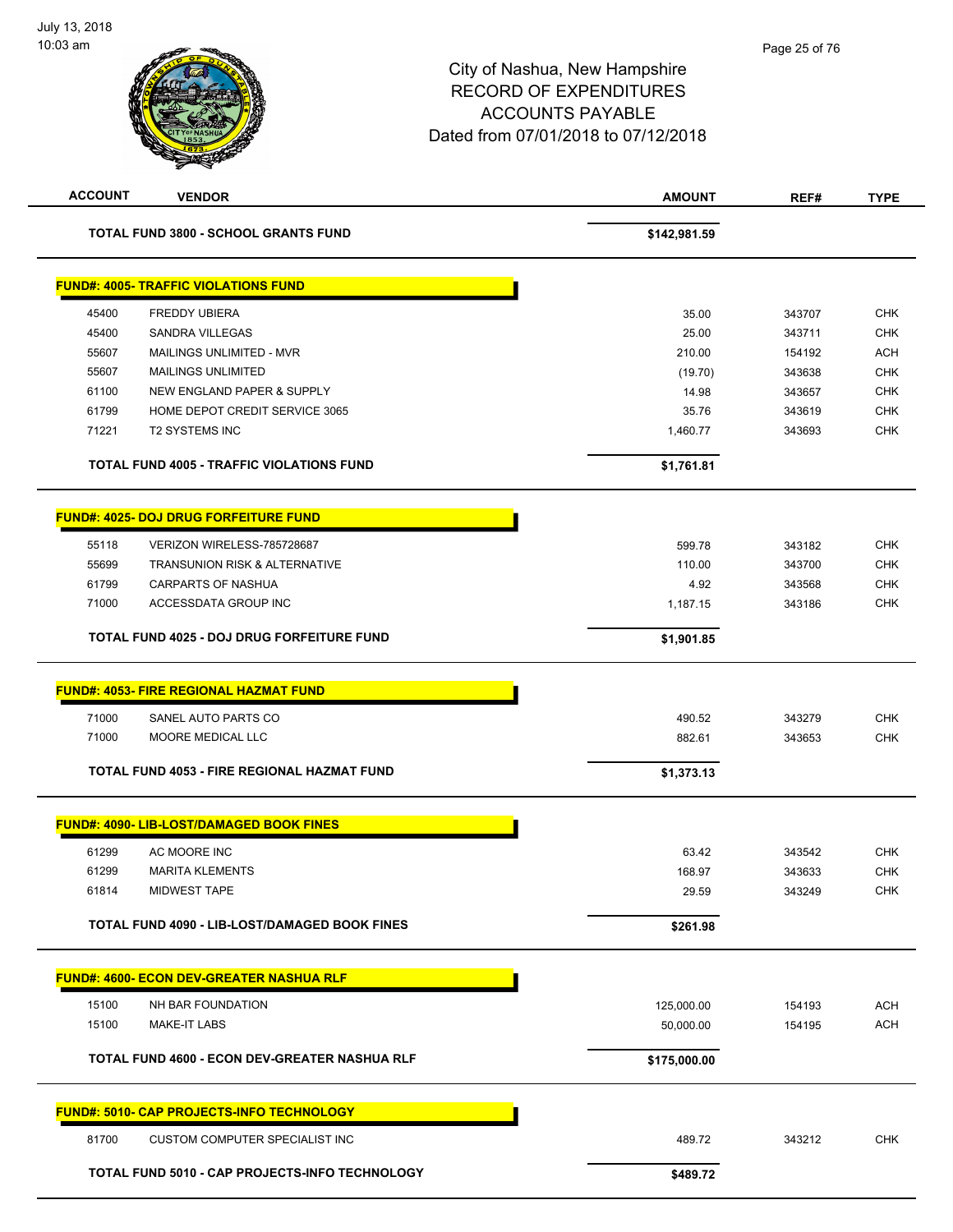City of Nashua, New Hampshire
RECORD OF EXPENDITURES
ACCOUNTS PAYABLE
Dated from 07/01/2018 to 07/12/2018

| ACCOUNT | VENDOR | AMOUNT | REF# | TYPE |
|---|---|---|---|---|
| | **TOTAL FUND 3800 - SCHOOL GRANTS FUND** | **$142,981.59** | | |
| | **FUND#: 4005- TRAFFIC VIOLATIONS FUND** | | | |
| 45400 | FREDDY UBIERA | 35.00 | 343707 | CHK |
| 45400 | SANDRA VILLEGAS | 25.00 | 343711 | CHK |
| 55607 | MAILINGS UNLIMITED - MVR | 210.00 | 154192 | ACH |
| 55607 | MAILINGS UNLIMITED | (19.70) | 343638 | CHK |
| 61100 | NEW ENGLAND PAPER & SUPPLY | 14.98 | 343657 | CHK |
| 61799 | HOME DEPOT CREDIT SERVICE 3065 | 35.76 | 343619 | CHK |
| 71221 | T2 SYSTEMS INC | 1,460.77 | 343693 | CHK |
| | **TOTAL FUND 4005 - TRAFFIC VIOLATIONS FUND** | **$1,761.81** | | |
| | **FUND#: 4025- DOJ DRUG FORFEITURE FUND** | | | |
| 55118 | VERIZON WIRELESS-785728687 | 599.78 | 343182 | CHK |
| 55699 | TRANSUNION RISK & ALTERNATIVE | 110.00 | 343700 | CHK |
| 61799 | CARPARTS OF NASHUA | 4.92 | 343568 | CHK |
| 71000 | ACCESSDATA GROUP INC | 1,187.15 | 343186 | CHK |
| | **TOTAL FUND 4025 - DOJ DRUG FORFEITURE FUND** | **$1,901.85** | | |
| | **FUND#: 4053- FIRE REGIONAL HAZMAT FUND** | | | |
| 71000 | SANEL AUTO PARTS CO | 490.52 | 343279 | CHK |
| 71000 | MOORE MEDICAL LLC | 882.61 | 343653 | CHK |
| | **TOTAL FUND 4053 - FIRE REGIONAL HAZMAT FUND** | **$1,373.13** | | |
| | **FUND#: 4090- LIB-LOST/DAMAGED BOOK FINES** | | | |
| 61299 | AC MOORE INC | 63.42 | 343542 | CHK |
| 61299 | MARITA KLEMENTS | 168.97 | 343633 | CHK |
| 61814 | MIDWEST TAPE | 29.59 | 343249 | CHK |
| | **TOTAL FUND 4090 - LIB-LOST/DAMAGED BOOK FINES** | **$261.98** | | |
| | **FUND#: 4600- ECON DEV-GREATER NASHUA RLF** | | | |
| 15100 | NH BAR FOUNDATION | 125,000.00 | 154193 | ACH |
| 15100 | MAKE-IT LABS | 50,000.00 | 154195 | ACH |
| | **TOTAL FUND 4600 - ECON DEV-GREATER NASHUA RLF** | **$175,000.00** | | |
| | **FUND#: 5010- CAP PROJECTS-INFO TECHNOLOGY** | | | |
| 81700 | CUSTOM COMPUTER SPECIALIST INC | 489.72 | 343212 | CHK |
| | **TOTAL FUND 5010 - CAP PROJECTS-INFO TECHNOLOGY** | **$489.72** | | |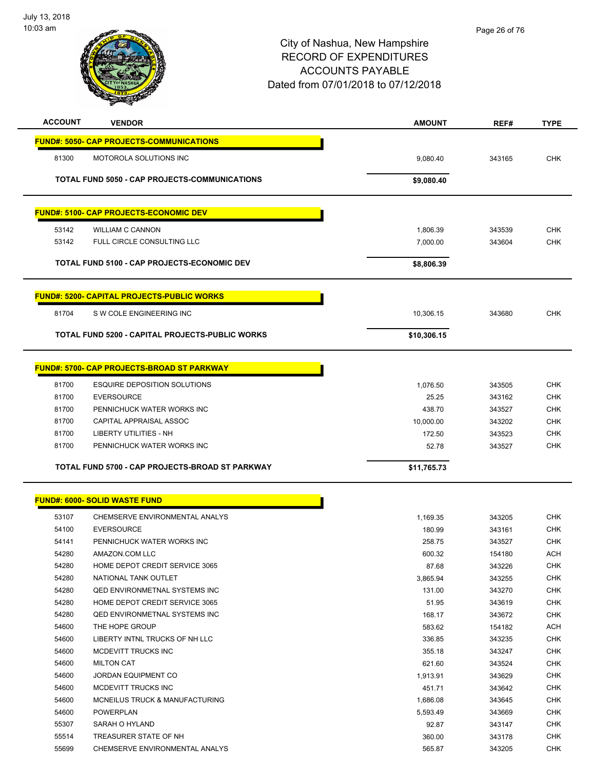July 13, 2018
10:03 am

# City of Nashua, New Hampshire
## RECORD OF EXPENDITURES
## ACCOUNTS PAYABLE
## Dated from 07/01/2018 to 07/12/2018

| ACCOUNT | VENDOR | AMOUNT | REF# | TYPE |
|---|---|---|---|---|
| **FUND#: 5050- CAP PROJECTS-COMMUNICATIONS** | | | | |
| 81300 | MOTOROLA SOLUTIONS INC | 9,080.40 | 343165 | CHK |
| | **TOTAL FUND 5050 - CAP PROJECTS-COMMUNICATIONS** | **$9,080.40** | | |
| **FUND#: 5100- CAP PROJECTS-ECONOMIC DEV** | | | | |
| 53142 | WILLIAM C CANNON | 1,806.39 | 343539 | CHK |
| 53142 | FULL CIRCLE CONSULTING LLC | 7,000.00 | 343604 | CHK |
| | **TOTAL FUND 5100 - CAP PROJECTS-ECONOMIC DEV** | **$8,806.39** | | |
| **FUND#: 5200- CAPITAL PROJECTS-PUBLIC WORKS** | | | | |
| 81704 | S W COLE ENGINEERING INC | 10,306.15 | 343680 | CHK |
| | **TOTAL FUND 5200 - CAPITAL PROJECTS-PUBLIC WORKS** | **$10,306.15** | | |
| **FUND#: 5700- CAP PROJECTS-BROAD ST PARKWAY** | | | | |
| 81700 | ESQUIRE DEPOSITION SOLUTIONS | 1,076.50 | 343505 | CHK |
| 81700 | EVERSOURCE | 25.25 | 343162 | CHK |
| 81700 | PENNICHUCK WATER WORKS INC | 438.70 | 343527 | CHK |
| 81700 | CAPITAL APPRAISAL ASSOC | 10,000.00 | 343202 | CHK |
| 81700 | LIBERTY UTILITIES - NH | 172.50 | 343523 | CHK |
| 81700 | PENNICHUCK WATER WORKS INC | 52.78 | 343527 | CHK |
| | **TOTAL FUND 5700 - CAP PROJECTS-BROAD ST PARKWAY** | **$11,765.73** | | |
| **FUND#: 6000- SOLID WASTE FUND** | | | | |
| 53107 | CHEMSERVE ENVIRONMENTAL ANALYS | 1,169.35 | 343205 | CHK |
| 54100 | EVERSOURCE | 180.99 | 343161 | CHK |
| 54141 | PENNICHUCK WATER WORKS INC | 258.75 | 343527 | CHK |
| 54280 | AMAZON.COM LLC | 600.32 | 154180 | ACH |
| 54280 | HOME DEPOT CREDIT SERVICE 3065 | 87.68 | 343226 | CHK |
| 54280 | NATIONAL TANK OUTLET | 3,865.94 | 343255 | CHK |
| 54280 | QED ENVIRONMETNAL SYSTEMS INC | 131.00 | 343270 | CHK |
| 54280 | HOME DEPOT CREDIT SERVICE 3065 | 51.95 | 343619 | CHK |
| 54280 | QED ENVIRONMETNAL SYSTEMS INC | 168.17 | 343672 | CHK |
| 54600 | THE HOPE GROUP | 583.62 | 154182 | ACH |
| 54600 | LIBERTY INTNL TRUCKS OF NH LLC | 336.85 | 343235 | CHK |
| 54600 | MCDEVITT TRUCKS INC | 355.18 | 343247 | CHK |
| 54600 | MILTON CAT | 621.60 | 343524 | CHK |
| 54600 | JORDAN EQUIPMENT CO | 1,913.91 | 343629 | CHK |
| 54600 | MCDEVITT TRUCKS INC | 451.71 | 343642 | CHK |
| 54600 | MCNEILUS TRUCK & MANUFACTURING | 1,686.08 | 343645 | CHK |
| 54600 | POWERPLAN | 5,593.49 | 343669 | CHK |
| 55307 | SARAH O HYLAND | 92.87 | 343147 | CHK |
| 55514 | TREASURER STATE OF NH | 360.00 | 343178 | CHK |
| 55699 | CHEMSERVE ENVIRONMENTAL ANALYS | 565.87 | 343205 | CHK |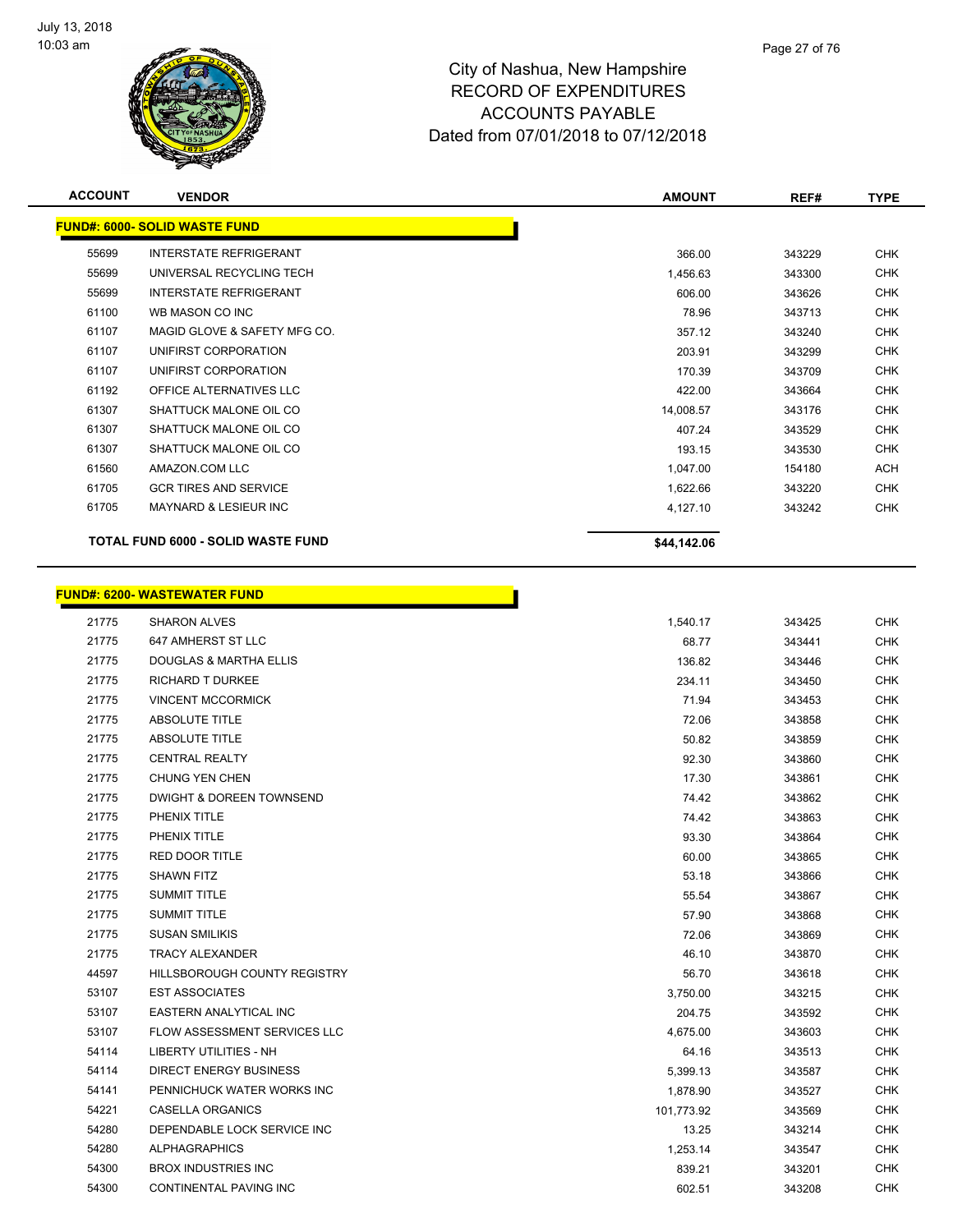City of Nashua, New Hampshire
RECORD OF EXPENDITURES
ACCOUNTS PAYABLE
Dated from 07/01/2018 to 07/12/2018

| ACCOUNT | VENDOR | AMOUNT | REF# | TYPE |
|---|---|---|---|---|
| **FUND#: 6000- SOLID WASTE FUND** | | | | |
| 55699 | INTERSTATE REFRIGERANT | 366.00 | 343229 | CHK |
| 55699 | UNIVERSAL RECYCLING TECH | 1,456.63 | 343300 | CHK |
| 55699 | INTERSTATE REFRIGERANT | 606.00 | 343626 | CHK |
| 61100 | WB MASON CO INC | 78.96 | 343713 | CHK |
| 61107 | MAGID GLOVE & SAFETY MFG CO. | 357.12 | 343240 | CHK |
| 61107 | UNIFIRST CORPORATION | 203.91 | 343299 | CHK |
| 61107 | UNIFIRST CORPORATION | 170.39 | 343709 | CHK |
| 61192 | OFFICE ALTERNATIVES LLC | 422.00 | 343664 | CHK |
| 61307 | SHATTUCK MALONE OIL CO | 14,008.57 | 343176 | CHK |
| 61307 | SHATTUCK MALONE OIL CO | 407.24 | 343529 | CHK |
| 61307 | SHATTUCK MALONE OIL CO | 193.15 | 343530 | CHK |
| 61560 | AMAZON.COM LLC | 1,047.00 | 154180 | ACH |
| 61705 | GCR TIRES AND SERVICE | 1,622.66 | 343220 | CHK |
| 61705 | MAYNARD & LESIEUR INC | 4,127.10 | 343242 | CHK |
| **TOTAL FUND 6000 - SOLID WASTE FUND** | | **$44,142.06** | | |
| **FUND#: 6200- WASTEWATER FUND** | | | | |
| 21775 | SHARON ALVES | 1,540.17 | 343425 | CHK |
| 21775 | 647 AMHERST ST LLC | 68.77 | 343441 | CHK |
| 21775 | DOUGLAS & MARTHA ELLIS | 136.82 | 343446 | CHK |
| 21775 | RICHARD T DURKEE | 234.11 | 343450 | CHK |
| 21775 | VINCENT MCCORMICK | 71.94 | 343453 | CHK |
| 21775 | ABSOLUTE TITLE | 72.06 | 343858 | CHK |
| 21775 | ABSOLUTE TITLE | 50.82 | 343859 | CHK |
| 21775 | CENTRAL REALTY | 92.30 | 343860 | CHK |
| 21775 | CHUNG YEN CHEN | 17.30 | 343861 | CHK |
| 21775 | DWIGHT & DOREEN TOWNSEND | 74.42 | 343862 | CHK |
| 21775 | PHENIX TITLE | 74.42 | 343863 | CHK |
| 21775 | PHENIX TITLE | 93.30 | 343864 | CHK |
| 21775 | RED DOOR TITLE | 60.00 | 343865 | CHK |
| 21775 | SHAWN FITZ | 53.18 | 343866 | CHK |
| 21775 | SUMMIT TITLE | 55.54 | 343867 | CHK |
| 21775 | SUMMIT TITLE | 57.90 | 343868 | CHK |
| 21775 | SUSAN SMILIKIS | 72.06 | 343869 | CHK |
| 21775 | TRACY ALEXANDER | 46.10 | 343870 | CHK |
| 44597 | HILLSBOROUGH COUNTY REGISTRY | 56.70 | 343618 | CHK |
| 53107 | EST ASSOCIATES | 3,750.00 | 343215 | CHK |
| 53107 | EASTERN ANALYTICAL INC | 204.75 | 343592 | CHK |
| 53107 | FLOW ASSESSMENT SERVICES LLC | 4,675.00 | 343603 | CHK |
| 54114 | LIBERTY UTILITIES - NH | 64.16 | 343513 | CHK |
| 54114 | DIRECT ENERGY BUSINESS | 5,399.13 | 343587 | CHK |
| 54141 | PENNICHUCK WATER WORKS INC | 1,878.90 | 343527 | CHK |
| 54221 | CASELLA ORGANICS | 101,773.92 | 343569 | CHK |
| 54280 | DEPENDABLE LOCK SERVICE INC | 13.25 | 343214 | CHK |
| 54280 | ALPHAGRAPHICS | 1,253.14 | 343547 | CHK |
| 54300 | BROX INDUSTRIES INC | 839.21 | 343201 | CHK |
| 54300 | CONTINENTAL PAVING INC | 602.51 | 343208 | CHK |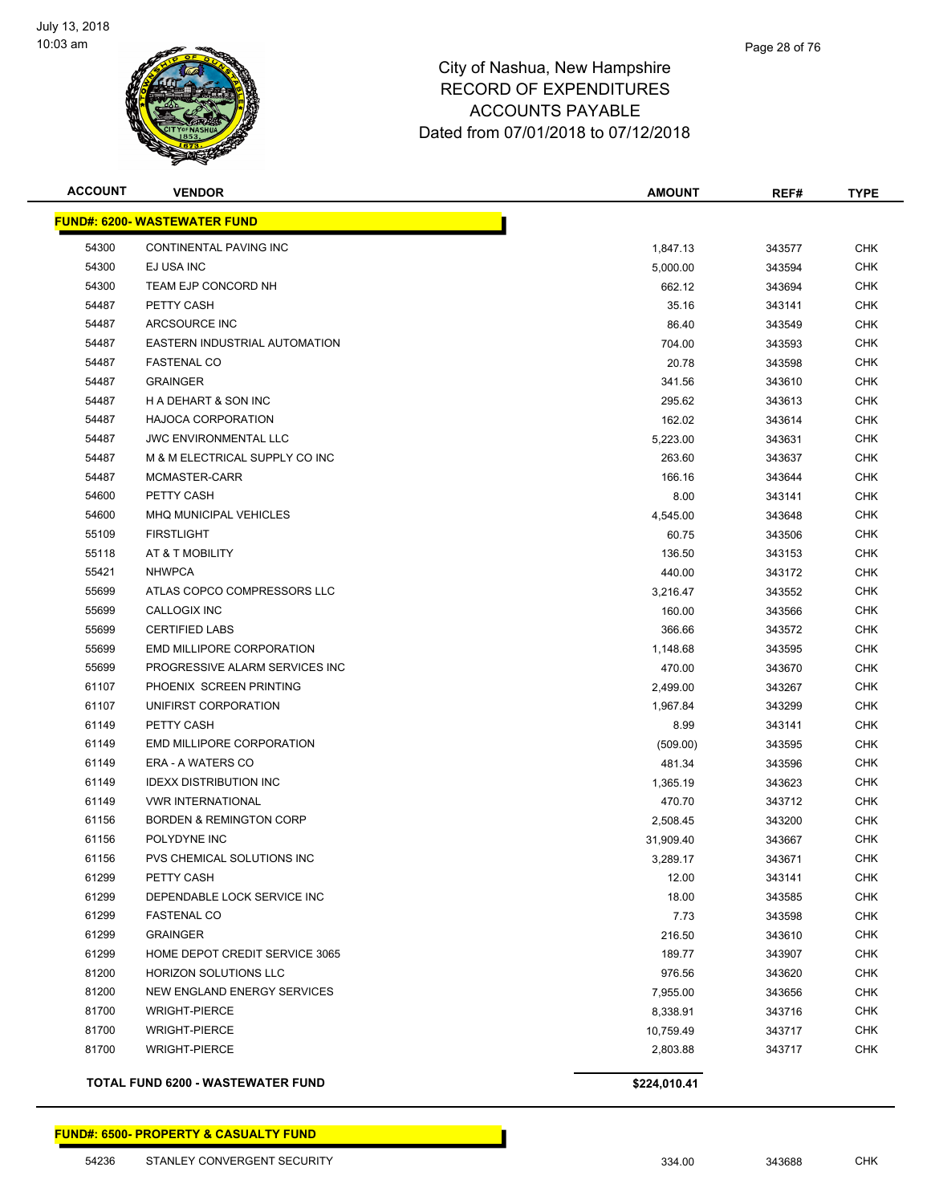# City of Nashua, New Hampshire
## RECORD OF EXPENDITURES
## ACCOUNTS PAYABLE
## Dated from 07/01/2018 to 07/12/2018

| ACCOUNT | VENDOR | AMOUNT | REF# | TYPE |
|---|---|---|---|---|
| **FUND#: 6200- WASTEWATER FUND** | | | | |
| 54300 | CONTINENTAL PAVING INC | 1,847.13 | 343577 | CHK |
| 54300 | EJ USA INC | 5,000.00 | 343594 | CHK |
| 54300 | TEAM EJP CONCORD NH | 662.12 | 343694 | CHK |
| 54487 | PETTY CASH | 35.16 | 343141 | CHK |
| 54487 | ARCSOURCE INC | 86.40 | 343549 | CHK |
| 54487 | EASTERN INDUSTRIAL AUTOMATION | 704.00 | 343593 | CHK |
| 54487 | FASTENAL CO | 20.78 | 343598 | CHK |
| 54487 | GRAINGER | 341.56 | 343610 | CHK |
| 54487 | H A DEHART & SON INC | 295.62 | 343613 | CHK |
| 54487 | HAJOCA CORPORATION | 162.02 | 343614 | CHK |
| 54487 | JWC ENVIRONMENTAL LLC | 5,223.00 | 343631 | CHK |
| 54487 | M & M ELECTRICAL SUPPLY CO INC | 263.60 | 343637 | CHK |
| 54487 | MCMASTER-CARR | 166.16 | 343644 | CHK |
| 54600 | PETTY CASH | 8.00 | 343141 | CHK |
| 54600 | MHQ MUNICIPAL VEHICLES | 4,545.00 | 343648 | CHK |
| 55109 | FIRSTLIGHT | 60.75 | 343506 | CHK |
| 55118 | AT & T MOBILITY | 136.50 | 343153 | CHK |
| 55421 | NHWPCA | 440.00 | 343172 | CHK |
| 55699 | ATLAS COPCO COMPRESSORS LLC | 3,216.47 | 343552 | CHK |
| 55699 | CALLOGIX INC | 160.00 | 343566 | CHK |
| 55699 | CERTIFIED LABS | 366.66 | 343572 | CHK |
| 55699 | EMD MILLIPORE CORPORATION | 1,148.68 | 343595 | CHK |
| 55699 | PROGRESSIVE ALARM SERVICES INC | 470.00 | 343670 | CHK |
| 61107 | PHOENIX SCREEN PRINTING | 2,499.00 | 343267 | CHK |
| 61107 | UNIFIRST CORPORATION | 1,967.84 | 343299 | CHK |
| 61149 | PETTY CASH | 8.99 | 343141 | CHK |
| 61149 | EMD MILLIPORE CORPORATION | (509.00) | 343595 | CHK |
| 61149 | ERA - A WATERS CO | 481.34 | 343596 | CHK |
| 61149 | IDEXX DISTRIBUTION INC | 1,365.19 | 343623 | CHK |
| 61149 | VWR INTERNATIONAL | 470.70 | 343712 | CHK |
| 61156 | BORDEN & REMINGTON CORP | 2,508.45 | 343200 | CHK |
| 61156 | POLYDYNE INC | 31,909.40 | 343667 | CHK |
| 61156 | PVS CHEMICAL SOLUTIONS INC | 3,289.17 | 343671 | CHK |
| 61299 | PETTY CASH | 12.00 | 343141 | CHK |
| 61299 | DEPENDABLE LOCK SERVICE INC | 18.00 | 343585 | CHK |
| 61299 | FASTENAL CO | 7.73 | 343598 | CHK |
| 61299 | GRAINGER | 216.50 | 343610 | CHK |
| 61299 | HOME DEPOT CREDIT SERVICE 3065 | 189.77 | 343907 | CHK |
| 81200 | HORIZON SOLUTIONS LLC | 976.56 | 343620 | CHK |
| 81200 | NEW ENGLAND ENERGY SERVICES | 7,955.00 | 343656 | CHK |
| 81700 | WRIGHT-PIERCE | 8,338.91 | 343716 | CHK |
| 81700 | WRIGHT-PIERCE | 10,759.49 | 343717 | CHK |
| 81700 | WRIGHT-PIERCE | 2,803.88 | 343717 | CHK |
| **TOTAL FUND 6200 - WASTEWATER FUND** | | **$224,010.41** | | |
| **FUND#: 6500- PROPERTY & CASUALTY FUND** | | | | |
| 54236 | STANLEY CONVERGENT SECURITY | 334.00 | 343688 | CHK |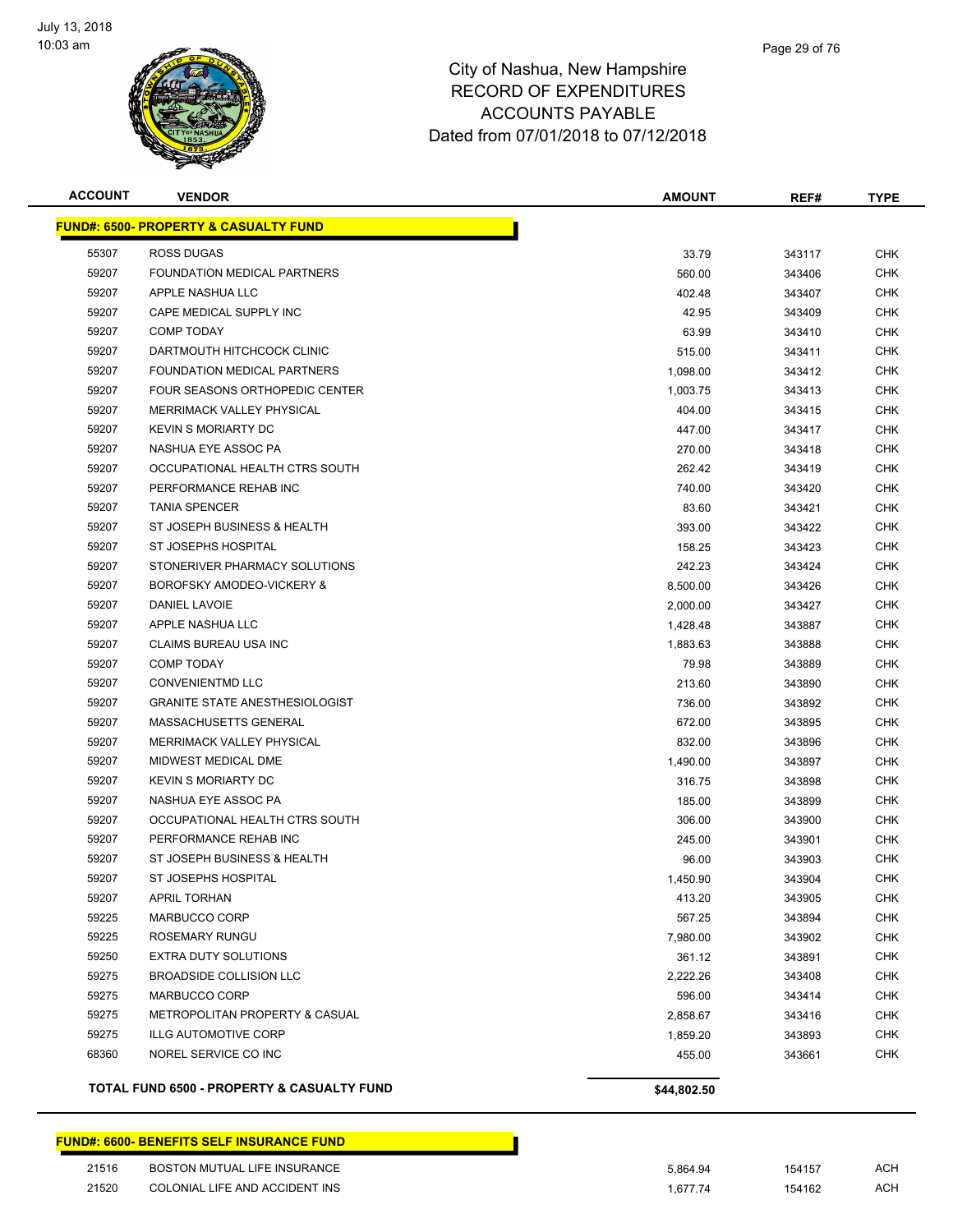# City of Nashua, New Hampshire
## RECORD OF EXPENDITURES
## ACCOUNTS PAYABLE
## Dated from 07/01/2018 to 07/12/2018

| ACCOUNT | VENDOR | AMOUNT | REF# | TYPE |
|---|---|---|---|---|
| **FUND#: 6500- PROPERTY & CASUALTY FUND** | | | | |
| 55307 | ROSS DUGAS | 33.79 | 343117 | CHK |
| 59207 | FOUNDATION MEDICAL PARTNERS | 560.00 | 343406 | CHK |
| 59207 | APPLE NASHUA LLC | 402.48 | 343407 | CHK |
| 59207 | CAPE MEDICAL SUPPLY INC | 42.95 | 343409 | CHK |
| 59207 | COMP TODAY | 63.99 | 343410 | CHK |
| 59207 | DARTMOUTH HITCHCOCK CLINIC | 515.00 | 343411 | CHK |
| 59207 | FOUNDATION MEDICAL PARTNERS | 1,098.00 | 343412 | CHK |
| 59207 | FOUR SEASONS ORTHOPEDIC CENTER | 1,003.75 | 343413 | CHK |
| 59207 | MERRIMACK VALLEY PHYSICAL | 404.00 | 343415 | CHK |
| 59207 | KEVIN S MORIARTY DC | 447.00 | 343417 | CHK |
| 59207 | NASHUA EYE ASSOC PA | 270.00 | 343418 | CHK |
| 59207 | OCCUPATIONAL HEALTH CTRS SOUTH | 262.42 | 343419 | CHK |
| 59207 | PERFORMANCE REHAB INC | 740.00 | 343420 | CHK |
| 59207 | TANIA SPENCER | 83.60 | 343421 | CHK |
| 59207 | ST JOSEPH BUSINESS & HEALTH | 393.00 | 343422 | CHK |
| 59207 | ST JOSEPHS HOSPITAL | 158.25 | 343423 | CHK |
| 59207 | STONERIVER PHARMACY SOLUTIONS | 242.23 | 343424 | CHK |
| 59207 | BOROFSKY AMODEO-VICKERY & | 8,500.00 | 343426 | CHK |
| 59207 | DANIEL LAVOIE | 2,000.00 | 343427 | CHK |
| 59207 | APPLE NASHUA LLC | 1,428.48 | 343887 | CHK |
| 59207 | CLAIMS BUREAU USA INC | 1,883.63 | 343888 | CHK |
| 59207 | COMP TODAY | 79.98 | 343889 | CHK |
| 59207 | CONVENIENTMD LLC | 213.60 | 343890 | CHK |
| 59207 | GRANITE STATE ANESTHESIOLOGIST | 736.00 | 343892 | CHK |
| 59207 | MASSACHUSETTS GENERAL | 672.00 | 343895 | CHK |
| 59207 | MERRIMACK VALLEY PHYSICAL | 832.00 | 343896 | CHK |
| 59207 | MIDWEST MEDICAL DME | 1,490.00 | 343897 | CHK |
| 59207 | KEVIN S MORIARTY DC | 316.75 | 343898 | CHK |
| 59207 | NASHUA EYE ASSOC PA | 185.00 | 343899 | CHK |
| 59207 | OCCUPATIONAL HEALTH CTRS SOUTH | 306.00 | 343900 | CHK |
| 59207 | PERFORMANCE REHAB INC | 245.00 | 343901 | CHK |
| 59207 | ST JOSEPH BUSINESS & HEALTH | 96.00 | 343903 | CHK |
| 59207 | ST JOSEPHS HOSPITAL | 1,450.90 | 343904 | CHK |
| 59207 | APRIL TORHAN | 413.20 | 343905 | CHK |
| 59225 | MARBUCCO CORP | 567.25 | 343894 | CHK |
| 59225 | ROSEMARY RUNGU | 7,980.00 | 343902 | CHK |
| 59250 | EXTRA DUTY SOLUTIONS | 361.12 | 343891 | CHK |
| 59275 | BROADSIDE COLLISION LLC | 2,222.26 | 343408 | CHK |
| 59275 | MARBUCCO CORP | 596.00 | 343414 | CHK |
| 59275 | METROPOLITAN PROPERTY & CASUAL | 2,858.67 | 343416 | CHK |
| 59275 | ILLG AUTOMOTIVE CORP | 1,859.20 | 343893 | CHK |
| 68360 | NOREL SERVICE CO INC | 455.00 | 343661 | CHK |
| | **TOTAL FUND 6500 - PROPERTY & CASUALTY FUND** | **$44,802.50** | | |
| **FUND#: 6600- BENEFITS SELF INSURANCE FUND** | | | | |
| 21516 | BOSTON MUTUAL LIFE INSURANCE | 5,864.94 | 154157 | ACH |
| 21520 | COLONIAL LIFE AND ACCIDENT INS | 1,677.74 | 154162 | ACH |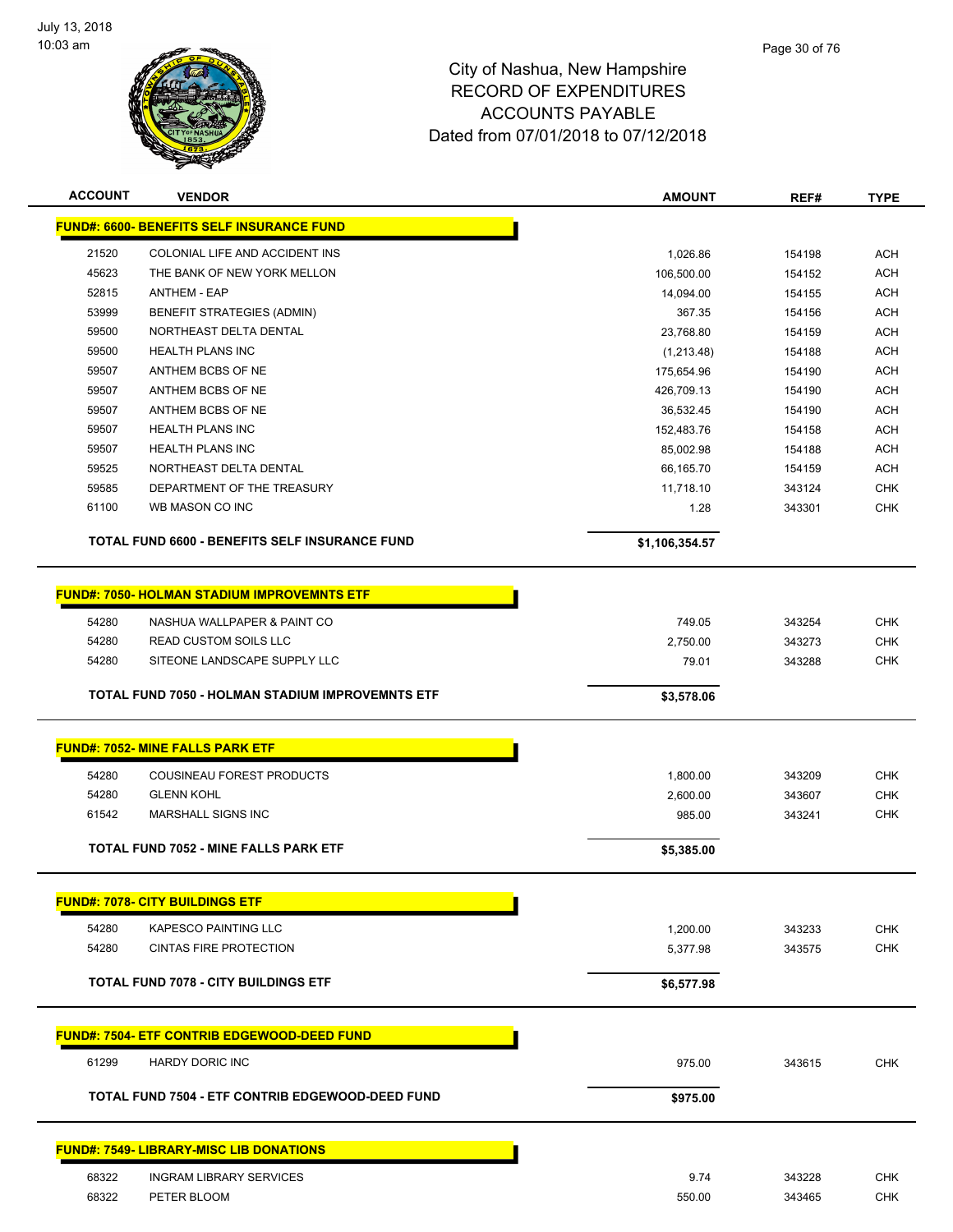City of Nashua, New Hampshire
RECORD OF EXPENDITURES
ACCOUNTS PAYABLE
Dated from 07/01/2018 to 07/12/2018

| ACCOUNT | VENDOR | AMOUNT | REF# | TYPE |
|---|---|---|---|---|
| **FUND#: 6600- BENEFITS SELF INSURANCE FUND** | | | | |
| 21520 | COLONIAL LIFE AND ACCIDENT INS | 1,026.86 | 154198 | ACH |
| 45623 | THE BANK OF NEW YORK MELLON | 106,500.00 | 154152 | ACH |
| 52815 | ANTHEM - EAP | 14,094.00 | 154155 | ACH |
| 53999 | BENEFIT STRATEGIES (ADMIN) | 367.35 | 154156 | ACH |
| 59500 | NORTHEAST DELTA DENTAL | 23,768.80 | 154159 | ACH |
| 59500 | HEALTH PLANS INC | (1,213.48) | 154188 | ACH |
| 59507 | ANTHEM BCBS OF NE | 175,654.96 | 154190 | ACH |
| 59507 | ANTHEM BCBS OF NE | 426,709.13 | 154190 | ACH |
| 59507 | ANTHEM BCBS OF NE | 36,532.45 | 154190 | ACH |
| 59507 | HEALTH PLANS INC | 152,483.76 | 154158 | ACH |
| 59507 | HEALTH PLANS INC | 85,002.98 | 154188 | ACH |
| 59525 | NORTHEAST DELTA DENTAL | 66,165.70 | 154159 | ACH |
| 59585 | DEPARTMENT OF THE TREASURY | 11,718.10 | 343124 | CHK |
| 61100 | WB MASON CO INC | 1.28 | 343301 | CHK |
| | **TOTAL FUND 6600 - BENEFITS SELF INSURANCE FUND** | **$1,106,354.57** | | |
| **FUND#: 7050- HOLMAN STADIUM IMPROVEMNTS ETF** | | | | |
| 54280 | NASHUA WALLPAPER & PAINT CO | 749.05 | 343254 | CHK |
| 54280 | READ CUSTOM SOILS LLC | 2,750.00 | 343273 | CHK |
| 54280 | SITEONE LANDSCAPE SUPPLY LLC | 79.01 | 343288 | CHK |
| | **TOTAL FUND 7050 - HOLMAN STADIUM IMPROVEMNTS ETF** | **$3,578.06** | | |
| **FUND#: 7052- MINE FALLS PARK ETF** | | | | |
| 54280 | COUSINEAU FOREST PRODUCTS | 1,800.00 | 343209 | CHK |
| 54280 | GLENN KOHL | 2,600.00 | 343607 | CHK |
| 61542 | MARSHALL SIGNS INC | 985.00 | 343241 | CHK |
| | **TOTAL FUND 7052 - MINE FALLS PARK ETF** | **$5,385.00** | | |
| **FUND#: 7078- CITY BUILDINGS ETF** | | | | |
| 54280 | KAPESCO PAINTING LLC | 1,200.00 | 343233 | CHK |
| 54280 | CINTAS FIRE PROTECTION | 5,377.98 | 343575 | CHK |
| | **TOTAL FUND 7078 - CITY BUILDINGS ETF** | **$6,577.98** | | |
| **FUND#: 7504- ETF CONTRIB EDGEWOOD-DEED FUND** | | | | |
| 61299 | HARDY DORIC INC | 975.00 | 343615 | CHK |
| | **TOTAL FUND 7504 - ETF CONTRIB EDGEWOOD-DEED FUND** | **$975.00** | | |
| **FUND#: 7549- LIBRARY-MISC LIB DONATIONS** | | | | |
| 68322 | INGRAM LIBRARY SERVICES | 9.74 | 343228 | CHK |
| 68322 | PETER BLOOM | 550.00 | 343465 | CHK |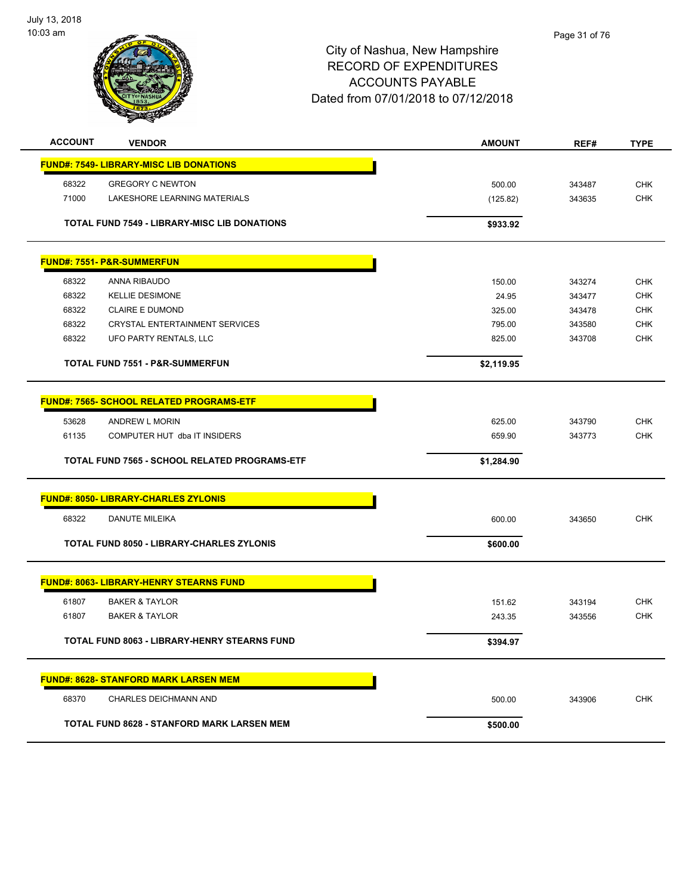City of Nashua, New Hampshire
RECORD OF EXPENDITURES
ACCOUNTS PAYABLE
Dated from 07/01/2018 to 07/12/2018

| ACCOUNT | VENDOR | AMOUNT | REF# | TYPE |
|---|---|---|---|---|
| **FUND#: 7549- LIBRARY-MISC LIB DONATIONS** | | | | |
| 68322 | GREGORY C NEWTON | 500.00 | 343487 | CHK |
| 71000 | LAKESHORE LEARNING MATERIALS | (125.82) | 343635 | CHK |
| | **TOTAL FUND 7549 - LIBRARY-MISC LIB DONATIONS** | **$933.92** | | |
| **FUND#: 7551- P&R-SUMMERFUN** | | | | |
| 68322 | ANNA RIBAUDO | 150.00 | 343274 | CHK |
| 68322 | KELLIE DESIMONE | 24.95 | 343477 | CHK |
| 68322 | CLAIRE E DUMOND | 325.00 | 343478 | CHK |
| 68322 | CRYSTAL ENTERTAINMENT SERVICES | 795.00 | 343580 | CHK |
| 68322 | UFO PARTY RENTALS, LLC | 825.00 | 343708 | CHK |
| | **TOTAL FUND 7551 - P&R-SUMMERFUN** | **$2,119.95** | | |
| **FUND#: 7565- SCHOOL RELATED PROGRAMS-ETF** | | | | |
| 53628 | ANDREW L MORIN | 625.00 | 343790 | CHK |
| 61135 | COMPUTER HUT dba IT INSIDERS | 659.90 | 343773 | CHK |
| | **TOTAL FUND 7565 - SCHOOL RELATED PROGRAMS-ETF** | **$1,284.90** | | |
| **FUND#: 8050- LIBRARY-CHARLES ZYLONIS** | | | | |
| 68322 | DANUTE MILEIKA | 600.00 | 343650 | CHK |
| | **TOTAL FUND 8050 - LIBRARY-CHARLES ZYLONIS** | **$600.00** | | |
| **FUND#: 8063- LIBRARY-HENRY STEARNS FUND** | | | | |
| 61807 | BAKER & TAYLOR | 151.62 | 343194 | CHK |
| 61807 | BAKER & TAYLOR | 243.35 | 343556 | CHK |
| | **TOTAL FUND 8063 - LIBRARY-HENRY STEARNS FUND** | **$394.97** | | |
| **FUND#: 8628- STANFORD MARK LARSEN MEM** | | | | |
| 68370 | CHARLES DEICHMANN AND | 500.00 | 343906 | CHK |
| | **TOTAL FUND 8628 - STANFORD MARK LARSEN MEM** | **$500.00** | | |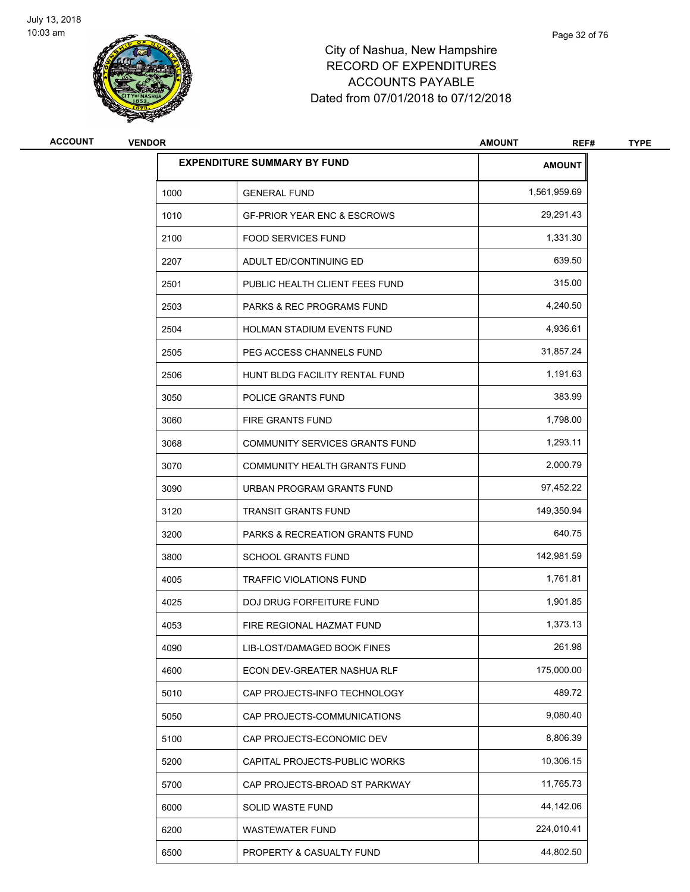City of Nashua, New Hampshire
RECORD OF EXPENDITURES
ACCOUNTS PAYABLE
Dated from 07/01/2018 to 07/12/2018

| ACCOUNT | VENDOR | AMOUNT | REF# | TYPE |
|---|---|---|---|---|

| EXPENDITURE SUMMARY BY FUND | | AMOUNT |
|---|---|---|
| 1000 | GENERAL FUND | 1,561,959.69 |
| 1010 | GF-PRIOR YEAR ENC & ESCROWS | 29,291.43 |
| 2100 | FOOD SERVICES FUND | 1,331.30 |
| 2207 | ADULT ED/CONTINUING ED | 639.50 |
| 2501 | PUBLIC HEALTH CLIENT FEES FUND | 315.00 |
| 2503 | PARKS & REC PROGRAMS FUND | 4,240.50 |
| 2504 | HOLMAN STADIUM EVENTS FUND | 4,936.61 |
| 2505 | PEG ACCESS CHANNELS FUND | 31,857.24 |
| 2506 | HUNT BLDG FACILITY RENTAL FUND | 1,191.63 |
| 3050 | POLICE GRANTS FUND | 383.99 |
| 3060 | FIRE GRANTS FUND | 1,798.00 |
| 3068 | COMMUNITY SERVICES GRANTS FUND | 1,293.11 |
| 3070 | COMMUNITY HEALTH GRANTS FUND | 2,000.79 |
| 3090 | URBAN PROGRAM GRANTS FUND | 97,452.22 |
| 3120 | TRANSIT GRANTS FUND | 149,350.94 |
| 3200 | PARKS & RECREATION GRANTS FUND | 640.75 |
| 3800 | SCHOOL GRANTS FUND | 142,981.59 |
| 4005 | TRAFFIC VIOLATIONS FUND | 1,761.81 |
| 4025 | DOJ DRUG FORFEITURE FUND | 1,901.85 |
| 4053 | FIRE REGIONAL HAZMAT FUND | 1,373.13 |
| 4090 | LIB-LOST/DAMAGED BOOK FINES | 261.98 |
| 4600 | ECON DEV-GREATER NASHUA RLF | 175,000.00 |
| 5010 | CAP PROJECTS-INFO TECHNOLOGY | 489.72 |
| 5050 | CAP PROJECTS-COMMUNICATIONS | 9,080.40 |
| 5100 | CAP PROJECTS-ECONOMIC DEV | 8,806.39 |
| 5200 | CAPITAL PROJECTS-PUBLIC WORKS | 10,306.15 |
| 5700 | CAP PROJECTS-BROAD ST PARKWAY | 11,765.73 |
| 6000 | SOLID WASTE FUND | 44,142.06 |
| 6200 | WASTEWATER FUND | 224,010.41 |
| 6500 | PROPERTY & CASUALTY FUND | 44,802.50 |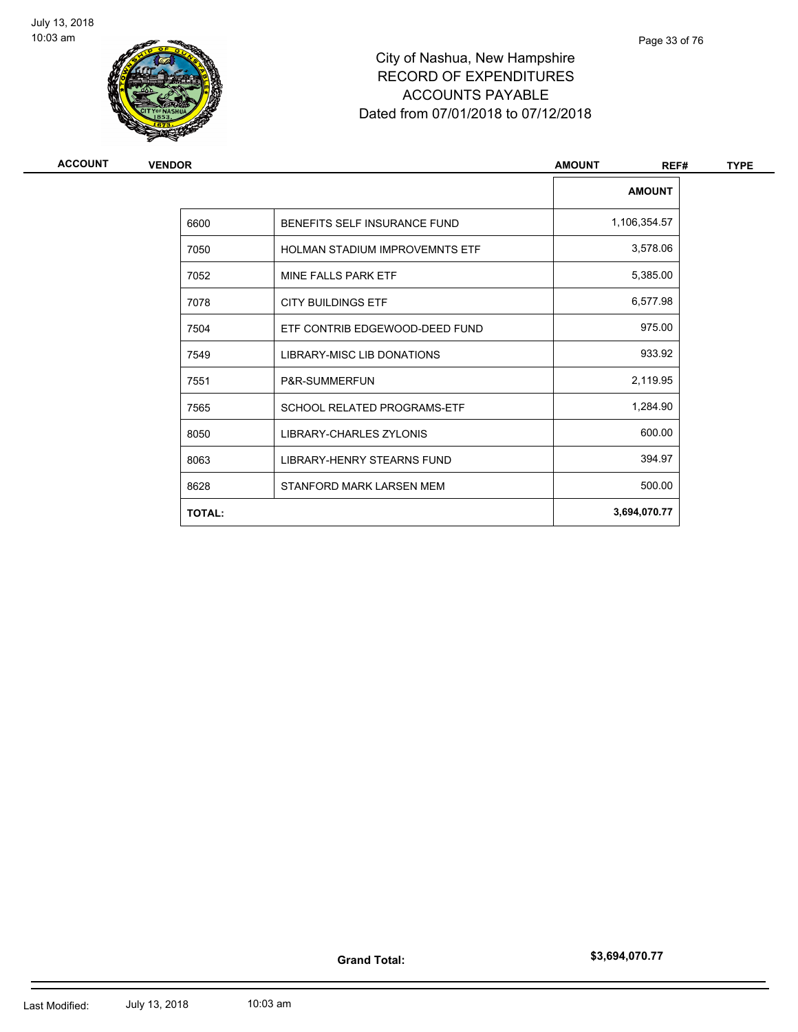City of Nashua, New Hampshire
RECORD OF EXPENDITURES
ACCOUNTS PAYABLE
Dated from 07/01/2018 to 07/12/2018

| ACCOUNT | VENDOR | AMOUNT | REF# | TYPE |
|---|---|---|---|---|

| | | AMOUNT |
|---|---|---|
| 6600 | BENEFITS SELF INSURANCE FUND | 1,106,354.57 |
| 7050 | HOLMAN STADIUM IMPROVEMNTS ETF | 3,578.06 |
| 7052 | MINE FALLS PARK ETF | 5,385.00 |
| 7078 | CITY BUILDINGS ETF | 6,577.98 |
| 7504 | ETF CONTRIB EDGEWOOD-DEED FUND | 975.00 |
| 7549 | LIBRARY-MISC LIB DONATIONS | 933.92 |
| 7551 | P&R-SUMMERFUN | 2,119.95 |
| 7565 | SCHOOL RELATED PROGRAMS-ETF | 1,284.90 |
| 8050 | LIBRARY-CHARLES ZYLONIS | 600.00 |
| 8063 | LIBRARY-HENRY STEARNS FUND | 394.97 |
| 8628 | STANFORD MARK LARSEN MEM | 500.00 |
| **TOTAL:** | | **3,694,070.77** |

**Grand Total:** **$3,694,070.77**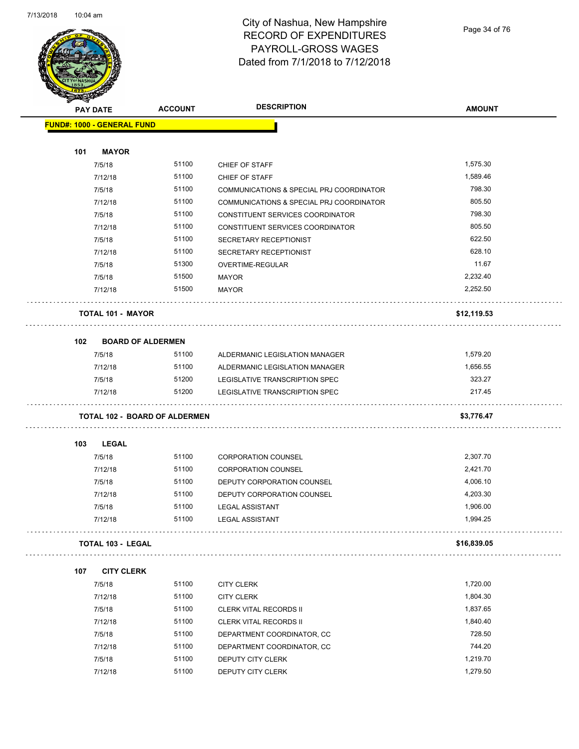# City of Nashua, New Hampshire
## RECORD OF EXPENDITURES
## PAYROLL-GROSS WAGES
## Dated from 7/1/2018 to 7/12/2018

**FUND#: 1000 - GENERAL FUND**

### 101 MAYOR

| PAY DATE | ACCOUNT | DESCRIPTION | AMOUNT |
|---|---|---|---|
| 7/5/18 | 51100 | CHIEF OF STAFF | 1,575.30 |
| 7/12/18 | 51100 | CHIEF OF STAFF | 1,589.46 |
| 7/5/18 | 51100 | COMMUNICATIONS & SPECIAL PRJ COORDINATOR | 798.30 |
| 7/12/18 | 51100 | COMMUNICATIONS & SPECIAL PRJ COORDINATOR | 805.50 |
| 7/5/18 | 51100 | CONSTITUENT SERVICES COORDINATOR | 798.30 |
| 7/12/18 | 51100 | CONSTITUENT SERVICES COORDINATOR | 805.50 |
| 7/5/18 | 51100 | SECRETARY RECEPTIONIST | 622.50 |
| 7/12/18 | 51100 | SECRETARY RECEPTIONIST | 628.10 |
| 7/5/18 | 51300 | OVERTIME-REGULAR | 11.67 |
| 7/5/18 | 51500 | MAYOR | 2,232.40 |
| 7/12/18 | 51500 | MAYOR | 2,252.50 |

**TOTAL 101 - MAYOR** **$12,119.53**

### 102 BOARD OF ALDERMEN

| PAY DATE | ACCOUNT | DESCRIPTION | AMOUNT |
|---|---|---|---|
| 7/5/18 | 51100 | ALDERMANIC LEGISLATION MANAGER | 1,579.20 |
| 7/12/18 | 51100 | ALDERMANIC LEGISLATION MANAGER | 1,656.55 |
| 7/5/18 | 51200 | LEGISLATIVE TRANSCRIPTION SPEC | 323.27 |
| 7/12/18 | 51200 | LEGISLATIVE TRANSCRIPTION SPEC | 217.45 |

**TOTAL 102 - BOARD OF ALDERMEN** **$3,776.47**

### 103 LEGAL

| PAY DATE | ACCOUNT | DESCRIPTION | AMOUNT |
|---|---|---|---|
| 7/5/18 | 51100 | CORPORATION COUNSEL | 2,307.70 |
| 7/12/18 | 51100 | CORPORATION COUNSEL | 2,421.70 |
| 7/5/18 | 51100 | DEPUTY CORPORATION COUNSEL | 4,006.10 |
| 7/12/18 | 51100 | DEPUTY CORPORATION COUNSEL | 4,203.30 |
| 7/5/18 | 51100 | LEGAL ASSISTANT | 1,906.00 |
| 7/12/18 | 51100 | LEGAL ASSISTANT | 1,994.25 |

**TOTAL 103 - LEGAL** **$16,839.05**

### 107 CITY CLERK

| PAY DATE | ACCOUNT | DESCRIPTION | AMOUNT |
|---|---|---|---|
| 7/5/18 | 51100 | CITY CLERK | 1,720.00 |
| 7/12/18 | 51100 | CITY CLERK | 1,804.30 |
| 7/5/18 | 51100 | CLERK VITAL RECORDS II | 1,837.65 |
| 7/12/18 | 51100 | CLERK VITAL RECORDS II | 1,840.40 |
| 7/5/18 | 51100 | DEPARTMENT COORDINATOR, CC | 728.50 |
| 7/12/18 | 51100 | DEPARTMENT COORDINATOR, CC | 744.20 |
| 7/5/18 | 51100 | DEPUTY CITY CLERK | 1,219.70 |
| 7/12/18 | 51100 | DEPUTY CITY CLERK | 1,279.50 |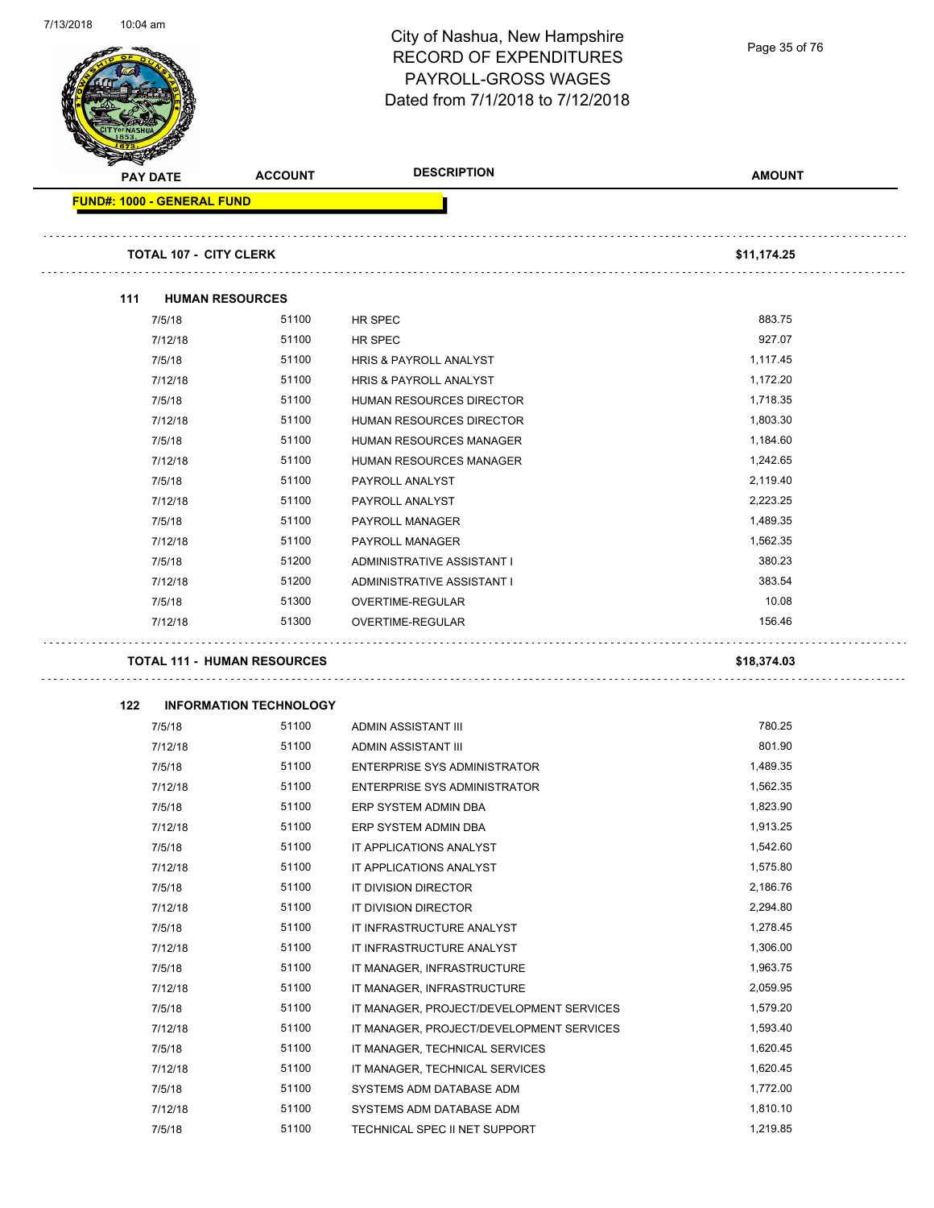City of Nashua, New Hampshire
RECORD OF EXPENDITURES
PAYROLL-GROSS WAGES
Dated from 7/1/2018 to 7/12/2018

| PAY DATE | ACCOUNT | DESCRIPTION | AMOUNT |
|---|---|---|---|
| **FUND#: 1000 - GENERAL FUND** | | | |
| **TOTAL 107 - CITY CLERK** | | | **$11,174.25** |
| **111 HUMAN RESOURCES** | | | |
| 7/5/18 | 51100 | HR SPEC | 883.75 |
| 7/12/18 | 51100 | HR SPEC | 927.07 |
| 7/5/18 | 51100 | HRIS & PAYROLL ANALYST | 1,117.45 |
| 7/12/18 | 51100 | HRIS & PAYROLL ANALYST | 1,172.20 |
| 7/5/18 | 51100 | HUMAN RESOURCES DIRECTOR | 1,718.35 |
| 7/12/18 | 51100 | HUMAN RESOURCES DIRECTOR | 1,803.30 |
| 7/5/18 | 51100 | HUMAN RESOURCES MANAGER | 1,184.60 |
| 7/12/18 | 51100 | HUMAN RESOURCES MANAGER | 1,242.65 |
| 7/5/18 | 51100 | PAYROLL ANALYST | 2,119.40 |
| 7/12/18 | 51100 | PAYROLL ANALYST | 2,223.25 |
| 7/5/18 | 51100 | PAYROLL MANAGER | 1,489.35 |
| 7/12/18 | 51100 | PAYROLL MANAGER | 1,562.35 |
| 7/5/18 | 51200 | ADMINISTRATIVE ASSISTANT I | 380.23 |
| 7/12/18 | 51200 | ADMINISTRATIVE ASSISTANT I | 383.54 |
| 7/5/18 | 51300 | OVERTIME-REGULAR | 10.08 |
| 7/12/18 | 51300 | OVERTIME-REGULAR | 156.46 |
| **TOTAL 111 - HUMAN RESOURCES** | | | **$18,374.03** |
| **122 INFORMATION TECHNOLOGY** | | | |
| 7/5/18 | 51100 | ADMIN ASSISTANT III | 780.25 |
| 7/12/18 | 51100 | ADMIN ASSISTANT III | 801.90 |
| 7/5/18 | 51100 | ENTERPRISE SYS ADMINISTRATOR | 1,489.35 |
| 7/12/18 | 51100 | ENTERPRISE SYS ADMINISTRATOR | 1,562.35 |
| 7/5/18 | 51100 | ERP SYSTEM ADMIN DBA | 1,823.90 |
| 7/12/18 | 51100 | ERP SYSTEM ADMIN DBA | 1,913.25 |
| 7/5/18 | 51100 | IT APPLICATIONS ANALYST | 1,542.60 |
| 7/12/18 | 51100 | IT APPLICATIONS ANALYST | 1,575.80 |
| 7/5/18 | 51100 | IT DIVISION DIRECTOR | 2,186.76 |
| 7/12/18 | 51100 | IT DIVISION DIRECTOR | 2,294.80 |
| 7/5/18 | 51100 | IT INFRASTRUCTURE ANALYST | 1,278.45 |
| 7/12/18 | 51100 | IT INFRASTRUCTURE ANALYST | 1,306.00 |
| 7/5/18 | 51100 | IT MANAGER, INFRASTRUCTURE | 1,963.75 |
| 7/12/18 | 51100 | IT MANAGER, INFRASTRUCTURE | 2,059.95 |
| 7/5/18 | 51100 | IT MANAGER, PROJECT/DEVELOPMENT SERVICES | 1,579.20 |
| 7/12/18 | 51100 | IT MANAGER, PROJECT/DEVELOPMENT SERVICES | 1,593.40 |
| 7/5/18 | 51100 | IT MANAGER, TECHNICAL SERVICES | 1,620.45 |
| 7/12/18 | 51100 | IT MANAGER, TECHNICAL SERVICES | 1,620.45 |
| 7/5/18 | 51100 | SYSTEMS ADM DATABASE ADM | 1,772.00 |
| 7/12/18 | 51100 | SYSTEMS ADM DATABASE ADM | 1,810.10 |
| 7/5/18 | 51100 | TECHNICAL SPEC II NET SUPPORT | 1,219.85 |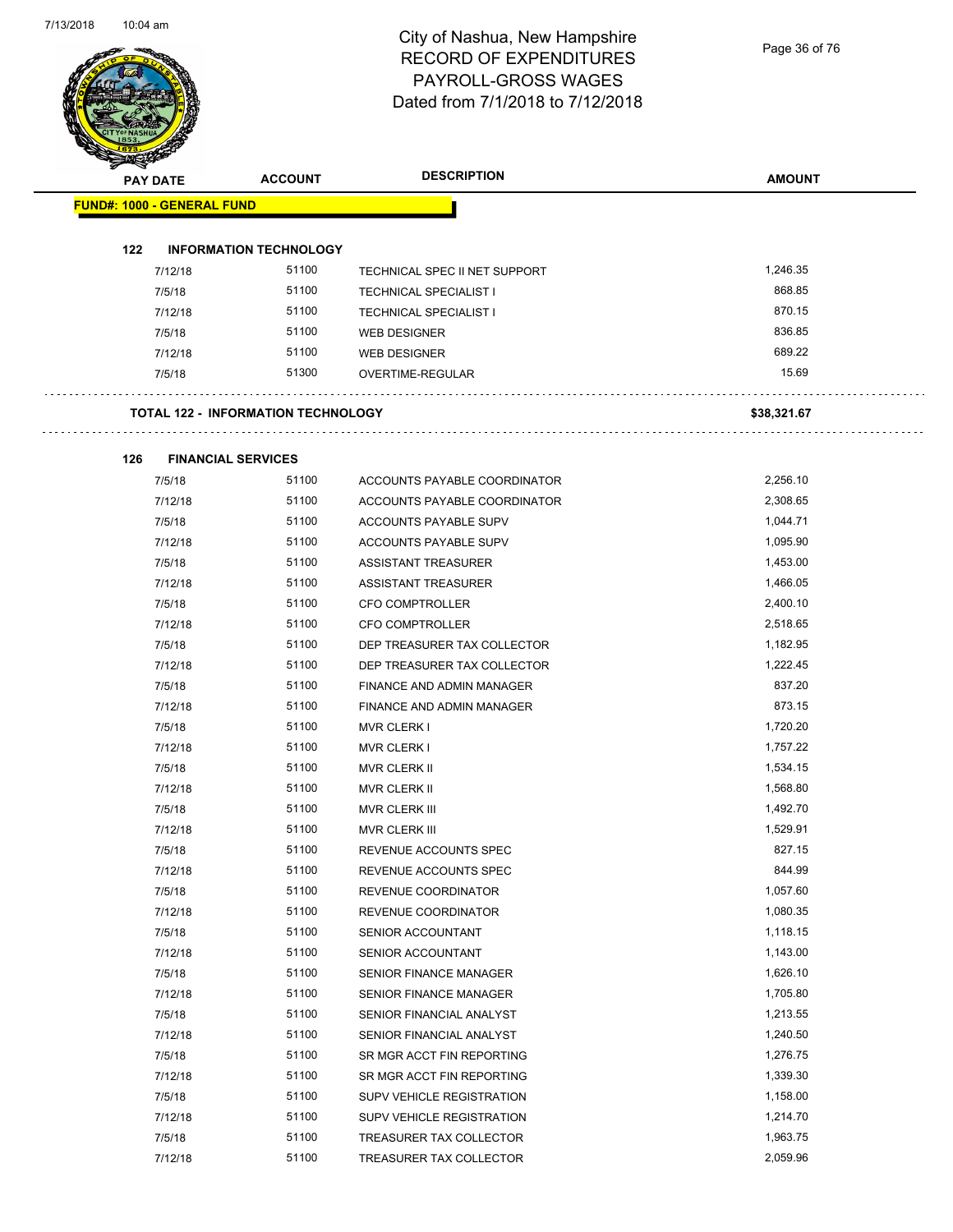# City of Nashua, New Hampshire
# RECORD OF EXPENDITURES
# PAYROLL-GROSS WAGES
# Dated from 7/1/2018 to 7/12/2018

| PAY DATE | ACCOUNT | DESCRIPTION | AMOUNT |
|---|---|---|---|
| **FUND#: 1000 - GENERAL FUND** | | | |
| **122 INFORMATION TECHNOLOGY** | | | |
| 7/12/18 | 51100 | TECHNICAL SPEC II NET SUPPORT | 1,246.35 |
| 7/5/18 | 51100 | TECHNICAL SPECIALIST I | 868.85 |
| 7/12/18 | 51100 | TECHNICAL SPECIALIST I | 870.15 |
| 7/5/18 | 51100 | WEB DESIGNER | 836.85 |
| 7/12/18 | 51100 | WEB DESIGNER | 689.22 |
| 7/5/18 | 51300 | OVERTIME-REGULAR | 15.69 |
| **TOTAL 122 - INFORMATION TECHNOLOGY** | | | **$38,321.67** |
| **126 FINANCIAL SERVICES** | | | |
| 7/5/18 | 51100 | ACCOUNTS PAYABLE COORDINATOR | 2,256.10 |
| 7/12/18 | 51100 | ACCOUNTS PAYABLE COORDINATOR | 2,308.65 |
| 7/5/18 | 51100 | ACCOUNTS PAYABLE SUPV | 1,044.71 |
| 7/12/18 | 51100 | ACCOUNTS PAYABLE SUPV | 1,095.90 |
| 7/5/18 | 51100 | ASSISTANT TREASURER | 1,453.00 |
| 7/12/18 | 51100 | ASSISTANT TREASURER | 1,466.05 |
| 7/5/18 | 51100 | CFO COMPTROLLER | 2,400.10 |
| 7/12/18 | 51100 | CFO COMPTROLLER | 2,518.65 |
| 7/5/18 | 51100 | DEP TREASURER TAX COLLECTOR | 1,182.95 |
| 7/12/18 | 51100 | DEP TREASURER TAX COLLECTOR | 1,222.45 |
| 7/5/18 | 51100 | FINANCE AND ADMIN MANAGER | 837.20 |
| 7/12/18 | 51100 | FINANCE AND ADMIN MANAGER | 873.15 |
| 7/5/18 | 51100 | MVR CLERK I | 1,720.20 |
| 7/12/18 | 51100 | MVR CLERK I | 1,757.22 |
| 7/5/18 | 51100 | MVR CLERK II | 1,534.15 |
| 7/12/18 | 51100 | MVR CLERK II | 1,568.80 |
| 7/5/18 | 51100 | MVR CLERK III | 1,492.70 |
| 7/12/18 | 51100 | MVR CLERK III | 1,529.91 |
| 7/5/18 | 51100 | REVENUE ACCOUNTS SPEC | 827.15 |
| 7/12/18 | 51100 | REVENUE ACCOUNTS SPEC | 844.99 |
| 7/5/18 | 51100 | REVENUE COORDINATOR | 1,057.60 |
| 7/12/18 | 51100 | REVENUE COORDINATOR | 1,080.35 |
| 7/5/18 | 51100 | SENIOR ACCOUNTANT | 1,118.15 |
| 7/12/18 | 51100 | SENIOR ACCOUNTANT | 1,143.00 |
| 7/5/18 | 51100 | SENIOR FINANCE MANAGER | 1,626.10 |
| 7/12/18 | 51100 | SENIOR FINANCE MANAGER | 1,705.80 |
| 7/5/18 | 51100 | SENIOR FINANCIAL ANALYST | 1,213.55 |
| 7/12/18 | 51100 | SENIOR FINANCIAL ANALYST | 1,240.50 |
| 7/5/18 | 51100 | SR MGR ACCT FIN REPORTING | 1,276.75 |
| 7/12/18 | 51100 | SR MGR ACCT FIN REPORTING | 1,339.30 |
| 7/5/18 | 51100 | SUPV VEHICLE REGISTRATION | 1,158.00 |
| 7/12/18 | 51100 | SUPV VEHICLE REGISTRATION | 1,214.70 |
| 7/5/18 | 51100 | TREASURER TAX COLLECTOR | 1,963.75 |
| 7/12/18 | 51100 | TREASURER TAX COLLECTOR | 2,059.96 |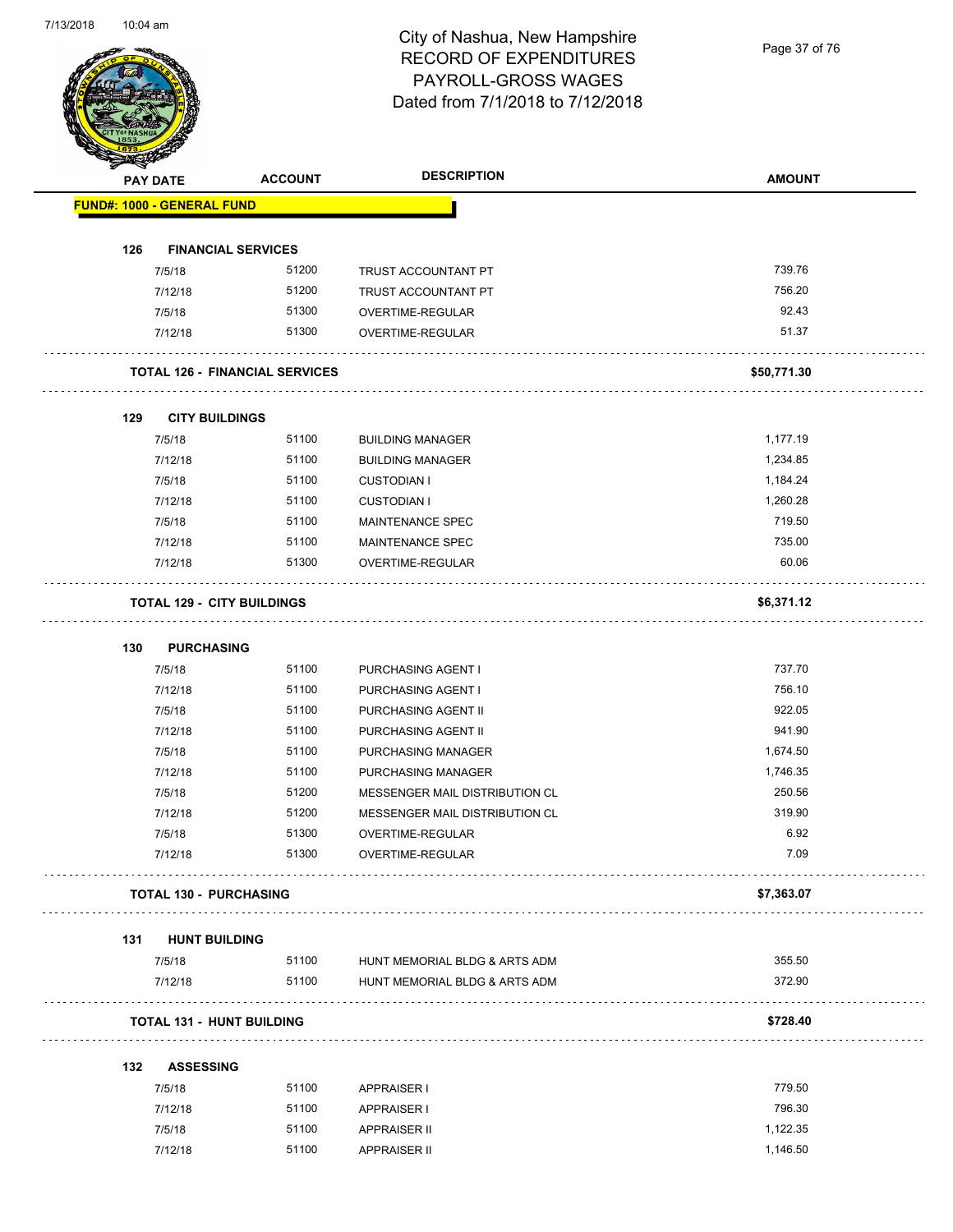# City of Nashua, New Hampshire
## RECORD OF EXPENDITURES
## PAYROLL-GROSS WAGES
## Dated from 7/1/2018 to 7/12/2018

| PAY DATE | ACCOUNT | DESCRIPTION | AMOUNT |
|---|---|---|---|
| **FUND#: 1000 - GENERAL FUND** | | | |
| **126 FINANCIAL SERVICES** | | | |
| 7/5/18 | 51200 | TRUST ACCOUNTANT PT | 739.76 |
| 7/12/18 | 51200 | TRUST ACCOUNTANT PT | 756.20 |
| 7/5/18 | 51300 | OVERTIME-REGULAR | 92.43 |
| 7/12/18 | 51300 | OVERTIME-REGULAR | 51.37 |
| **TOTAL 126 - FINANCIAL SERVICES** | | | **$50,771.30** |
| **129 CITY BUILDINGS** | | | |
| 7/5/18 | 51100 | BUILDING MANAGER | 1,177.19 |
| 7/12/18 | 51100 | BUILDING MANAGER | 1,234.85 |
| 7/5/18 | 51100 | CUSTODIAN I | 1,184.24 |
| 7/12/18 | 51100 | CUSTODIAN I | 1,260.28 |
| 7/5/18 | 51100 | MAINTENANCE SPEC | 719.50 |
| 7/12/18 | 51100 | MAINTENANCE SPEC | 735.00 |
| 7/12/18 | 51300 | OVERTIME-REGULAR | 60.06 |
| **TOTAL 129 - CITY BUILDINGS** | | | **$6,371.12** |
| **130 PURCHASING** | | | |
| 7/5/18 | 51100 | PURCHASING AGENT I | 737.70 |
| 7/12/18 | 51100 | PURCHASING AGENT I | 756.10 |
| 7/5/18 | 51100 | PURCHASING AGENT II | 922.05 |
| 7/12/18 | 51100 | PURCHASING AGENT II | 941.90 |
| 7/5/18 | 51100 | PURCHASING MANAGER | 1,674.50 |
| 7/12/18 | 51100 | PURCHASING MANAGER | 1,746.35 |
| 7/5/18 | 51200 | MESSENGER MAIL DISTRIBUTION CL | 250.56 |
| 7/12/18 | 51200 | MESSENGER MAIL DISTRIBUTION CL | 319.90 |
| 7/5/18 | 51300 | OVERTIME-REGULAR | 6.92 |
| 7/12/18 | 51300 | OVERTIME-REGULAR | 7.09 |
| **TOTAL 130 - PURCHASING** | | | **$7,363.07** |
| **131 HUNT BUILDING** | | | |
| 7/5/18 | 51100 | HUNT MEMORIAL BLDG & ARTS ADM | 355.50 |
| 7/12/18 | 51100 | HUNT MEMORIAL BLDG & ARTS ADM | 372.90 |
| **TOTAL 131 - HUNT BUILDING** | | | **$728.40** |
| **132 ASSESSING** | | | |
| 7/5/18 | 51100 | APPRAISER I | 779.50 |
| 7/12/18 | 51100 | APPRAISER I | 796.30 |
| 7/5/18 | 51100 | APPRAISER II | 1,122.35 |
| 7/12/18 | 51100 | APPRAISER II | 1,146.50 |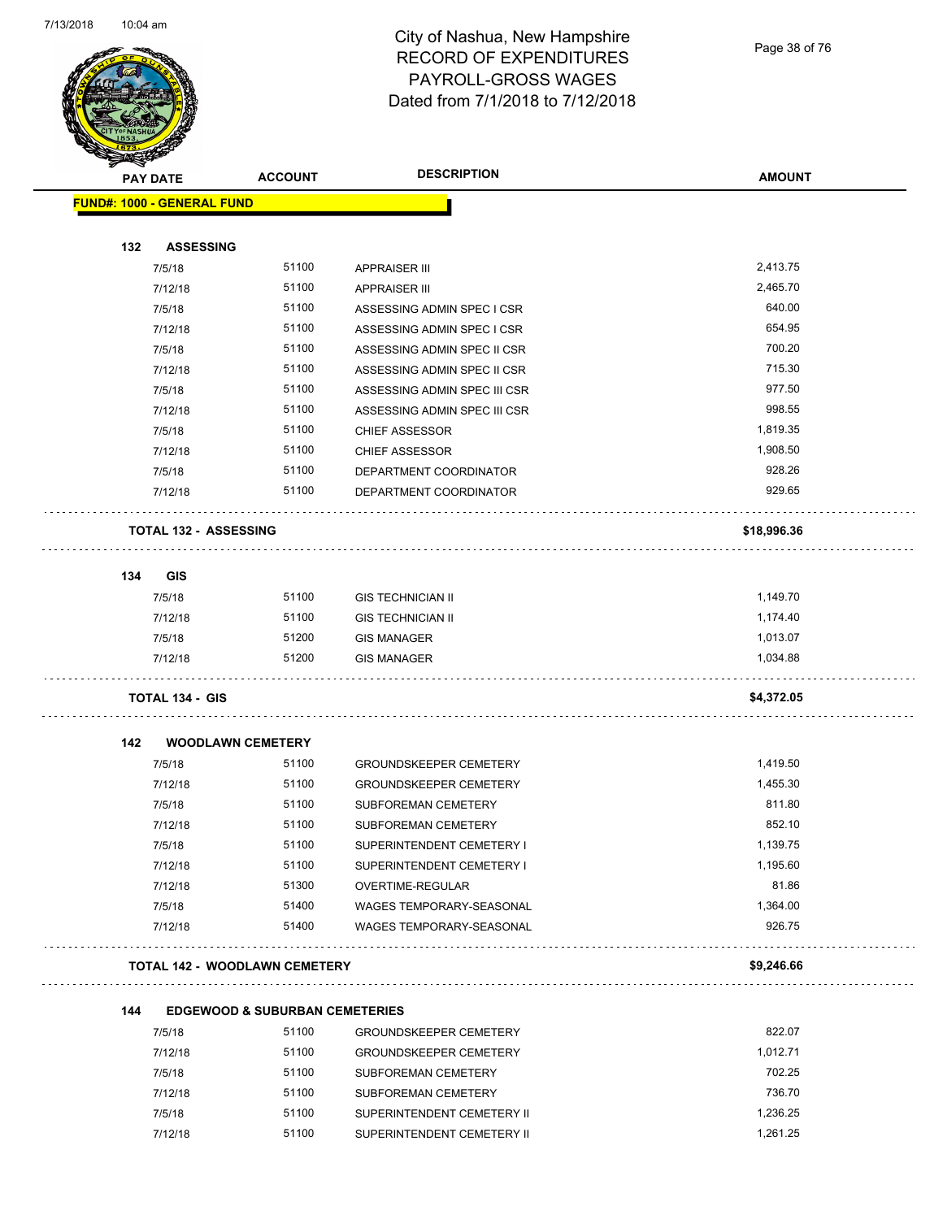City of Nashua, New Hampshire
RECORD OF EXPENDITURES
PAYROLL-GROSS WAGES
Dated from 7/1/2018 to 7/12/2018

| PAY DATE | ACCOUNT | DESCRIPTION | AMOUNT |
|---|---|---|---|
| **FUND#: 1000 - GENERAL FUND** | | | |
| **132 ASSESSING** | | | |
| 7/5/18 | 51100 | APPRAISER III | 2,413.75 |
| 7/12/18 | 51100 | APPRAISER III | 2,465.70 |
| 7/5/18 | 51100 | ASSESSING ADMIN SPEC I CSR | 640.00 |
| 7/12/18 | 51100 | ASSESSING ADMIN SPEC I CSR | 654.95 |
| 7/5/18 | 51100 | ASSESSING ADMIN SPEC II CSR | 700.20 |
| 7/12/18 | 51100 | ASSESSING ADMIN SPEC II CSR | 715.30 |
| 7/5/18 | 51100 | ASSESSING ADMIN SPEC III CSR | 977.50 |
| 7/12/18 | 51100 | ASSESSING ADMIN SPEC III CSR | 998.55 |
| 7/5/18 | 51100 | CHIEF ASSESSOR | 1,819.35 |
| 7/12/18 | 51100 | CHIEF ASSESSOR | 1,908.50 |
| 7/5/18 | 51100 | DEPARTMENT COORDINATOR | 928.26 |
| 7/12/18 | 51100 | DEPARTMENT COORDINATOR | 929.65 |
| **TOTAL 132 - ASSESSING** | | | **$18,996.36** |
| **134 GIS** | | | |
| 7/5/18 | 51100 | GIS TECHNICIAN II | 1,149.70 |
| 7/12/18 | 51100 | GIS TECHNICIAN II | 1,174.40 |
| 7/5/18 | 51200 | GIS MANAGER | 1,013.07 |
| 7/12/18 | 51200 | GIS MANAGER | 1,034.88 |
| **TOTAL 134 - GIS** | | | **$4,372.05** |
| **142 WOODLAWN CEMETERY** | | | |
| 7/5/18 | 51100 | GROUNDSKEEPER CEMETERY | 1,419.50 |
| 7/12/18 | 51100 | GROUNDSKEEPER CEMETERY | 1,455.30 |
| 7/5/18 | 51100 | SUBFOREMAN CEMETERY | 811.80 |
| 7/12/18 | 51100 | SUBFOREMAN CEMETERY | 852.10 |
| 7/5/18 | 51100 | SUPERINTENDENT CEMETERY I | 1,139.75 |
| 7/12/18 | 51100 | SUPERINTENDENT CEMETERY I | 1,195.60 |
| 7/12/18 | 51300 | OVERTIME-REGULAR | 81.86 |
| 7/5/18 | 51400 | WAGES TEMPORARY-SEASONAL | 1,364.00 |
| 7/12/18 | 51400 | WAGES TEMPORARY-SEASONAL | 926.75 |
| **TOTAL 142 - WOODLAWN CEMETERY** | | | **$9,246.66** |
| **144 EDGEWOOD & SUBURBAN CEMETERIES** | | | |
| 7/5/18 | 51100 | GROUNDSKEEPER CEMETERY | 822.07 |
| 7/12/18 | 51100 | GROUNDSKEEPER CEMETERY | 1,012.71 |
| 7/5/18 | 51100 | SUBFOREMAN CEMETERY | 702.25 |
| 7/12/18 | 51100 | SUBFOREMAN CEMETERY | 736.70 |
| 7/5/18 | 51100 | SUPERINTENDENT CEMETERY II | 1,236.25 |
| 7/12/18 | 51100 | SUPERINTENDENT CEMETERY II | 1,261.25 |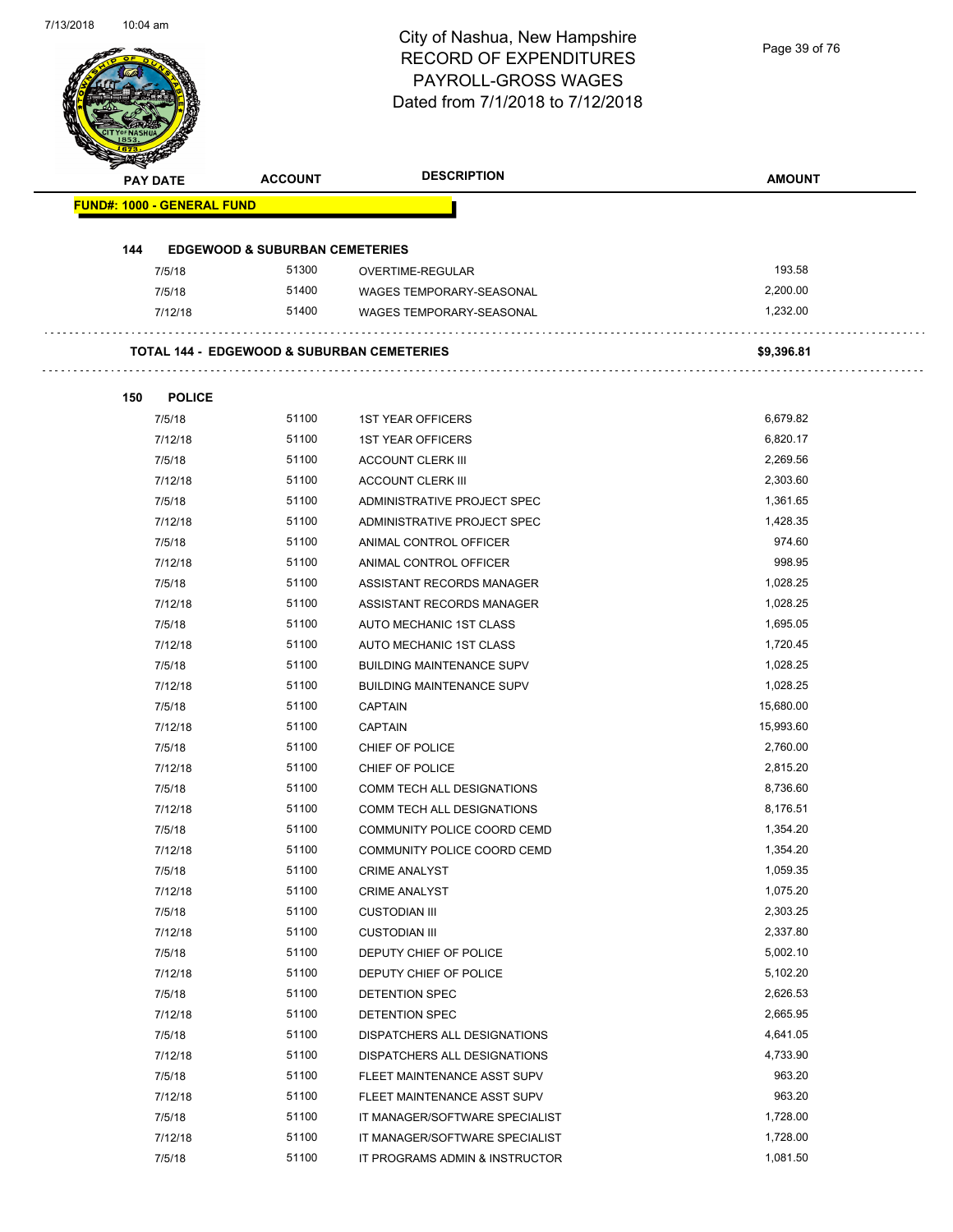# City of Nashua, New Hampshire
# RECORD OF EXPENDITURES
# PAYROLL-GROSS WAGES
# Dated from 7/1/2018 to 7/12/2018

| PAY DATE | ACCOUNT | DESCRIPTION | AMOUNT |
|---|---|---|---|
| **FUND#: 1000 - GENERAL FUND** | | | |
| **144 EDGEWOOD & SUBURBAN CEMETERIES** | | | |
| 7/5/18 | 51300 | OVERTIME-REGULAR | 193.58 |
| 7/5/18 | 51400 | WAGES TEMPORARY-SEASONAL | 2,200.00 |
| 7/12/18 | 51400 | WAGES TEMPORARY-SEASONAL | 1,232.00 |
| **TOTAL 144 - EDGEWOOD & SUBURBAN CEMETERIES** | | | **$9,396.81** |
| **150 POLICE** | | | |
| 7/5/18 | 51100 | 1ST YEAR OFFICERS | 6,679.82 |
| 7/12/18 | 51100 | 1ST YEAR OFFICERS | 6,820.17 |
| 7/5/18 | 51100 | ACCOUNT CLERK III | 2,269.56 |
| 7/12/18 | 51100 | ACCOUNT CLERK III | 2,303.60 |
| 7/5/18 | 51100 | ADMINISTRATIVE PROJECT SPEC | 1,361.65 |
| 7/12/18 | 51100 | ADMINISTRATIVE PROJECT SPEC | 1,428.35 |
| 7/5/18 | 51100 | ANIMAL CONTROL OFFICER | 974.60 |
| 7/12/18 | 51100 | ANIMAL CONTROL OFFICER | 998.95 |
| 7/5/18 | 51100 | ASSISTANT RECORDS MANAGER | 1,028.25 |
| 7/12/18 | 51100 | ASSISTANT RECORDS MANAGER | 1,028.25 |
| 7/5/18 | 51100 | AUTO MECHANIC 1ST CLASS | 1,695.05 |
| 7/12/18 | 51100 | AUTO MECHANIC 1ST CLASS | 1,720.45 |
| 7/5/18 | 51100 | BUILDING MAINTENANCE SUPV | 1,028.25 |
| 7/12/18 | 51100 | BUILDING MAINTENANCE SUPV | 1,028.25 |
| 7/5/18 | 51100 | CAPTAIN | 15,680.00 |
| 7/12/18 | 51100 | CAPTAIN | 15,993.60 |
| 7/5/18 | 51100 | CHIEF OF POLICE | 2,760.00 |
| 7/12/18 | 51100 | CHIEF OF POLICE | 2,815.20 |
| 7/5/18 | 51100 | COMM TECH ALL DESIGNATIONS | 8,736.60 |
| 7/12/18 | 51100 | COMM TECH ALL DESIGNATIONS | 8,176.51 |
| 7/5/18 | 51100 | COMMUNITY POLICE COORD CEMD | 1,354.20 |
| 7/12/18 | 51100 | COMMUNITY POLICE COORD CEMD | 1,354.20 |
| 7/5/18 | 51100 | CRIME ANALYST | 1,059.35 |
| 7/12/18 | 51100 | CRIME ANALYST | 1,075.20 |
| 7/5/18 | 51100 | CUSTODIAN III | 2,303.25 |
| 7/12/18 | 51100 | CUSTODIAN III | 2,337.80 |
| 7/5/18 | 51100 | DEPUTY CHIEF OF POLICE | 5,002.10 |
| 7/12/18 | 51100 | DEPUTY CHIEF OF POLICE | 5,102.20 |
| 7/5/18 | 51100 | DETENTION SPEC | 2,626.53 |
| 7/12/18 | 51100 | DETENTION SPEC | 2,665.95 |
| 7/5/18 | 51100 | DISPATCHERS ALL DESIGNATIONS | 4,641.05 |
| 7/12/18 | 51100 | DISPATCHERS ALL DESIGNATIONS | 4,733.90 |
| 7/5/18 | 51100 | FLEET MAINTENANCE ASST SUPV | 963.20 |
| 7/12/18 | 51100 | FLEET MAINTENANCE ASST SUPV | 963.20 |
| 7/5/18 | 51100 | IT MANAGER/SOFTWARE SPECIALIST | 1,728.00 |
| 7/12/18 | 51100 | IT MANAGER/SOFTWARE SPECIALIST | 1,728.00 |
| 7/5/18 | 51100 | IT PROGRAMS ADMIN & INSTRUCTOR | 1,081.50 |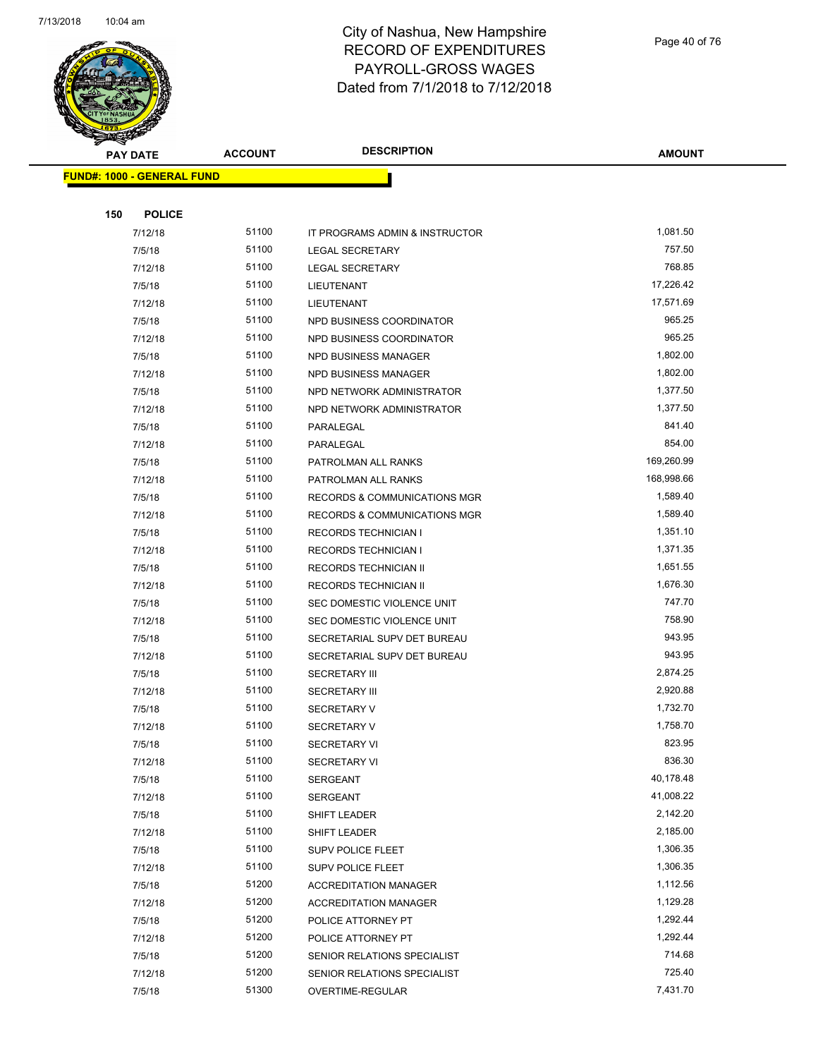# City of Nashua, New Hampshire
# RECORD OF EXPENDITURES
# PAYROLL-GROSS WAGES
# Dated from 7/1/2018 to 7/12/2018

**FUND#: 1000 - GENERAL FUND**

**150 POLICE**

| PAY DATE | ACCOUNT | DESCRIPTION | AMOUNT |
|---|---|---|---|
| 7/12/18 | 51100 | IT PROGRAMS ADMIN & INSTRUCTOR | 1,081.50 |
| 7/5/18 | 51100 | LEGAL SECRETARY | 757.50 |
| 7/12/18 | 51100 | LEGAL SECRETARY | 768.85 |
| 7/5/18 | 51100 | LIEUTENANT | 17,226.42 |
| 7/12/18 | 51100 | LIEUTENANT | 17,571.69 |
| 7/5/18 | 51100 | NPD BUSINESS COORDINATOR | 965.25 |
| 7/12/18 | 51100 | NPD BUSINESS COORDINATOR | 965.25 |
| 7/5/18 | 51100 | NPD BUSINESS MANAGER | 1,802.00 |
| 7/12/18 | 51100 | NPD BUSINESS MANAGER | 1,802.00 |
| 7/5/18 | 51100 | NPD NETWORK ADMINISTRATOR | 1,377.50 |
| 7/12/18 | 51100 | NPD NETWORK ADMINISTRATOR | 1,377.50 |
| 7/5/18 | 51100 | PARALEGAL | 841.40 |
| 7/12/18 | 51100 | PARALEGAL | 854.00 |
| 7/5/18 | 51100 | PATROLMAN ALL RANKS | 169,260.99 |
| 7/12/18 | 51100 | PATROLMAN ALL RANKS | 168,998.66 |
| 7/5/18 | 51100 | RECORDS & COMMUNICATIONS MGR | 1,589.40 |
| 7/12/18 | 51100 | RECORDS & COMMUNICATIONS MGR | 1,589.40 |
| 7/5/18 | 51100 | RECORDS TECHNICIAN I | 1,351.10 |
| 7/12/18 | 51100 | RECORDS TECHNICIAN I | 1,371.35 |
| 7/5/18 | 51100 | RECORDS TECHNICIAN II | 1,651.55 |
| 7/12/18 | 51100 | RECORDS TECHNICIAN II | 1,676.30 |
| 7/5/18 | 51100 | SEC DOMESTIC VIOLENCE UNIT | 747.70 |
| 7/12/18 | 51100 | SEC DOMESTIC VIOLENCE UNIT | 758.90 |
| 7/5/18 | 51100 | SECRETARIAL SUPV DET BUREAU | 943.95 |
| 7/12/18 | 51100 | SECRETARIAL SUPV DET BUREAU | 943.95 |
| 7/5/18 | 51100 | SECRETARY III | 2,874.25 |
| 7/12/18 | 51100 | SECRETARY III | 2,920.88 |
| 7/5/18 | 51100 | SECRETARY V | 1,732.70 |
| 7/12/18 | 51100 | SECRETARY V | 1,758.70 |
| 7/5/18 | 51100 | SECRETARY VI | 823.95 |
| 7/12/18 | 51100 | SECRETARY VI | 836.30 |
| 7/5/18 | 51100 | SERGEANT | 40,178.48 |
| 7/12/18 | 51100 | SERGEANT | 41,008.22 |
| 7/5/18 | 51100 | SHIFT LEADER | 2,142.20 |
| 7/12/18 | 51100 | SHIFT LEADER | 2,185.00 |
| 7/5/18 | 51100 | SUPV POLICE FLEET | 1,306.35 |
| 7/12/18 | 51100 | SUPV POLICE FLEET | 1,306.35 |
| 7/5/18 | 51200 | ACCREDITATION MANAGER | 1,112.56 |
| 7/12/18 | 51200 | ACCREDITATION MANAGER | 1,129.28 |
| 7/5/18 | 51200 | POLICE ATTORNEY PT | 1,292.44 |
| 7/12/18 | 51200 | POLICE ATTORNEY PT | 1,292.44 |
| 7/5/18 | 51200 | SENIOR RELATIONS SPECIALIST | 714.68 |
| 7/12/18 | 51200 | SENIOR RELATIONS SPECIALIST | 725.40 |
| 7/5/18 | 51300 | OVERTIME-REGULAR | 7,431.70 |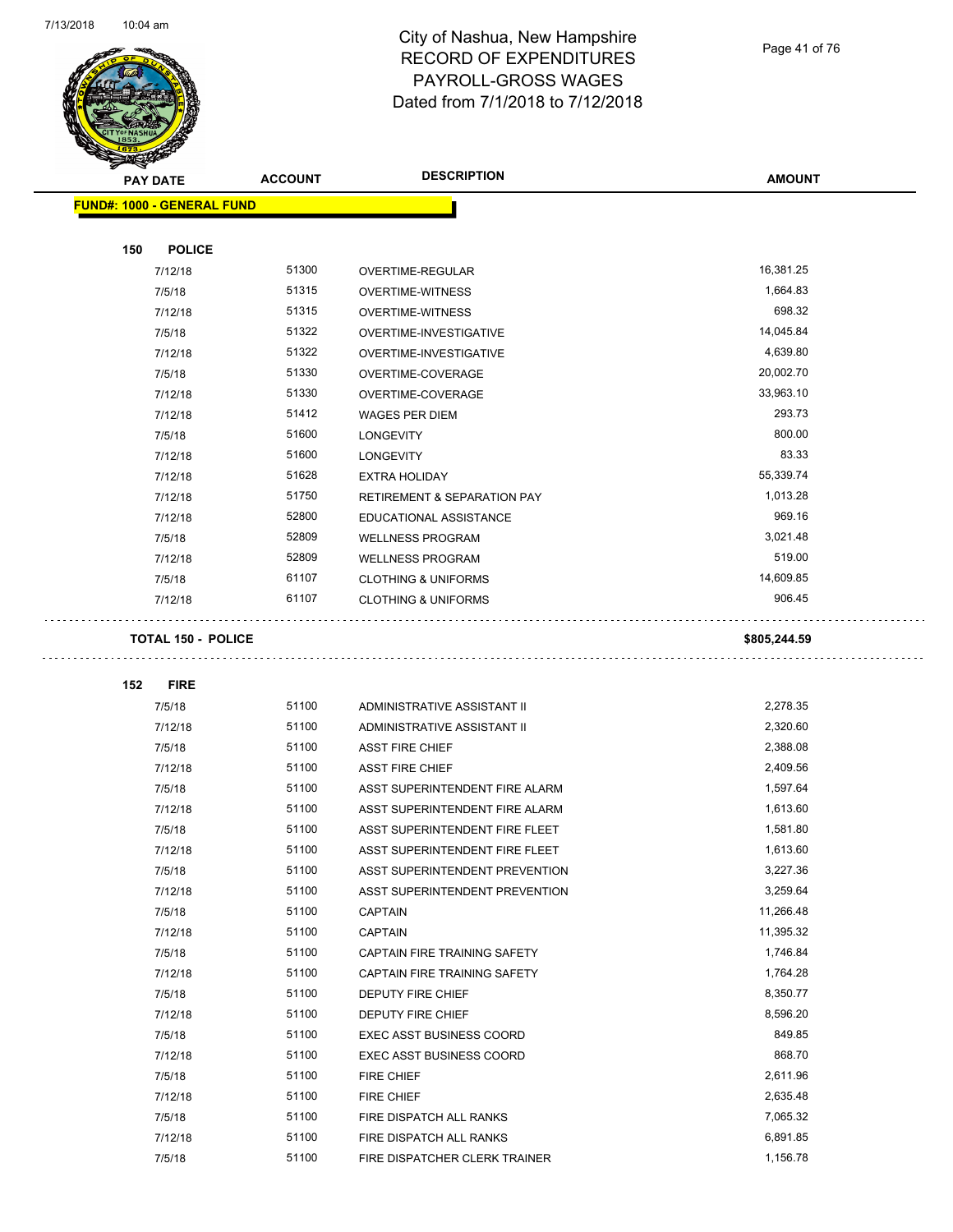# City of Nashua, New Hampshire
# RECORD OF EXPENDITURES
# PAYROLL-GROSS WAGES
# Dated from 7/1/2018 to 7/12/2018

| PAY DATE | ACCOUNT | DESCRIPTION | AMOUNT |
|---|---|---|---|
| **FUND#: 1000 - GENERAL FUND** | | | |
| **150 POLICE** | | | |
| 7/12/18 | 51300 | OVERTIME-REGULAR | 16,381.25 |
| 7/5/18 | 51315 | OVERTIME-WITNESS | 1,664.83 |
| 7/12/18 | 51315 | OVERTIME-WITNESS | 698.32 |
| 7/5/18 | 51322 | OVERTIME-INVESTIGATIVE | 14,045.84 |
| 7/12/18 | 51322 | OVERTIME-INVESTIGATIVE | 4,639.80 |
| 7/5/18 | 51330 | OVERTIME-COVERAGE | 20,002.70 |
| 7/12/18 | 51330 | OVERTIME-COVERAGE | 33,963.10 |
| 7/12/18 | 51412 | WAGES PER DIEM | 293.73 |
| 7/5/18 | 51600 | LONGEVITY | 800.00 |
| 7/12/18 | 51600 | LONGEVITY | 83.33 |
| 7/12/18 | 51628 | EXTRA HOLIDAY | 55,339.74 |
| 7/12/18 | 51750 | RETIREMENT & SEPARATION PAY | 1,013.28 |
| 7/12/18 | 52800 | EDUCATIONAL ASSISTANCE | 969.16 |
| 7/5/18 | 52809 | WELLNESS PROGRAM | 3,021.48 |
| 7/12/18 | 52809 | WELLNESS PROGRAM | 519.00 |
| 7/5/18 | 61107 | CLOTHING & UNIFORMS | 14,609.85 |
| 7/12/18 | 61107 | CLOTHING & UNIFORMS | 906.45 |
| **TOTAL 150 - POLICE** | | | **$805,244.59** |
| **152 FIRE** | | | |
| 7/5/18 | 51100 | ADMINISTRATIVE ASSISTANT II | 2,278.35 |
| 7/12/18 | 51100 | ADMINISTRATIVE ASSISTANT II | 2,320.60 |
| 7/5/18 | 51100 | ASST FIRE CHIEF | 2,388.08 |
| 7/12/18 | 51100 | ASST FIRE CHIEF | 2,409.56 |
| 7/5/18 | 51100 | ASST SUPERINTENDENT FIRE ALARM | 1,597.64 |
| 7/12/18 | 51100 | ASST SUPERINTENDENT FIRE ALARM | 1,613.60 |
| 7/5/18 | 51100 | ASST SUPERINTENDENT FIRE FLEET | 1,581.80 |
| 7/12/18 | 51100 | ASST SUPERINTENDENT FIRE FLEET | 1,613.60 |
| 7/5/18 | 51100 | ASST SUPERINTENDENT PREVENTION | 3,227.36 |
| 7/12/18 | 51100 | ASST SUPERINTENDENT PREVENTION | 3,259.64 |
| 7/5/18 | 51100 | CAPTAIN | 11,266.48 |
| 7/12/18 | 51100 | CAPTAIN | 11,395.32 |
| 7/5/18 | 51100 | CAPTAIN FIRE TRAINING SAFETY | 1,746.84 |
| 7/12/18 | 51100 | CAPTAIN FIRE TRAINING SAFETY | 1,764.28 |
| 7/5/18 | 51100 | DEPUTY FIRE CHIEF | 8,350.77 |
| 7/12/18 | 51100 | DEPUTY FIRE CHIEF | 8,596.20 |
| 7/5/18 | 51100 | EXEC ASST BUSINESS COORD | 849.85 |
| 7/12/18 | 51100 | EXEC ASST BUSINESS COORD | 868.70 |
| 7/5/18 | 51100 | FIRE CHIEF | 2,611.96 |
| 7/12/18 | 51100 | FIRE CHIEF | 2,635.48 |
| 7/5/18 | 51100 | FIRE DISPATCH ALL RANKS | 7,065.32 |
| 7/12/18 | 51100 | FIRE DISPATCH ALL RANKS | 6,891.85 |
| 7/5/18 | 51100 | FIRE DISPATCHER CLERK TRAINER | 1,156.78 |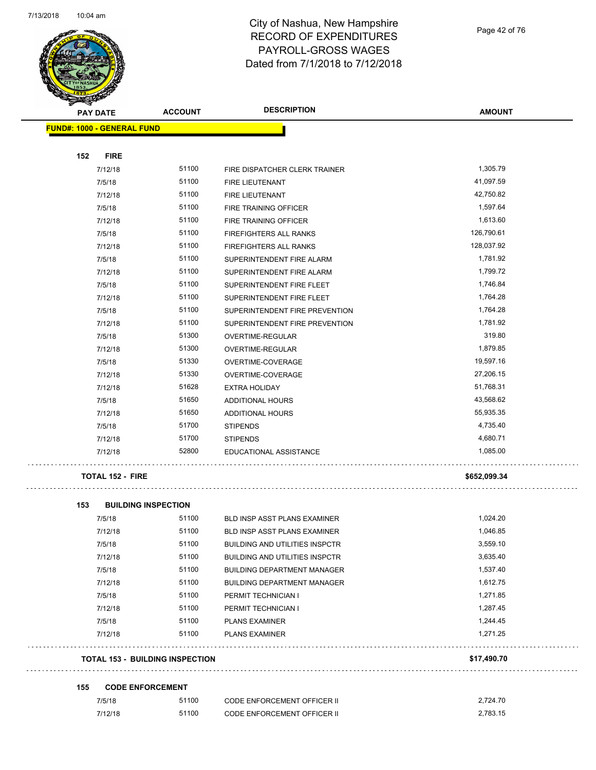# City of Nashua, New Hampshire
## RECORD OF EXPENDITURES
## PAYROLL-GROSS WAGES
## Dated from 7/1/2018 to 7/12/2018

**FUND#: 1000 - GENERAL FUND**

**152 FIRE**

| PAY DATE | ACCOUNT | DESCRIPTION | AMOUNT |
|---|---|---|---|
| 7/12/18 | 51100 | FIRE DISPATCHER CLERK TRAINER | 1,305.79 |
| 7/5/18 | 51100 | FIRE LIEUTENANT | 41,097.59 |
| 7/12/18 | 51100 | FIRE LIEUTENANT | 42,750.82 |
| 7/5/18 | 51100 | FIRE TRAINING OFFICER | 1,597.64 |
| 7/12/18 | 51100 | FIRE TRAINING OFFICER | 1,613.60 |
| 7/5/18 | 51100 | FIREFIGHTERS ALL RANKS | 126,790.61 |
| 7/12/18 | 51100 | FIREFIGHTERS ALL RANKS | 128,037.92 |
| 7/5/18 | 51100 | SUPERINTENDENT FIRE ALARM | 1,781.92 |
| 7/12/18 | 51100 | SUPERINTENDENT FIRE ALARM | 1,799.72 |
| 7/5/18 | 51100 | SUPERINTENDENT FIRE FLEET | 1,746.84 |
| 7/12/18 | 51100 | SUPERINTENDENT FIRE FLEET | 1,764.28 |
| 7/5/18 | 51100 | SUPERINTENDENT FIRE PREVENTION | 1,764.28 |
| 7/12/18 | 51100 | SUPERINTENDENT FIRE PREVENTION | 1,781.92 |
| 7/5/18 | 51300 | OVERTIME-REGULAR | 319.80 |
| 7/12/18 | 51300 | OVERTIME-REGULAR | 1,879.85 |
| 7/5/18 | 51330 | OVERTIME-COVERAGE | 19,597.16 |
| 7/12/18 | 51330 | OVERTIME-COVERAGE | 27,206.15 |
| 7/12/18 | 51628 | EXTRA HOLIDAY | 51,768.31 |
| 7/5/18 | 51650 | ADDITIONAL HOURS | 43,568.62 |
| 7/12/18 | 51650 | ADDITIONAL HOURS | 55,935.35 |
| 7/5/18 | 51700 | STIPENDS | 4,735.40 |
| 7/12/18 | 51700 | STIPENDS | 4,680.71 |
| 7/12/18 | 52800 | EDUCATIONAL ASSISTANCE | 1,085.00 |

**TOTAL 152 - FIRE** **$652,099.34**

**153 BUILDING INSPECTION**

| PAY DATE | ACCOUNT | DESCRIPTION | AMOUNT |
|---|---|---|---|
| 7/5/18 | 51100 | BLD INSP ASST PLANS EXAMINER | 1,024.20 |
| 7/12/18 | 51100 | BLD INSP ASST PLANS EXAMINER | 1,046.85 |
| 7/5/18 | 51100 | BUILDING AND UTILITIES INSPCTR | 3,559.10 |
| 7/12/18 | 51100 | BUILDING AND UTILITIES INSPCTR | 3,635.40 |
| 7/5/18 | 51100 | BUILDING DEPARTMENT MANAGER | 1,537.40 |
| 7/12/18 | 51100 | BUILDING DEPARTMENT MANAGER | 1,612.75 |
| 7/5/18 | 51100 | PERMIT TECHNICIAN I | 1,271.85 |
| 7/12/18 | 51100 | PERMIT TECHNICIAN I | 1,287.45 |
| 7/5/18 | 51100 | PLANS EXAMINER | 1,244.45 |
| 7/12/18 | 51100 | PLANS EXAMINER | 1,271.25 |

**TOTAL 153 - BUILDING INSPECTION** **$17,490.70**

**155 CODE ENFORCEMENT**

| PAY DATE | ACCOUNT | DESCRIPTION | AMOUNT |
|---|---|---|---|
| 7/5/18 | 51100 | CODE ENFORCEMENT OFFICER II | 2,724.70 |
| 7/12/18 | 51100 | CODE ENFORCEMENT OFFICER II | 2,783.15 |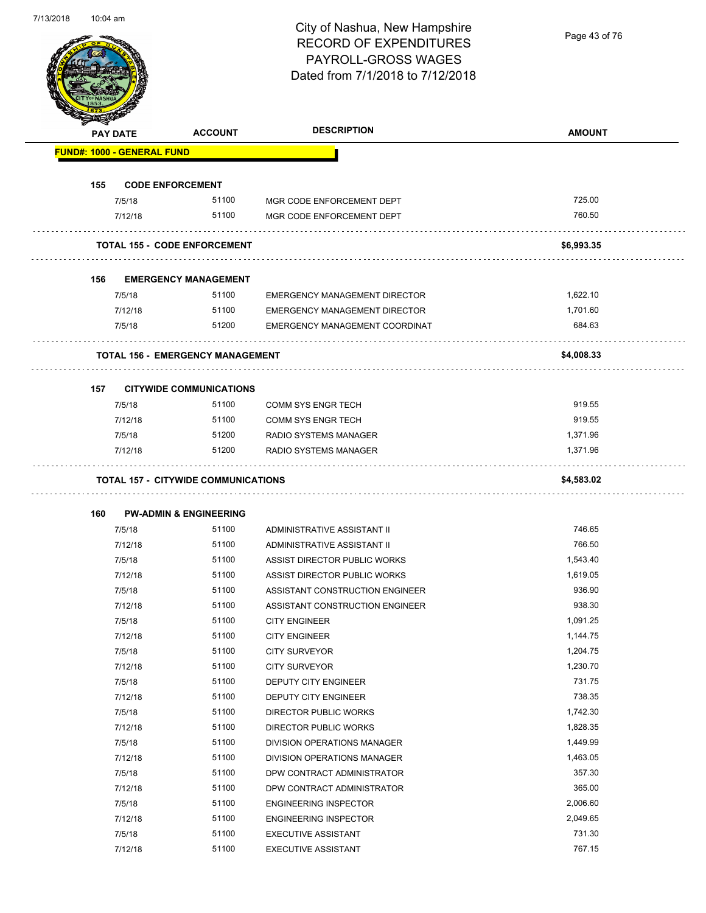# City of Nashua, New Hampshire
## RECORD OF EXPENDITURES
## PAYROLL-GROSS WAGES
## Dated from 7/1/2018 to 7/12/2018

| PAY DATE | ACCOUNT | DESCRIPTION | AMOUNT |
|---|---|---|---|
| **FUND#: 1000 - GENERAL FUND** | | | |
| **155 CODE ENFORCEMENT** | | | |
| 7/5/18 | 51100 | MGR CODE ENFORCEMENT DEPT | 725.00 |
| 7/12/18 | 51100 | MGR CODE ENFORCEMENT DEPT | 760.50 |
| **TOTAL 155 - CODE ENFORCEMENT** | | | **$6,993.35** |
| **156 EMERGENCY MANAGEMENT** | | | |
| 7/5/18 | 51100 | EMERGENCY MANAGEMENT DIRECTOR | 1,622.10 |
| 7/12/18 | 51100 | EMERGENCY MANAGEMENT DIRECTOR | 1,701.60 |
| 7/5/18 | 51200 | EMERGENCY MANAGEMENT COORDINAT | 684.63 |
| **TOTAL 156 - EMERGENCY MANAGEMENT** | | | **$4,008.33** |
| **157 CITYWIDE COMMUNICATIONS** | | | |
| 7/5/18 | 51100 | COMM SYS ENGR TECH | 919.55 |
| 7/12/18 | 51100 | COMM SYS ENGR TECH | 919.55 |
| 7/5/18 | 51200 | RADIO SYSTEMS MANAGER | 1,371.96 |
| 7/12/18 | 51200 | RADIO SYSTEMS MANAGER | 1,371.96 |
| **TOTAL 157 - CITYWIDE COMMUNICATIONS** | | | **$4,583.02** |
| **160 PW-ADMIN & ENGINEERING** | | | |
| 7/5/18 | 51100 | ADMINISTRATIVE ASSISTANT II | 746.65 |
| 7/12/18 | 51100 | ADMINISTRATIVE ASSISTANT II | 766.50 |
| 7/5/18 | 51100 | ASSIST DIRECTOR PUBLIC WORKS | 1,543.40 |
| 7/12/18 | 51100 | ASSIST DIRECTOR PUBLIC WORKS | 1,619.05 |
| 7/5/18 | 51100 | ASSISTANT CONSTRUCTION ENGINEER | 936.90 |
| 7/12/18 | 51100 | ASSISTANT CONSTRUCTION ENGINEER | 938.30 |
| 7/5/18 | 51100 | CITY ENGINEER | 1,091.25 |
| 7/12/18 | 51100 | CITY ENGINEER | 1,144.75 |
| 7/5/18 | 51100 | CITY SURVEYOR | 1,204.75 |
| 7/12/18 | 51100 | CITY SURVEYOR | 1,230.70 |
| 7/5/18 | 51100 | DEPUTY CITY ENGINEER | 731.75 |
| 7/12/18 | 51100 | DEPUTY CITY ENGINEER | 738.35 |
| 7/5/18 | 51100 | DIRECTOR PUBLIC WORKS | 1,742.30 |
| 7/12/18 | 51100 | DIRECTOR PUBLIC WORKS | 1,828.35 |
| 7/5/18 | 51100 | DIVISION OPERATIONS MANAGER | 1,449.99 |
| 7/12/18 | 51100 | DIVISION OPERATIONS MANAGER | 1,463.05 |
| 7/5/18 | 51100 | DPW CONTRACT ADMINISTRATOR | 357.30 |
| 7/12/18 | 51100 | DPW CONTRACT ADMINISTRATOR | 365.00 |
| 7/5/18 | 51100 | ENGINEERING INSPECTOR | 2,006.60 |
| 7/12/18 | 51100 | ENGINEERING INSPECTOR | 2,049.65 |
| 7/5/18 | 51100 | EXECUTIVE ASSISTANT | 731.30 |
| 7/12/18 | 51100 | EXECUTIVE ASSISTANT | 767.15 |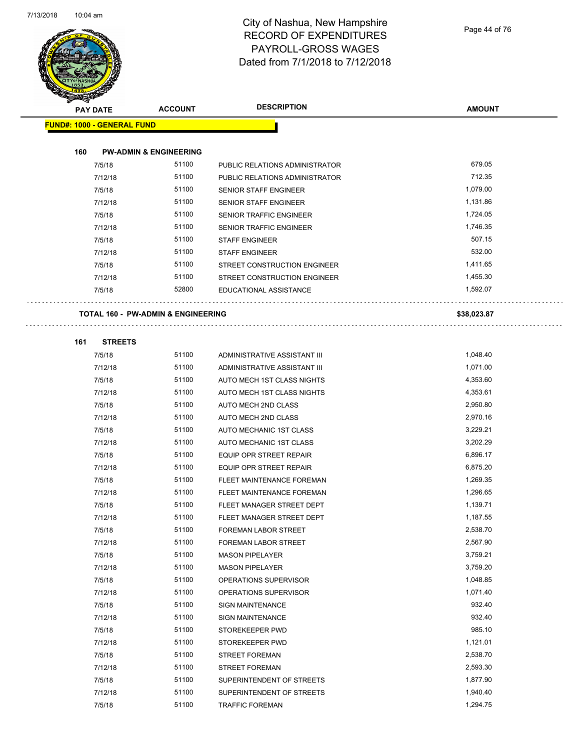# City of Nashua, New Hampshire
# RECORD OF EXPENDITURES
# PAYROLL-GROSS WAGES
# Dated from 7/1/2018 to 7/12/2018

**FUND#: 1000 - GENERAL FUND**

**160 PW-ADMIN & ENGINEERING**

| PAY DATE | ACCOUNT | DESCRIPTION | AMOUNT |
|---|---|---|---|
| 7/5/18 | 51100 | PUBLIC RELATIONS ADMINISTRATOR | 679.05 |
| 7/12/18 | 51100 | PUBLIC RELATIONS ADMINISTRATOR | 712.35 |
| 7/5/18 | 51100 | SENIOR STAFF ENGINEER | 1,079.00 |
| 7/12/18 | 51100 | SENIOR STAFF ENGINEER | 1,131.86 |
| 7/5/18 | 51100 | SENIOR TRAFFIC ENGINEER | 1,724.05 |
| 7/12/18 | 51100 | SENIOR TRAFFIC ENGINEER | 1,746.35 |
| 7/5/18 | 51100 | STAFF ENGINEER | 507.15 |
| 7/12/18 | 51100 | STAFF ENGINEER | 532.00 |
| 7/5/18 | 51100 | STREET CONSTRUCTION ENGINEER | 1,411.65 |
| 7/12/18 | 51100 | STREET CONSTRUCTION ENGINEER | 1,455.30 |
| 7/5/18 | 52800 | EDUCATIONAL ASSISTANCE | 1,592.07 |

**TOTAL 160 - PW-ADMIN & ENGINEERING** **$38,023.87**

**161 STREETS**

| PAY DATE | ACCOUNT | DESCRIPTION | AMOUNT |
|---|---|---|---|
| 7/5/18 | 51100 | ADMINISTRATIVE ASSISTANT III | 1,048.40 |
| 7/12/18 | 51100 | ADMINISTRATIVE ASSISTANT III | 1,071.00 |
| 7/5/18 | 51100 | AUTO MECH 1ST CLASS NIGHTS | 4,353.60 |
| 7/12/18 | 51100 | AUTO MECH 1ST CLASS NIGHTS | 4,353.61 |
| 7/5/18 | 51100 | AUTO MECH 2ND CLASS | 2,950.80 |
| 7/12/18 | 51100 | AUTO MECH 2ND CLASS | 2,970.16 |
| 7/5/18 | 51100 | AUTO MECHANIC 1ST CLASS | 3,229.21 |
| 7/12/18 | 51100 | AUTO MECHANIC 1ST CLASS | 3,202.29 |
| 7/5/18 | 51100 | EQUIP OPR STREET REPAIR | 6,896.17 |
| 7/12/18 | 51100 | EQUIP OPR STREET REPAIR | 6,875.20 |
| 7/5/18 | 51100 | FLEET MAINTENANCE FOREMAN | 1,269.35 |
| 7/12/18 | 51100 | FLEET MAINTENANCE FOREMAN | 1,296.65 |
| 7/5/18 | 51100 | FLEET MANAGER STREET DEPT | 1,139.71 |
| 7/12/18 | 51100 | FLEET MANAGER STREET DEPT | 1,187.55 |
| 7/5/18 | 51100 | FOREMAN LABOR STREET | 2,538.70 |
| 7/12/18 | 51100 | FOREMAN LABOR STREET | 2,567.90 |
| 7/5/18 | 51100 | MASON PIPELAYER | 3,759.21 |
| 7/12/18 | 51100 | MASON PIPELAYER | 3,759.20 |
| 7/5/18 | 51100 | OPERATIONS SUPERVISOR | 1,048.85 |
| 7/12/18 | 51100 | OPERATIONS SUPERVISOR | 1,071.40 |
| 7/5/18 | 51100 | SIGN MAINTENANCE | 932.40 |
| 7/12/18 | 51100 | SIGN MAINTENANCE | 932.40 |
| 7/5/18 | 51100 | STOREKEEPER PWD | 985.10 |
| 7/12/18 | 51100 | STOREKEEPER PWD | 1,121.01 |
| 7/5/18 | 51100 | STREET FOREMAN | 2,538.70 |
| 7/12/18 | 51100 | STREET FOREMAN | 2,593.30 |
| 7/5/18 | 51100 | SUPERINTENDENT OF STREETS | 1,877.90 |
| 7/12/18 | 51100 | SUPERINTENDENT OF STREETS | 1,940.40 |
| 7/5/18 | 51100 | TRAFFIC FOREMAN | 1,294.75 |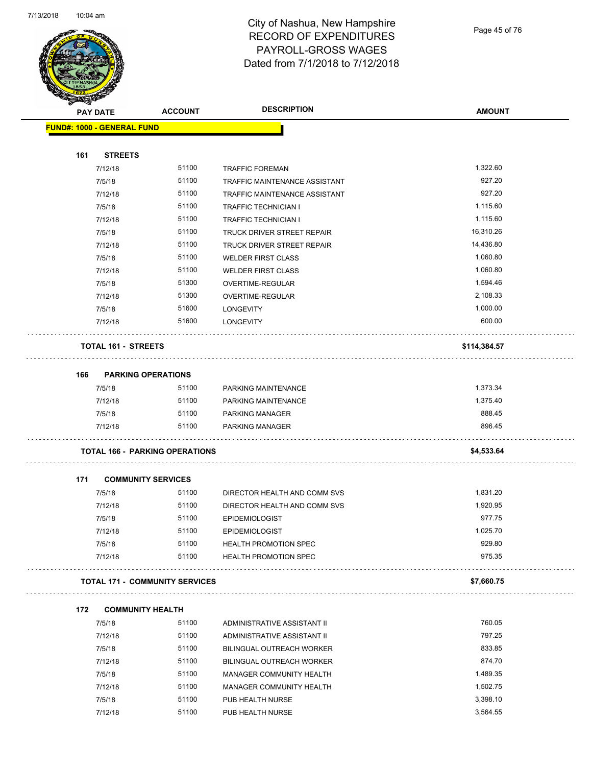# City of Nashua, New Hampshire
## RECORD OF EXPENDITURES
## PAYROLL-GROSS WAGES
## Dated from 7/1/2018 to 7/12/2018

| PAY DATE | ACCOUNT | DESCRIPTION | AMOUNT |
|---|---|---|---|
| **FUND#: 1000 - GENERAL FUND** | | | |
| **161 STREETS** | | | |
| 7/12/18 | 51100 | TRAFFIC FOREMAN | 1,322.60 |
| 7/5/18 | 51100 | TRAFFIC MAINTENANCE ASSISTANT | 927.20 |
| 7/12/18 | 51100 | TRAFFIC MAINTENANCE ASSISTANT | 927.20 |
| 7/5/18 | 51100 | TRAFFIC TECHNICIAN I | 1,115.60 |
| 7/12/18 | 51100 | TRAFFIC TECHNICIAN I | 1,115.60 |
| 7/5/18 | 51100 | TRUCK DRIVER STREET REPAIR | 16,310.26 |
| 7/12/18 | 51100 | TRUCK DRIVER STREET REPAIR | 14,436.80 |
| 7/5/18 | 51100 | WELDER FIRST CLASS | 1,060.80 |
| 7/12/18 | 51100 | WELDER FIRST CLASS | 1,060.80 |
| 7/5/18 | 51300 | OVERTIME-REGULAR | 1,594.46 |
| 7/12/18 | 51300 | OVERTIME-REGULAR | 2,108.33 |
| 7/5/18 | 51600 | LONGEVITY | 1,000.00 |
| 7/12/18 | 51600 | LONGEVITY | 600.00 |
| **TOTAL 161 - STREETS** | | | **$114,384.57** |
| **166 PARKING OPERATIONS** | | | |
| 7/5/18 | 51100 | PARKING MAINTENANCE | 1,373.34 |
| 7/12/18 | 51100 | PARKING MAINTENANCE | 1,375.40 |
| 7/5/18 | 51100 | PARKING MANAGER | 888.45 |
| 7/12/18 | 51100 | PARKING MANAGER | 896.45 |
| **TOTAL 166 - PARKING OPERATIONS** | | | **$4,533.64** |
| **171 COMMUNITY SERVICES** | | | |
| 7/5/18 | 51100 | DIRECTOR HEALTH AND COMM SVS | 1,831.20 |
| 7/12/18 | 51100 | DIRECTOR HEALTH AND COMM SVS | 1,920.95 |
| 7/5/18 | 51100 | EPIDEMIOLOGIST | 977.75 |
| 7/12/18 | 51100 | EPIDEMIOLOGIST | 1,025.70 |
| 7/5/18 | 51100 | HEALTH PROMOTION SPEC | 929.80 |
| 7/12/18 | 51100 | HEALTH PROMOTION SPEC | 975.35 |
| **TOTAL 171 - COMMUNITY SERVICES** | | | **$7,660.75** |
| **172 COMMUNITY HEALTH** | | | |
| 7/5/18 | 51100 | ADMINISTRATIVE ASSISTANT II | 760.05 |
| 7/12/18 | 51100 | ADMINISTRATIVE ASSISTANT II | 797.25 |
| 7/5/18 | 51100 | BILINGUAL OUTREACH WORKER | 833.85 |
| 7/12/18 | 51100 | BILINGUAL OUTREACH WORKER | 874.70 |
| 7/5/18 | 51100 | MANAGER COMMUNITY HEALTH | 1,489.35 |
| 7/12/18 | 51100 | MANAGER COMMUNITY HEALTH | 1,502.75 |
| 7/5/18 | 51100 | PUB HEALTH NURSE | 3,398.10 |
| 7/12/18 | 51100 | PUB HEALTH NURSE | 3,564.55 |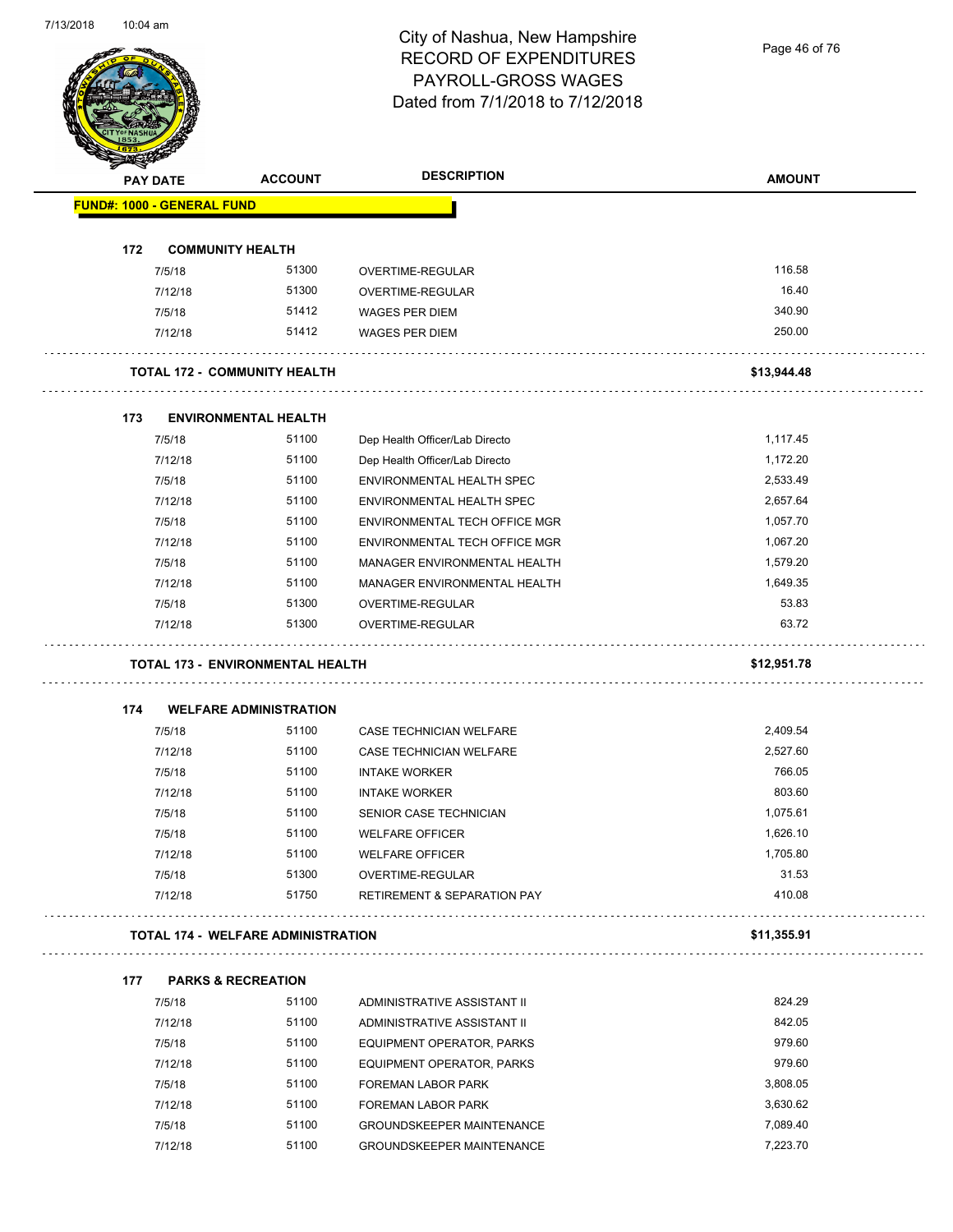City of Nashua, New Hampshire
RECORD OF EXPENDITURES
PAYROLL-GROSS WAGES
Dated from 7/1/2018 to 7/12/2018

| PAY DATE | ACCOUNT | DESCRIPTION | AMOUNT |
|---|---|---|---|
| **FUND#: 1000 - GENERAL FUND** | | | |
| **172 COMMUNITY HEALTH** | | | |
| 7/5/18 | 51300 | OVERTIME-REGULAR | 116.58 |
| 7/12/18 | 51300 | OVERTIME-REGULAR | 16.40 |
| 7/5/18 | 51412 | WAGES PER DIEM | 340.90 |
| 7/12/18 | 51412 | WAGES PER DIEM | 250.00 |
| **TOTAL 172 - COMMUNITY HEALTH** | | | **$13,944.48** |
| **173 ENVIRONMENTAL HEALTH** | | | |
| 7/5/18 | 51100 | Dep Health Officer/Lab Directo | 1,117.45 |
| 7/12/18 | 51100 | Dep Health Officer/Lab Directo | 1,172.20 |
| 7/5/18 | 51100 | ENVIRONMENTAL HEALTH SPEC | 2,533.49 |
| 7/12/18 | 51100 | ENVIRONMENTAL HEALTH SPEC | 2,657.64 |
| 7/5/18 | 51100 | ENVIRONMENTAL TECH OFFICE MGR | 1,057.70 |
| 7/12/18 | 51100 | ENVIRONMENTAL TECH OFFICE MGR | 1,067.20 |
| 7/5/18 | 51100 | MANAGER ENVIRONMENTAL HEALTH | 1,579.20 |
| 7/12/18 | 51100 | MANAGER ENVIRONMENTAL HEALTH | 1,649.35 |
| 7/5/18 | 51300 | OVERTIME-REGULAR | 53.83 |
| 7/12/18 | 51300 | OVERTIME-REGULAR | 63.72 |
| **TOTAL 173 - ENVIRONMENTAL HEALTH** | | | **$12,951.78** |
| **174 WELFARE ADMINISTRATION** | | | |
| 7/5/18 | 51100 | CASE TECHNICIAN WELFARE | 2,409.54 |
| 7/12/18 | 51100 | CASE TECHNICIAN WELFARE | 2,527.60 |
| 7/5/18 | 51100 | INTAKE WORKER | 766.05 |
| 7/12/18 | 51100 | INTAKE WORKER | 803.60 |
| 7/5/18 | 51100 | SENIOR CASE TECHNICIAN | 1,075.61 |
| 7/5/18 | 51100 | WELFARE OFFICER | 1,626.10 |
| 7/12/18 | 51100 | WELFARE OFFICER | 1,705.80 |
| 7/5/18 | 51300 | OVERTIME-REGULAR | 31.53 |
| 7/12/18 | 51750 | RETIREMENT & SEPARATION PAY | 410.08 |
| **TOTAL 174 - WELFARE ADMINISTRATION** | | | **$11,355.91** |
| **177 PARKS & RECREATION** | | | |
| 7/5/18 | 51100 | ADMINISTRATIVE ASSISTANT II | 824.29 |
| 7/12/18 | 51100 | ADMINISTRATIVE ASSISTANT II | 842.05 |
| 7/5/18 | 51100 | EQUIPMENT OPERATOR, PARKS | 979.60 |
| 7/12/18 | 51100 | EQUIPMENT OPERATOR, PARKS | 979.60 |
| 7/5/18 | 51100 | FOREMAN LABOR PARK | 3,808.05 |
| 7/12/18 | 51100 | FOREMAN LABOR PARK | 3,630.62 |
| 7/5/18 | 51100 | GROUNDSKEEPER MAINTENANCE | 7,089.40 |
| 7/12/18 | 51100 | GROUNDSKEEPER MAINTENANCE | 7,223.70 |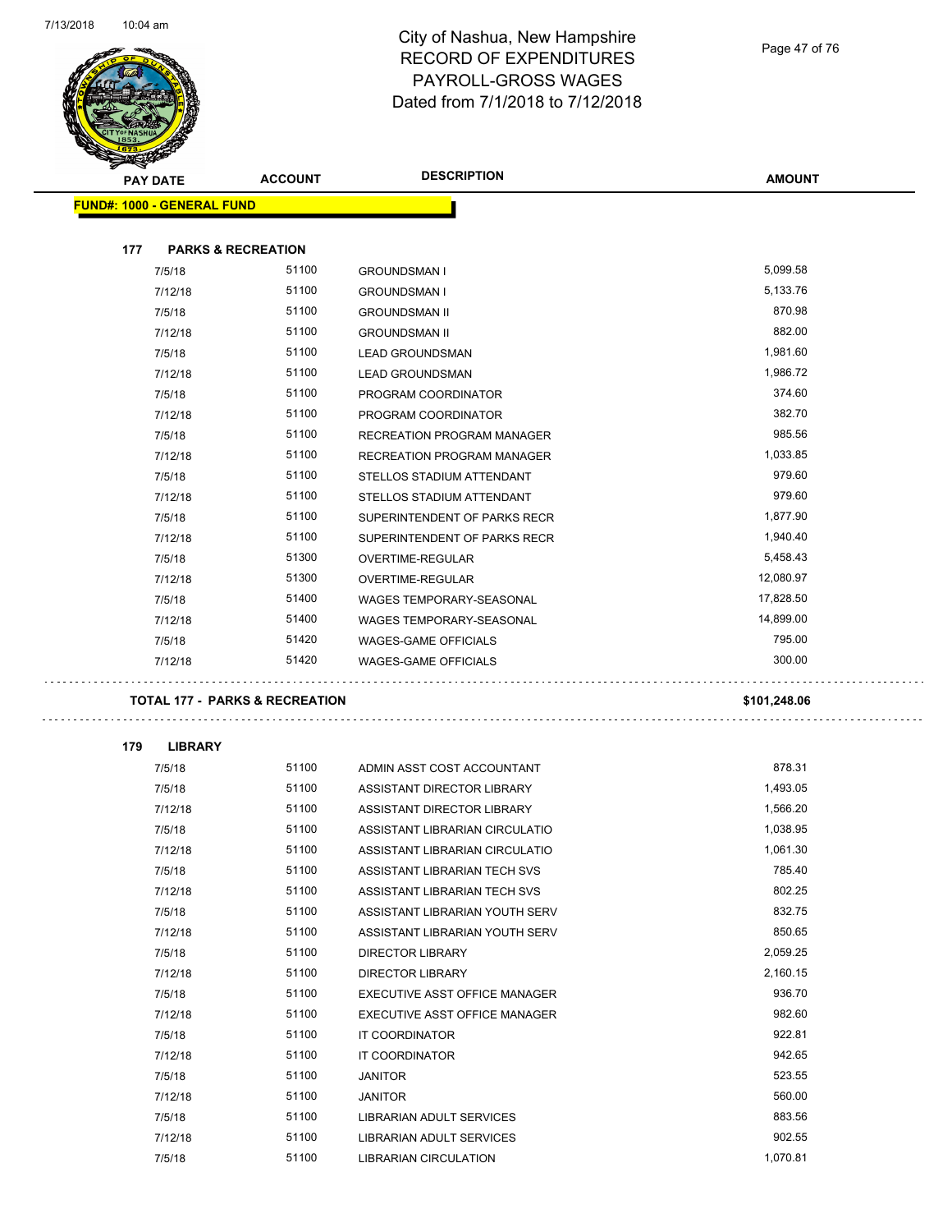# City of Nashua, New Hampshire
# RECORD OF EXPENDITURES
# PAYROLL-GROSS WAGES
# Dated from 7/1/2018 to 7/12/2018

| PAY DATE | ACCOUNT | DESCRIPTION | AMOUNT |
|---|---|---|---|
| **FUND#: 1000 - GENERAL FUND** | | | |
| **177 PARKS & RECREATION** | | | |
| 7/5/18 | 51100 | GROUNDSMAN I | 5,099.58 |
| 7/12/18 | 51100 | GROUNDSMAN I | 5,133.76 |
| 7/5/18 | 51100 | GROUNDSMAN II | 870.98 |
| 7/12/18 | 51100 | GROUNDSMAN II | 882.00 |
| 7/5/18 | 51100 | LEAD GROUNDSMAN | 1,981.60 |
| 7/12/18 | 51100 | LEAD GROUNDSMAN | 1,986.72 |
| 7/5/18 | 51100 | PROGRAM COORDINATOR | 374.60 |
| 7/12/18 | 51100 | PROGRAM COORDINATOR | 382.70 |
| 7/5/18 | 51100 | RECREATION PROGRAM MANAGER | 985.56 |
| 7/12/18 | 51100 | RECREATION PROGRAM MANAGER | 1,033.85 |
| 7/5/18 | 51100 | STELLOS STADIUM ATTENDANT | 979.60 |
| 7/12/18 | 51100 | STELLOS STADIUM ATTENDANT | 979.60 |
| 7/5/18 | 51100 | SUPERINTENDENT OF PARKS RECR | 1,877.90 |
| 7/12/18 | 51100 | SUPERINTENDENT OF PARKS RECR | 1,940.40 |
| 7/5/18 | 51300 | OVERTIME-REGULAR | 5,458.43 |
| 7/12/18 | 51300 | OVERTIME-REGULAR | 12,080.97 |
| 7/5/18 | 51400 | WAGES TEMPORARY-SEASONAL | 17,828.50 |
| 7/12/18 | 51400 | WAGES TEMPORARY-SEASONAL | 14,899.00 |
| 7/5/18 | 51420 | WAGES-GAME OFFICIALS | 795.00 |
| 7/12/18 | 51420 | WAGES-GAME OFFICIALS | 300.00 |
| **TOTAL 177 - PARKS & RECREATION** | | | **$101,248.06** |
| **179 LIBRARY** | | | |
| 7/5/18 | 51100 | ADMIN ASST COST ACCOUNTANT | 878.31 |
| 7/5/18 | 51100 | ASSISTANT DIRECTOR LIBRARY | 1,493.05 |
| 7/12/18 | 51100 | ASSISTANT DIRECTOR LIBRARY | 1,566.20 |
| 7/5/18 | 51100 | ASSISTANT LIBRARIAN CIRCULATIO | 1,038.95 |
| 7/12/18 | 51100 | ASSISTANT LIBRARIAN CIRCULATIO | 1,061.30 |
| 7/5/18 | 51100 | ASSISTANT LIBRARIAN TECH SVS | 785.40 |
| 7/12/18 | 51100 | ASSISTANT LIBRARIAN TECH SVS | 802.25 |
| 7/5/18 | 51100 | ASSISTANT LIBRARIAN YOUTH SERV | 832.75 |
| 7/12/18 | 51100 | ASSISTANT LIBRARIAN YOUTH SERV | 850.65 |
| 7/5/18 | 51100 | DIRECTOR LIBRARY | 2,059.25 |
| 7/12/18 | 51100 | DIRECTOR LIBRARY | 2,160.15 |
| 7/5/18 | 51100 | EXECUTIVE ASST OFFICE MANAGER | 936.70 |
| 7/12/18 | 51100 | EXECUTIVE ASST OFFICE MANAGER | 982.60 |
| 7/5/18 | 51100 | IT COORDINATOR | 922.81 |
| 7/12/18 | 51100 | IT COORDINATOR | 942.65 |
| 7/5/18 | 51100 | JANITOR | 523.55 |
| 7/12/18 | 51100 | JANITOR | 560.00 |
| 7/5/18 | 51100 | LIBRARIAN ADULT SERVICES | 883.56 |
| 7/12/18 | 51100 | LIBRARIAN ADULT SERVICES | 902.55 |
| 7/5/18 | 51100 | LIBRARIAN CIRCULATION | 1,070.81 |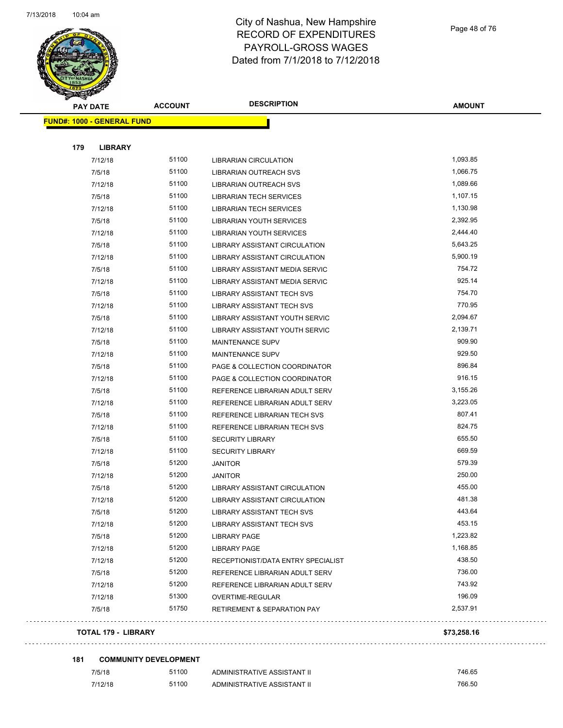# City of Nashua, New Hampshire
## RECORD OF EXPENDITURES
## PAYROLL-GROSS WAGES
## Dated from 7/1/2018 to 7/12/2018

| PAY DATE | ACCOUNT | DESCRIPTION | AMOUNT |
|---|---|---|---|
| **FUND#: 1000 - GENERAL FUND** | | | |
| **179 LIBRARY** | | | |
| 7/12/18 | 51100 | LIBRARIAN CIRCULATION | 1,093.85 |
| 7/5/18 | 51100 | LIBRARIAN OUTREACH SVS | 1,066.75 |
| 7/12/18 | 51100 | LIBRARIAN OUTREACH SVS | 1,089.66 |
| 7/5/18 | 51100 | LIBRARIAN TECH SERVICES | 1,107.15 |
| 7/12/18 | 51100 | LIBRARIAN TECH SERVICES | 1,130.98 |
| 7/5/18 | 51100 | LIBRARIAN YOUTH SERVICES | 2,392.95 |
| 7/12/18 | 51100 | LIBRARIAN YOUTH SERVICES | 2,444.40 |
| 7/5/18 | 51100 | LIBRARY ASSISTANT CIRCULATION | 5,643.25 |
| 7/12/18 | 51100 | LIBRARY ASSISTANT CIRCULATION | 5,900.19 |
| 7/5/18 | 51100 | LIBRARY ASSISTANT MEDIA SERVIC | 754.72 |
| 7/12/18 | 51100 | LIBRARY ASSISTANT MEDIA SERVIC | 925.14 |
| 7/5/18 | 51100 | LIBRARY ASSISTANT TECH SVS | 754.70 |
| 7/12/18 | 51100 | LIBRARY ASSISTANT TECH SVS | 770.95 |
| 7/5/18 | 51100 | LIBRARY ASSISTANT YOUTH SERVIC | 2,094.67 |
| 7/12/18 | 51100 | LIBRARY ASSISTANT YOUTH SERVIC | 2,139.71 |
| 7/5/18 | 51100 | MAINTENANCE SUPV | 909.90 |
| 7/12/18 | 51100 | MAINTENANCE SUPV | 929.50 |
| 7/5/18 | 51100 | PAGE & COLLECTION COORDINATOR | 896.84 |
| 7/12/18 | 51100 | PAGE & COLLECTION COORDINATOR | 916.15 |
| 7/5/18 | 51100 | REFERENCE LIBRARIAN ADULT SERV | 3,155.26 |
| 7/12/18 | 51100 | REFERENCE LIBRARIAN ADULT SERV | 3,223.05 |
| 7/5/18 | 51100 | REFERENCE LIBRARIAN TECH SVS | 807.41 |
| 7/12/18 | 51100 | REFERENCE LIBRARIAN TECH SVS | 824.75 |
| 7/5/18 | 51100 | SECURITY LIBRARY | 655.50 |
| 7/12/18 | 51100 | SECURITY LIBRARY | 669.59 |
| 7/5/18 | 51200 | JANITOR | 579.39 |
| 7/12/18 | 51200 | JANITOR | 250.00 |
| 7/5/18 | 51200 | LIBRARY ASSISTANT CIRCULATION | 455.00 |
| 7/12/18 | 51200 | LIBRARY ASSISTANT CIRCULATION | 481.38 |
| 7/5/18 | 51200 | LIBRARY ASSISTANT TECH SVS | 443.64 |
| 7/12/18 | 51200 | LIBRARY ASSISTANT TECH SVS | 453.15 |
| 7/5/18 | 51200 | LIBRARY PAGE | 1,223.82 |
| 7/12/18 | 51200 | LIBRARY PAGE | 1,168.85 |
| 7/12/18 | 51200 | RECEPTIONIST/DATA ENTRY SPECIALIST | 438.50 |
| 7/5/18 | 51200 | REFERENCE LIBRARIAN ADULT SERV | 736.00 |
| 7/12/18 | 51200 | REFERENCE LIBRARIAN ADULT SERV | 743.92 |
| 7/12/18 | 51300 | OVERTIME-REGULAR | 196.09 |
| 7/5/18 | 51750 | RETIREMENT & SEPARATION PAY | 2,537.91 |
| **TOTAL 179 - LIBRARY** | | | **$73,258.16** |
| **181 COMMUNITY DEVELOPMENT** | | | |
| 7/5/18 | 51100 | ADMINISTRATIVE ASSISTANT II | 746.65 |
| 7/12/18 | 51100 | ADMINISTRATIVE ASSISTANT II | 766.50 |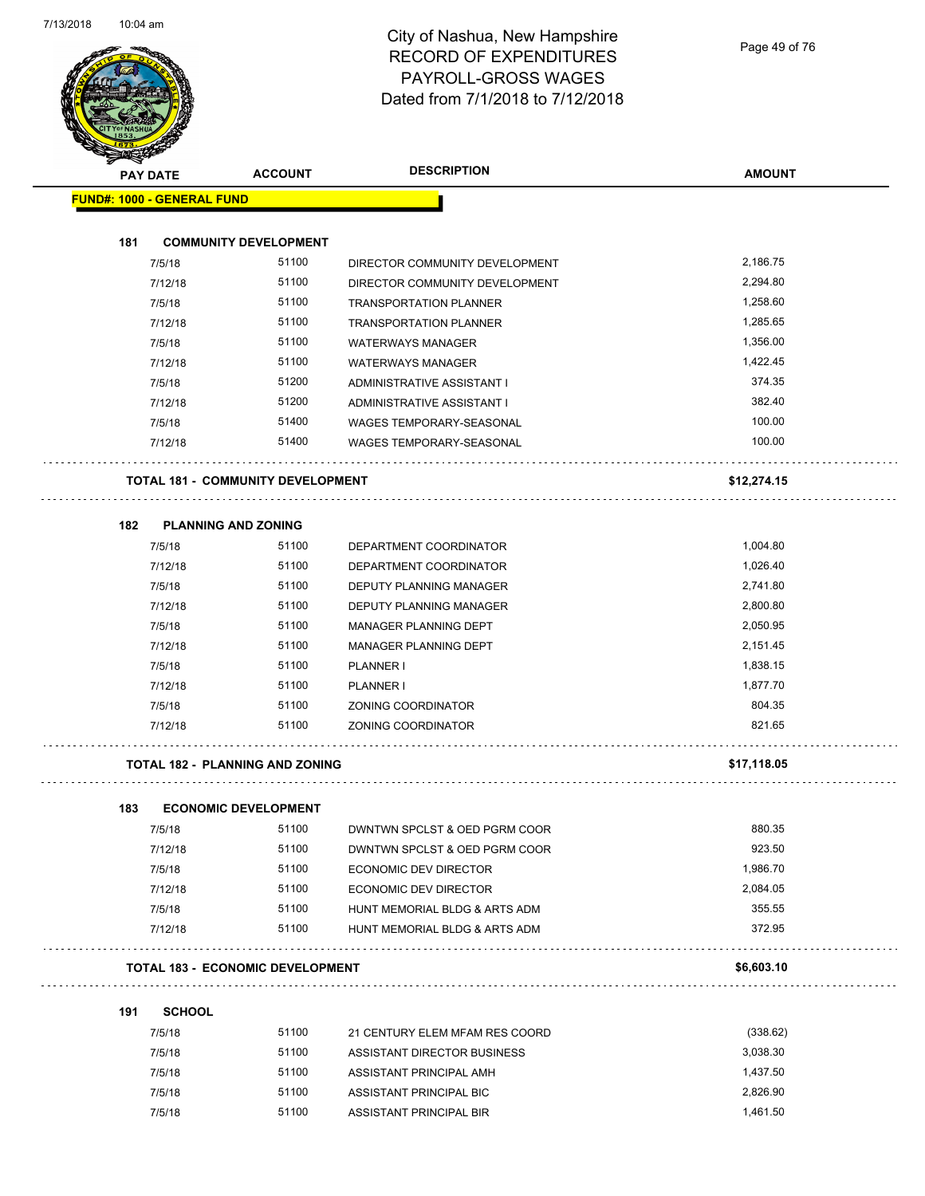# City of Nashua, New Hampshire
# RECORD OF EXPENDITURES
# PAYROLL-GROSS WAGES
# Dated from 7/1/2018 to 7/12/2018

| PAY DATE | ACCOUNT | DESCRIPTION | AMOUNT |
|---|---|---|---|
| **FUND#: 1000 - GENERAL FUND** | | | |
| **181 COMMUNITY DEVELOPMENT** | | | |
| 7/5/18 | 51100 | DIRECTOR COMMUNITY DEVELOPMENT | 2,186.75 |
| 7/12/18 | 51100 | DIRECTOR COMMUNITY DEVELOPMENT | 2,294.80 |
| 7/5/18 | 51100 | TRANSPORTATION PLANNER | 1,258.60 |
| 7/12/18 | 51100 | TRANSPORTATION PLANNER | 1,285.65 |
| 7/5/18 | 51100 | WATERWAYS MANAGER | 1,356.00 |
| 7/12/18 | 51100 | WATERWAYS MANAGER | 1,422.45 |
| 7/5/18 | 51200 | ADMINISTRATIVE ASSISTANT I | 374.35 |
| 7/12/18 | 51200 | ADMINISTRATIVE ASSISTANT I | 382.40 |
| 7/5/18 | 51400 | WAGES TEMPORARY-SEASONAL | 100.00 |
| 7/12/18 | 51400 | WAGES TEMPORARY-SEASONAL | 100.00 |
| **TOTAL 181 - COMMUNITY DEVELOPMENT** | | | **$12,274.15** |
| **182 PLANNING AND ZONING** | | | |
| 7/5/18 | 51100 | DEPARTMENT COORDINATOR | 1,004.80 |
| 7/12/18 | 51100 | DEPARTMENT COORDINATOR | 1,026.40 |
| 7/5/18 | 51100 | DEPUTY PLANNING MANAGER | 2,741.80 |
| 7/12/18 | 51100 | DEPUTY PLANNING MANAGER | 2,800.80 |
| 7/5/18 | 51100 | MANAGER PLANNING DEPT | 2,050.95 |
| 7/12/18 | 51100 | MANAGER PLANNING DEPT | 2,151.45 |
| 7/5/18 | 51100 | PLANNER I | 1,838.15 |
| 7/12/18 | 51100 | PLANNER I | 1,877.70 |
| 7/5/18 | 51100 | ZONING COORDINATOR | 804.35 |
| 7/12/18 | 51100 | ZONING COORDINATOR | 821.65 |
| **TOTAL 182 - PLANNING AND ZONING** | | | **$17,118.05** |
| **183 ECONOMIC DEVELOPMENT** | | | |
| 7/5/18 | 51100 | DWNTWN SPCLST & OED PGRM COOR | 880.35 |
| 7/12/18 | 51100 | DWNTWN SPCLST & OED PGRM COOR | 923.50 |
| 7/5/18 | 51100 | ECONOMIC DEV DIRECTOR | 1,986.70 |
| 7/12/18 | 51100 | ECONOMIC DEV DIRECTOR | 2,084.05 |
| 7/5/18 | 51100 | HUNT MEMORIAL BLDG & ARTS ADM | 355.55 |
| 7/12/18 | 51100 | HUNT MEMORIAL BLDG & ARTS ADM | 372.95 |
| **TOTAL 183 - ECONOMIC DEVELOPMENT** | | | **$6,603.10** |
| **191 SCHOOL** | | | |
| 7/5/18 | 51100 | 21 CENTURY ELEM MFAM RES COORD | (338.62) |
| 7/5/18 | 51100 | ASSISTANT DIRECTOR BUSINESS | 3,038.30 |
| 7/5/18 | 51100 | ASSISTANT PRINCIPAL AMH | 1,437.50 |
| 7/5/18 | 51100 | ASSISTANT PRINCIPAL BIC | 2,826.90 |
| 7/5/18 | 51100 | ASSISTANT PRINCIPAL BIR | 1,461.50 |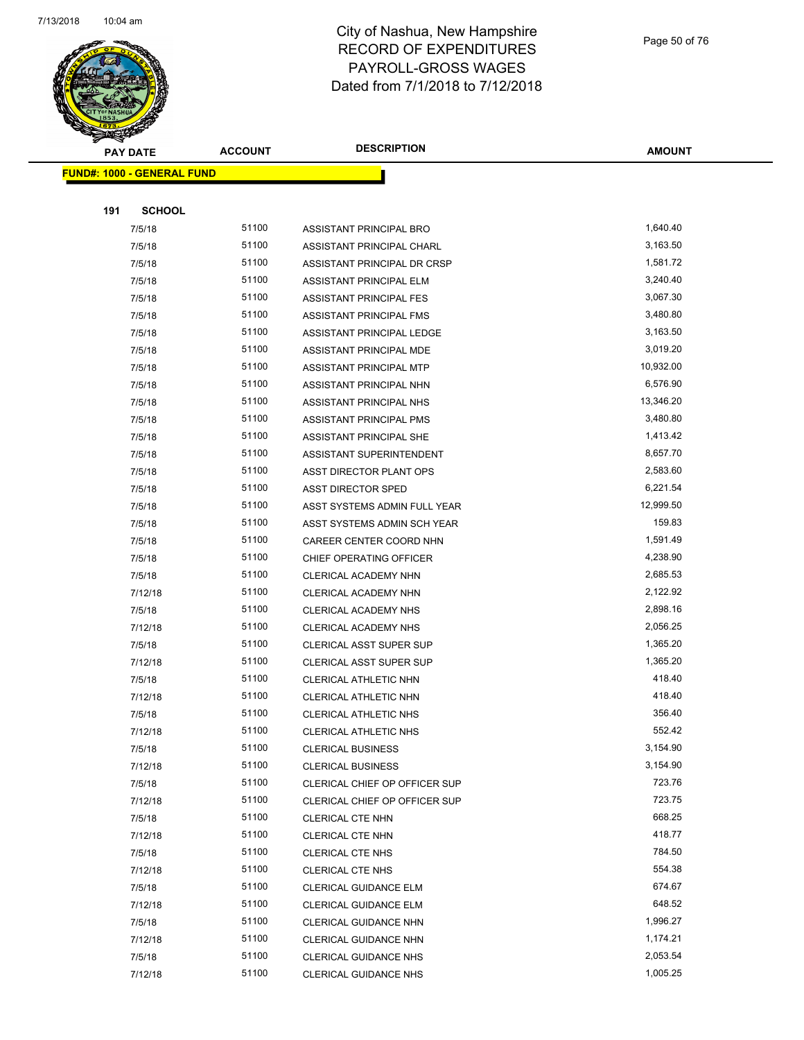# City of Nashua, New Hampshire
## RECORD OF EXPENDITURES
## PAYROLL-GROSS WAGES
## Dated from 7/1/2018 to 7/12/2018

**FUND#: 1000 - GENERAL FUND**

**191 SCHOOL**

| PAY DATE | ACCOUNT | DESCRIPTION | AMOUNT |
|---|---|---|---|
| 7/5/18 | 51100 | ASSISTANT PRINCIPAL BRO | 1,640.40 |
| 7/5/18 | 51100 | ASSISTANT PRINCIPAL CHARL | 3,163.50 |
| 7/5/18 | 51100 | ASSISTANT PRINCIPAL DR CRSP | 1,581.72 |
| 7/5/18 | 51100 | ASSISTANT PRINCIPAL ELM | 3,240.40 |
| 7/5/18 | 51100 | ASSISTANT PRINCIPAL FES | 3,067.30 |
| 7/5/18 | 51100 | ASSISTANT PRINCIPAL FMS | 3,480.80 |
| 7/5/18 | 51100 | ASSISTANT PRINCIPAL LEDGE | 3,163.50 |
| 7/5/18 | 51100 | ASSISTANT PRINCIPAL MDE | 3,019.20 |
| 7/5/18 | 51100 | ASSISTANT PRINCIPAL MTP | 10,932.00 |
| 7/5/18 | 51100 | ASSISTANT PRINCIPAL NHN | 6,576.90 |
| 7/5/18 | 51100 | ASSISTANT PRINCIPAL NHS | 13,346.20 |
| 7/5/18 | 51100 | ASSISTANT PRINCIPAL PMS | 3,480.80 |
| 7/5/18 | 51100 | ASSISTANT PRINCIPAL SHE | 1,413.42 |
| 7/5/18 | 51100 | ASSISTANT SUPERINTENDENT | 8,657.70 |
| 7/5/18 | 51100 | ASST DIRECTOR PLANT OPS | 2,583.60 |
| 7/5/18 | 51100 | ASST DIRECTOR SPED | 6,221.54 |
| 7/5/18 | 51100 | ASST SYSTEMS ADMIN FULL YEAR | 12,999.50 |
| 7/5/18 | 51100 | ASST SYSTEMS ADMIN SCH YEAR | 159.83 |
| 7/5/18 | 51100 | CAREER CENTER COORD NHN | 1,591.49 |
| 7/5/18 | 51100 | CHIEF OPERATING OFFICER | 4,238.90 |
| 7/5/18 | 51100 | CLERICAL ACADEMY NHN | 2,685.53 |
| 7/12/18 | 51100 | CLERICAL ACADEMY NHN | 2,122.92 |
| 7/5/18 | 51100 | CLERICAL ACADEMY NHS | 2,898.16 |
| 7/12/18 | 51100 | CLERICAL ACADEMY NHS | 2,056.25 |
| 7/5/18 | 51100 | CLERICAL ASST SUPER SUP | 1,365.20 |
| 7/12/18 | 51100 | CLERICAL ASST SUPER SUP | 1,365.20 |
| 7/5/18 | 51100 | CLERICAL ATHLETIC NHN | 418.40 |
| 7/12/18 | 51100 | CLERICAL ATHLETIC NHN | 418.40 |
| 7/5/18 | 51100 | CLERICAL ATHLETIC NHS | 356.40 |
| 7/12/18 | 51100 | CLERICAL ATHLETIC NHS | 552.42 |
| 7/5/18 | 51100 | CLERICAL BUSINESS | 3,154.90 |
| 7/12/18 | 51100 | CLERICAL BUSINESS | 3,154.90 |
| 7/5/18 | 51100 | CLERICAL CHIEF OP OFFICER SUP | 723.76 |
| 7/12/18 | 51100 | CLERICAL CHIEF OP OFFICER SUP | 723.75 |
| 7/5/18 | 51100 | CLERICAL CTE NHN | 668.25 |
| 7/12/18 | 51100 | CLERICAL CTE NHN | 418.77 |
| 7/5/18 | 51100 | CLERICAL CTE NHS | 784.50 |
| 7/12/18 | 51100 | CLERICAL CTE NHS | 554.38 |
| 7/5/18 | 51100 | CLERICAL GUIDANCE ELM | 674.67 |
| 7/12/18 | 51100 | CLERICAL GUIDANCE ELM | 648.52 |
| 7/5/18 | 51100 | CLERICAL GUIDANCE NHN | 1,996.27 |
| 7/12/18 | 51100 | CLERICAL GUIDANCE NHN | 1,174.21 |
| 7/5/18 | 51100 | CLERICAL GUIDANCE NHS | 2,053.54 |
| 7/12/18 | 51100 | CLERICAL GUIDANCE NHS | 1,005.25 |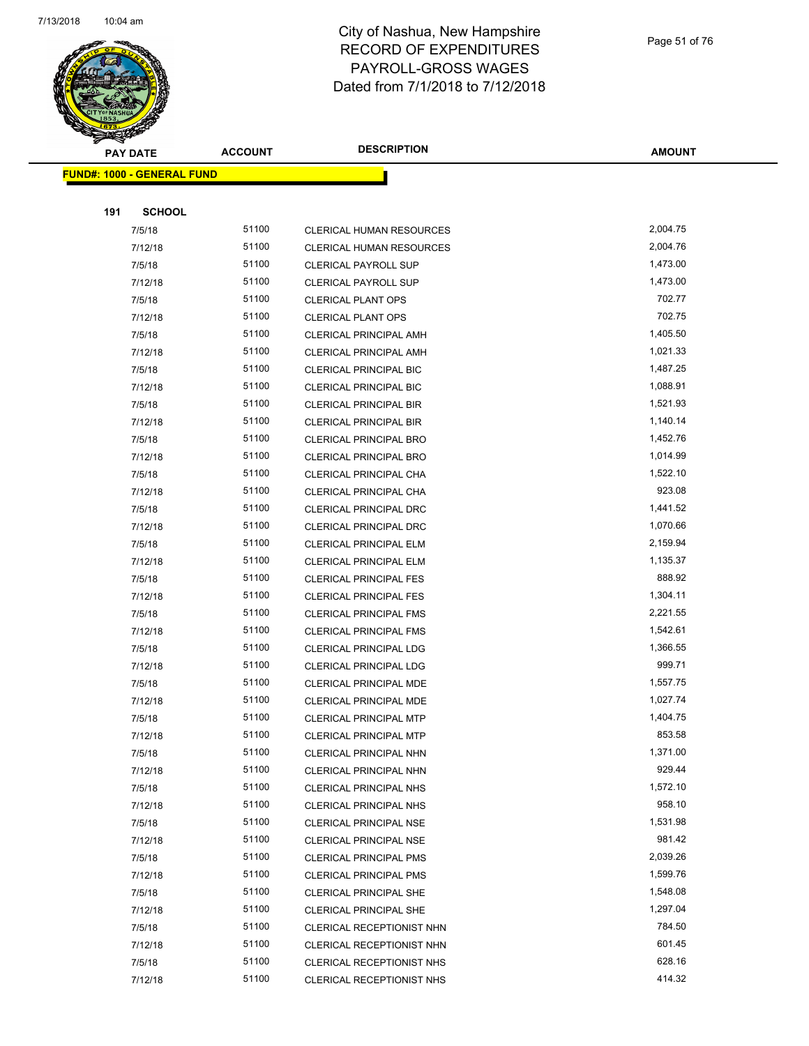City of Nashua, New Hampshire
RECORD OF EXPENDITURES
PAYROLL-GROSS WAGES
Dated from 7/1/2018 to 7/12/2018

**FUND#: 1000 - GENERAL FUND**

**191 SCHOOL**

| PAY DATE | ACCOUNT | DESCRIPTION | AMOUNT |
|---|---|---|---|
| 7/5/18 | 51100 | CLERICAL HUMAN RESOURCES | 2,004.75 |
| 7/12/18 | 51100 | CLERICAL HUMAN RESOURCES | 2,004.76 |
| 7/5/18 | 51100 | CLERICAL PAYROLL SUP | 1,473.00 |
| 7/12/18 | 51100 | CLERICAL PAYROLL SUP | 1,473.00 |
| 7/5/18 | 51100 | CLERICAL PLANT OPS | 702.77 |
| 7/12/18 | 51100 | CLERICAL PLANT OPS | 702.75 |
| 7/5/18 | 51100 | CLERICAL PRINCIPAL AMH | 1,405.50 |
| 7/12/18 | 51100 | CLERICAL PRINCIPAL AMH | 1,021.33 |
| 7/5/18 | 51100 | CLERICAL PRINCIPAL BIC | 1,487.25 |
| 7/12/18 | 51100 | CLERICAL PRINCIPAL BIC | 1,088.91 |
| 7/5/18 | 51100 | CLERICAL PRINCIPAL BIR | 1,521.93 |
| 7/12/18 | 51100 | CLERICAL PRINCIPAL BIR | 1,140.14 |
| 7/5/18 | 51100 | CLERICAL PRINCIPAL BRO | 1,452.76 |
| 7/12/18 | 51100 | CLERICAL PRINCIPAL BRO | 1,014.99 |
| 7/5/18 | 51100 | CLERICAL PRINCIPAL CHA | 1,522.10 |
| 7/12/18 | 51100 | CLERICAL PRINCIPAL CHA | 923.08 |
| 7/5/18 | 51100 | CLERICAL PRINCIPAL DRC | 1,441.52 |
| 7/12/18 | 51100 | CLERICAL PRINCIPAL DRC | 1,070.66 |
| 7/5/18 | 51100 | CLERICAL PRINCIPAL ELM | 2,159.94 |
| 7/12/18 | 51100 | CLERICAL PRINCIPAL ELM | 1,135.37 |
| 7/5/18 | 51100 | CLERICAL PRINCIPAL FES | 888.92 |
| 7/12/18 | 51100 | CLERICAL PRINCIPAL FES | 1,304.11 |
| 7/5/18 | 51100 | CLERICAL PRINCIPAL FMS | 2,221.55 |
| 7/12/18 | 51100 | CLERICAL PRINCIPAL FMS | 1,542.61 |
| 7/5/18 | 51100 | CLERICAL PRINCIPAL LDG | 1,366.55 |
| 7/12/18 | 51100 | CLERICAL PRINCIPAL LDG | 999.71 |
| 7/5/18 | 51100 | CLERICAL PRINCIPAL MDE | 1,557.75 |
| 7/12/18 | 51100 | CLERICAL PRINCIPAL MDE | 1,027.74 |
| 7/5/18 | 51100 | CLERICAL PRINCIPAL MTP | 1,404.75 |
| 7/12/18 | 51100 | CLERICAL PRINCIPAL MTP | 853.58 |
| 7/5/18 | 51100 | CLERICAL PRINCIPAL NHN | 1,371.00 |
| 7/12/18 | 51100 | CLERICAL PRINCIPAL NHN | 929.44 |
| 7/5/18 | 51100 | CLERICAL PRINCIPAL NHS | 1,572.10 |
| 7/12/18 | 51100 | CLERICAL PRINCIPAL NHS | 958.10 |
| 7/5/18 | 51100 | CLERICAL PRINCIPAL NSE | 1,531.98 |
| 7/12/18 | 51100 | CLERICAL PRINCIPAL NSE | 981.42 |
| 7/5/18 | 51100 | CLERICAL PRINCIPAL PMS | 2,039.26 |
| 7/12/18 | 51100 | CLERICAL PRINCIPAL PMS | 1,599.76 |
| 7/5/18 | 51100 | CLERICAL PRINCIPAL SHE | 1,548.08 |
| 7/12/18 | 51100 | CLERICAL PRINCIPAL SHE | 1,297.04 |
| 7/5/18 | 51100 | CLERICAL RECEPTIONIST NHN | 784.50 |
| 7/12/18 | 51100 | CLERICAL RECEPTIONIST NHN | 601.45 |
| 7/5/18 | 51100 | CLERICAL RECEPTIONIST NHS | 628.16 |
| 7/12/18 | 51100 | CLERICAL RECEPTIONIST NHS | 414.32 |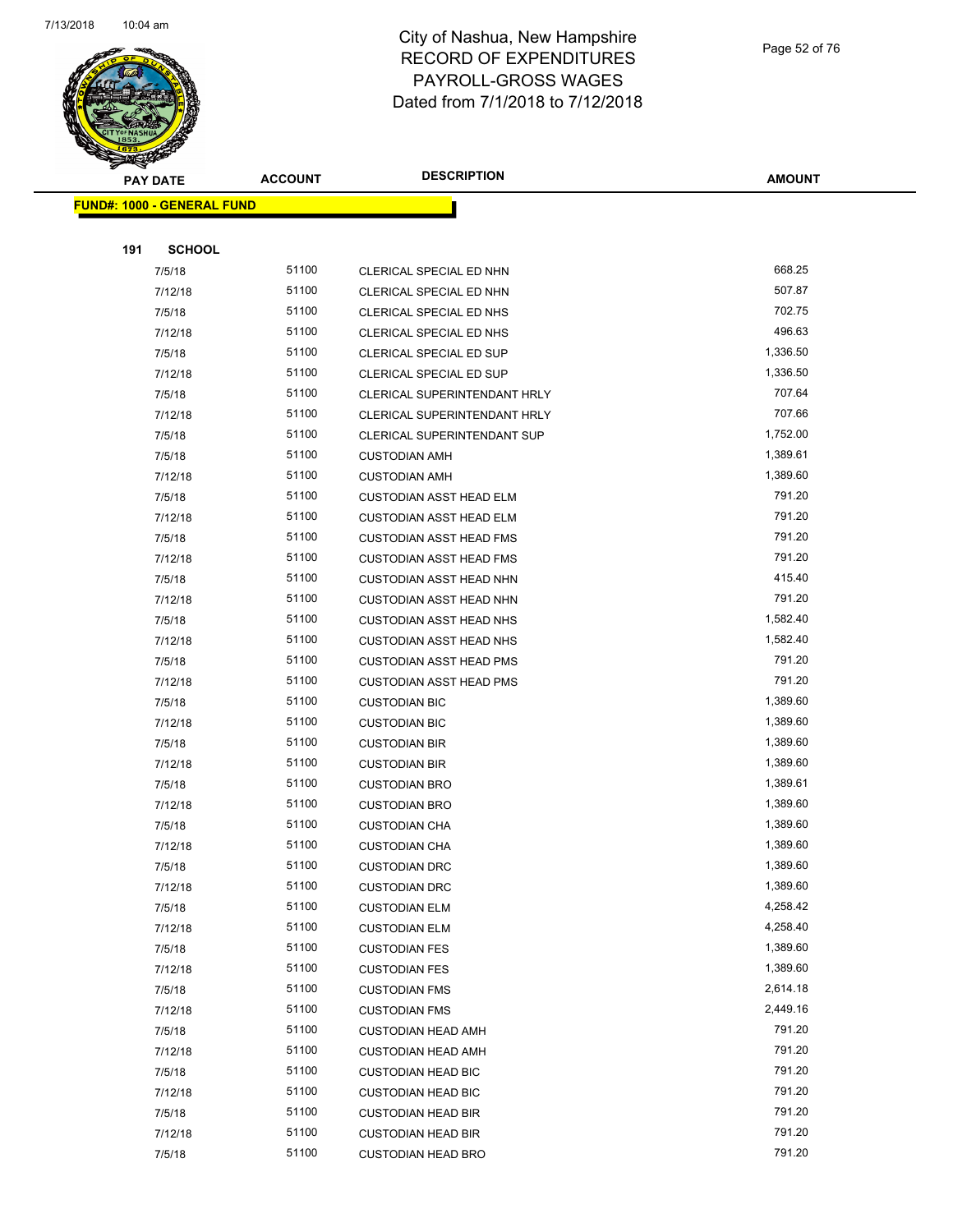# City of Nashua, New Hampshire
## RECORD OF EXPENDITURES
## PAYROLL-GROSS WAGES
## Dated from 7/1/2018 to 7/12/2018

| PAY DATE | ACCOUNT | DESCRIPTION | AMOUNT |
|---|---|---|---|

**FUND#: 1000 - GENERAL FUND**

**191 SCHOOL**

| PAY DATE | ACCOUNT | DESCRIPTION | AMOUNT |
|---|---|---|---|
| 7/5/18 | 51100 | CLERICAL SPECIAL ED NHN | 668.25 |
| 7/12/18 | 51100 | CLERICAL SPECIAL ED NHN | 507.87 |
| 7/5/18 | 51100 | CLERICAL SPECIAL ED NHS | 702.75 |
| 7/12/18 | 51100 | CLERICAL SPECIAL ED NHS | 496.63 |
| 7/5/18 | 51100 | CLERICAL SPECIAL ED SUP | 1,336.50 |
| 7/12/18 | 51100 | CLERICAL SPECIAL ED SUP | 1,336.50 |
| 7/5/18 | 51100 | CLERICAL SUPERINTENDANT HRLY | 707.64 |
| 7/12/18 | 51100 | CLERICAL SUPERINTENDANT HRLY | 707.66 |
| 7/5/18 | 51100 | CLERICAL SUPERINTENDANT SUP | 1,752.00 |
| 7/5/18 | 51100 | CUSTODIAN AMH | 1,389.61 |
| 7/12/18 | 51100 | CUSTODIAN AMH | 1,389.60 |
| 7/5/18 | 51100 | CUSTODIAN ASST HEAD ELM | 791.20 |
| 7/12/18 | 51100 | CUSTODIAN ASST HEAD ELM | 791.20 |
| 7/5/18 | 51100 | CUSTODIAN ASST HEAD FMS | 791.20 |
| 7/12/18 | 51100 | CUSTODIAN ASST HEAD FMS | 791.20 |
| 7/5/18 | 51100 | CUSTODIAN ASST HEAD NHN | 415.40 |
| 7/12/18 | 51100 | CUSTODIAN ASST HEAD NHN | 791.20 |
| 7/5/18 | 51100 | CUSTODIAN ASST HEAD NHS | 1,582.40 |
| 7/12/18 | 51100 | CUSTODIAN ASST HEAD NHS | 1,582.40 |
| 7/5/18 | 51100 | CUSTODIAN ASST HEAD PMS | 791.20 |
| 7/12/18 | 51100 | CUSTODIAN ASST HEAD PMS | 791.20 |
| 7/5/18 | 51100 | CUSTODIAN BIC | 1,389.60 |
| 7/12/18 | 51100 | CUSTODIAN BIC | 1,389.60 |
| 7/5/18 | 51100 | CUSTODIAN BIR | 1,389.60 |
| 7/12/18 | 51100 | CUSTODIAN BIR | 1,389.60 |
| 7/5/18 | 51100 | CUSTODIAN BRO | 1,389.61 |
| 7/12/18 | 51100 | CUSTODIAN BRO | 1,389.60 |
| 7/5/18 | 51100 | CUSTODIAN CHA | 1,389.60 |
| 7/12/18 | 51100 | CUSTODIAN CHA | 1,389.60 |
| 7/5/18 | 51100 | CUSTODIAN DRC | 1,389.60 |
| 7/12/18 | 51100 | CUSTODIAN DRC | 1,389.60 |
| 7/5/18 | 51100 | CUSTODIAN ELM | 4,258.42 |
| 7/12/18 | 51100 | CUSTODIAN ELM | 4,258.40 |
| 7/5/18 | 51100 | CUSTODIAN FES | 1,389.60 |
| 7/12/18 | 51100 | CUSTODIAN FES | 1,389.60 |
| 7/5/18 | 51100 | CUSTODIAN FMS | 2,614.18 |
| 7/12/18 | 51100 | CUSTODIAN FMS | 2,449.16 |
| 7/5/18 | 51100 | CUSTODIAN HEAD AMH | 791.20 |
| 7/12/18 | 51100 | CUSTODIAN HEAD AMH | 791.20 |
| 7/5/18 | 51100 | CUSTODIAN HEAD BIC | 791.20 |
| 7/12/18 | 51100 | CUSTODIAN HEAD BIC | 791.20 |
| 7/5/18 | 51100 | CUSTODIAN HEAD BIR | 791.20 |
| 7/12/18 | 51100 | CUSTODIAN HEAD BIR | 791.20 |
| 7/5/18 | 51100 | CUSTODIAN HEAD BRO | 791.20 |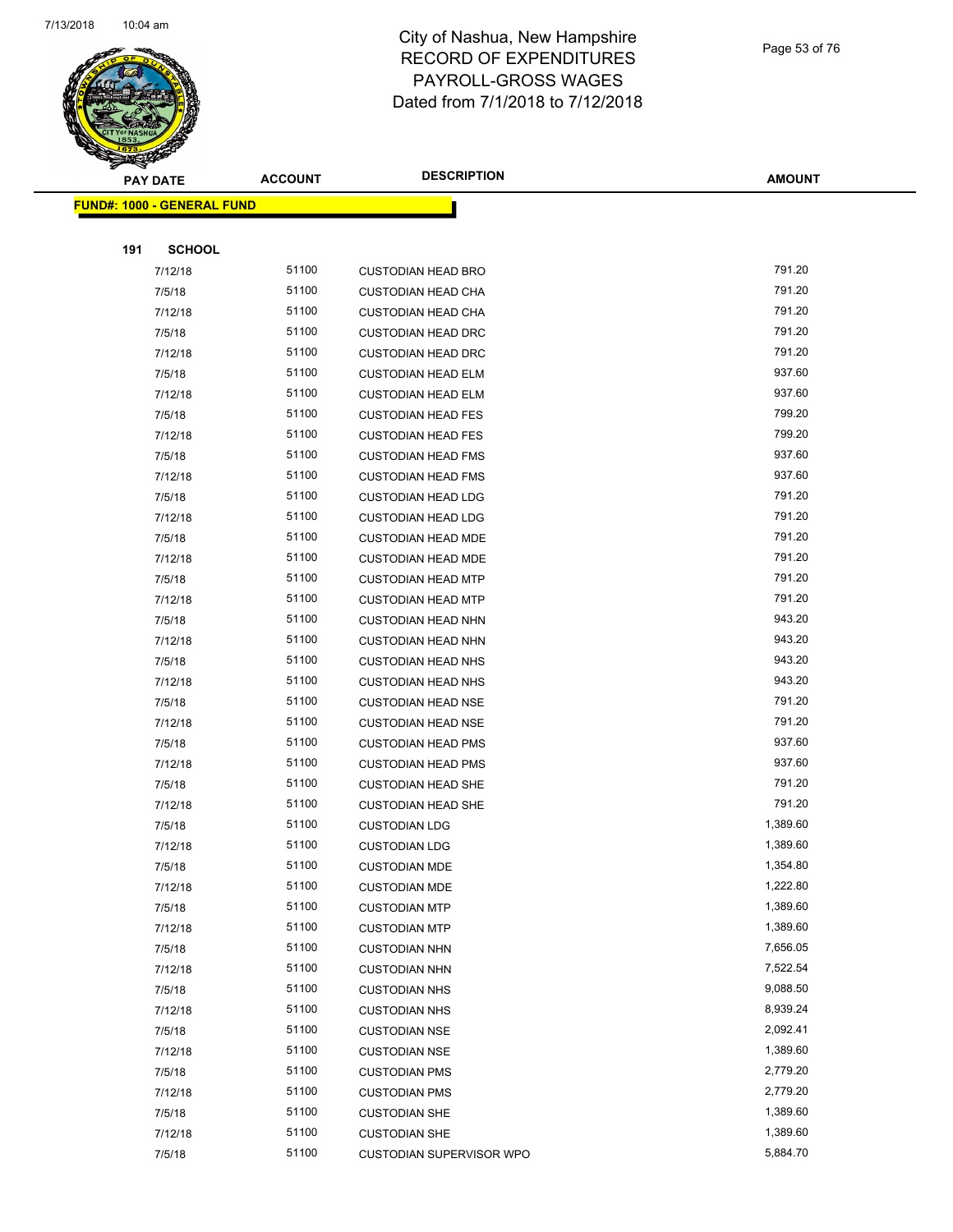City of Nashua, New Hampshire
RECORD OF EXPENDITURES
PAYROLL-GROSS WAGES
Dated from 7/1/2018 to 7/12/2018

| PAY DATE | ACCOUNT | DESCRIPTION | AMOUNT |
|---|---|---|---|
| **FUND#: 1000 - GENERAL FUND** | | | |
| **191 SCHOOL** | | | |
| 7/12/18 | 51100 | CUSTODIAN HEAD BRO | 791.20 |
| 7/5/18 | 51100 | CUSTODIAN HEAD CHA | 791.20 |
| 7/12/18 | 51100 | CUSTODIAN HEAD CHA | 791.20 |
| 7/5/18 | 51100 | CUSTODIAN HEAD DRC | 791.20 |
| 7/12/18 | 51100 | CUSTODIAN HEAD DRC | 791.20 |
| 7/5/18 | 51100 | CUSTODIAN HEAD ELM | 937.60 |
| 7/12/18 | 51100 | CUSTODIAN HEAD ELM | 937.60 |
| 7/5/18 | 51100 | CUSTODIAN HEAD FES | 799.20 |
| 7/12/18 | 51100 | CUSTODIAN HEAD FES | 799.20 |
| 7/5/18 | 51100 | CUSTODIAN HEAD FMS | 937.60 |
| 7/12/18 | 51100 | CUSTODIAN HEAD FMS | 937.60 |
| 7/5/18 | 51100 | CUSTODIAN HEAD LDG | 791.20 |
| 7/12/18 | 51100 | CUSTODIAN HEAD LDG | 791.20 |
| 7/5/18 | 51100 | CUSTODIAN HEAD MDE | 791.20 |
| 7/12/18 | 51100 | CUSTODIAN HEAD MDE | 791.20 |
| 7/5/18 | 51100 | CUSTODIAN HEAD MTP | 791.20 |
| 7/12/18 | 51100 | CUSTODIAN HEAD MTP | 791.20 |
| 7/5/18 | 51100 | CUSTODIAN HEAD NHN | 943.20 |
| 7/12/18 | 51100 | CUSTODIAN HEAD NHN | 943.20 |
| 7/5/18 | 51100 | CUSTODIAN HEAD NHS | 943.20 |
| 7/12/18 | 51100 | CUSTODIAN HEAD NHS | 943.20 |
| 7/5/18 | 51100 | CUSTODIAN HEAD NSE | 791.20 |
| 7/12/18 | 51100 | CUSTODIAN HEAD NSE | 791.20 |
| 7/5/18 | 51100 | CUSTODIAN HEAD PMS | 937.60 |
| 7/12/18 | 51100 | CUSTODIAN HEAD PMS | 937.60 |
| 7/5/18 | 51100 | CUSTODIAN HEAD SHE | 791.20 |
| 7/12/18 | 51100 | CUSTODIAN HEAD SHE | 791.20 |
| 7/5/18 | 51100 | CUSTODIAN LDG | 1,389.60 |
| 7/12/18 | 51100 | CUSTODIAN LDG | 1,389.60 |
| 7/5/18 | 51100 | CUSTODIAN MDE | 1,354.80 |
| 7/12/18 | 51100 | CUSTODIAN MDE | 1,222.80 |
| 7/5/18 | 51100 | CUSTODIAN MTP | 1,389.60 |
| 7/12/18 | 51100 | CUSTODIAN MTP | 1,389.60 |
| 7/5/18 | 51100 | CUSTODIAN NHN | 7,656.05 |
| 7/12/18 | 51100 | CUSTODIAN NHN | 7,522.54 |
| 7/5/18 | 51100 | CUSTODIAN NHS | 9,088.50 |
| 7/12/18 | 51100 | CUSTODIAN NHS | 8,939.24 |
| 7/5/18 | 51100 | CUSTODIAN NSE | 2,092.41 |
| 7/12/18 | 51100 | CUSTODIAN NSE | 1,389.60 |
| 7/5/18 | 51100 | CUSTODIAN PMS | 2,779.20 |
| 7/12/18 | 51100 | CUSTODIAN PMS | 2,779.20 |
| 7/5/18 | 51100 | CUSTODIAN SHE | 1,389.60 |
| 7/12/18 | 51100 | CUSTODIAN SHE | 1,389.60 |
| 7/5/18 | 51100 | CUSTODIAN SUPERVISOR WPO | 5,884.70 |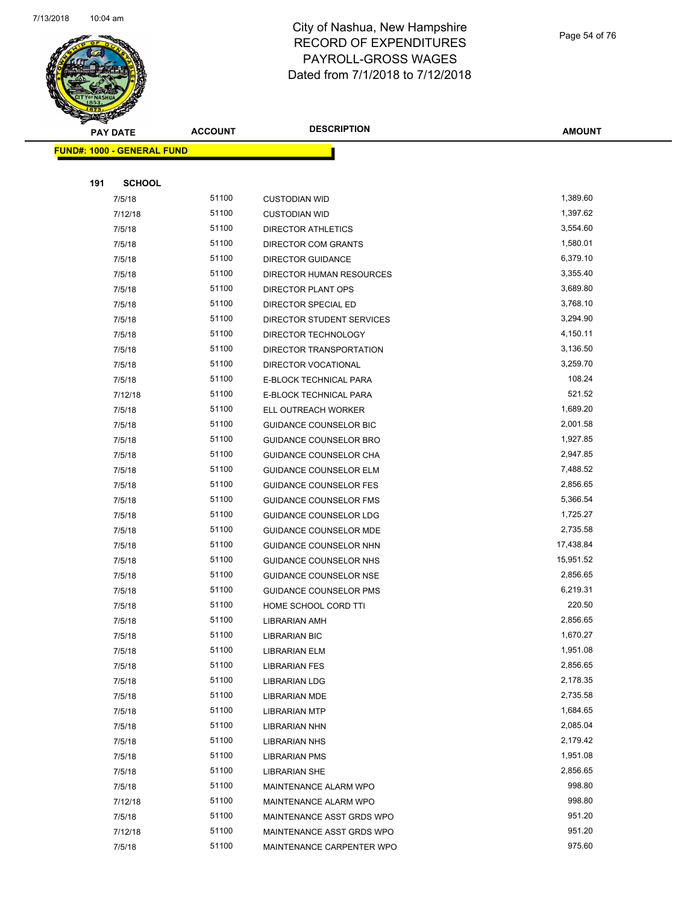# City of Nashua, New Hampshire
## RECORD OF EXPENDITURES
## PAYROLL-GROSS WAGES
## Dated from 7/1/2018 to 7/12/2018

| PAY DATE | ACCOUNT | DESCRIPTION | AMOUNT |
|---|---|---|---|
| **FUND#: 1000 - GENERAL FUND** | | | |
| **191 SCHOOL** | | | |
| 7/5/18 | 51100 | CUSTODIAN WID | 1,389.60 |
| 7/12/18 | 51100 | CUSTODIAN WID | 1,397.62 |
| 7/5/18 | 51100 | DIRECTOR ATHLETICS | 3,554.60 |
| 7/5/18 | 51100 | DIRECTOR COM GRANTS | 1,580.01 |
| 7/5/18 | 51100 | DIRECTOR GUIDANCE | 6,379.10 |
| 7/5/18 | 51100 | DIRECTOR HUMAN RESOURCES | 3,355.40 |
| 7/5/18 | 51100 | DIRECTOR PLANT OPS | 3,689.80 |
| 7/5/18 | 51100 | DIRECTOR SPECIAL ED | 3,768.10 |
| 7/5/18 | 51100 | DIRECTOR STUDENT SERVICES | 3,294.90 |
| 7/5/18 | 51100 | DIRECTOR TECHNOLOGY | 4,150.11 |
| 7/5/18 | 51100 | DIRECTOR TRANSPORTATION | 3,136.50 |
| 7/5/18 | 51100 | DIRECTOR VOCATIONAL | 3,259.70 |
| 7/5/18 | 51100 | E-BLOCK TECHNICAL PARA | 108.24 |
| 7/12/18 | 51100 | E-BLOCK TECHNICAL PARA | 521.52 |
| 7/5/18 | 51100 | ELL OUTREACH WORKER | 1,689.20 |
| 7/5/18 | 51100 | GUIDANCE COUNSELOR BIC | 2,001.58 |
| 7/5/18 | 51100 | GUIDANCE COUNSELOR BRO | 1,927.85 |
| 7/5/18 | 51100 | GUIDANCE COUNSELOR CHA | 2,947.85 |
| 7/5/18 | 51100 | GUIDANCE COUNSELOR ELM | 7,488.52 |
| 7/5/18 | 51100 | GUIDANCE COUNSELOR FES | 2,856.65 |
| 7/5/18 | 51100 | GUIDANCE COUNSELOR FMS | 5,366.54 |
| 7/5/18 | 51100 | GUIDANCE COUNSELOR LDG | 1,725.27 |
| 7/5/18 | 51100 | GUIDANCE COUNSELOR MDE | 2,735.58 |
| 7/5/18 | 51100 | GUIDANCE COUNSELOR NHN | 17,438.84 |
| 7/5/18 | 51100 | GUIDANCE COUNSELOR NHS | 15,951.52 |
| 7/5/18 | 51100 | GUIDANCE COUNSELOR NSE | 2,856.65 |
| 7/5/18 | 51100 | GUIDANCE COUNSELOR PMS | 6,219.31 |
| 7/5/18 | 51100 | HOME SCHOOL CORD TTI | 220.50 |
| 7/5/18 | 51100 | LIBRARIAN AMH | 2,856.65 |
| 7/5/18 | 51100 | LIBRARIAN BIC | 1,670.27 |
| 7/5/18 | 51100 | LIBRARIAN ELM | 1,951.08 |
| 7/5/18 | 51100 | LIBRARIAN FES | 2,856.65 |
| 7/5/18 | 51100 | LIBRARIAN LDG | 2,178.35 |
| 7/5/18 | 51100 | LIBRARIAN MDE | 2,735.58 |
| 7/5/18 | 51100 | LIBRARIAN MTP | 1,684.65 |
| 7/5/18 | 51100 | LIBRARIAN NHN | 2,085.04 |
| 7/5/18 | 51100 | LIBRARIAN NHS | 2,179.42 |
| 7/5/18 | 51100 | LIBRARIAN PMS | 1,951.08 |
| 7/5/18 | 51100 | LIBRARIAN SHE | 2,856.65 |
| 7/5/18 | 51100 | MAINTENANCE ALARM WPO | 998.80 |
| 7/12/18 | 51100 | MAINTENANCE ALARM WPO | 998.80 |
| 7/5/18 | 51100 | MAINTENANCE ASST GRDS WPO | 951.20 |
| 7/12/18 | 51100 | MAINTENANCE ASST GRDS WPO | 951.20 |
| 7/5/18 | 51100 | MAINTENANCE CARPENTER WPO | 975.60 |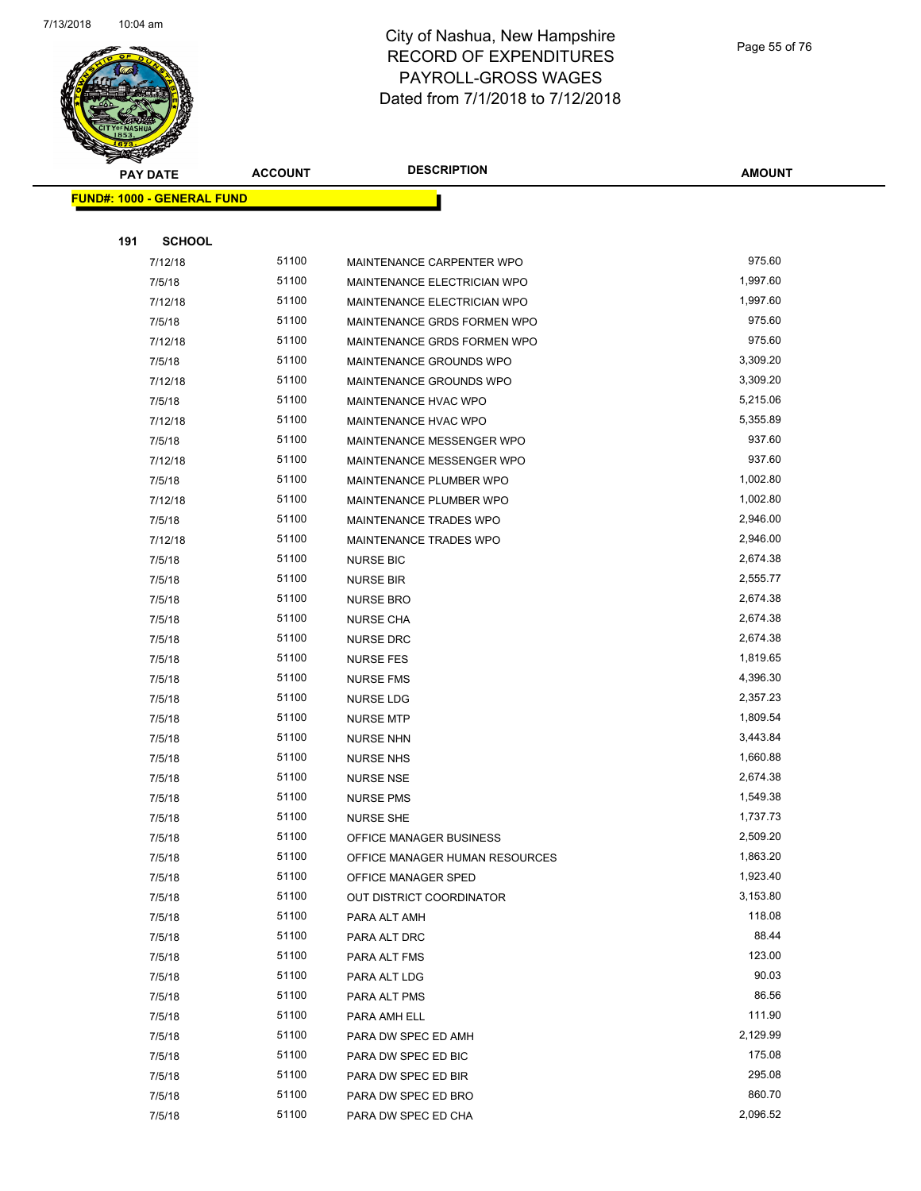# City of Nashua, New Hampshire
## RECORD OF EXPENDITURES
## PAYROLL-GROSS WAGES
## Dated from 7/1/2018 to 7/12/2018

| PAY DATE | ACCOUNT | DESCRIPTION | AMOUNT |
|---|---|---|---|

**FUND#: 1000 - GENERAL FUND**

**191 SCHOOL**

| PAY DATE | ACCOUNT | DESCRIPTION | AMOUNT |
|---|---|---|---|
| 7/12/18 | 51100 | MAINTENANCE CARPENTER WPO | 975.60 |
| 7/5/18 | 51100 | MAINTENANCE ELECTRICIAN WPO | 1,997.60 |
| 7/12/18 | 51100 | MAINTENANCE ELECTRICIAN WPO | 1,997.60 |
| 7/5/18 | 51100 | MAINTENANCE GRDS FORMEN WPO | 975.60 |
| 7/12/18 | 51100 | MAINTENANCE GRDS FORMEN WPO | 975.60 |
| 7/5/18 | 51100 | MAINTENANCE GROUNDS WPO | 3,309.20 |
| 7/12/18 | 51100 | MAINTENANCE GROUNDS WPO | 3,309.20 |
| 7/5/18 | 51100 | MAINTENANCE HVAC WPO | 5,215.06 |
| 7/12/18 | 51100 | MAINTENANCE HVAC WPO | 5,355.89 |
| 7/5/18 | 51100 | MAINTENANCE MESSENGER WPO | 937.60 |
| 7/12/18 | 51100 | MAINTENANCE MESSENGER WPO | 937.60 |
| 7/5/18 | 51100 | MAINTENANCE PLUMBER WPO | 1,002.80 |
| 7/12/18 | 51100 | MAINTENANCE PLUMBER WPO | 1,002.80 |
| 7/5/18 | 51100 | MAINTENANCE TRADES WPO | 2,946.00 |
| 7/12/18 | 51100 | MAINTENANCE TRADES WPO | 2,946.00 |
| 7/5/18 | 51100 | NURSE BIC | 2,674.38 |
| 7/5/18 | 51100 | NURSE BIR | 2,555.77 |
| 7/5/18 | 51100 | NURSE BRO | 2,674.38 |
| 7/5/18 | 51100 | NURSE CHA | 2,674.38 |
| 7/5/18 | 51100 | NURSE DRC | 2,674.38 |
| 7/5/18 | 51100 | NURSE FES | 1,819.65 |
| 7/5/18 | 51100 | NURSE FMS | 4,396.30 |
| 7/5/18 | 51100 | NURSE LDG | 2,357.23 |
| 7/5/18 | 51100 | NURSE MTP | 1,809.54 |
| 7/5/18 | 51100 | NURSE NHN | 3,443.84 |
| 7/5/18 | 51100 | NURSE NHS | 1,660.88 |
| 7/5/18 | 51100 | NURSE NSE | 2,674.38 |
| 7/5/18 | 51100 | NURSE PMS | 1,549.38 |
| 7/5/18 | 51100 | NURSE SHE | 1,737.73 |
| 7/5/18 | 51100 | OFFICE MANAGER BUSINESS | 2,509.20 |
| 7/5/18 | 51100 | OFFICE MANAGER HUMAN RESOURCES | 1,863.20 |
| 7/5/18 | 51100 | OFFICE MANAGER SPED | 1,923.40 |
| 7/5/18 | 51100 | OUT DISTRICT COORDINATOR | 3,153.80 |
| 7/5/18 | 51100 | PARA ALT AMH | 118.08 |
| 7/5/18 | 51100 | PARA ALT DRC | 88.44 |
| 7/5/18 | 51100 | PARA ALT FMS | 123.00 |
| 7/5/18 | 51100 | PARA ALT LDG | 90.03 |
| 7/5/18 | 51100 | PARA ALT PMS | 86.56 |
| 7/5/18 | 51100 | PARA AMH ELL | 111.90 |
| 7/5/18 | 51100 | PARA DW SPEC ED AMH | 2,129.99 |
| 7/5/18 | 51100 | PARA DW SPEC ED BIC | 175.08 |
| 7/5/18 | 51100 | PARA DW SPEC ED BIR | 295.08 |
| 7/5/18 | 51100 | PARA DW SPEC ED BRO | 860.70 |
| 7/5/18 | 51100 | PARA DW SPEC ED CHA | 2,096.52 |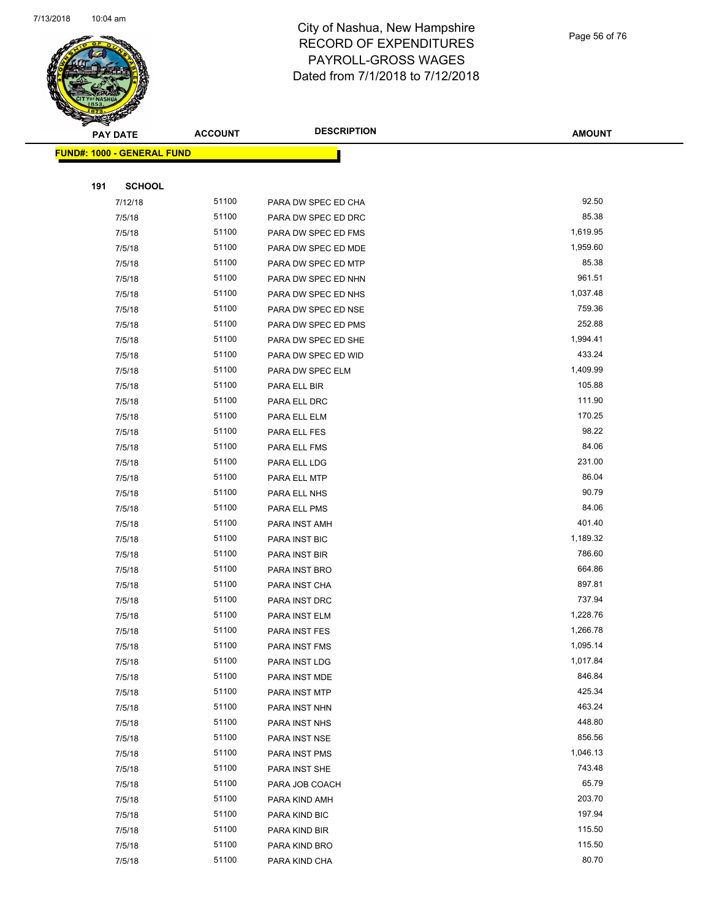# City of Nashua, New Hampshire
## RECORD OF EXPENDITURES
## PAYROLL-GROSS WAGES
## Dated from 7/1/2018 to 7/12/2018

**FUND#: 1000 - GENERAL FUND**

**191 SCHOOL**

| PAY DATE | ACCOUNT | DESCRIPTION | AMOUNT |
|---|---|---|---|
| 7/12/18 | 51100 | PARA DW SPEC ED CHA | 92.50 |
| 7/5/18 | 51100 | PARA DW SPEC ED DRC | 85.38 |
| 7/5/18 | 51100 | PARA DW SPEC ED FMS | 1,619.95 |
| 7/5/18 | 51100 | PARA DW SPEC ED MDE | 1,959.60 |
| 7/5/18 | 51100 | PARA DW SPEC ED MTP | 85.38 |
| 7/5/18 | 51100 | PARA DW SPEC ED NHN | 961.51 |
| 7/5/18 | 51100 | PARA DW SPEC ED NHS | 1,037.48 |
| 7/5/18 | 51100 | PARA DW SPEC ED NSE | 759.36 |
| 7/5/18 | 51100 | PARA DW SPEC ED PMS | 252.88 |
| 7/5/18 | 51100 | PARA DW SPEC ED SHE | 1,994.41 |
| 7/5/18 | 51100 | PARA DW SPEC ED WID | 433.24 |
| 7/5/18 | 51100 | PARA DW SPEC ELM | 1,409.99 |
| 7/5/18 | 51100 | PARA ELL BIR | 105.88 |
| 7/5/18 | 51100 | PARA ELL DRC | 111.90 |
| 7/5/18 | 51100 | PARA ELL ELM | 170.25 |
| 7/5/18 | 51100 | PARA ELL FES | 98.22 |
| 7/5/18 | 51100 | PARA ELL FMS | 84.06 |
| 7/5/18 | 51100 | PARA ELL LDG | 231.00 |
| 7/5/18 | 51100 | PARA ELL MTP | 86.04 |
| 7/5/18 | 51100 | PARA ELL NHS | 90.79 |
| 7/5/18 | 51100 | PARA ELL PMS | 84.06 |
| 7/5/18 | 51100 | PARA INST AMH | 401.40 |
| 7/5/18 | 51100 | PARA INST BIC | 1,189.32 |
| 7/5/18 | 51100 | PARA INST BIR | 786.60 |
| 7/5/18 | 51100 | PARA INST BRO | 664.86 |
| 7/5/18 | 51100 | PARA INST CHA | 897.81 |
| 7/5/18 | 51100 | PARA INST DRC | 737.94 |
| 7/5/18 | 51100 | PARA INST ELM | 1,228.76 |
| 7/5/18 | 51100 | PARA INST FES | 1,266.78 |
| 7/5/18 | 51100 | PARA INST FMS | 1,095.14 |
| 7/5/18 | 51100 | PARA INST LDG | 1,017.84 |
| 7/5/18 | 51100 | PARA INST MDE | 846.84 |
| 7/5/18 | 51100 | PARA INST MTP | 425.34 |
| 7/5/18 | 51100 | PARA INST NHN | 463.24 |
| 7/5/18 | 51100 | PARA INST NHS | 448.80 |
| 7/5/18 | 51100 | PARA INST NSE | 856.56 |
| 7/5/18 | 51100 | PARA INST PMS | 1,046.13 |
| 7/5/18 | 51100 | PARA INST SHE | 743.48 |
| 7/5/18 | 51100 | PARA JOB COACH | 65.79 |
| 7/5/18 | 51100 | PARA KIND AMH | 203.70 |
| 7/5/18 | 51100 | PARA KIND BIC | 197.94 |
| 7/5/18 | 51100 | PARA KIND BIR | 115.50 |
| 7/5/18 | 51100 | PARA KIND BRO | 115.50 |
| 7/5/18 | 51100 | PARA KIND CHA | 80.70 |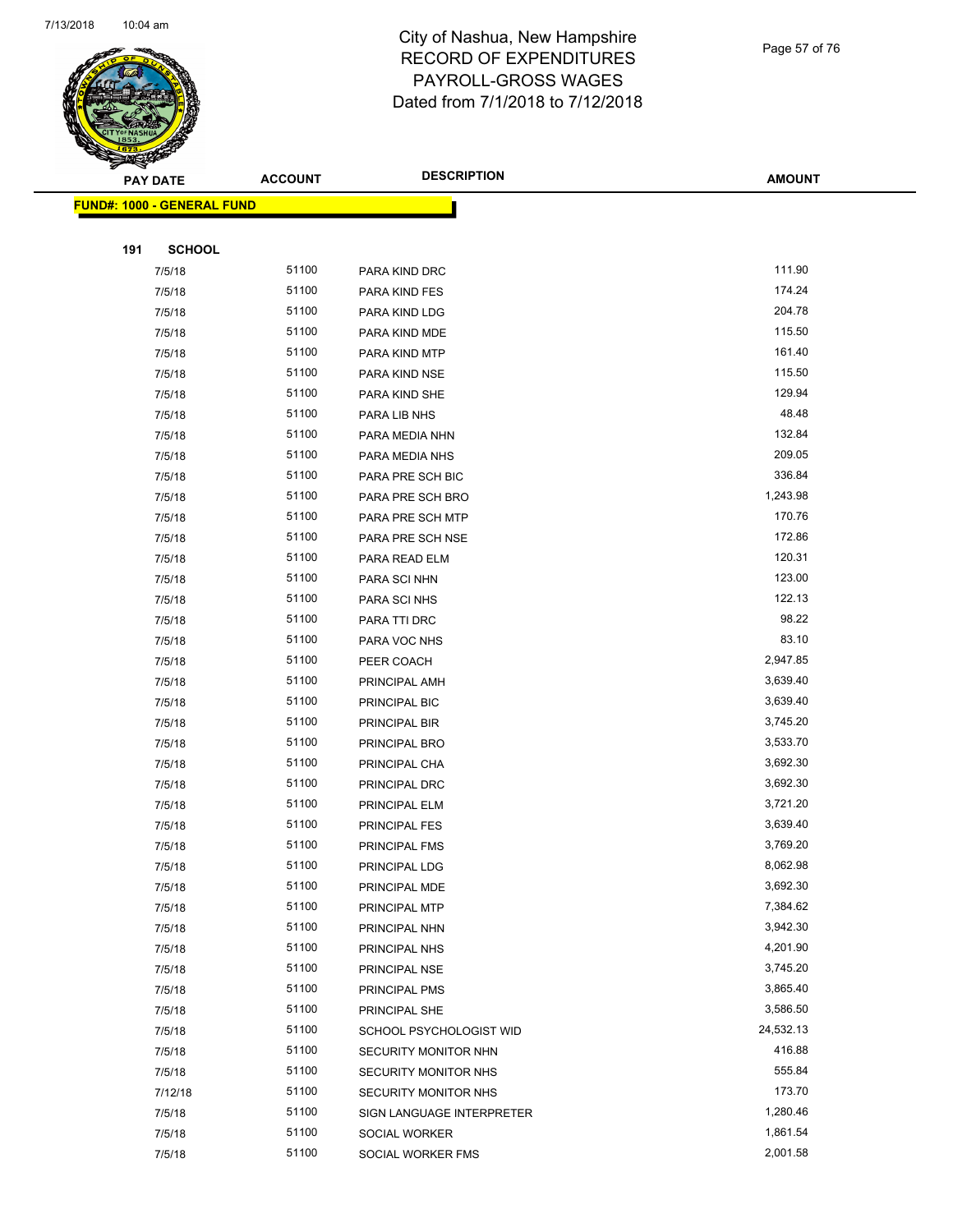City of Nashua, New Hampshire
RECORD OF EXPENDITURES
PAYROLL-GROSS WAGES
Dated from 7/1/2018 to 7/12/2018

| PAY DATE | ACCOUNT | DESCRIPTION | AMOUNT |
|---|---|---|---|
| **FUND#: 1000 - GENERAL FUND** | | | |
| **191 SCHOOL** | | | |
| 7/5/18 | 51100 | PARA KIND DRC | 111.90 |
| 7/5/18 | 51100 | PARA KIND FES | 174.24 |
| 7/5/18 | 51100 | PARA KIND LDG | 204.78 |
| 7/5/18 | 51100 | PARA KIND MDE | 115.50 |
| 7/5/18 | 51100 | PARA KIND MTP | 161.40 |
| 7/5/18 | 51100 | PARA KIND NSE | 115.50 |
| 7/5/18 | 51100 | PARA KIND SHE | 129.94 |
| 7/5/18 | 51100 | PARA LIB NHS | 48.48 |
| 7/5/18 | 51100 | PARA MEDIA NHN | 132.84 |
| 7/5/18 | 51100 | PARA MEDIA NHS | 209.05 |
| 7/5/18 | 51100 | PARA PRE SCH BIC | 336.84 |
| 7/5/18 | 51100 | PARA PRE SCH BRO | 1,243.98 |
| 7/5/18 | 51100 | PARA PRE SCH MTP | 170.76 |
| 7/5/18 | 51100 | PARA PRE SCH NSE | 172.86 |
| 7/5/18 | 51100 | PARA READ ELM | 120.31 |
| 7/5/18 | 51100 | PARA SCI NHN | 123.00 |
| 7/5/18 | 51100 | PARA SCI NHS | 122.13 |
| 7/5/18 | 51100 | PARA TTI DRC | 98.22 |
| 7/5/18 | 51100 | PARA VOC NHS | 83.10 |
| 7/5/18 | 51100 | PEER COACH | 2,947.85 |
| 7/5/18 | 51100 | PRINCIPAL AMH | 3,639.40 |
| 7/5/18 | 51100 | PRINCIPAL BIC | 3,639.40 |
| 7/5/18 | 51100 | PRINCIPAL BIR | 3,745.20 |
| 7/5/18 | 51100 | PRINCIPAL BRO | 3,533.70 |
| 7/5/18 | 51100 | PRINCIPAL CHA | 3,692.30 |
| 7/5/18 | 51100 | PRINCIPAL DRC | 3,692.30 |
| 7/5/18 | 51100 | PRINCIPAL ELM | 3,721.20 |
| 7/5/18 | 51100 | PRINCIPAL FES | 3,639.40 |
| 7/5/18 | 51100 | PRINCIPAL FMS | 3,769.20 |
| 7/5/18 | 51100 | PRINCIPAL LDG | 8,062.98 |
| 7/5/18 | 51100 | PRINCIPAL MDE | 3,692.30 |
| 7/5/18 | 51100 | PRINCIPAL MTP | 7,384.62 |
| 7/5/18 | 51100 | PRINCIPAL NHN | 3,942.30 |
| 7/5/18 | 51100 | PRINCIPAL NHS | 4,201.90 |
| 7/5/18 | 51100 | PRINCIPAL NSE | 3,745.20 |
| 7/5/18 | 51100 | PRINCIPAL PMS | 3,865.40 |
| 7/5/18 | 51100 | PRINCIPAL SHE | 3,586.50 |
| 7/5/18 | 51100 | SCHOOL PSYCHOLOGIST WID | 24,532.13 |
| 7/5/18 | 51100 | SECURITY MONITOR NHN | 416.88 |
| 7/5/18 | 51100 | SECURITY MONITOR NHS | 555.84 |
| 7/12/18 | 51100 | SECURITY MONITOR NHS | 173.70 |
| 7/5/18 | 51100 | SIGN LANGUAGE INTERPRETER | 1,280.46 |
| 7/5/18 | 51100 | SOCIAL WORKER | 1,861.54 |
| 7/5/18 | 51100 | SOCIAL WORKER FMS | 2,001.58 |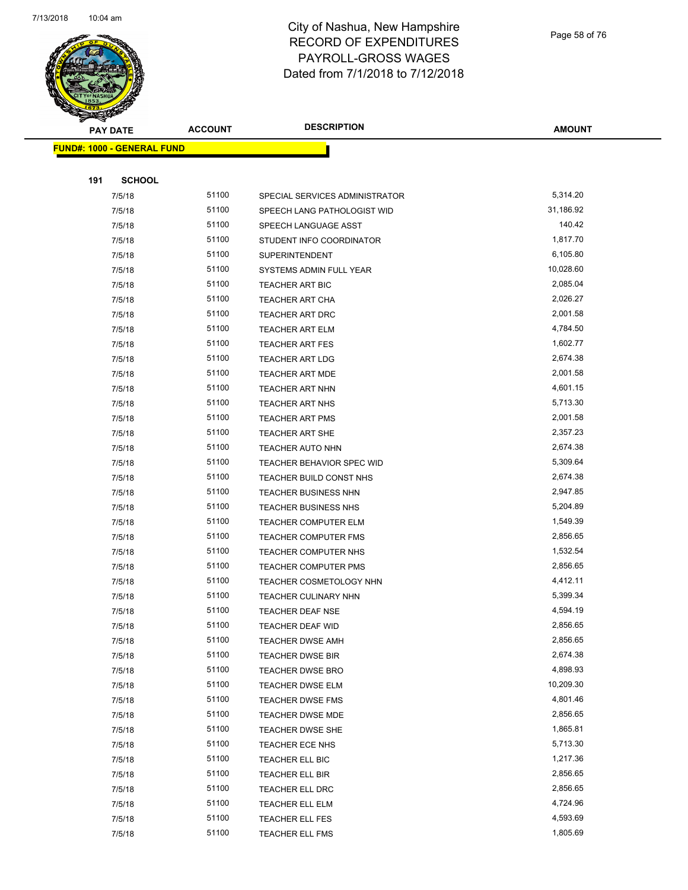# City of Nashua, New Hampshire
## RECORD OF EXPENDITURES
## PAYROLL-GROSS WAGES
## Dated from 7/1/2018 to 7/12/2018

**FUND#: 1000 - GENERAL FUND**

**191 SCHOOL**

| PAY DATE | ACCOUNT | DESCRIPTION | AMOUNT |
|---|---|---|---|
| 7/5/18 | 51100 | SPECIAL SERVICES ADMINISTRATOR | 5,314.20 |
| 7/5/18 | 51100 | SPEECH LANG PATHOLOGIST WID | 31,186.92 |
| 7/5/18 | 51100 | SPEECH LANGUAGE ASST | 140.42 |
| 7/5/18 | 51100 | STUDENT INFO COORDINATOR | 1,817.70 |
| 7/5/18 | 51100 | SUPERINTENDENT | 6,105.80 |
| 7/5/18 | 51100 | SYSTEMS ADMIN FULL YEAR | 10,028.60 |
| 7/5/18 | 51100 | TEACHER ART BIC | 2,085.04 |
| 7/5/18 | 51100 | TEACHER ART CHA | 2,026.27 |
| 7/5/18 | 51100 | TEACHER ART DRC | 2,001.58 |
| 7/5/18 | 51100 | TEACHER ART ELM | 4,784.50 |
| 7/5/18 | 51100 | TEACHER ART FES | 1,602.77 |
| 7/5/18 | 51100 | TEACHER ART LDG | 2,674.38 |
| 7/5/18 | 51100 | TEACHER ART MDE | 2,001.58 |
| 7/5/18 | 51100 | TEACHER ART NHN | 4,601.15 |
| 7/5/18 | 51100 | TEACHER ART NHS | 5,713.30 |
| 7/5/18 | 51100 | TEACHER ART PMS | 2,001.58 |
| 7/5/18 | 51100 | TEACHER ART SHE | 2,357.23 |
| 7/5/18 | 51100 | TEACHER AUTO NHN | 2,674.38 |
| 7/5/18 | 51100 | TEACHER BEHAVIOR SPEC WID | 5,309.64 |
| 7/5/18 | 51100 | TEACHER BUILD CONST NHS | 2,674.38 |
| 7/5/18 | 51100 | TEACHER BUSINESS NHN | 2,947.85 |
| 7/5/18 | 51100 | TEACHER BUSINESS NHS | 5,204.89 |
| 7/5/18 | 51100 | TEACHER COMPUTER ELM | 1,549.39 |
| 7/5/18 | 51100 | TEACHER COMPUTER FMS | 2,856.65 |
| 7/5/18 | 51100 | TEACHER COMPUTER NHS | 1,532.54 |
| 7/5/18 | 51100 | TEACHER COMPUTER PMS | 2,856.65 |
| 7/5/18 | 51100 | TEACHER COSMETOLOGY NHN | 4,412.11 |
| 7/5/18 | 51100 | TEACHER CULINARY NHN | 5,399.34 |
| 7/5/18 | 51100 | TEACHER DEAF NSE | 4,594.19 |
| 7/5/18 | 51100 | TEACHER DEAF WID | 2,856.65 |
| 7/5/18 | 51100 | TEACHER DWSE AMH | 2,856.65 |
| 7/5/18 | 51100 | TEACHER DWSE BIR | 2,674.38 |
| 7/5/18 | 51100 | TEACHER DWSE BRO | 4,898.93 |
| 7/5/18 | 51100 | TEACHER DWSE ELM | 10,209.30 |
| 7/5/18 | 51100 | TEACHER DWSE FMS | 4,801.46 |
| 7/5/18 | 51100 | TEACHER DWSE MDE | 2,856.65 |
| 7/5/18 | 51100 | TEACHER DWSE SHE | 1,865.81 |
| 7/5/18 | 51100 | TEACHER ECE NHS | 5,713.30 |
| 7/5/18 | 51100 | TEACHER ELL BIC | 1,217.36 |
| 7/5/18 | 51100 | TEACHER ELL BIR | 2,856.65 |
| 7/5/18 | 51100 | TEACHER ELL DRC | 2,856.65 |
| 7/5/18 | 51100 | TEACHER ELL ELM | 4,724.96 |
| 7/5/18 | 51100 | TEACHER ELL FES | 4,593.69 |
| 7/5/18 | 51100 | TEACHER ELL FMS | 1,805.69 |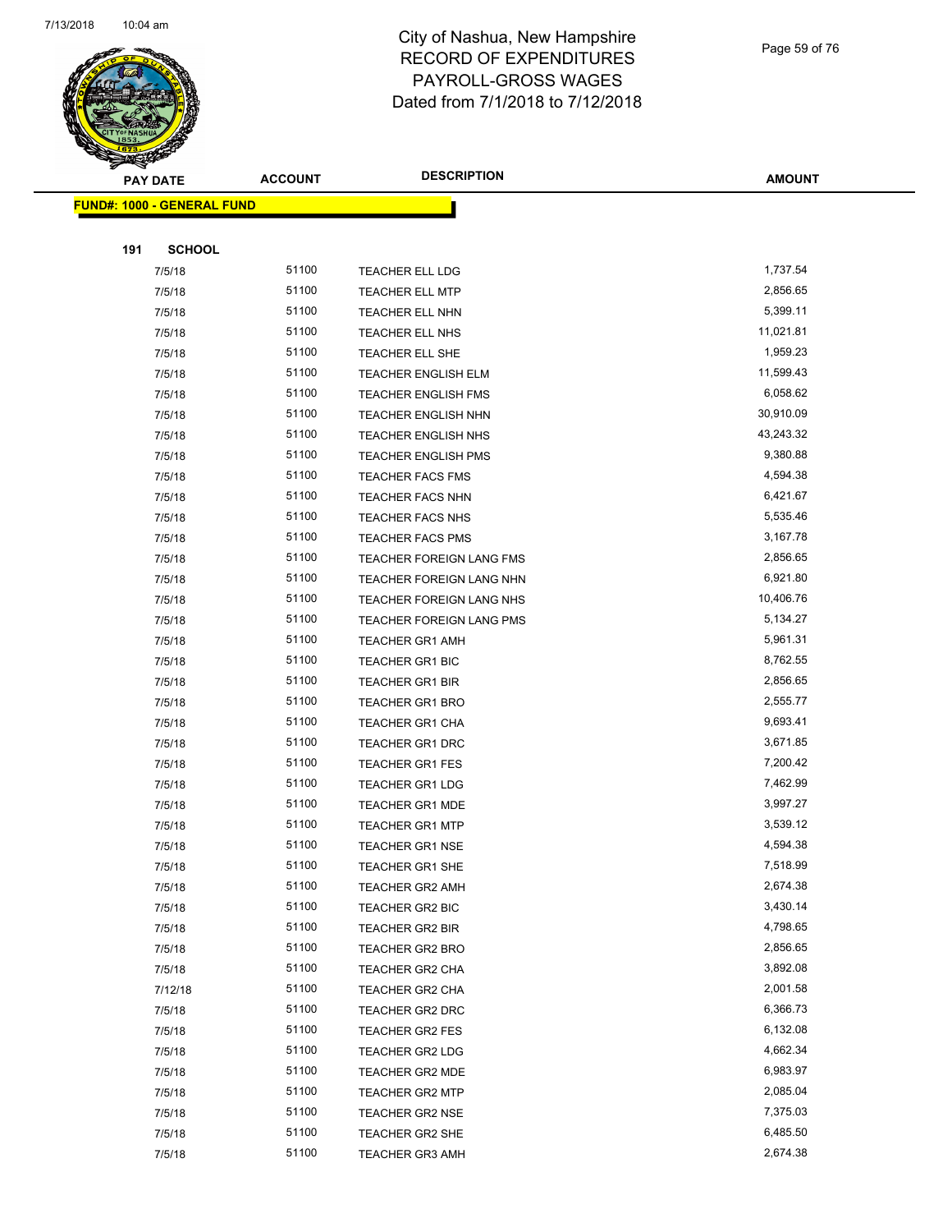# City of Nashua, New Hampshire
## RECORD OF EXPENDITURES
## PAYROLL-GROSS WAGES
## Dated from 7/1/2018 to 7/12/2018

**FUND#: 1000 - GENERAL FUND**

**191 SCHOOL**

| PAY DATE | ACCOUNT | DESCRIPTION | AMOUNT |
|---|---|---|---|
| 7/5/18 | 51100 | TEACHER ELL LDG | 1,737.54 |
| 7/5/18 | 51100 | TEACHER ELL MTP | 2,856.65 |
| 7/5/18 | 51100 | TEACHER ELL NHN | 5,399.11 |
| 7/5/18 | 51100 | TEACHER ELL NHS | 11,021.81 |
| 7/5/18 | 51100 | TEACHER ELL SHE | 1,959.23 |
| 7/5/18 | 51100 | TEACHER ENGLISH ELM | 11,599.43 |
| 7/5/18 | 51100 | TEACHER ENGLISH FMS | 6,058.62 |
| 7/5/18 | 51100 | TEACHER ENGLISH NHN | 30,910.09 |
| 7/5/18 | 51100 | TEACHER ENGLISH NHS | 43,243.32 |
| 7/5/18 | 51100 | TEACHER ENGLISH PMS | 9,380.88 |
| 7/5/18 | 51100 | TEACHER FACS FMS | 4,594.38 |
| 7/5/18 | 51100 | TEACHER FACS NHN | 6,421.67 |
| 7/5/18 | 51100 | TEACHER FACS NHS | 5,535.46 |
| 7/5/18 | 51100 | TEACHER FACS PMS | 3,167.78 |
| 7/5/18 | 51100 | TEACHER FOREIGN LANG FMS | 2,856.65 |
| 7/5/18 | 51100 | TEACHER FOREIGN LANG NHN | 6,921.80 |
| 7/5/18 | 51100 | TEACHER FOREIGN LANG NHS | 10,406.76 |
| 7/5/18 | 51100 | TEACHER FOREIGN LANG PMS | 5,134.27 |
| 7/5/18 | 51100 | TEACHER GR1 AMH | 5,961.31 |
| 7/5/18 | 51100 | TEACHER GR1 BIC | 8,762.55 |
| 7/5/18 | 51100 | TEACHER GR1 BIR | 2,856.65 |
| 7/5/18 | 51100 | TEACHER GR1 BRO | 2,555.77 |
| 7/5/18 | 51100 | TEACHER GR1 CHA | 9,693.41 |
| 7/5/18 | 51100 | TEACHER GR1 DRC | 3,671.85 |
| 7/5/18 | 51100 | TEACHER GR1 FES | 7,200.42 |
| 7/5/18 | 51100 | TEACHER GR1 LDG | 7,462.99 |
| 7/5/18 | 51100 | TEACHER GR1 MDE | 3,997.27 |
| 7/5/18 | 51100 | TEACHER GR1 MTP | 3,539.12 |
| 7/5/18 | 51100 | TEACHER GR1 NSE | 4,594.38 |
| 7/5/18 | 51100 | TEACHER GR1 SHE | 7,518.99 |
| 7/5/18 | 51100 | TEACHER GR2 AMH | 2,674.38 |
| 7/5/18 | 51100 | TEACHER GR2 BIC | 3,430.14 |
| 7/5/18 | 51100 | TEACHER GR2 BIR | 4,798.65 |
| 7/5/18 | 51100 | TEACHER GR2 BRO | 2,856.65 |
| 7/5/18 | 51100 | TEACHER GR2 CHA | 3,892.08 |
| 7/12/18 | 51100 | TEACHER GR2 CHA | 2,001.58 |
| 7/5/18 | 51100 | TEACHER GR2 DRC | 6,366.73 |
| 7/5/18 | 51100 | TEACHER GR2 FES | 6,132.08 |
| 7/5/18 | 51100 | TEACHER GR2 LDG | 4,662.34 |
| 7/5/18 | 51100 | TEACHER GR2 MDE | 6,983.97 |
| 7/5/18 | 51100 | TEACHER GR2 MTP | 2,085.04 |
| 7/5/18 | 51100 | TEACHER GR2 NSE | 7,375.03 |
| 7/5/18 | 51100 | TEACHER GR2 SHE | 6,485.50 |
| 7/5/18 | 51100 | TEACHER GR3 AMH | 2,674.38 |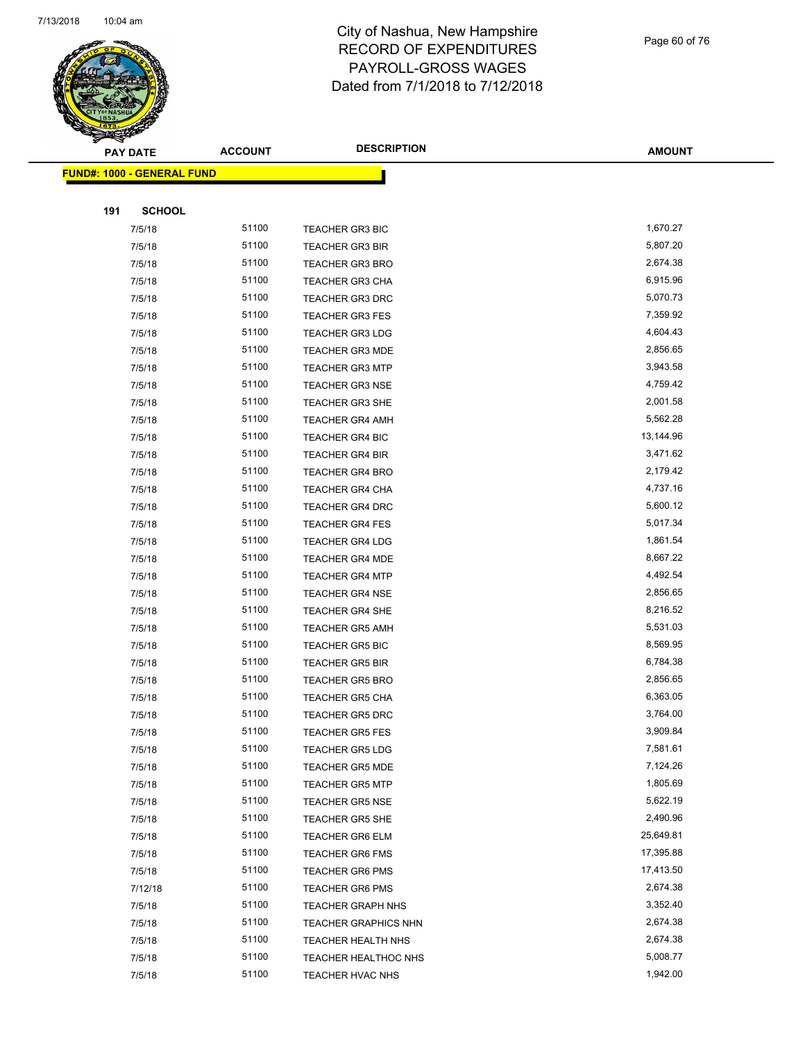City of Nashua, New Hampshire
RECORD OF EXPENDITURES
PAYROLL-GROSS WAGES
Dated from 7/1/2018 to 7/12/2018

**FUND#: 1000 - GENERAL FUND**

**191 SCHOOL**

| PAY DATE | ACCOUNT | DESCRIPTION | AMOUNT |
|---|---|---|---|
| 7/5/18 | 51100 | TEACHER GR3 BIC | 1,670.27 |
| 7/5/18 | 51100 | TEACHER GR3 BIR | 5,807.20 |
| 7/5/18 | 51100 | TEACHER GR3 BRO | 2,674.38 |
| 7/5/18 | 51100 | TEACHER GR3 CHA | 6,915.96 |
| 7/5/18 | 51100 | TEACHER GR3 DRC | 5,070.73 |
| 7/5/18 | 51100 | TEACHER GR3 FES | 7,359.92 |
| 7/5/18 | 51100 | TEACHER GR3 LDG | 4,604.43 |
| 7/5/18 | 51100 | TEACHER GR3 MDE | 2,856.65 |
| 7/5/18 | 51100 | TEACHER GR3 MTP | 3,943.58 |
| 7/5/18 | 51100 | TEACHER GR3 NSE | 4,759.42 |
| 7/5/18 | 51100 | TEACHER GR3 SHE | 2,001.58 |
| 7/5/18 | 51100 | TEACHER GR4 AMH | 5,562.28 |
| 7/5/18 | 51100 | TEACHER GR4 BIC | 13,144.96 |
| 7/5/18 | 51100 | TEACHER GR4 BIR | 3,471.62 |
| 7/5/18 | 51100 | TEACHER GR4 BRO | 2,179.42 |
| 7/5/18 | 51100 | TEACHER GR4 CHA | 4,737.16 |
| 7/5/18 | 51100 | TEACHER GR4 DRC | 5,600.12 |
| 7/5/18 | 51100 | TEACHER GR4 FES | 5,017.34 |
| 7/5/18 | 51100 | TEACHER GR4 LDG | 1,861.54 |
| 7/5/18 | 51100 | TEACHER GR4 MDE | 8,667.22 |
| 7/5/18 | 51100 | TEACHER GR4 MTP | 4,492.54 |
| 7/5/18 | 51100 | TEACHER GR4 NSE | 2,856.65 |
| 7/5/18 | 51100 | TEACHER GR4 SHE | 8,216.52 |
| 7/5/18 | 51100 | TEACHER GR5 AMH | 5,531.03 |
| 7/5/18 | 51100 | TEACHER GR5 BIC | 8,569.95 |
| 7/5/18 | 51100 | TEACHER GR5 BIR | 6,784.38 |
| 7/5/18 | 51100 | TEACHER GR5 BRO | 2,856.65 |
| 7/5/18 | 51100 | TEACHER GR5 CHA | 6,363.05 |
| 7/5/18 | 51100 | TEACHER GR5 DRC | 3,764.00 |
| 7/5/18 | 51100 | TEACHER GR5 FES | 3,909.84 |
| 7/5/18 | 51100 | TEACHER GR5 LDG | 7,581.61 |
| 7/5/18 | 51100 | TEACHER GR5 MDE | 7,124.26 |
| 7/5/18 | 51100 | TEACHER GR5 MTP | 1,805.69 |
| 7/5/18 | 51100 | TEACHER GR5 NSE | 5,622.19 |
| 7/5/18 | 51100 | TEACHER GR5 SHE | 2,490.96 |
| 7/5/18 | 51100 | TEACHER GR6 ELM | 25,649.81 |
| 7/5/18 | 51100 | TEACHER GR6 FMS | 17,395.88 |
| 7/5/18 | 51100 | TEACHER GR6 PMS | 17,413.50 |
| 7/12/18 | 51100 | TEACHER GR6 PMS | 2,674.38 |
| 7/5/18 | 51100 | TEACHER GRAPH NHS | 3,352.40 |
| 7/5/18 | 51100 | TEACHER GRAPHICS NHN | 2,674.38 |
| 7/5/18 | 51100 | TEACHER HEALTH NHS | 2,674.38 |
| 7/5/18 | 51100 | TEACHER HEALTHOC NHS | 5,008.77 |
| 7/5/18 | 51100 | TEACHER HVAC NHS | 1,942.00 |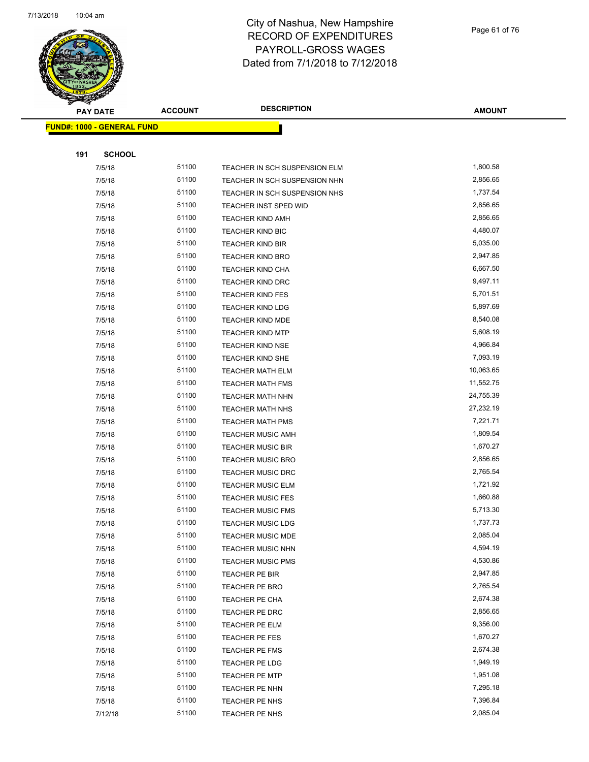# City of Nashua, New Hampshire
## RECORD OF EXPENDITURES
## PAYROLL-GROSS WAGES
## Dated from 7/1/2018 to 7/12/2018

**FUND#: 1000 - GENERAL FUND**

**191 SCHOOL**

| PAY DATE | ACCOUNT | DESCRIPTION | AMOUNT |
|---|---|---|---|
| 7/5/18 | 51100 | TEACHER IN SCH SUSPENSION ELM | 1,800.58 |
| 7/5/18 | 51100 | TEACHER IN SCH SUSPENSION NHN | 2,856.65 |
| 7/5/18 | 51100 | TEACHER IN SCH SUSPENSION NHS | 1,737.54 |
| 7/5/18 | 51100 | TEACHER INST SPED WID | 2,856.65 |
| 7/5/18 | 51100 | TEACHER KIND AMH | 2,856.65 |
| 7/5/18 | 51100 | TEACHER KIND BIC | 4,480.07 |
| 7/5/18 | 51100 | TEACHER KIND BIR | 5,035.00 |
| 7/5/18 | 51100 | TEACHER KIND BRO | 2,947.85 |
| 7/5/18 | 51100 | TEACHER KIND CHA | 6,667.50 |
| 7/5/18 | 51100 | TEACHER KIND DRC | 9,497.11 |
| 7/5/18 | 51100 | TEACHER KIND FES | 5,701.51 |
| 7/5/18 | 51100 | TEACHER KIND LDG | 5,897.69 |
| 7/5/18 | 51100 | TEACHER KIND MDE | 8,540.08 |
| 7/5/18 | 51100 | TEACHER KIND MTP | 5,608.19 |
| 7/5/18 | 51100 | TEACHER KIND NSE | 4,966.84 |
| 7/5/18 | 51100 | TEACHER KIND SHE | 7,093.19 |
| 7/5/18 | 51100 | TEACHER MATH ELM | 10,063.65 |
| 7/5/18 | 51100 | TEACHER MATH FMS | 11,552.75 |
| 7/5/18 | 51100 | TEACHER MATH NHN | 24,755.39 |
| 7/5/18 | 51100 | TEACHER MATH NHS | 27,232.19 |
| 7/5/18 | 51100 | TEACHER MATH PMS | 7,221.71 |
| 7/5/18 | 51100 | TEACHER MUSIC AMH | 1,809.54 |
| 7/5/18 | 51100 | TEACHER MUSIC BIR | 1,670.27 |
| 7/5/18 | 51100 | TEACHER MUSIC BRO | 2,856.65 |
| 7/5/18 | 51100 | TEACHER MUSIC DRC | 2,765.54 |
| 7/5/18 | 51100 | TEACHER MUSIC ELM | 1,721.92 |
| 7/5/18 | 51100 | TEACHER MUSIC FES | 1,660.88 |
| 7/5/18 | 51100 | TEACHER MUSIC FMS | 5,713.30 |
| 7/5/18 | 51100 | TEACHER MUSIC LDG | 1,737.73 |
| 7/5/18 | 51100 | TEACHER MUSIC MDE | 2,085.04 |
| 7/5/18 | 51100 | TEACHER MUSIC NHN | 4,594.19 |
| 7/5/18 | 51100 | TEACHER MUSIC PMS | 4,530.86 |
| 7/5/18 | 51100 | TEACHER PE BIR | 2,947.85 |
| 7/5/18 | 51100 | TEACHER PE BRO | 2,765.54 |
| 7/5/18 | 51100 | TEACHER PE CHA | 2,674.38 |
| 7/5/18 | 51100 | TEACHER PE DRC | 2,856.65 |
| 7/5/18 | 51100 | TEACHER PE ELM | 9,356.00 |
| 7/5/18 | 51100 | TEACHER PE FES | 1,670.27 |
| 7/5/18 | 51100 | TEACHER PE FMS | 2,674.38 |
| 7/5/18 | 51100 | TEACHER PE LDG | 1,949.19 |
| 7/5/18 | 51100 | TEACHER PE MTP | 1,951.08 |
| 7/5/18 | 51100 | TEACHER PE NHN | 7,295.18 |
| 7/5/18 | 51100 | TEACHER PE NHS | 7,396.84 |
| 7/12/18 | 51100 | TEACHER PE NHS | 2,085.04 |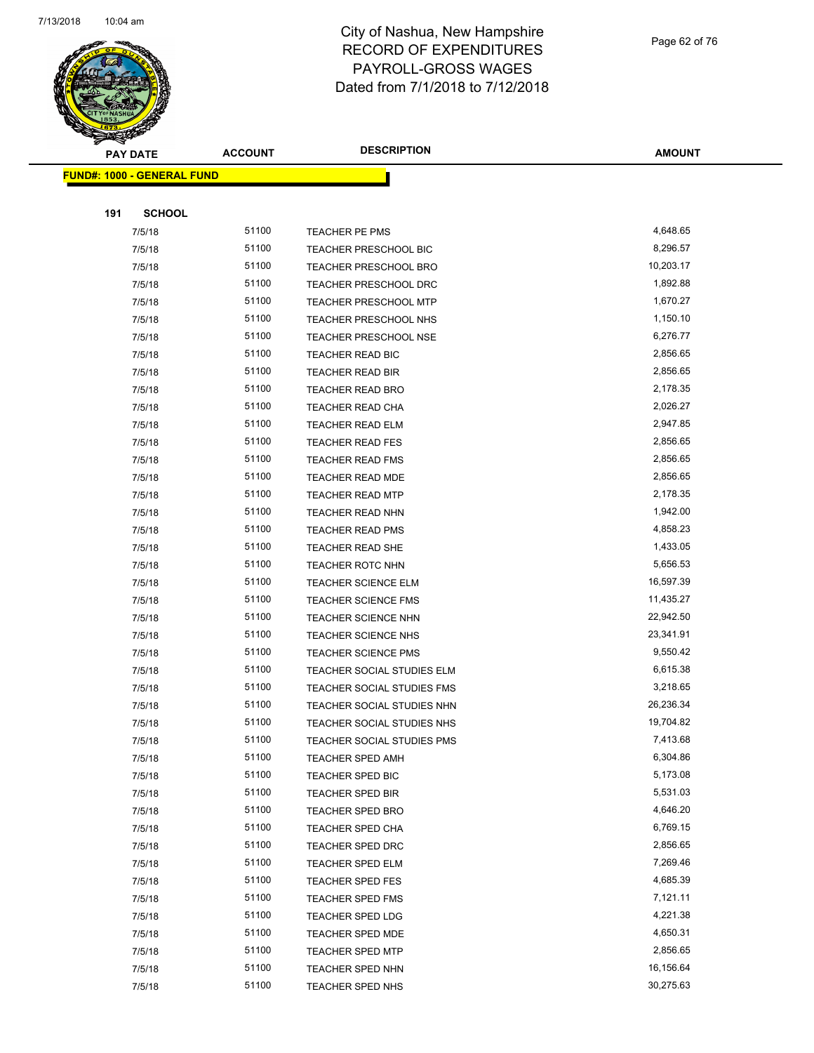# City of Nashua, New Hampshire
## RECORD OF EXPENDITURES
## PAYROLL-GROSS WAGES
## Dated from 7/1/2018 to 7/12/2018

| PAY DATE | ACCOUNT | DESCRIPTION | AMOUNT |
|---|---|---|---|

**FUND#: 1000 - GENERAL FUND**

**191 SCHOOL**

| PAY DATE | ACCOUNT | DESCRIPTION | AMOUNT |
|---|---|---|---|
| 7/5/18 | 51100 | TEACHER PE PMS | 4,648.65 |
| 7/5/18 | 51100 | TEACHER PRESCHOOL BIC | 8,296.57 |
| 7/5/18 | 51100 | TEACHER PRESCHOOL BRO | 10,203.17 |
| 7/5/18 | 51100 | TEACHER PRESCHOOL DRC | 1,892.88 |
| 7/5/18 | 51100 | TEACHER PRESCHOOL MTP | 1,670.27 |
| 7/5/18 | 51100 | TEACHER PRESCHOOL NHS | 1,150.10 |
| 7/5/18 | 51100 | TEACHER PRESCHOOL NSE | 6,276.77 |
| 7/5/18 | 51100 | TEACHER READ BIC | 2,856.65 |
| 7/5/18 | 51100 | TEACHER READ BIR | 2,856.65 |
| 7/5/18 | 51100 | TEACHER READ BRO | 2,178.35 |
| 7/5/18 | 51100 | TEACHER READ CHA | 2,026.27 |
| 7/5/18 | 51100 | TEACHER READ ELM | 2,947.85 |
| 7/5/18 | 51100 | TEACHER READ FES | 2,856.65 |
| 7/5/18 | 51100 | TEACHER READ FMS | 2,856.65 |
| 7/5/18 | 51100 | TEACHER READ MDE | 2,856.65 |
| 7/5/18 | 51100 | TEACHER READ MTP | 2,178.35 |
| 7/5/18 | 51100 | TEACHER READ NHN | 1,942.00 |
| 7/5/18 | 51100 | TEACHER READ PMS | 4,858.23 |
| 7/5/18 | 51100 | TEACHER READ SHE | 1,433.05 |
| 7/5/18 | 51100 | TEACHER ROTC NHN | 5,656.53 |
| 7/5/18 | 51100 | TEACHER SCIENCE ELM | 16,597.39 |
| 7/5/18 | 51100 | TEACHER SCIENCE FMS | 11,435.27 |
| 7/5/18 | 51100 | TEACHER SCIENCE NHN | 22,942.50 |
| 7/5/18 | 51100 | TEACHER SCIENCE NHS | 23,341.91 |
| 7/5/18 | 51100 | TEACHER SCIENCE PMS | 9,550.42 |
| 7/5/18 | 51100 | TEACHER SOCIAL STUDIES ELM | 6,615.38 |
| 7/5/18 | 51100 | TEACHER SOCIAL STUDIES FMS | 3,218.65 |
| 7/5/18 | 51100 | TEACHER SOCIAL STUDIES NHN | 26,236.34 |
| 7/5/18 | 51100 | TEACHER SOCIAL STUDIES NHS | 19,704.82 |
| 7/5/18 | 51100 | TEACHER SOCIAL STUDIES PMS | 7,413.68 |
| 7/5/18 | 51100 | TEACHER SPED AMH | 6,304.86 |
| 7/5/18 | 51100 | TEACHER SPED BIC | 5,173.08 |
| 7/5/18 | 51100 | TEACHER SPED BIR | 5,531.03 |
| 7/5/18 | 51100 | TEACHER SPED BRO | 4,646.20 |
| 7/5/18 | 51100 | TEACHER SPED CHA | 6,769.15 |
| 7/5/18 | 51100 | TEACHER SPED DRC | 2,856.65 |
| 7/5/18 | 51100 | TEACHER SPED ELM | 7,269.46 |
| 7/5/18 | 51100 | TEACHER SPED FES | 4,685.39 |
| 7/5/18 | 51100 | TEACHER SPED FMS | 7,121.11 |
| 7/5/18 | 51100 | TEACHER SPED LDG | 4,221.38 |
| 7/5/18 | 51100 | TEACHER SPED MDE | 4,650.31 |
| 7/5/18 | 51100 | TEACHER SPED MTP | 2,856.65 |
| 7/5/18 | 51100 | TEACHER SPED NHN | 16,156.64 |
| 7/5/18 | 51100 | TEACHER SPED NHS | 30,275.63 |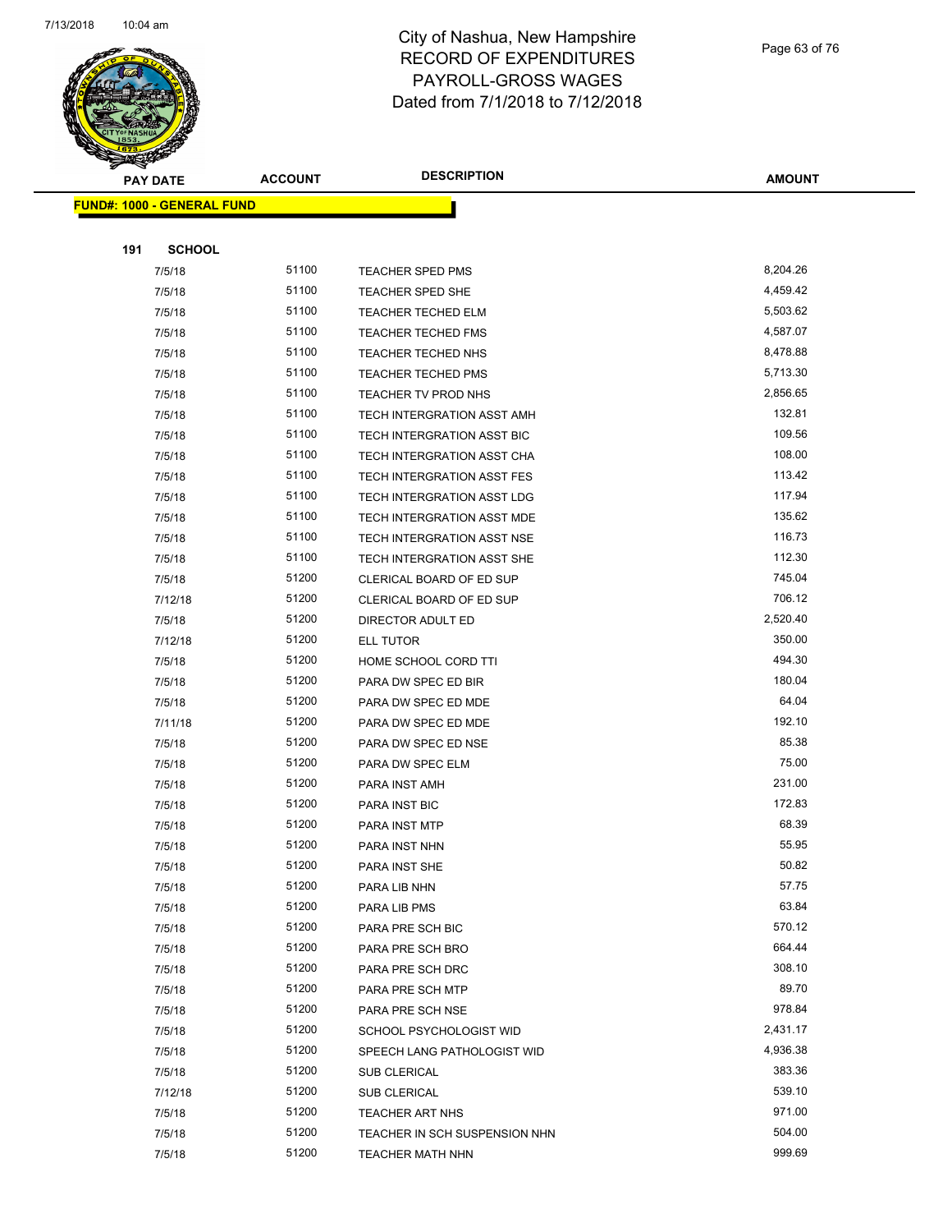# City of Nashua, New Hampshire
# RECORD OF EXPENDITURES
# PAYROLL-GROSS WAGES
# Dated from 7/1/2018 to 7/12/2018

**FUND#: 1000 - GENERAL FUND**

**191 SCHOOL**

| PAY DATE | ACCOUNT | DESCRIPTION | AMOUNT |
|---|---|---|---|
| 7/5/18 | 51100 | TEACHER SPED PMS | 8,204.26 |
| 7/5/18 | 51100 | TEACHER SPED SHE | 4,459.42 |
| 7/5/18 | 51100 | TEACHER TECHED ELM | 5,503.62 |
| 7/5/18 | 51100 | TEACHER TECHED FMS | 4,587.07 |
| 7/5/18 | 51100 | TEACHER TECHED NHS | 8,478.88 |
| 7/5/18 | 51100 | TEACHER TECHED PMS | 5,713.30 |
| 7/5/18 | 51100 | TEACHER TV PROD NHS | 2,856.65 |
| 7/5/18 | 51100 | TECH INTERGRATION ASST AMH | 132.81 |
| 7/5/18 | 51100 | TECH INTERGRATION ASST BIC | 109.56 |
| 7/5/18 | 51100 | TECH INTERGRATION ASST CHA | 108.00 |
| 7/5/18 | 51100 | TECH INTERGRATION ASST FES | 113.42 |
| 7/5/18 | 51100 | TECH INTERGRATION ASST LDG | 117.94 |
| 7/5/18 | 51100 | TECH INTERGRATION ASST MDE | 135.62 |
| 7/5/18 | 51100 | TECH INTERGRATION ASST NSE | 116.73 |
| 7/5/18 | 51100 | TECH INTERGRATION ASST SHE | 112.30 |
| 7/5/18 | 51200 | CLERICAL BOARD OF ED SUP | 745.04 |
| 7/12/18 | 51200 | CLERICAL BOARD OF ED SUP | 706.12 |
| 7/5/18 | 51200 | DIRECTOR ADULT ED | 2,520.40 |
| 7/12/18 | 51200 | ELL TUTOR | 350.00 |
| 7/5/18 | 51200 | HOME SCHOOL CORD TTI | 494.30 |
| 7/5/18 | 51200 | PARA DW SPEC ED BIR | 180.04 |
| 7/5/18 | 51200 | PARA DW SPEC ED MDE | 64.04 |
| 7/11/18 | 51200 | PARA DW SPEC ED MDE | 192.10 |
| 7/5/18 | 51200 | PARA DW SPEC ED NSE | 85.38 |
| 7/5/18 | 51200 | PARA DW SPEC ELM | 75.00 |
| 7/5/18 | 51200 | PARA INST AMH | 231.00 |
| 7/5/18 | 51200 | PARA INST BIC | 172.83 |
| 7/5/18 | 51200 | PARA INST MTP | 68.39 |
| 7/5/18 | 51200 | PARA INST NHN | 55.95 |
| 7/5/18 | 51200 | PARA INST SHE | 50.82 |
| 7/5/18 | 51200 | PARA LIB NHN | 57.75 |
| 7/5/18 | 51200 | PARA LIB PMS | 63.84 |
| 7/5/18 | 51200 | PARA PRE SCH BIC | 570.12 |
| 7/5/18 | 51200 | PARA PRE SCH BRO | 664.44 |
| 7/5/18 | 51200 | PARA PRE SCH DRC | 308.10 |
| 7/5/18 | 51200 | PARA PRE SCH MTP | 89.70 |
| 7/5/18 | 51200 | PARA PRE SCH NSE | 978.84 |
| 7/5/18 | 51200 | SCHOOL PSYCHOLOGIST WID | 2,431.17 |
| 7/5/18 | 51200 | SPEECH LANG PATHOLOGIST WID | 4,936.38 |
| 7/5/18 | 51200 | SUB CLERICAL | 383.36 |
| 7/12/18 | 51200 | SUB CLERICAL | 539.10 |
| 7/5/18 | 51200 | TEACHER ART NHS | 971.00 |
| 7/5/18 | 51200 | TEACHER IN SCH SUSPENSION NHN | 504.00 |
| 7/5/18 | 51200 | TEACHER MATH NHN | 999.69 |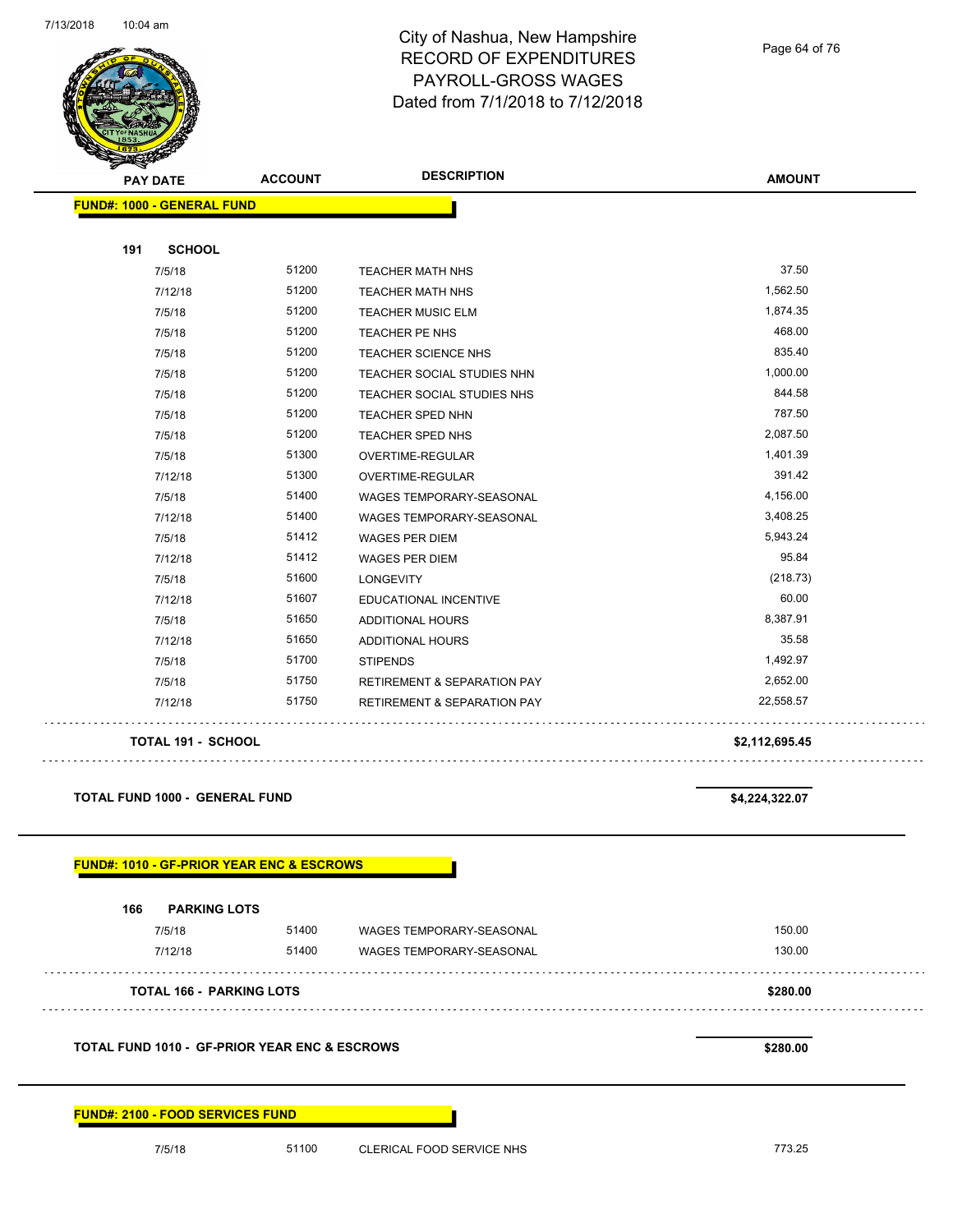City of Nashua, New Hampshire
RECORD OF EXPENDITURES
PAYROLL-GROSS WAGES
Dated from 7/1/2018 to 7/12/2018

| PAY DATE | ACCOUNT | DESCRIPTION | AMOUNT |
|---|---|---|---|
| **FUND#: 1000 - GENERAL FUND** | | | |
| **191 SCHOOL** | | | |
| 7/5/18 | 51200 | TEACHER MATH NHS | 37.50 |
| 7/12/18 | 51200 | TEACHER MATH NHS | 1,562.50 |
| 7/5/18 | 51200 | TEACHER MUSIC ELM | 1,874.35 |
| 7/5/18 | 51200 | TEACHER PE NHS | 468.00 |
| 7/5/18 | 51200 | TEACHER SCIENCE NHS | 835.40 |
| 7/5/18 | 51200 | TEACHER SOCIAL STUDIES NHN | 1,000.00 |
| 7/5/18 | 51200 | TEACHER SOCIAL STUDIES NHS | 844.58 |
| 7/5/18 | 51200 | TEACHER SPED NHN | 787.50 |
| 7/5/18 | 51200 | TEACHER SPED NHS | 2,087.50 |
| 7/5/18 | 51300 | OVERTIME-REGULAR | 1,401.39 |
| 7/12/18 | 51300 | OVERTIME-REGULAR | 391.42 |
| 7/5/18 | 51400 | WAGES TEMPORARY-SEASONAL | 4,156.00 |
| 7/12/18 | 51400 | WAGES TEMPORARY-SEASONAL | 3,408.25 |
| 7/5/18 | 51412 | WAGES PER DIEM | 5,943.24 |
| 7/12/18 | 51412 | WAGES PER DIEM | 95.84 |
| 7/5/18 | 51600 | LONGEVITY | (218.73) |
| 7/12/18 | 51607 | EDUCATIONAL INCENTIVE | 60.00 |
| 7/5/18 | 51650 | ADDITIONAL HOURS | 8,387.91 |
| 7/12/18 | 51650 | ADDITIONAL HOURS | 35.58 |
| 7/5/18 | 51700 | STIPENDS | 1,492.97 |
| 7/5/18 | 51750 | RETIREMENT & SEPARATION PAY | 2,652.00 |
| 7/12/18 | 51750 | RETIREMENT & SEPARATION PAY | 22,558.57 |
| **TOTAL 191 - SCHOOL** | | | **$2,112,695.45** |
| **TOTAL FUND 1000 - GENERAL FUND** | | | **$4,224,322.07** |
| **FUND#: 1010 - GF-PRIOR YEAR ENC & ESCROWS** | | | |
| **166 PARKING LOTS** | | | |
| 7/5/18 | 51400 | WAGES TEMPORARY-SEASONAL | 150.00 |
| 7/12/18 | 51400 | WAGES TEMPORARY-SEASONAL | 130.00 |
| **TOTAL 166 - PARKING LOTS** | | | **$280.00** |
| **TOTAL FUND 1010 - GF-PRIOR YEAR ENC & ESCROWS** | | | **$280.00** |
| **FUND#: 2100 - FOOD SERVICES FUND** | | | |
| 7/5/18 | 51100 | CLERICAL FOOD SERVICE NHS | 773.25 |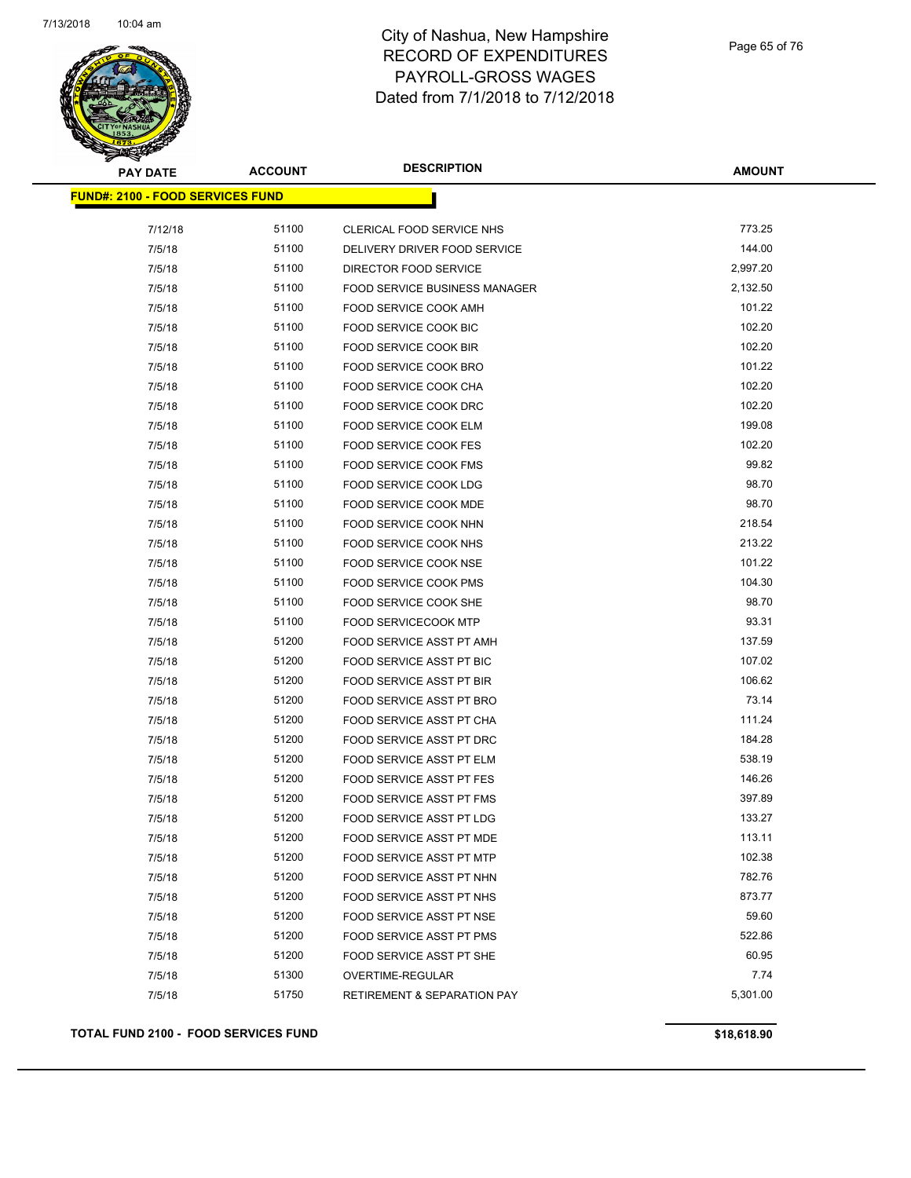# City of Nashua, New Hampshire
## RECORD OF EXPENDITURES
## PAYROLL-GROSS WAGES
## Dated from 7/1/2018 to 7/12/2018

| PAY DATE | ACCOUNT | DESCRIPTION | AMOUNT |
|---|---|---|---|
| **FUND#: 2100 - FOOD SERVICES FUND** | | | |
| 7/12/18 | 51100 | CLERICAL FOOD SERVICE NHS | 773.25 |
| 7/5/18 | 51100 | DELIVERY DRIVER FOOD SERVICE | 144.00 |
| 7/5/18 | 51100 | DIRECTOR FOOD SERVICE | 2,997.20 |
| 7/5/18 | 51100 | FOOD SERVICE BUSINESS MANAGER | 2,132.50 |
| 7/5/18 | 51100 | FOOD SERVICE COOK AMH | 101.22 |
| 7/5/18 | 51100 | FOOD SERVICE COOK BIC | 102.20 |
| 7/5/18 | 51100 | FOOD SERVICE COOK BIR | 102.20 |
| 7/5/18 | 51100 | FOOD SERVICE COOK BRO | 101.22 |
| 7/5/18 | 51100 | FOOD SERVICE COOK CHA | 102.20 |
| 7/5/18 | 51100 | FOOD SERVICE COOK DRC | 102.20 |
| 7/5/18 | 51100 | FOOD SERVICE COOK ELM | 199.08 |
| 7/5/18 | 51100 | FOOD SERVICE COOK FES | 102.20 |
| 7/5/18 | 51100 | FOOD SERVICE COOK FMS | 99.82 |
| 7/5/18 | 51100 | FOOD SERVICE COOK LDG | 98.70 |
| 7/5/18 | 51100 | FOOD SERVICE COOK MDE | 98.70 |
| 7/5/18 | 51100 | FOOD SERVICE COOK NHN | 218.54 |
| 7/5/18 | 51100 | FOOD SERVICE COOK NHS | 213.22 |
| 7/5/18 | 51100 | FOOD SERVICE COOK NSE | 101.22 |
| 7/5/18 | 51100 | FOOD SERVICE COOK PMS | 104.30 |
| 7/5/18 | 51100 | FOOD SERVICE COOK SHE | 98.70 |
| 7/5/18 | 51100 | FOOD SERVICECOOK MTP | 93.31 |
| 7/5/18 | 51200 | FOOD SERVICE ASST PT AMH | 137.59 |
| 7/5/18 | 51200 | FOOD SERVICE ASST PT BIC | 107.02 |
| 7/5/18 | 51200 | FOOD SERVICE ASST PT BIR | 106.62 |
| 7/5/18 | 51200 | FOOD SERVICE ASST PT BRO | 73.14 |
| 7/5/18 | 51200 | FOOD SERVICE ASST PT CHA | 111.24 |
| 7/5/18 | 51200 | FOOD SERVICE ASST PT DRC | 184.28 |
| 7/5/18 | 51200 | FOOD SERVICE ASST PT ELM | 538.19 |
| 7/5/18 | 51200 | FOOD SERVICE ASST PT FES | 146.26 |
| 7/5/18 | 51200 | FOOD SERVICE ASST PT FMS | 397.89 |
| 7/5/18 | 51200 | FOOD SERVICE ASST PT LDG | 133.27 |
| 7/5/18 | 51200 | FOOD SERVICE ASST PT MDE | 113.11 |
| 7/5/18 | 51200 | FOOD SERVICE ASST PT MTP | 102.38 |
| 7/5/18 | 51200 | FOOD SERVICE ASST PT NHN | 782.76 |
| 7/5/18 | 51200 | FOOD SERVICE ASST PT NHS | 873.77 |
| 7/5/18 | 51200 | FOOD SERVICE ASST PT NSE | 59.60 |
| 7/5/18 | 51200 | FOOD SERVICE ASST PT PMS | 522.86 |
| 7/5/18 | 51200 | FOOD SERVICE ASST PT SHE | 60.95 |
| 7/5/18 | 51300 | OVERTIME-REGULAR | 7.74 |
| 7/5/18 | 51750 | RETIREMENT & SEPARATION PAY | 5,301.00 |

**TOTAL FUND 2100 - FOOD SERVICES FUND** **$18,618.90**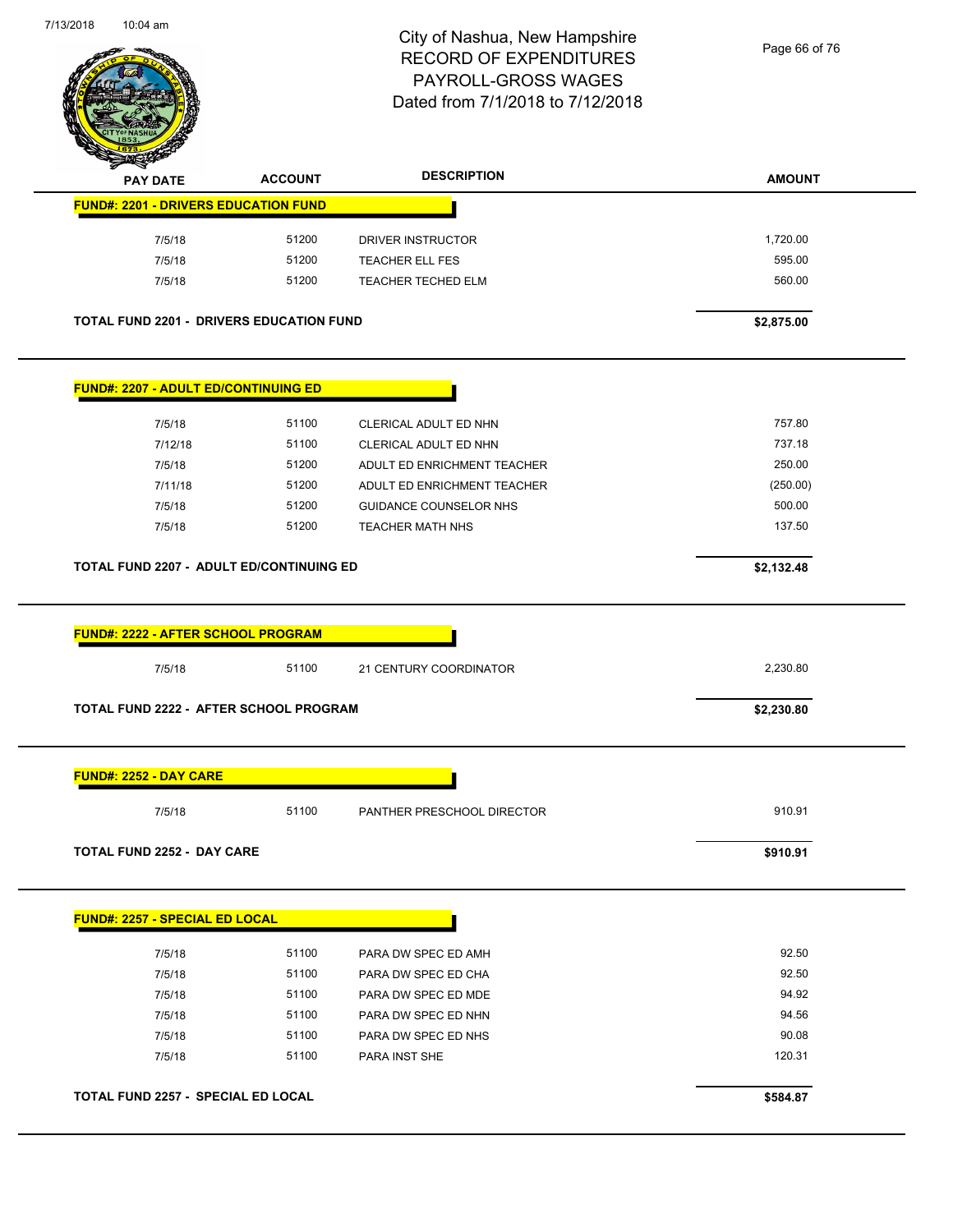# City of Nashua, New Hampshire
# RECORD OF EXPENDITURES
# PAYROLL-GROSS WAGES
# Dated from 7/1/2018 to 7/12/2018

| PAY DATE | ACCOUNT | DESCRIPTION | AMOUNT |
|---|---|---|---|
| **FUND#: 2201 - DRIVERS EDUCATION FUND** | | | |
| 7/5/18 | 51200 | DRIVER INSTRUCTOR | 1,720.00 |
| 7/5/18 | 51200 | TEACHER ELL FES | 595.00 |
| 7/5/18 | 51200 | TEACHER TECHED ELM | 560.00 |
| **TOTAL FUND 2201 - DRIVERS EDUCATION FUND** | | | **$2,875.00** |
| **FUND#: 2207 - ADULT ED/CONTINUING ED** | | | |
| 7/5/18 | 51100 | CLERICAL ADULT ED NHN | 757.80 |
| 7/12/18 | 51100 | CLERICAL ADULT ED NHN | 737.18 |
| 7/5/18 | 51200 | ADULT ED ENRICHMENT TEACHER | 250.00 |
| 7/11/18 | 51200 | ADULT ED ENRICHMENT TEACHER | (250.00) |
| 7/5/18 | 51200 | GUIDANCE COUNSELOR NHS | 500.00 |
| 7/5/18 | 51200 | TEACHER MATH NHS | 137.50 |
| **TOTAL FUND 2207 - ADULT ED/CONTINUING ED** | | | **$2,132.48** |
| **FUND#: 2222 - AFTER SCHOOL PROGRAM** | | | |
| 7/5/18 | 51100 | 21 CENTURY COORDINATOR | 2,230.80 |
| **TOTAL FUND 2222 - AFTER SCHOOL PROGRAM** | | | **$2,230.80** |
| **FUND#: 2252 - DAY CARE** | | | |
| 7/5/18 | 51100 | PANTHER PRESCHOOL DIRECTOR | 910.91 |
| **TOTAL FUND 2252 - DAY CARE** | | | **$910.91** |
| **FUND#: 2257 - SPECIAL ED LOCAL** | | | |
| 7/5/18 | 51100 | PARA DW SPEC ED AMH | 92.50 |
| 7/5/18 | 51100 | PARA DW SPEC ED CHA | 92.50 |
| 7/5/18 | 51100 | PARA DW SPEC ED MDE | 94.92 |
| 7/5/18 | 51100 | PARA DW SPEC ED NHN | 94.56 |
| 7/5/18 | 51100 | PARA DW SPEC ED NHS | 90.08 |
| 7/5/18 | 51100 | PARA INST SHE | 120.31 |
| **TOTAL FUND 2257 - SPECIAL ED LOCAL** | | | **$584.87** |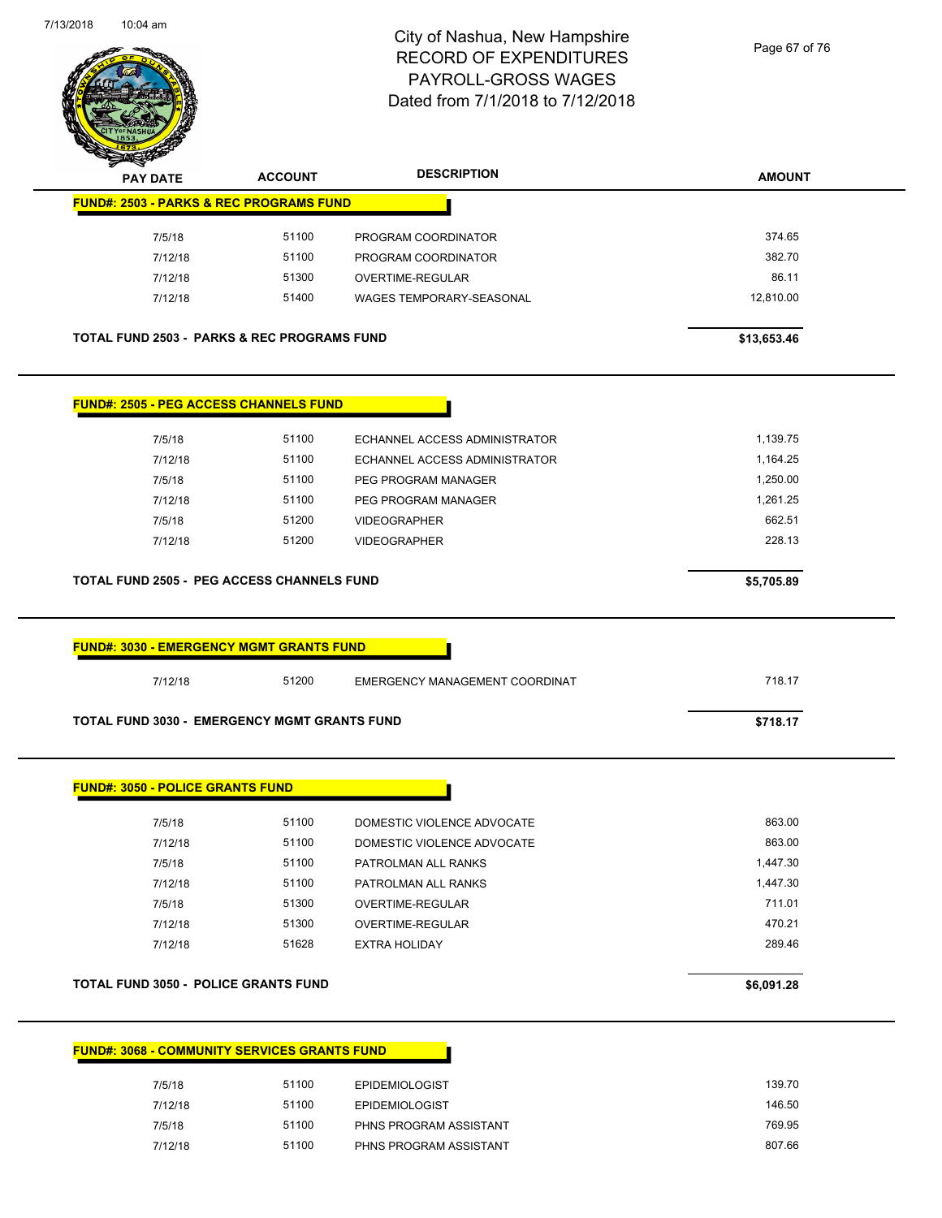# City of Nashua, New Hampshire
## RECORD OF EXPENDITURES
## PAYROLL-GROSS WAGES
## Dated from 7/1/2018 to 7/12/2018

| PAY DATE | ACCOUNT | DESCRIPTION | AMOUNT |
|---|---|---|---|
| **FUND#: 2503 - PARKS & REC PROGRAMS FUND** | | | |
| 7/5/18 | 51100 | PROGRAM COORDINATOR | 374.65 |
| 7/12/18 | 51100 | PROGRAM COORDINATOR | 382.70 |
| 7/12/18 | 51300 | OVERTIME-REGULAR | 86.11 |
| 7/12/18 | 51400 | WAGES TEMPORARY-SEASONAL | 12,810.00 |
| **TOTAL FUND 2503 - PARKS & REC PROGRAMS FUND** | | | **$13,653.46** |
| **FUND#: 2505 - PEG ACCESS CHANNELS FUND** | | | |
| 7/5/18 | 51100 | ECHANNEL ACCESS ADMINISTRATOR | 1,139.75 |
| 7/12/18 | 51100 | ECHANNEL ACCESS ADMINISTRATOR | 1,164.25 |
| 7/5/18 | 51100 | PEG PROGRAM MANAGER | 1,250.00 |
| 7/12/18 | 51100 | PEG PROGRAM MANAGER | 1,261.25 |
| 7/5/18 | 51200 | VIDEOGRAPHER | 662.51 |
| 7/12/18 | 51200 | VIDEOGRAPHER | 228.13 |
| **TOTAL FUND 2505 - PEG ACCESS CHANNELS FUND** | | | **$5,705.89** |
| **FUND#: 3030 - EMERGENCY MGMT GRANTS FUND** | | | |
| 7/12/18 | 51200 | EMERGENCY MANAGEMENT COORDINAT | 718.17 |
| **TOTAL FUND 3030 - EMERGENCY MGMT GRANTS FUND** | | | **$718.17** |
| **FUND#: 3050 - POLICE GRANTS FUND** | | | |
| 7/5/18 | 51100 | DOMESTIC VIOLENCE ADVOCATE | 863.00 |
| 7/12/18 | 51100 | DOMESTIC VIOLENCE ADVOCATE | 863.00 |
| 7/5/18 | 51100 | PATROLMAN ALL RANKS | 1,447.30 |
| 7/12/18 | 51100 | PATROLMAN ALL RANKS | 1,447.30 |
| 7/5/18 | 51300 | OVERTIME-REGULAR | 711.01 |
| 7/12/18 | 51300 | OVERTIME-REGULAR | 470.21 |
| 7/12/18 | 51628 | EXTRA HOLIDAY | 289.46 |
| **TOTAL FUND 3050 - POLICE GRANTS FUND** | | | **$6,091.28** |
| **FUND#: 3068 - COMMUNITY SERVICES GRANTS FUND** | | | |
| 7/5/18 | 51100 | EPIDEMIOLOGIST | 139.70 |
| 7/12/18 | 51100 | EPIDEMIOLOGIST | 146.50 |
| 7/5/18 | 51100 | PHNS PROGRAM ASSISTANT | 769.95 |
| 7/12/18 | 51100 | PHNS PROGRAM ASSISTANT | 807.66 |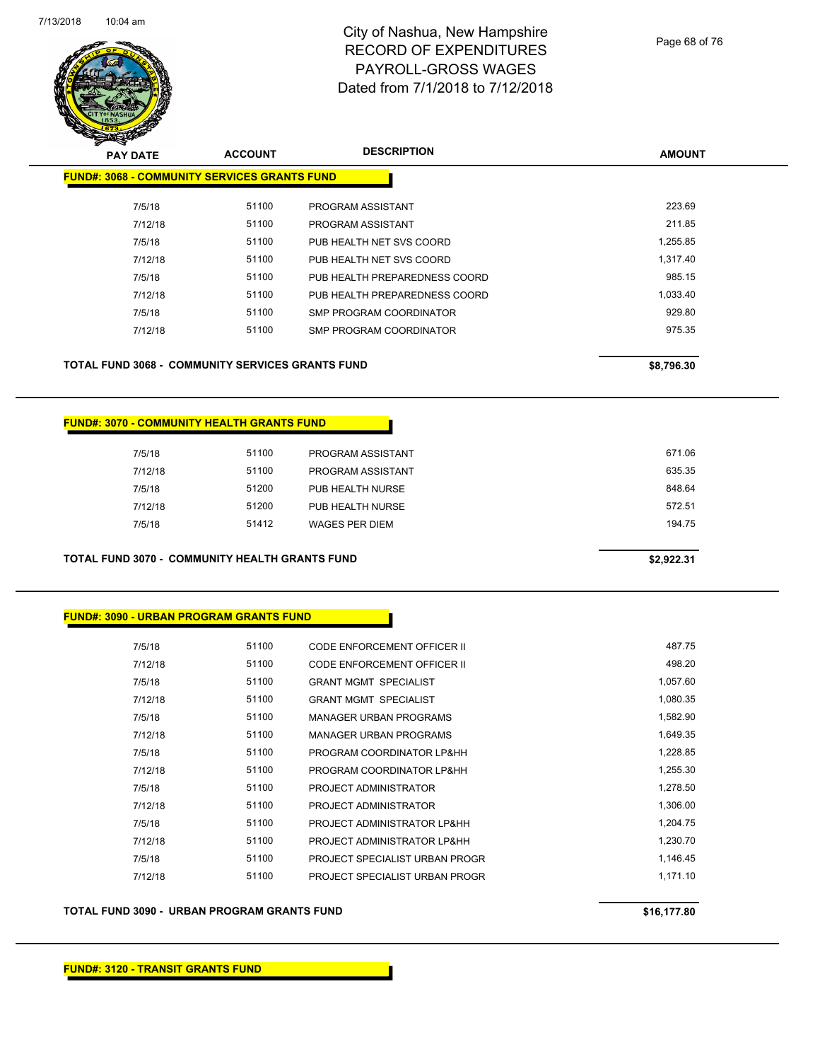# City of Nashua, New Hampshire
# RECORD OF EXPENDITURES
# PAYROLL-GROSS WAGES
# Dated from 7/1/2018 to 7/12/2018

| PAY DATE | ACCOUNT | DESCRIPTION | AMOUNT |
|---|---|---|---|
| **FUND#: 3068 - COMMUNITY SERVICES GRANTS FUND** | | | |
| 7/5/18 | 51100 | PROGRAM ASSISTANT | 223.69 |
| 7/12/18 | 51100 | PROGRAM ASSISTANT | 211.85 |
| 7/5/18 | 51100 | PUB HEALTH NET SVS COORD | 1,255.85 |
| 7/12/18 | 51100 | PUB HEALTH NET SVS COORD | 1,317.40 |
| 7/5/18 | 51100 | PUB HEALTH PREPAREDNESS COORD | 985.15 |
| 7/12/18 | 51100 | PUB HEALTH PREPAREDNESS COORD | 1,033.40 |
| 7/5/18 | 51100 | SMP PROGRAM COORDINATOR | 929.80 |
| 7/12/18 | 51100 | SMP PROGRAM COORDINATOR | 975.35 |
| **TOTAL FUND 3068 - COMMUNITY SERVICES GRANTS FUND** | | | **$8,796.30** |

| PAY DATE | ACCOUNT | DESCRIPTION | AMOUNT |
|---|---|---|---|
| **FUND#: 3070 - COMMUNITY HEALTH GRANTS FUND** | | | |
| 7/5/18 | 51100 | PROGRAM ASSISTANT | 671.06 |
| 7/12/18 | 51100 | PROGRAM ASSISTANT | 635.35 |
| 7/5/18 | 51200 | PUB HEALTH NURSE | 848.64 |
| 7/12/18 | 51200 | PUB HEALTH NURSE | 572.51 |
| 7/5/18 | 51412 | WAGES PER DIEM | 194.75 |
| **TOTAL FUND 3070 - COMMUNITY HEALTH GRANTS FUND** | | | **$2,922.31** |

| PAY DATE | ACCOUNT | DESCRIPTION | AMOUNT |
|---|---|---|---|
| **FUND#: 3090 - URBAN PROGRAM GRANTS FUND** | | | |
| 7/5/18 | 51100 | CODE ENFORCEMENT OFFICER II | 487.75 |
| 7/12/18 | 51100 | CODE ENFORCEMENT OFFICER II | 498.20 |
| 7/5/18 | 51100 | GRANT MGMT SPECIALIST | 1,057.60 |
| 7/12/18 | 51100 | GRANT MGMT SPECIALIST | 1,080.35 |
| 7/5/18 | 51100 | MANAGER URBAN PROGRAMS | 1,582.90 |
| 7/12/18 | 51100 | MANAGER URBAN PROGRAMS | 1,649.35 |
| 7/5/18 | 51100 | PROGRAM COORDINATOR LP&HH | 1,228.85 |
| 7/12/18 | 51100 | PROGRAM COORDINATOR LP&HH | 1,255.30 |
| 7/5/18 | 51100 | PROJECT ADMINISTRATOR | 1,278.50 |
| 7/12/18 | 51100 | PROJECT ADMINISTRATOR | 1,306.00 |
| 7/5/18 | 51100 | PROJECT ADMINISTRATOR LP&HH | 1,204.75 |
| 7/12/18 | 51100 | PROJECT ADMINISTRATOR LP&HH | 1,230.70 |
| 7/5/18 | 51100 | PROJECT SPECIALIST URBAN PROGR | 1,146.45 |
| 7/12/18 | 51100 | PROJECT SPECIALIST URBAN PROGR | 1,171.10 |
| **TOTAL FUND 3090 - URBAN PROGRAM GRANTS FUND** | | | **$16,177.80** |

**FUND#: 3120 - TRANSIT GRANTS FUND**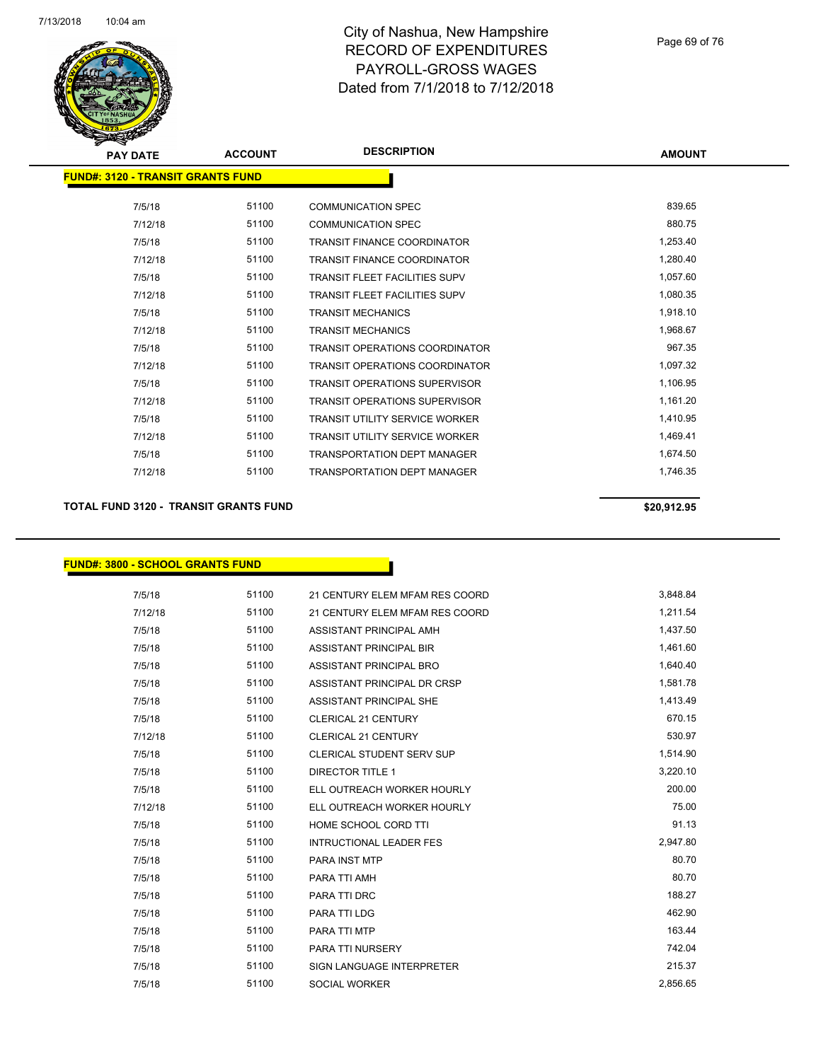City of Nashua, New Hampshire
RECORD OF EXPENDITURES
PAYROLL-GROSS WAGES
Dated from 7/1/2018 to 7/12/2018

| PAY DATE | ACCOUNT | DESCRIPTION | AMOUNT |
|---|---|---|---|
| **FUND#: 3120 - TRANSIT GRANTS FUND** | | | |
| 7/5/18 | 51100 | COMMUNICATION SPEC | 839.65 |
| 7/12/18 | 51100 | COMMUNICATION SPEC | 880.75 |
| 7/5/18 | 51100 | TRANSIT FINANCE COORDINATOR | 1,253.40 |
| 7/12/18 | 51100 | TRANSIT FINANCE COORDINATOR | 1,280.40 |
| 7/5/18 | 51100 | TRANSIT FLEET FACILITIES SUPV | 1,057.60 |
| 7/12/18 | 51100 | TRANSIT FLEET FACILITIES SUPV | 1,080.35 |
| 7/5/18 | 51100 | TRANSIT MECHANICS | 1,918.10 |
| 7/12/18 | 51100 | TRANSIT MECHANICS | 1,968.67 |
| 7/5/18 | 51100 | TRANSIT OPERATIONS COORDINATOR | 967.35 |
| 7/12/18 | 51100 | TRANSIT OPERATIONS COORDINATOR | 1,097.32 |
| 7/5/18 | 51100 | TRANSIT OPERATIONS SUPERVISOR | 1,106.95 |
| 7/12/18 | 51100 | TRANSIT OPERATIONS SUPERVISOR | 1,161.20 |
| 7/5/18 | 51100 | TRANSIT UTILITY SERVICE WORKER | 1,410.95 |
| 7/12/18 | 51100 | TRANSIT UTILITY SERVICE WORKER | 1,469.41 |
| 7/5/18 | 51100 | TRANSPORTATION DEPT MANAGER | 1,674.50 |
| 7/12/18 | 51100 | TRANSPORTATION DEPT MANAGER | 1,746.35 |
| **TOTAL FUND 3120 - TRANSIT GRANTS FUND** | | | **$20,912.95** |

| PAY DATE | ACCOUNT | DESCRIPTION | AMOUNT |
|---|---|---|---|
| **FUND#: 3800 - SCHOOL GRANTS FUND** | | | |
| 7/5/18 | 51100 | 21 CENTURY ELEM MFAM RES COORD | 3,848.84 |
| 7/12/18 | 51100 | 21 CENTURY ELEM MFAM RES COORD | 1,211.54 |
| 7/5/18 | 51100 | ASSISTANT PRINCIPAL AMH | 1,437.50 |
| 7/5/18 | 51100 | ASSISTANT PRINCIPAL BIR | 1,461.60 |
| 7/5/18 | 51100 | ASSISTANT PRINCIPAL BRO | 1,640.40 |
| 7/5/18 | 51100 | ASSISTANT PRINCIPAL DR CRSP | 1,581.78 |
| 7/5/18 | 51100 | ASSISTANT PRINCIPAL SHE | 1,413.49 |
| 7/5/18 | 51100 | CLERICAL 21 CENTURY | 670.15 |
| 7/12/18 | 51100 | CLERICAL 21 CENTURY | 530.97 |
| 7/5/18 | 51100 | CLERICAL STUDENT SERV SUP | 1,514.90 |
| 7/5/18 | 51100 | DIRECTOR TITLE 1 | 3,220.10 |
| 7/5/18 | 51100 | ELL OUTREACH WORKER HOURLY | 200.00 |
| 7/12/18 | 51100 | ELL OUTREACH WORKER HOURLY | 75.00 |
| 7/5/18 | 51100 | HOME SCHOOL CORD TTI | 91.13 |
| 7/5/18 | 51100 | INTRUCTIONAL LEADER FES | 2,947.80 |
| 7/5/18 | 51100 | PARA INST MTP | 80.70 |
| 7/5/18 | 51100 | PARA TTI AMH | 80.70 |
| 7/5/18 | 51100 | PARA TTI DRC | 188.27 |
| 7/5/18 | 51100 | PARA TTI LDG | 462.90 |
| 7/5/18 | 51100 | PARA TTI MTP | 163.44 |
| 7/5/18 | 51100 | PARA TTI NURSERY | 742.04 |
| 7/5/18 | 51100 | SIGN LANGUAGE INTERPRETER | 215.37 |
| 7/5/18 | 51100 | SOCIAL WORKER | 2,856.65 |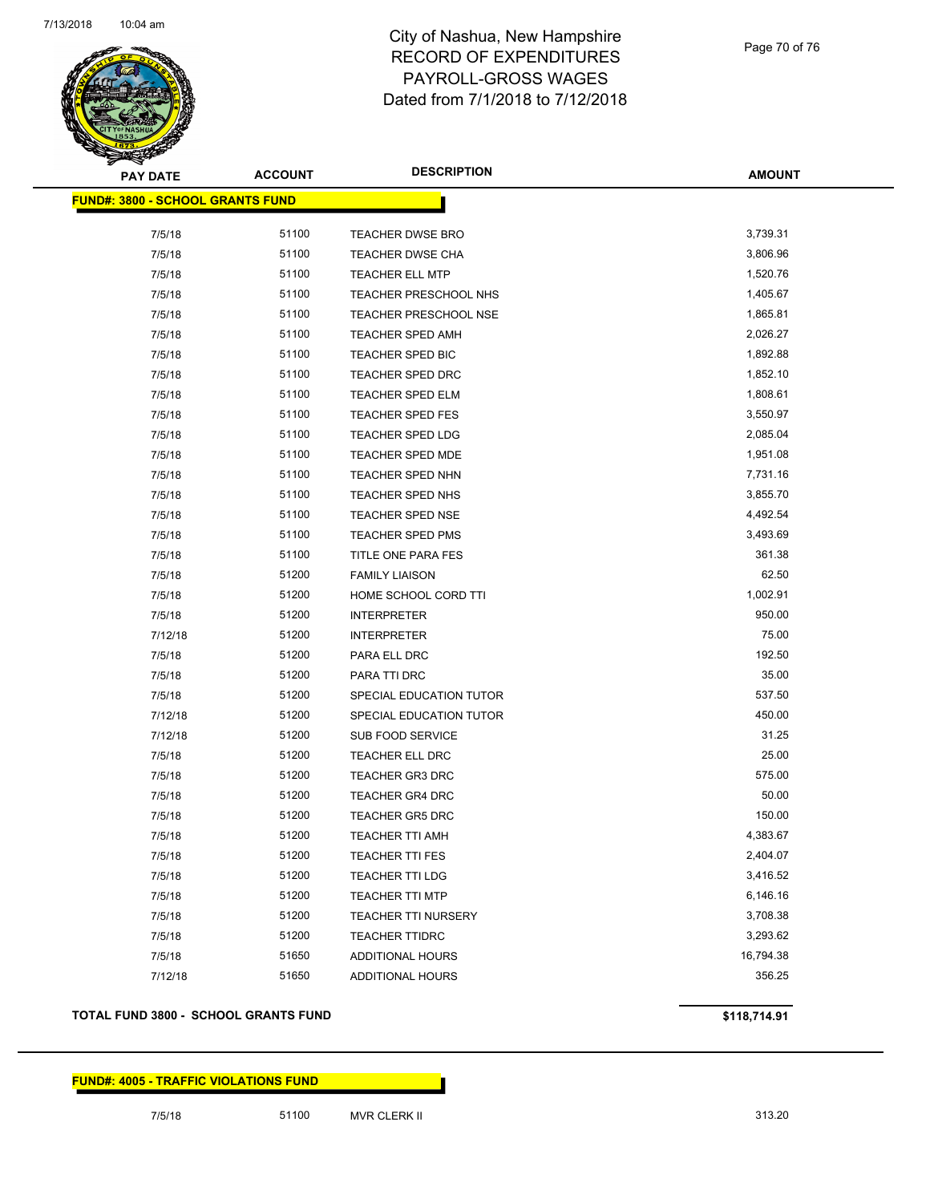City of Nashua, New Hampshire
RECORD OF EXPENDITURES
PAYROLL-GROSS WAGES
Dated from 7/1/2018 to 7/12/2018

| PAY DATE | ACCOUNT | DESCRIPTION | AMOUNT |
|---|---|---|---|
| **FUND#: 3800 - SCHOOL GRANTS FUND** | | | |
| 7/5/18 | 51100 | TEACHER DWSE BRO | 3,739.31 |
| 7/5/18 | 51100 | TEACHER DWSE CHA | 3,806.96 |
| 7/5/18 | 51100 | TEACHER ELL MTP | 1,520.76 |
| 7/5/18 | 51100 | TEACHER PRESCHOOL NHS | 1,405.67 |
| 7/5/18 | 51100 | TEACHER PRESCHOOL NSE | 1,865.81 |
| 7/5/18 | 51100 | TEACHER SPED AMH | 2,026.27 |
| 7/5/18 | 51100 | TEACHER SPED BIC | 1,892.88 |
| 7/5/18 | 51100 | TEACHER SPED DRC | 1,852.10 |
| 7/5/18 | 51100 | TEACHER SPED ELM | 1,808.61 |
| 7/5/18 | 51100 | TEACHER SPED FES | 3,550.97 |
| 7/5/18 | 51100 | TEACHER SPED LDG | 2,085.04 |
| 7/5/18 | 51100 | TEACHER SPED MDE | 1,951.08 |
| 7/5/18 | 51100 | TEACHER SPED NHN | 7,731.16 |
| 7/5/18 | 51100 | TEACHER SPED NHS | 3,855.70 |
| 7/5/18 | 51100 | TEACHER SPED NSE | 4,492.54 |
| 7/5/18 | 51100 | TEACHER SPED PMS | 3,493.69 |
| 7/5/18 | 51100 | TITLE ONE PARA FES | 361.38 |
| 7/5/18 | 51200 | FAMILY LIAISON | 62.50 |
| 7/5/18 | 51200 | HOME SCHOOL CORD TTI | 1,002.91 |
| 7/5/18 | 51200 | INTERPRETER | 950.00 |
| 7/12/18 | 51200 | INTERPRETER | 75.00 |
| 7/5/18 | 51200 | PARA ELL DRC | 192.50 |
| 7/5/18 | 51200 | PARA TTI DRC | 35.00 |
| 7/5/18 | 51200 | SPECIAL EDUCATION TUTOR | 537.50 |
| 7/12/18 | 51200 | SPECIAL EDUCATION TUTOR | 450.00 |
| 7/12/18 | 51200 | SUB FOOD SERVICE | 31.25 |
| 7/5/18 | 51200 | TEACHER ELL DRC | 25.00 |
| 7/5/18 | 51200 | TEACHER GR3 DRC | 575.00 |
| 7/5/18 | 51200 | TEACHER GR4 DRC | 50.00 |
| 7/5/18 | 51200 | TEACHER GR5 DRC | 150.00 |
| 7/5/18 | 51200 | TEACHER TTI AMH | 4,383.67 |
| 7/5/18 | 51200 | TEACHER TTI FES | 2,404.07 |
| 7/5/18 | 51200 | TEACHER TTI LDG | 3,416.52 |
| 7/5/18 | 51200 | TEACHER TTI MTP | 6,146.16 |
| 7/5/18 | 51200 | TEACHER TTI NURSERY | 3,708.38 |
| 7/5/18 | 51200 | TEACHER TTIDRC | 3,293.62 |
| 7/5/18 | 51650 | ADDITIONAL HOURS | 16,794.38 |
| 7/12/18 | 51650 | ADDITIONAL HOURS | 356.25 |
| **TOTAL FUND 3800 - SCHOOL GRANTS FUND** | | | **$118,714.91** |
| **FUND#: 4005 - TRAFFIC VIOLATIONS FUND** | | | |
| 7/5/18 | 51100 | MVR CLERK II | 313.20 |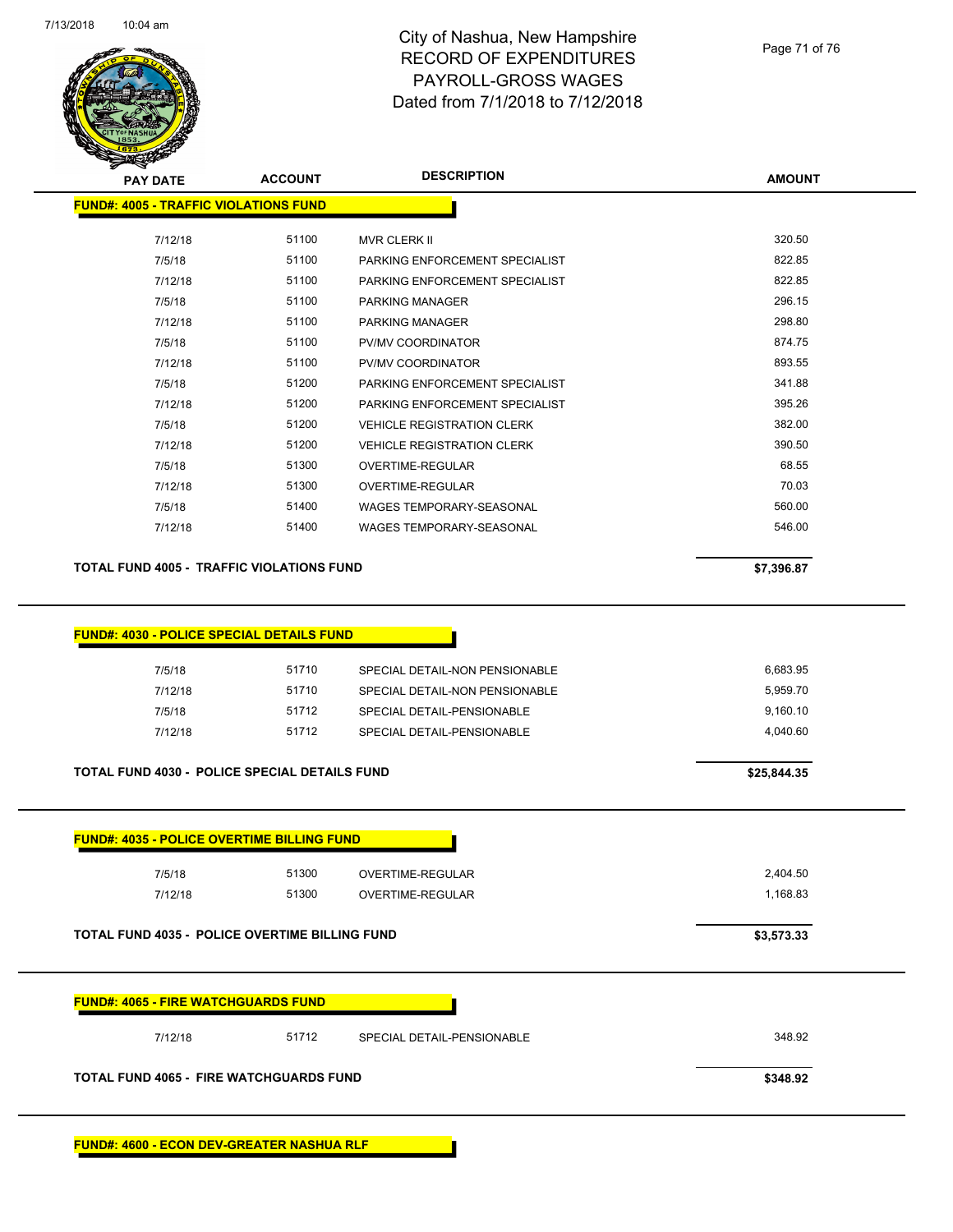# City of Nashua, New Hampshire
## RECORD OF EXPENDITURES
## PAYROLL-GROSS WAGES
## Dated from 7/1/2018 to 7/12/2018

| PAY DATE | ACCOUNT | DESCRIPTION | AMOUNT |
|---|---|---|---|
| **FUND#: 4005 - TRAFFIC VIOLATIONS FUND** | | | |
| 7/12/18 | 51100 | MVR CLERK II | 320.50 |
| 7/5/18 | 51100 | PARKING ENFORCEMENT SPECIALIST | 822.85 |
| 7/12/18 | 51100 | PARKING ENFORCEMENT SPECIALIST | 822.85 |
| 7/5/18 | 51100 | PARKING MANAGER | 296.15 |
| 7/12/18 | 51100 | PARKING MANAGER | 298.80 |
| 7/5/18 | 51100 | PV/MV COORDINATOR | 874.75 |
| 7/12/18 | 51100 | PV/MV COORDINATOR | 893.55 |
| 7/5/18 | 51200 | PARKING ENFORCEMENT SPECIALIST | 341.88 |
| 7/12/18 | 51200 | PARKING ENFORCEMENT SPECIALIST | 395.26 |
| 7/5/18 | 51200 | VEHICLE REGISTRATION CLERK | 382.00 |
| 7/12/18 | 51200 | VEHICLE REGISTRATION CLERK | 390.50 |
| 7/5/18 | 51300 | OVERTIME-REGULAR | 68.55 |
| 7/12/18 | 51300 | OVERTIME-REGULAR | 70.03 |
| 7/5/18 | 51400 | WAGES TEMPORARY-SEASONAL | 560.00 |
| 7/12/18 | 51400 | WAGES TEMPORARY-SEASONAL | 546.00 |
| **TOTAL FUND 4005 - TRAFFIC VIOLATIONS FUND** | | | **$7,396.87** |
| **FUND#: 4030 - POLICE SPECIAL DETAILS FUND** | | | |
| 7/5/18 | 51710 | SPECIAL DETAIL-NON PENSIONABLE | 6,683.95 |
| 7/12/18 | 51710 | SPECIAL DETAIL-NON PENSIONABLE | 5,959.70 |
| 7/5/18 | 51712 | SPECIAL DETAIL-PENSIONABLE | 9,160.10 |
| 7/12/18 | 51712 | SPECIAL DETAIL-PENSIONABLE | 4,040.60 |
| **TOTAL FUND 4030 - POLICE SPECIAL DETAILS FUND** | | | **$25,844.35** |
| **FUND#: 4035 - POLICE OVERTIME BILLING FUND** | | | |
| 7/5/18 | 51300 | OVERTIME-REGULAR | 2,404.50 |
| 7/12/18 | 51300 | OVERTIME-REGULAR | 1,168.83 |
| **TOTAL FUND 4035 - POLICE OVERTIME BILLING FUND** | | | **$3,573.33** |
| **FUND#: 4065 - FIRE WATCHGUARDS FUND** | | | |
| 7/12/18 | 51712 | SPECIAL DETAIL-PENSIONABLE | 348.92 |
| **TOTAL FUND 4065 - FIRE WATCHGUARDS FUND** | | | **$348.92** |

**FUND#: 4600 - ECON DEV-GREATER NASHUA RLF**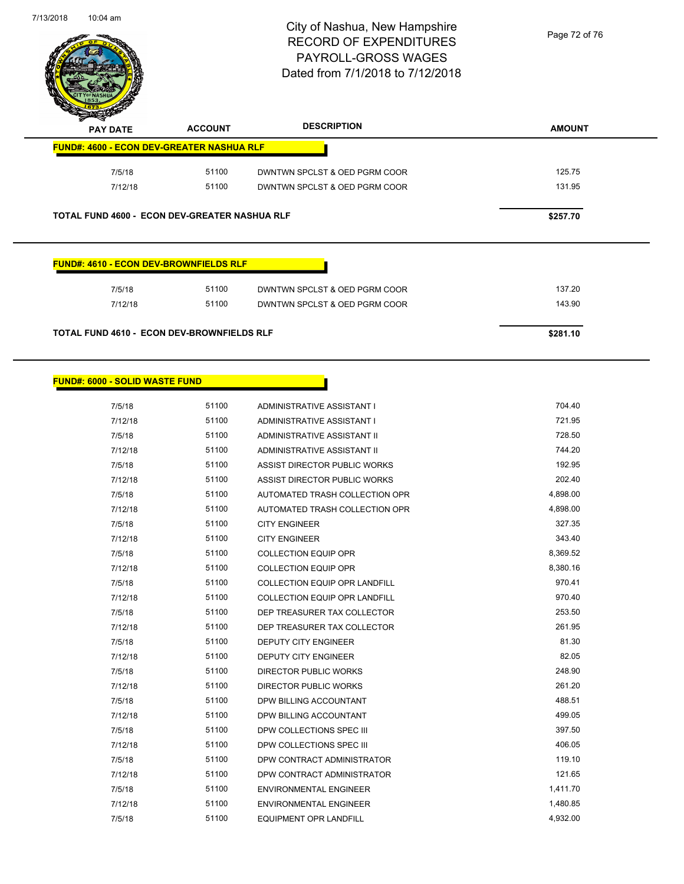City of Nashua, New Hampshire
RECORD OF EXPENDITURES
PAYROLL-GROSS WAGES
Dated from 7/1/2018 to 7/12/2018

| PAY DATE | ACCOUNT | DESCRIPTION | AMOUNT |
|---|---|---|---|

**FUND#: 4600 - ECON DEV-GREATER NASHUA RLF**

| PAY DATE | ACCOUNT | DESCRIPTION | AMOUNT |
|---|---|---|---|
| 7/5/18 | 51100 | DWNTWN SPCLST & OED PGRM COOR | 125.75 |
| 7/12/18 | 51100 | DWNTWN SPCLST & OED PGRM COOR | 131.95 |

**TOTAL FUND 4600 - ECON DEV-GREATER NASHUA RLF** **$257.70**

**FUND#: 4610 - ECON DEV-BROWNFIELDS RLF**

| PAY DATE | ACCOUNT | DESCRIPTION | AMOUNT |
|---|---|---|---|
| 7/5/18 | 51100 | DWNTWN SPCLST & OED PGRM COOR | 137.20 |
| 7/12/18 | 51100 | DWNTWN SPCLST & OED PGRM COOR | 143.90 |

**TOTAL FUND 4610 - ECON DEV-BROWNFIELDS RLF** **$281.10**

**FUND#: 6000 - SOLID WASTE FUND**

| PAY DATE | ACCOUNT | DESCRIPTION | AMOUNT |
|---|---|---|---|
| 7/5/18 | 51100 | ADMINISTRATIVE ASSISTANT I | 704.40 |
| 7/12/18 | 51100 | ADMINISTRATIVE ASSISTANT I | 721.95 |
| 7/5/18 | 51100 | ADMINISTRATIVE ASSISTANT II | 728.50 |
| 7/12/18 | 51100 | ADMINISTRATIVE ASSISTANT II | 744.20 |
| 7/5/18 | 51100 | ASSIST DIRECTOR PUBLIC WORKS | 192.95 |
| 7/12/18 | 51100 | ASSIST DIRECTOR PUBLIC WORKS | 202.40 |
| 7/5/18 | 51100 | AUTOMATED TRASH COLLECTION OPR | 4,898.00 |
| 7/12/18 | 51100 | AUTOMATED TRASH COLLECTION OPR | 4,898.00 |
| 7/5/18 | 51100 | CITY ENGINEER | 327.35 |
| 7/12/18 | 51100 | CITY ENGINEER | 343.40 |
| 7/5/18 | 51100 | COLLECTION EQUIP OPR | 8,369.52 |
| 7/12/18 | 51100 | COLLECTION EQUIP OPR | 8,380.16 |
| 7/5/18 | 51100 | COLLECTION EQUIP OPR LANDFILL | 970.41 |
| 7/12/18 | 51100 | COLLECTION EQUIP OPR LANDFILL | 970.40 |
| 7/5/18 | 51100 | DEP TREASURER TAX COLLECTOR | 253.50 |
| 7/12/18 | 51100 | DEP TREASURER TAX COLLECTOR | 261.95 |
| 7/5/18 | 51100 | DEPUTY CITY ENGINEER | 81.30 |
| 7/12/18 | 51100 | DEPUTY CITY ENGINEER | 82.05 |
| 7/5/18 | 51100 | DIRECTOR PUBLIC WORKS | 248.90 |
| 7/12/18 | 51100 | DIRECTOR PUBLIC WORKS | 261.20 |
| 7/5/18 | 51100 | DPW BILLING ACCOUNTANT | 488.51 |
| 7/12/18 | 51100 | DPW BILLING ACCOUNTANT | 499.05 |
| 7/5/18 | 51100 | DPW COLLECTIONS SPEC III | 397.50 |
| 7/12/18 | 51100 | DPW COLLECTIONS SPEC III | 406.05 |
| 7/5/18 | 51100 | DPW CONTRACT ADMINISTRATOR | 119.10 |
| 7/12/18 | 51100 | DPW CONTRACT ADMINISTRATOR | 121.65 |
| 7/5/18 | 51100 | ENVIRONMENTAL ENGINEER | 1,411.70 |
| 7/12/18 | 51100 | ENVIRONMENTAL ENGINEER | 1,480.85 |
| 7/5/18 | 51100 | EQUIPMENT OPR LANDFILL | 4,932.00 |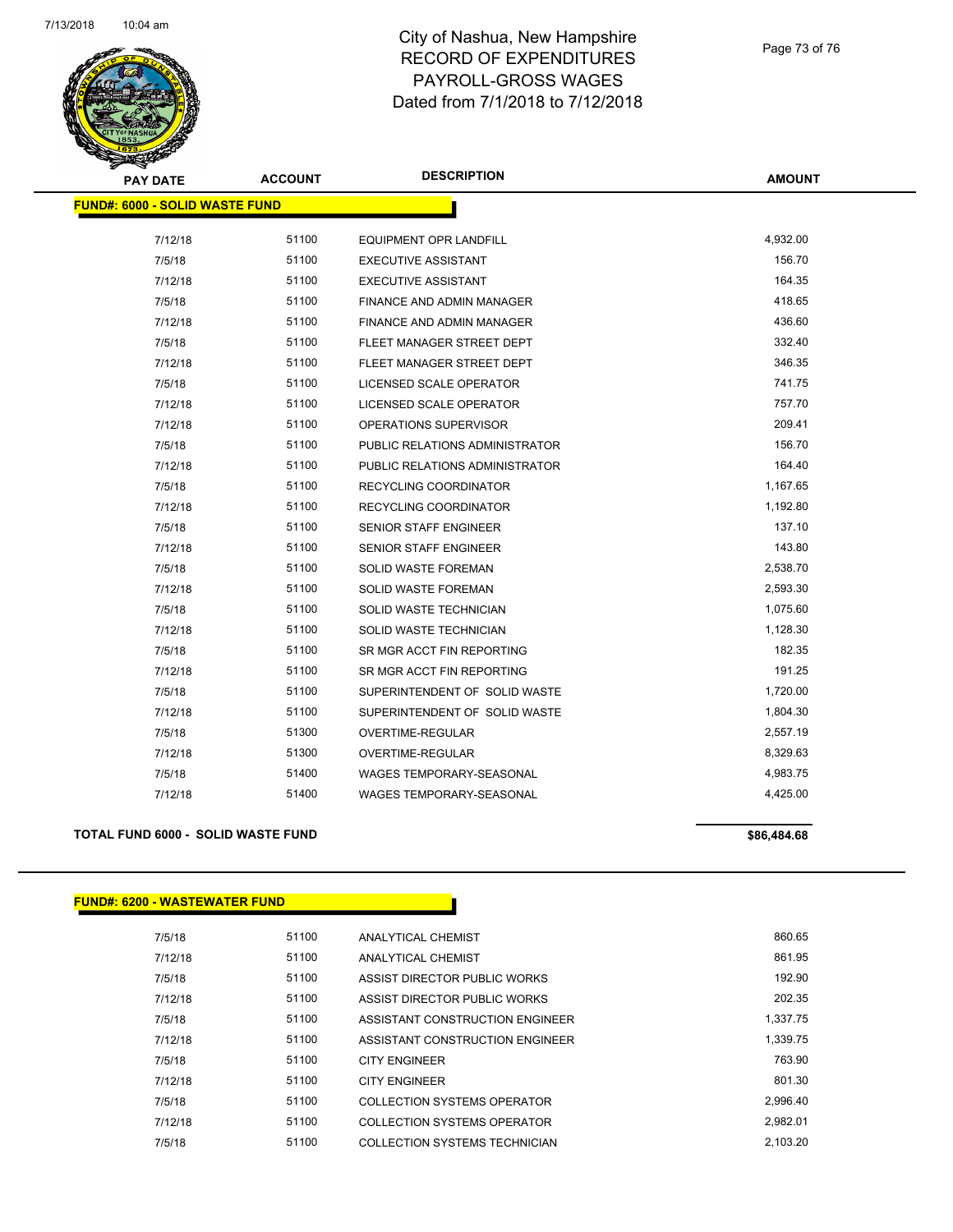# City of Nashua, New Hampshire
# RECORD OF EXPENDITURES
# PAYROLL-GROSS WAGES
# Dated from 7/1/2018 to 7/12/2018

| PAY DATE | ACCOUNT | DESCRIPTION | AMOUNT |
|---|---|---|---|
| **FUND#: 6000 - SOLID WASTE FUND** | | | |
| 7/12/18 | 51100 | EQUIPMENT OPR LANDFILL | 4,932.00 |
| 7/5/18 | 51100 | EXECUTIVE ASSISTANT | 156.70 |
| 7/12/18 | 51100 | EXECUTIVE ASSISTANT | 164.35 |
| 7/5/18 | 51100 | FINANCE AND ADMIN MANAGER | 418.65 |
| 7/12/18 | 51100 | FINANCE AND ADMIN MANAGER | 436.60 |
| 7/5/18 | 51100 | FLEET MANAGER STREET DEPT | 332.40 |
| 7/12/18 | 51100 | FLEET MANAGER STREET DEPT | 346.35 |
| 7/5/18 | 51100 | LICENSED SCALE OPERATOR | 741.75 |
| 7/12/18 | 51100 | LICENSED SCALE OPERATOR | 757.70 |
| 7/12/18 | 51100 | OPERATIONS SUPERVISOR | 209.41 |
| 7/5/18 | 51100 | PUBLIC RELATIONS ADMINISTRATOR | 156.70 |
| 7/12/18 | 51100 | PUBLIC RELATIONS ADMINISTRATOR | 164.40 |
| 7/5/18 | 51100 | RECYCLING COORDINATOR | 1,167.65 |
| 7/12/18 | 51100 | RECYCLING COORDINATOR | 1,192.80 |
| 7/5/18 | 51100 | SENIOR STAFF ENGINEER | 137.10 |
| 7/12/18 | 51100 | SENIOR STAFF ENGINEER | 143.80 |
| 7/5/18 | 51100 | SOLID WASTE FOREMAN | 2,538.70 |
| 7/12/18 | 51100 | SOLID WASTE FOREMAN | 2,593.30 |
| 7/5/18 | 51100 | SOLID WASTE TECHNICIAN | 1,075.60 |
| 7/12/18 | 51100 | SOLID WASTE TECHNICIAN | 1,128.30 |
| 7/5/18 | 51100 | SR MGR ACCT FIN REPORTING | 182.35 |
| 7/12/18 | 51100 | SR MGR ACCT FIN REPORTING | 191.25 |
| 7/5/18 | 51100 | SUPERINTENDENT OF SOLID WASTE | 1,720.00 |
| 7/12/18 | 51100 | SUPERINTENDENT OF SOLID WASTE | 1,804.30 |
| 7/5/18 | 51300 | OVERTIME-REGULAR | 2,557.19 |
| 7/12/18 | 51300 | OVERTIME-REGULAR | 8,329.63 |
| 7/5/18 | 51400 | WAGES TEMPORARY-SEASONAL | 4,983.75 |
| 7/12/18 | 51400 | WAGES TEMPORARY-SEASONAL | 4,425.00 |
| **TOTAL FUND 6000 - SOLID WASTE FUND** | | | **$86,484.68** |

| PAY DATE | ACCOUNT | DESCRIPTION | AMOUNT |
|---|---|---|---|
| **FUND#: 6200 - WASTEWATER FUND** | | | |
| 7/5/18 | 51100 | ANALYTICAL CHEMIST | 860.65 |
| 7/12/18 | 51100 | ANALYTICAL CHEMIST | 861.95 |
| 7/5/18 | 51100 | ASSIST DIRECTOR PUBLIC WORKS | 192.90 |
| 7/12/18 | 51100 | ASSIST DIRECTOR PUBLIC WORKS | 202.35 |
| 7/5/18 | 51100 | ASSISTANT CONSTRUCTION ENGINEER | 1,337.75 |
| 7/12/18 | 51100 | ASSISTANT CONSTRUCTION ENGINEER | 1,339.75 |
| 7/5/18 | 51100 | CITY ENGINEER | 763.90 |
| 7/12/18 | 51100 | CITY ENGINEER | 801.30 |
| 7/5/18 | 51100 | COLLECTION SYSTEMS OPERATOR | 2,996.40 |
| 7/12/18 | 51100 | COLLECTION SYSTEMS OPERATOR | 2,982.01 |
| 7/5/18 | 51100 | COLLECTION SYSTEMS TECHNICIAN | 2,103.20 |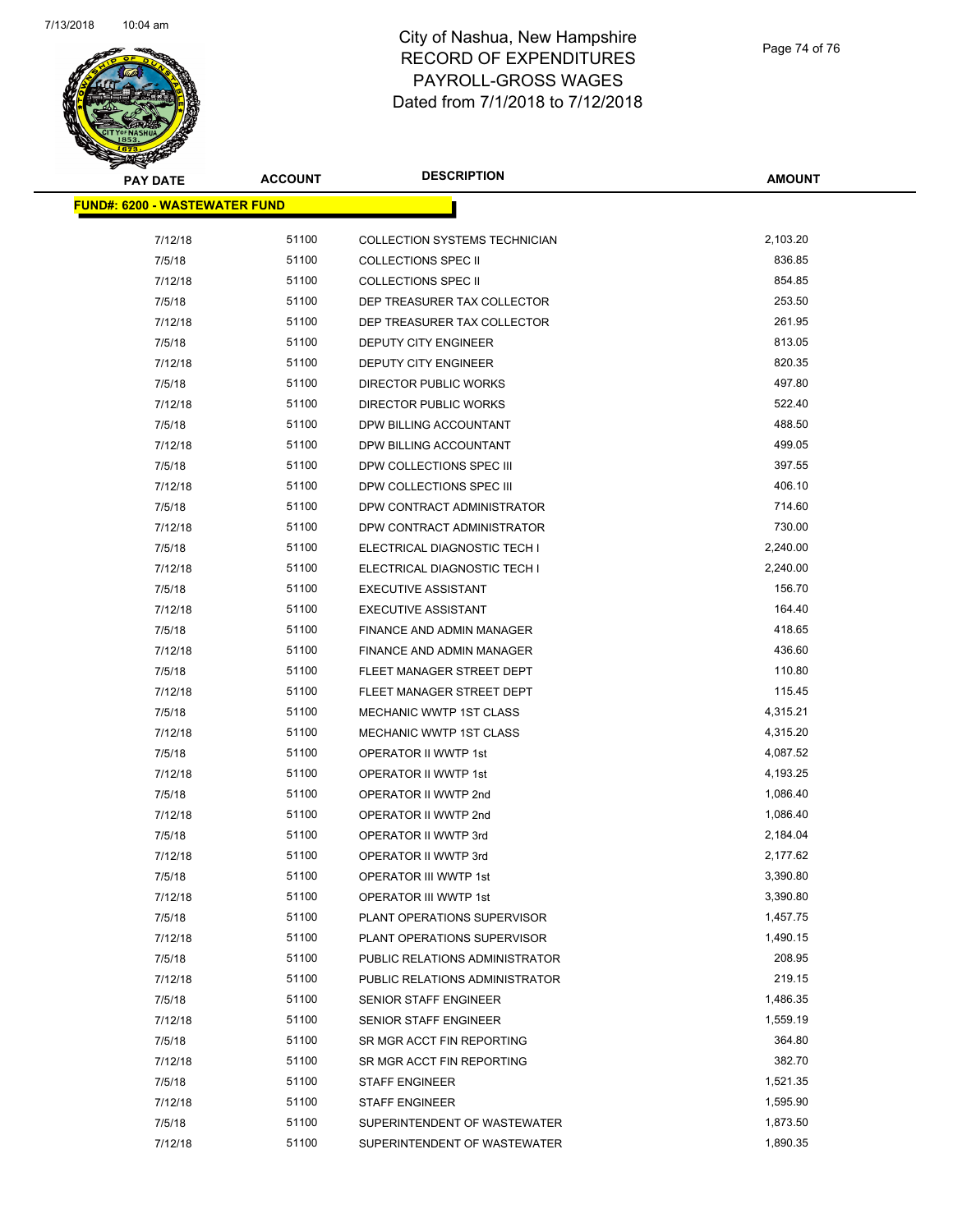# City of Nashua, New Hampshire
## RECORD OF EXPENDITURES
## PAYROLL-GROSS WAGES
## Dated from 7/1/2018 to 7/12/2018

**FUND#: 6200 - WASTEWATER FUND**

| PAY DATE | ACCOUNT | DESCRIPTION | AMOUNT |
|---|---|---|---|
| 7/12/18 | 51100 | COLLECTION SYSTEMS TECHNICIAN | 2,103.20 |
| 7/5/18 | 51100 | COLLECTIONS SPEC II | 836.85 |
| 7/12/18 | 51100 | COLLECTIONS SPEC II | 854.85 |
| 7/5/18 | 51100 | DEP TREASURER TAX COLLECTOR | 253.50 |
| 7/12/18 | 51100 | DEP TREASURER TAX COLLECTOR | 261.95 |
| 7/5/18 | 51100 | DEPUTY CITY ENGINEER | 813.05 |
| 7/12/18 | 51100 | DEPUTY CITY ENGINEER | 820.35 |
| 7/5/18 | 51100 | DIRECTOR PUBLIC WORKS | 497.80 |
| 7/12/18 | 51100 | DIRECTOR PUBLIC WORKS | 522.40 |
| 7/5/18 | 51100 | DPW BILLING ACCOUNTANT | 488.50 |
| 7/12/18 | 51100 | DPW BILLING ACCOUNTANT | 499.05 |
| 7/5/18 | 51100 | DPW COLLECTIONS SPEC III | 397.55 |
| 7/12/18 | 51100 | DPW COLLECTIONS SPEC III | 406.10 |
| 7/5/18 | 51100 | DPW CONTRACT ADMINISTRATOR | 714.60 |
| 7/12/18 | 51100 | DPW CONTRACT ADMINISTRATOR | 730.00 |
| 7/5/18 | 51100 | ELECTRICAL DIAGNOSTIC TECH I | 2,240.00 |
| 7/12/18 | 51100 | ELECTRICAL DIAGNOSTIC TECH I | 2,240.00 |
| 7/5/18 | 51100 | EXECUTIVE ASSISTANT | 156.70 |
| 7/12/18 | 51100 | EXECUTIVE ASSISTANT | 164.40 |
| 7/5/18 | 51100 | FINANCE AND ADMIN MANAGER | 418.65 |
| 7/12/18 | 51100 | FINANCE AND ADMIN MANAGER | 436.60 |
| 7/5/18 | 51100 | FLEET MANAGER STREET DEPT | 110.80 |
| 7/12/18 | 51100 | FLEET MANAGER STREET DEPT | 115.45 |
| 7/5/18 | 51100 | MECHANIC WWTP 1ST CLASS | 4,315.21 |
| 7/12/18 | 51100 | MECHANIC WWTP 1ST CLASS | 4,315.20 |
| 7/5/18 | 51100 | OPERATOR II WWTP 1st | 4,087.52 |
| 7/12/18 | 51100 | OPERATOR II WWTP 1st | 4,193.25 |
| 7/5/18 | 51100 | OPERATOR II WWTP 2nd | 1,086.40 |
| 7/12/18 | 51100 | OPERATOR II WWTP 2nd | 1,086.40 |
| 7/5/18 | 51100 | OPERATOR II WWTP 3rd | 2,184.04 |
| 7/12/18 | 51100 | OPERATOR II WWTP 3rd | 2,177.62 |
| 7/5/18 | 51100 | OPERATOR III WWTP 1st | 3,390.80 |
| 7/12/18 | 51100 | OPERATOR III WWTP 1st | 3,390.80 |
| 7/5/18 | 51100 | PLANT OPERATIONS SUPERVISOR | 1,457.75 |
| 7/12/18 | 51100 | PLANT OPERATIONS SUPERVISOR | 1,490.15 |
| 7/5/18 | 51100 | PUBLIC RELATIONS ADMINISTRATOR | 208.95 |
| 7/12/18 | 51100 | PUBLIC RELATIONS ADMINISTRATOR | 219.15 |
| 7/5/18 | 51100 | SENIOR STAFF ENGINEER | 1,486.35 |
| 7/12/18 | 51100 | SENIOR STAFF ENGINEER | 1,559.19 |
| 7/5/18 | 51100 | SR MGR ACCT FIN REPORTING | 364.80 |
| 7/12/18 | 51100 | SR MGR ACCT FIN REPORTING | 382.70 |
| 7/5/18 | 51100 | STAFF ENGINEER | 1,521.35 |
| 7/12/18 | 51100 | STAFF ENGINEER | 1,595.90 |
| 7/5/18 | 51100 | SUPERINTENDENT OF WASTEWATER | 1,873.50 |
| 7/12/18 | 51100 | SUPERINTENDENT OF WASTEWATER | 1,890.35 |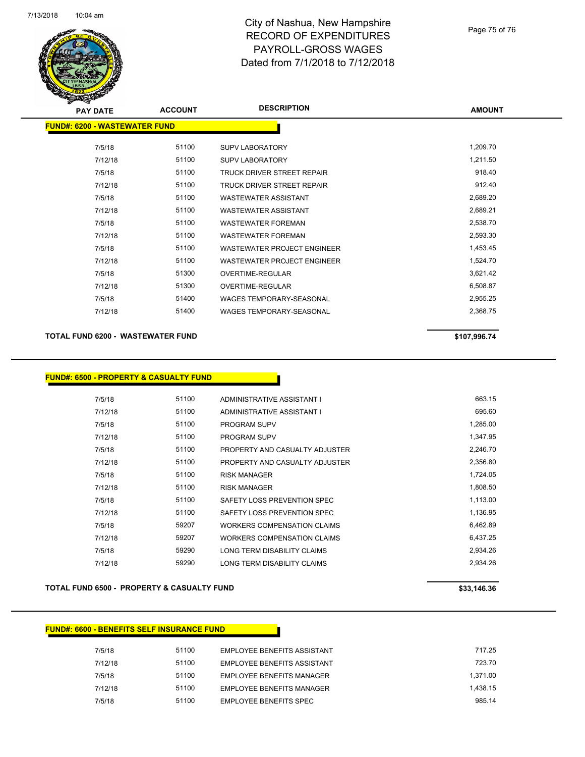# City of Nashua, New Hampshire
# RECORD OF EXPENDITURES
# PAYROLL-GROSS WAGES
# Dated from 7/1/2018 to 7/12/2018

| PAY DATE | ACCOUNT | DESCRIPTION | AMOUNT |
|---|---|---|---|
| **FUND#: 6200 - WASTEWATER FUND** | | | |
| 7/5/18 | 51100 | SUPV LABORATORY | 1,209.70 |
| 7/12/18 | 51100 | SUPV LABORATORY | 1,211.50 |
| 7/5/18 | 51100 | TRUCK DRIVER STREET REPAIR | 918.40 |
| 7/12/18 | 51100 | TRUCK DRIVER STREET REPAIR | 912.40 |
| 7/5/18 | 51100 | WASTEWATER ASSISTANT | 2,689.20 |
| 7/12/18 | 51100 | WASTEWATER ASSISTANT | 2,689.21 |
| 7/5/18 | 51100 | WASTEWATER FOREMAN | 2,538.70 |
| 7/12/18 | 51100 | WASTEWATER FOREMAN | 2,593.30 |
| 7/5/18 | 51100 | WASTEWATER PROJECT ENGINEER | 1,453.45 |
| 7/12/18 | 51100 | WASTEWATER PROJECT ENGINEER | 1,524.70 |
| 7/5/18 | 51300 | OVERTIME-REGULAR | 3,621.42 |
| 7/12/18 | 51300 | OVERTIME-REGULAR | 6,508.87 |
| 7/5/18 | 51400 | WAGES TEMPORARY-SEASONAL | 2,955.25 |
| 7/12/18 | 51400 | WAGES TEMPORARY-SEASONAL | 2,368.75 |
| **TOTAL FUND 6200 - WASTEWATER FUND** | | | **$107,996.74** |

| PAY DATE | ACCOUNT | DESCRIPTION | AMOUNT |
|---|---|---|---|
| **FUND#: 6500 - PROPERTY & CASUALTY FUND** | | | |
| 7/5/18 | 51100 | ADMINISTRATIVE ASSISTANT I | 663.15 |
| 7/12/18 | 51100 | ADMINISTRATIVE ASSISTANT I | 695.60 |
| 7/5/18 | 51100 | PROGRAM SUPV | 1,285.00 |
| 7/12/18 | 51100 | PROGRAM SUPV | 1,347.95 |
| 7/5/18 | 51100 | PROPERTY AND CASUALTY ADJUSTER | 2,246.70 |
| 7/12/18 | 51100 | PROPERTY AND CASUALTY ADJUSTER | 2,356.80 |
| 7/5/18 | 51100 | RISK MANAGER | 1,724.05 |
| 7/12/18 | 51100 | RISK MANAGER | 1,808.50 |
| 7/5/18 | 51100 | SAFETY LOSS PREVENTION SPEC | 1,113.00 |
| 7/12/18 | 51100 | SAFETY LOSS PREVENTION SPEC | 1,136.95 |
| 7/5/18 | 59207 | WORKERS COMPENSATION CLAIMS | 6,462.89 |
| 7/12/18 | 59207 | WORKERS COMPENSATION CLAIMS | 6,437.25 |
| 7/5/18 | 59290 | LONG TERM DISABILITY CLAIMS | 2,934.26 |
| 7/12/18 | 59290 | LONG TERM DISABILITY CLAIMS | 2,934.26 |
| **TOTAL FUND 6500 - PROPERTY & CASUALTY FUND** | | | **$33,146.36** |

| PAY DATE | ACCOUNT | DESCRIPTION | AMOUNT |
|---|---|---|---|
| **FUND#: 6600 - BENEFITS SELF INSURANCE FUND** | | | |
| 7/5/18 | 51100 | EMPLOYEE BENEFITS ASSISTANT | 717.25 |
| 7/12/18 | 51100 | EMPLOYEE BENEFITS ASSISTANT | 723.70 |
| 7/5/18 | 51100 | EMPLOYEE BENEFITS MANAGER | 1,371.00 |
| 7/12/18 | 51100 | EMPLOYEE BENEFITS MANAGER | 1,438.15 |
| 7/5/18 | 51100 | EMPLOYEE BENEFITS SPEC | 985.14 |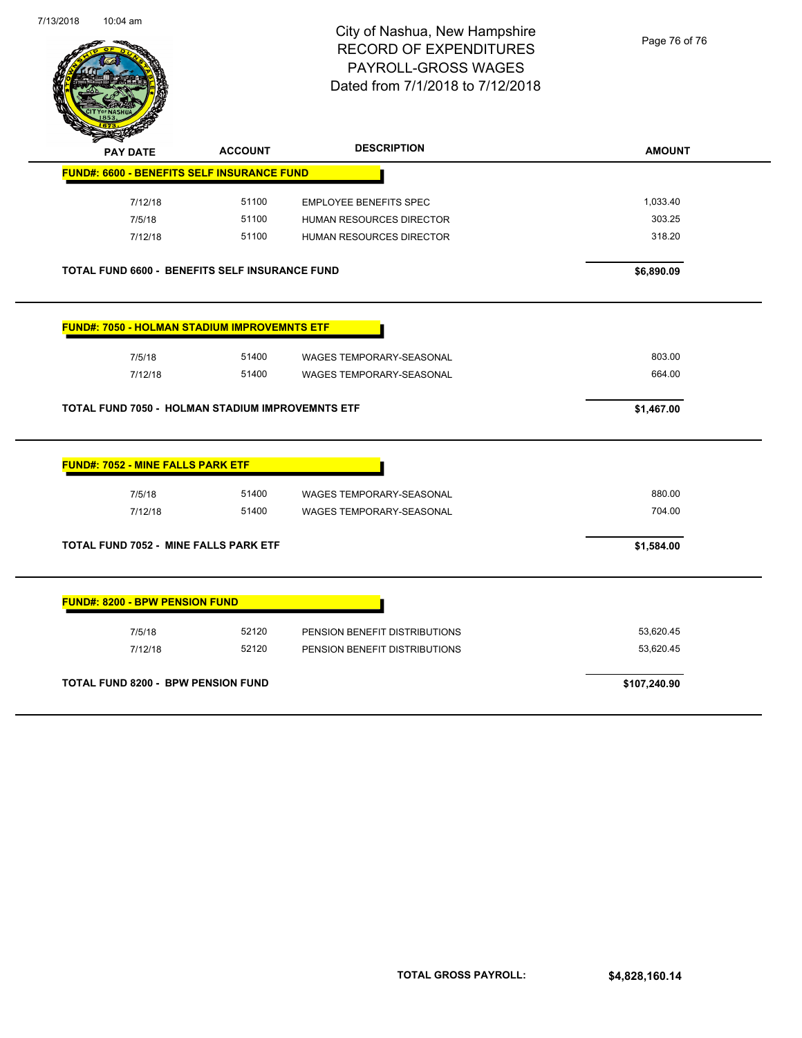City of Nashua, New Hampshire
RECORD OF EXPENDITURES
PAYROLL-GROSS WAGES
Dated from 7/1/2018 to 7/12/2018

| PAY DATE | ACCOUNT | DESCRIPTION | AMOUNT |
|---|---|---|---|
| **FUND#: 6600 - BENEFITS SELF INSURANCE FUND** | | | |
| 7/12/18 | 51100 | EMPLOYEE BENEFITS SPEC | 1,033.40 |
| 7/5/18 | 51100 | HUMAN RESOURCES DIRECTOR | 303.25 |
| 7/12/18 | 51100 | HUMAN RESOURCES DIRECTOR | 318.20 |
| **TOTAL FUND 6600 - BENEFITS SELF INSURANCE FUND** | | | **$6,890.09** |
| **FUND#: 7050 - HOLMAN STADIUM IMPROVEMNTS ETF** | | | |
| 7/5/18 | 51400 | WAGES TEMPORARY-SEASONAL | 803.00 |
| 7/12/18 | 51400 | WAGES TEMPORARY-SEASONAL | 664.00 |
| **TOTAL FUND 7050 - HOLMAN STADIUM IMPROVEMNTS ETF** | | | **$1,467.00** |
| **FUND#: 7052 - MINE FALLS PARK ETF** | | | |
| 7/5/18 | 51400 | WAGES TEMPORARY-SEASONAL | 880.00 |
| 7/12/18 | 51400 | WAGES TEMPORARY-SEASONAL | 704.00 |
| **TOTAL FUND 7052 - MINE FALLS PARK ETF** | | | **$1,584.00** |
| **FUND#: 8200 - BPW PENSION FUND** | | | |
| 7/5/18 | 52120 | PENSION BENEFIT DISTRIBUTIONS | 53,620.45 |
| 7/12/18 | 52120 | PENSION BENEFIT DISTRIBUTIONS | 53,620.45 |
| **TOTAL FUND 8200 - BPW PENSION FUND** | | | **$107,240.90** |

**TOTAL GROSS PAYROLL: $4,828,160.14**